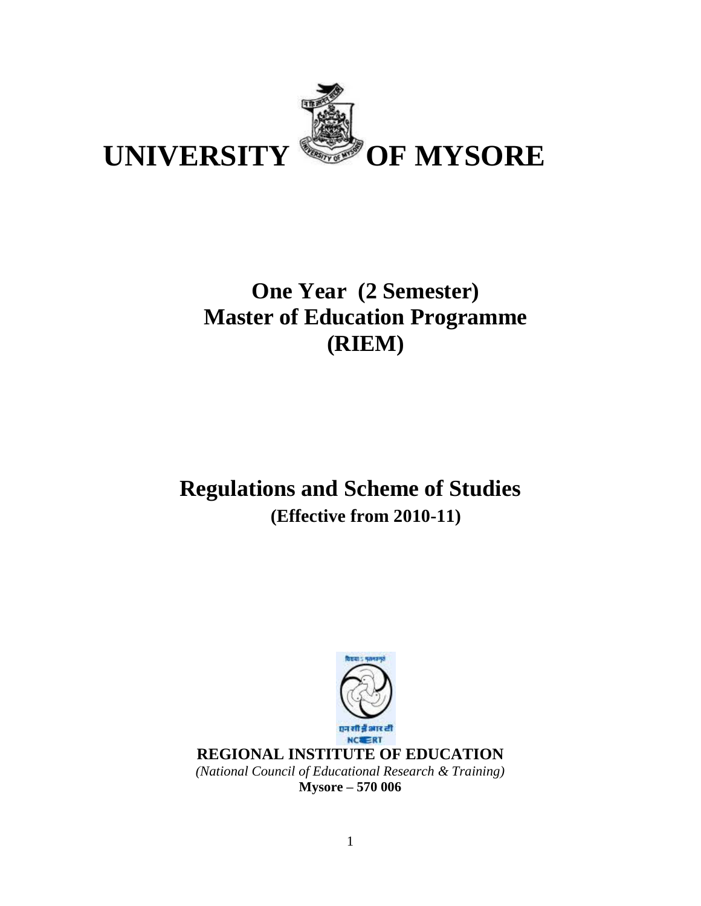# UNIVERSITY OF MYSORE

## One Year (2 Semester) Master of Education Programme (RIEM)

## Regulations and Scheme of Studies

**(Effective from 2010-11)**

**REGIONAL INSTITUTE OF EDUCATION**

*(National Council of Educational Research & Training)*

**Mysore – 570 006**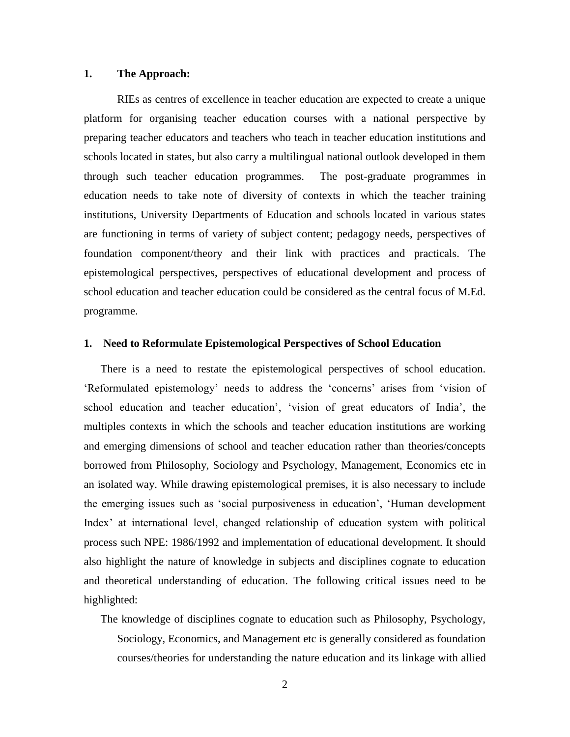## 1. The Approach:

RIEs as centres of excellence in teacher education are expected to create a unique platform for organising teacher education courses with a national perspective by preparing teacher educators and teachers who teach in teacher education institutions and schools located in states, but also carry a multilingual national outlook developed in them through such teacher education programmes. The post-graduate programmes in education needs to take note of diversity of contexts in which the teacher training institutions, University Departments of Education and schools located in various states are functioning in terms of variety of subject content; pedagogy needs, perspectives of foundation component/theory and their link with practices and practicals. The epistemological perspectives, perspectives of educational development and process of school education and teacher education could be considered as the central focus of M.Ed. programme.

## 1. Need to Reformulate Epistemological Perspectives of School Education

There is a need to restate the epistemological perspectives of school education. 'Reformulated epistemology' needs to address the 'concerns' arises from 'vision of school education and teacher education', 'vision of great educators of India', the multiples contexts in which the schools and teacher education institutions are working and emerging dimensions of school and teacher education rather than theories/concepts borrowed from Philosophy, Sociology and Psychology, Management, Economics etc in an isolated way. While drawing epistemological premises, it is also necessary to include the emerging issues such as 'social purposiveness in education', 'Human development Index' at international level, changed relationship of education system with political process such NPE: 1986/1992 and implementation of educational development. It should also highlight the nature of knowledge in subjects and disciplines cognate to education and theoretical understanding of education. The following critical issues need to be highlighted:

The knowledge of disciplines cognate to education such as Philosophy, Psychology, Sociology, Economics, and Management etc is generally considered as foundation courses/theories for understanding the nature education and its linkage with allied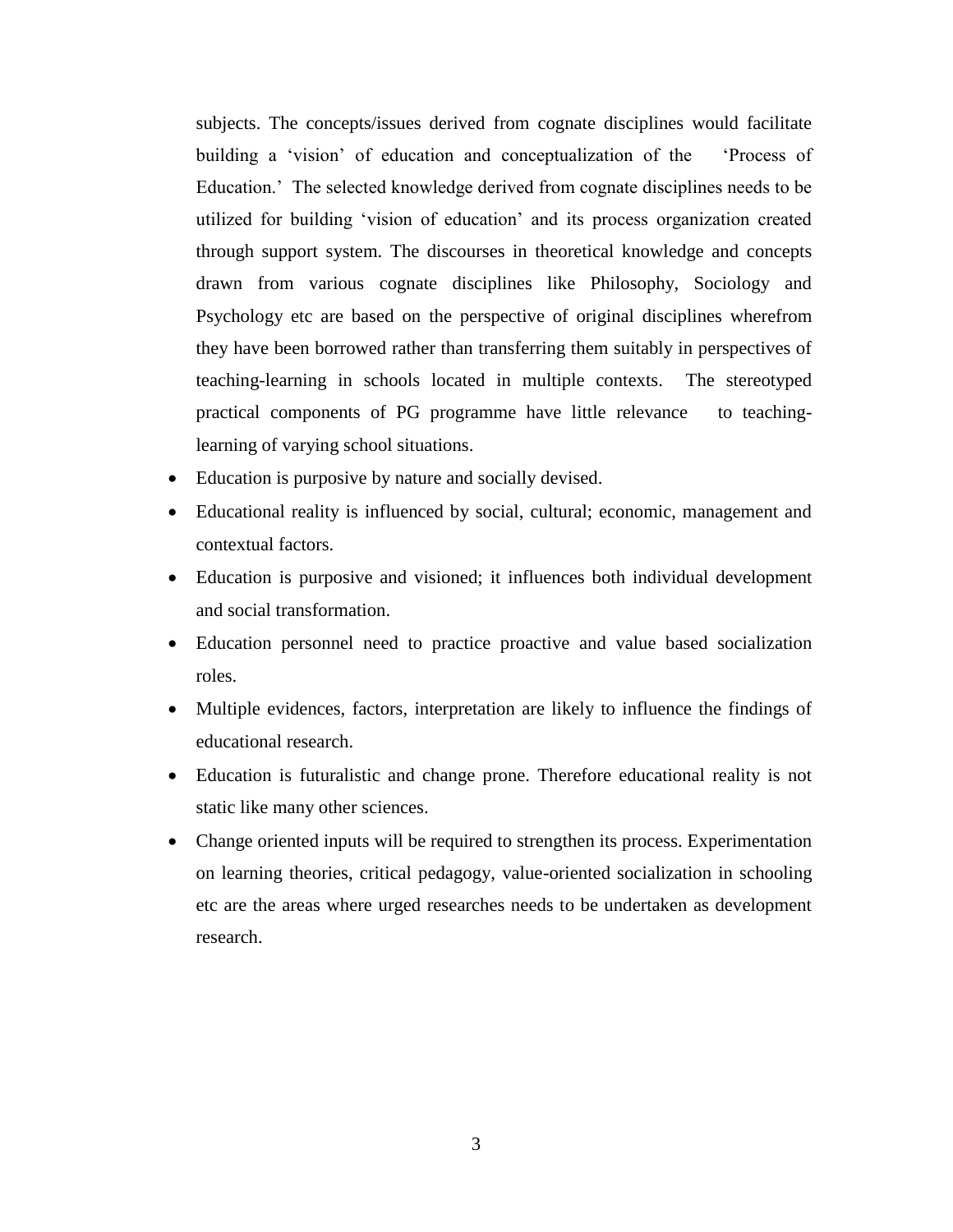subjects. The concepts/issues derived from cognate disciplines would facilitate building a 'vision' of education and conceptualization of the 'Process of Education.' The selected knowledge derived from cognate disciplines needs to be utilized for building 'vision of education' and its process organization created through support system. The discourses in theoretical knowledge and concepts drawn from various cognate disciplines like Philosophy, Sociology and Psychology etc are based on the perspective of original disciplines wherefrom they have been borrowed rather than transferring them suitably in perspectives of teaching-learning in schools located in multiple contexts. The stereotyped practical components of PG programme have little relevance to teaching-learning of varying school situations.

- Education is purposive by nature and socially devised.
- Educational reality is influenced by social, cultural; economic, management and contextual factors.
- Education is purposive and visioned; it influences both individual development and social transformation.
- Education personnel need to practice proactive and value based socialization roles.
- Multiple evidences, factors, interpretation are likely to influence the findings of educational research.
- Education is futuralistic and change prone. Therefore educational reality is not static like many other sciences.
- Change oriented inputs will be required to strengthen its process. Experimentation on learning theories, critical pedagogy, value-oriented socialization in schooling etc are the areas where urged researches needs to be undertaken as development research.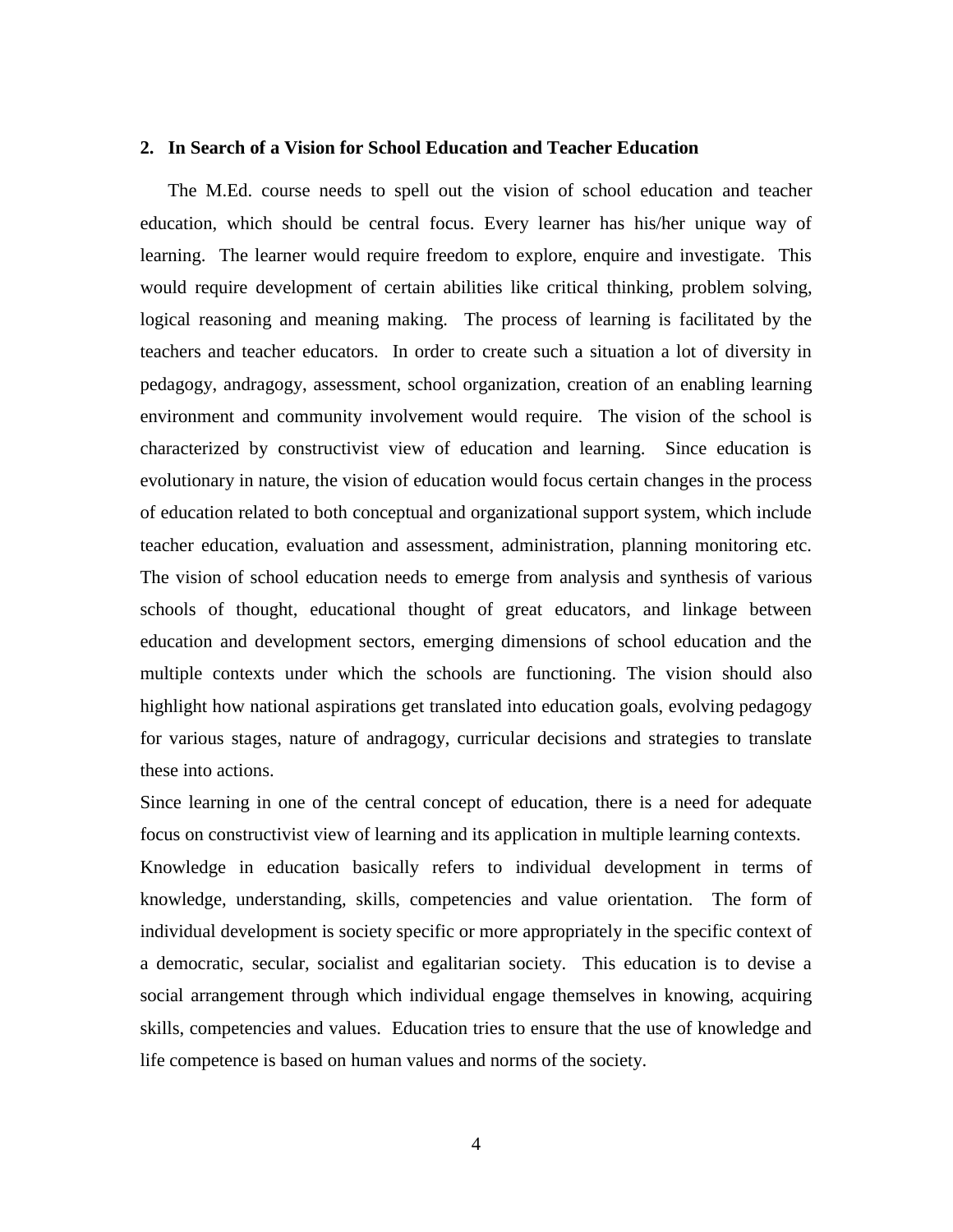## 2. In Search of a Vision for School Education and Teacher Education

The M.Ed. course needs to spell out the vision of school education and teacher education, which should be central focus. Every learner has his/her unique way of learning. The learner would require freedom to explore, enquire and investigate. This would require development of certain abilities like critical thinking, problem solving, logical reasoning and meaning making. The process of learning is facilitated by the teachers and teacher educators. In order to create such a situation a lot of diversity in pedagogy, andragogy, assessment, school organization, creation of an enabling learning environment and community involvement would require. The vision of the school is characterized by constructivist view of education and learning. Since education is evolutionary in nature, the vision of education would focus certain changes in the process of education related to both conceptual and organizational support system, which include teacher education, evaluation and assessment, administration, planning monitoring etc. The vision of school education needs to emerge from analysis and synthesis of various schools of thought, educational thought of great educators, and linkage between education and development sectors, emerging dimensions of school education and the multiple contexts under which the schools are functioning. The vision should also highlight how national aspirations get translated into education goals, evolving pedagogy for various stages, nature of andragogy, curricular decisions and strategies to translate these into actions.

Since learning in one of the central concept of education, there is a need for adequate focus on constructivist view of learning and its application in multiple learning contexts.

Knowledge in education basically refers to individual development in terms of knowledge, understanding, skills, competencies and value orientation. The form of individual development is society specific or more appropriately in the specific context of a democratic, secular, socialist and egalitarian society. This education is to devise a social arrangement through which individual engage themselves in knowing, acquiring skills, competencies and values. Education tries to ensure that the use of knowledge and life competence is based on human values and norms of the society.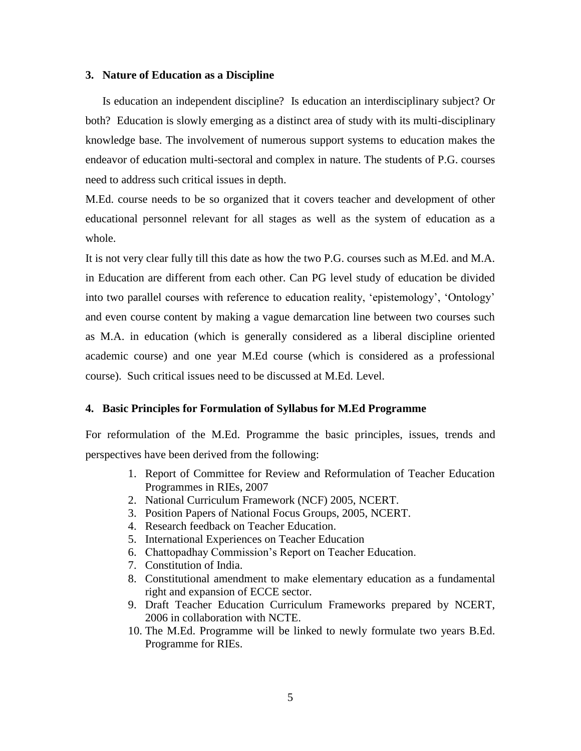## 3. Nature of Education as a Discipline

Is education an independent discipline? Is education an interdisciplinary subject? Or both? Education is slowly emerging as a distinct area of study with its multi-disciplinary knowledge base. The involvement of numerous support systems to education makes the endeavor of education multi-sectoral and complex in nature. The students of P.G. courses need to address such critical issues in depth.

M.Ed. course needs to be so organized that it covers teacher and development of other educational personnel relevant for all stages as well as the system of education as a whole.

It is not very clear fully till this date as how the two P.G. courses such as M.Ed. and M.A. in Education are different from each other. Can PG level study of education be divided into two parallel courses with reference to education reality, 'epistemology', 'Ontology' and even course content by making a vague demarcation line between two courses such as M.A. in education (which is generally considered as a liberal discipline oriented academic course) and one year M.Ed course (which is considered as a professional course). Such critical issues need to be discussed at M.Ed. Level.

## 4. Basic Principles for Formulation of Syllabus for M.Ed Programme

For reformulation of the M.Ed. Programme the basic principles, issues, trends and perspectives have been derived from the following:

1. Report of Committee for Review and Reformulation of Teacher Education Programmes in RIEs, 2007
2. National Curriculum Framework (NCF) 2005, NCERT.
3. Position Papers of National Focus Groups, 2005, NCERT.
4. Research feedback on Teacher Education.
5. International Experiences on Teacher Education
6. Chattopadhay Commission's Report on Teacher Education.
7. Constitution of India.
8. Constitutional amendment to make elementary education as a fundamental right and expansion of ECCE sector.
9. Draft Teacher Education Curriculum Frameworks prepared by NCERT, 2006 in collaboration with NCTE.
10. The M.Ed. Programme will be linked to newly formulate two years B.Ed. Programme for RIEs.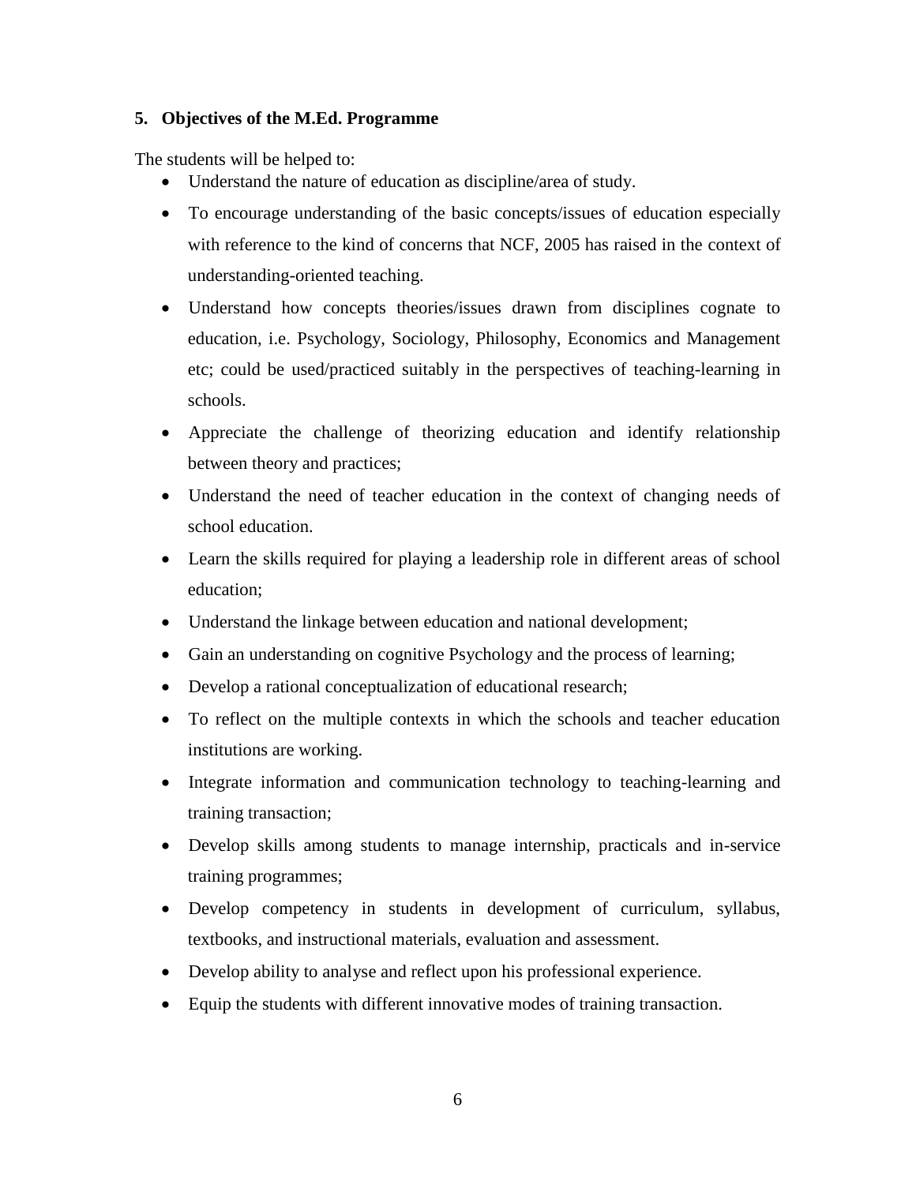**5. Objectives of the M.Ed. Programme**

The students will be helped to:

- Understand the nature of education as discipline/area of study.
- To encourage understanding of the basic concepts/issues of education especially with reference to the kind of concerns that NCF, 2005 has raised in the context of understanding-oriented teaching.
- Understand how concepts theories/issues drawn from disciplines cognate to education, i.e. Psychology, Sociology, Philosophy, Economics and Management etc; could be used/practiced suitably in the perspectives of teaching-learning in schools.
- Appreciate the challenge of theorizing education and identify relationship between theory and practices;
- Understand the need of teacher education in the context of changing needs of school education.
- Learn the skills required for playing a leadership role in different areas of school education;
- Understand the linkage between education and national development;
- Gain an understanding on cognitive Psychology and the process of learning;
- Develop a rational conceptualization of educational research;
- To reflect on the multiple contexts in which the schools and teacher education institutions are working.
- Integrate information and communication technology to teaching-learning and training transaction;
- Develop skills among students to manage internship, practicals and in-service training programmes;
- Develop competency in students in development of curriculum, syllabus, textbooks, and instructional materials, evaluation and assessment.
- Develop ability to analyse and reflect upon his professional experience.
- Equip the students with different innovative modes of training transaction.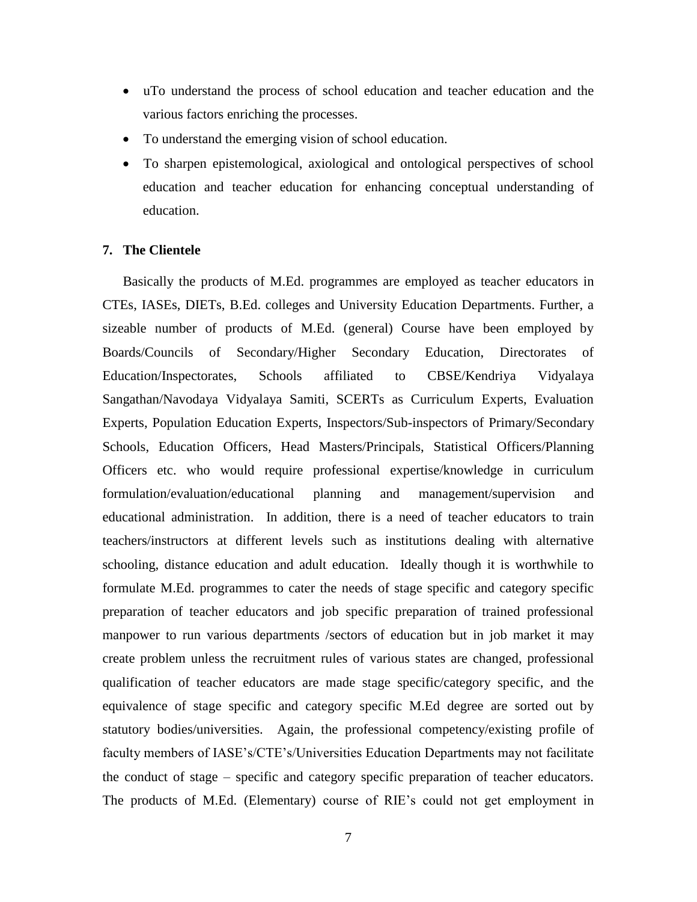- uTo understand the process of school education and teacher education and the various factors enriching the processes.
- To understand the emerging vision of school education.
- To sharpen epistemological, axiological and ontological perspectives of school education and teacher education for enhancing conceptual understanding of education.

**7. The Clientele**

Basically the products of M.Ed. programmes are employed as teacher educators in CTEs, IASEs, DIETs, B.Ed. colleges and University Education Departments. Further, a sizeable number of products of M.Ed. (general) Course have been employed by Boards/Councils of Secondary/Higher Secondary Education, Directorates of Education/Inspectorates, Schools affiliated to CBSE/Kendriya Vidyalaya Sangathan/Navodaya Vidyalaya Samiti, SCERTs as Curriculum Experts, Evaluation Experts, Population Education Experts, Inspectors/Sub-inspectors of Primary/Secondary Schools, Education Officers, Head Masters/Principals, Statistical Officers/Planning Officers etc. who would require professional expertise/knowledge in curriculum formulation/evaluation/educational planning and management/supervision and educational administration. In addition, there is a need of teacher educators to train teachers/instructors at different levels such as institutions dealing with alternative schooling, distance education and adult education. Ideally though it is worthwhile to formulate M.Ed. programmes to cater the needs of stage specific and category specific preparation of teacher educators and job specific preparation of trained professional manpower to run various departments /sectors of education but in job market it may create problem unless the recruitment rules of various states are changed, professional qualification of teacher educators are made stage specific/category specific, and the equivalence of stage specific and category specific M.Ed degree are sorted out by statutory bodies/universities. Again, the professional competency/existing profile of faculty members of IASE's/CTE's/Universities Education Departments may not facilitate the conduct of stage – specific and category specific preparation of teacher educators. The products of M.Ed. (Elementary) course of RIE's could not get employment in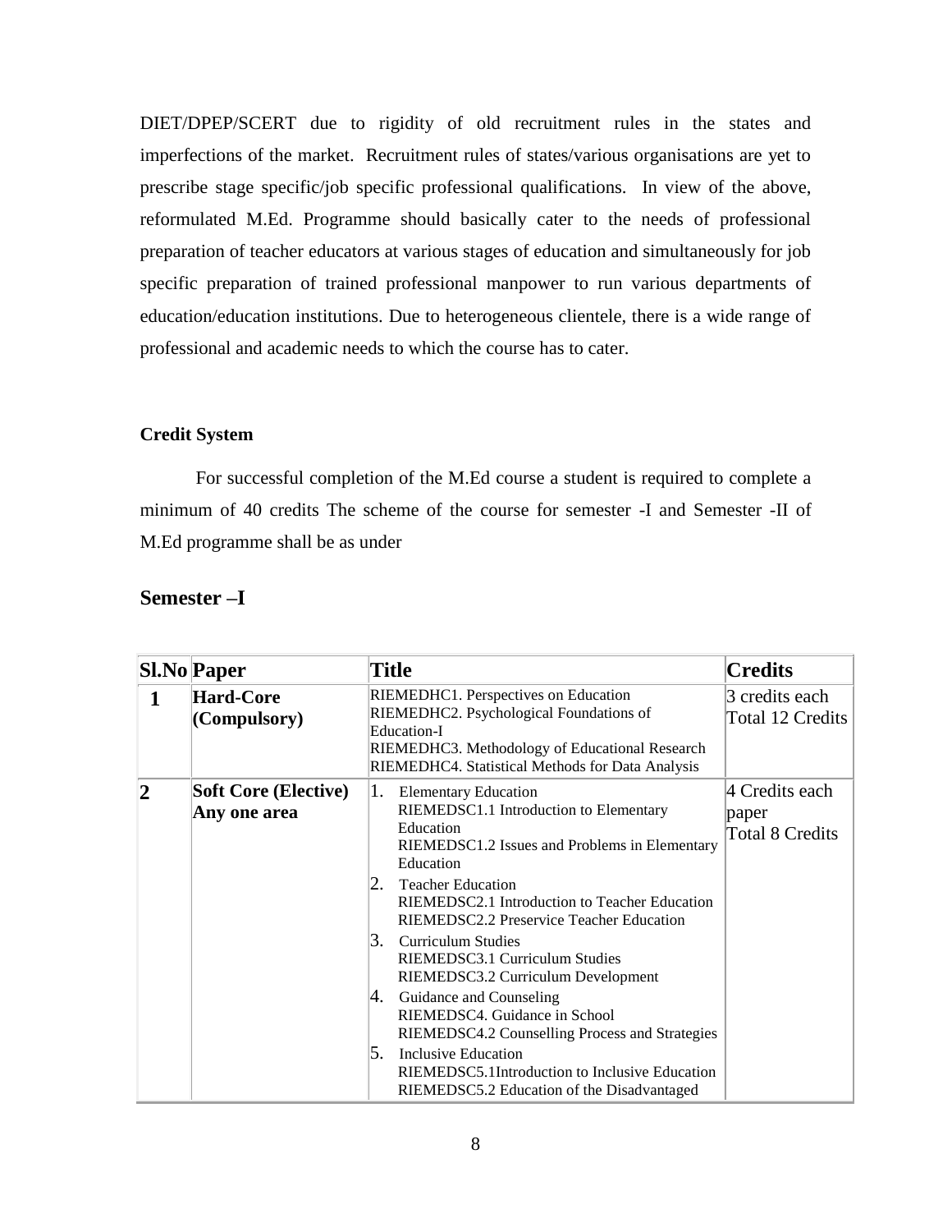DIET/DPEP/SCERT due to rigidity of old recruitment rules in the states and imperfections of the market. Recruitment rules of states/various organisations are yet to prescribe stage specific/job specific professional qualifications. In view of the above, reformulated M.Ed. Programme should basically cater to the needs of professional preparation of teacher educators at various stages of education and simultaneously for job specific preparation of trained professional manpower to run various departments of education/education institutions. Due to heterogeneous clientele, there is a wide range of professional and academic needs to which the course has to cater.

**Credit System**

For successful completion of the M.Ed course a student is required to complete a minimum of 40 credits The scheme of the course for semester -I and Semester -II of M.Ed programme shall be as under

## Semester –I

| Sl.No | Paper | Title | Credits |
|---|---|---|---|
| 1 | **Hard-Core (Compulsory)** | RIEMEDHC1. Perspectives on Education<br>RIEMEDHC2. Psychological Foundations of Education-I<br>RIEMEDHC3. Methodology of Educational Research<br>RIEMEDHC4. Statistical Methods for Data Analysis | 3 credits each<br>Total 12 Credits |
| 2 | **Soft Core (Elective) Any one area** | 1. Elementary Education<br>RIEMEDSC1.1 Introduction to Elementary Education<br>RIEMEDSC1.2 Issues and Problems in Elementary Education<br>2. Teacher Education<br>RIEMEDSC2.1 Introduction to Teacher Education<br>RIEMEDSC2.2 Preservice Teacher Education<br>3. Curriculum Studies<br>RIEMEDSC3.1 Curriculum Studies<br>RIEMEDSC3.2 Curriculum Development<br>4. Guidance and Counseling<br>RIEMEDSC4. Guidance in School<br>RIEMEDSC4.2 Counselling Process and Strategies<br>5. Inclusive Education<br>RIEMEDSC5.1Introduction to Inclusive Education<br>RIEMEDSC5.2 Education of the Disadvantaged | 4 Credits each paper<br>Total 8 Credits |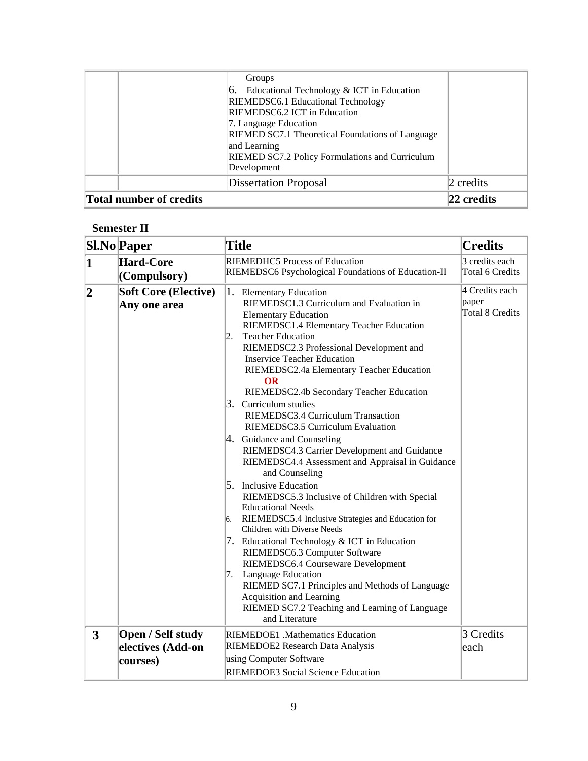| | | | |
|---|---|---|---|
| | | Groups<br>6. Educational Technology & ICT in Education<br>RIEMEDSC6.1 Educational Technology<br>RIEMEDSC6.2 ICT in Education<br>7. Language Education<br>RIEMED SC7.1 Theoretical Foundations of Language and Learning<br>RIEMED SC7.2 Policy Formulations and Curriculum Development | |
| | | Dissertation Proposal | 2 credits |
| **Total number of credits** | | | **22 credits** |

**Semester II**

| Sl.No | Paper | Title | Credits |
|---|---|---|---|
| **1** | **Hard-Core (Compulsory)** | RIEMEDHC5 Process of Education<br>RIEMEDSC6 Psychological Foundations of Education-II | 3 credits each<br>Total 6 Credits |
| **2** | **Soft Core (Elective) Any one area** | 1. Elementary Education<br>RIEMEDSC1.3 Curriculum and Evaluation in Elementary Education<br>RIEMEDSC1.4 Elementary Teacher Education<br>2. Teacher Education<br>RIEMEDSC2.3 Professional Development and Inservice Teacher Education<br>RIEMEDSC2.4a Elementary Teacher Education<br>**OR**<br>RIEMEDSC2.4b Secondary Teacher Education<br>3. Curriculum studies<br>RIEMEDSC3.4 Curriculum Transaction<br>RIEMEDSC3.5 Curriculum Evaluation<br>4. Guidance and Counseling<br>RIEMEDSC4.3 Carrier Development and Guidance<br>RIEMEDSC4.4 Assessment and Appraisal in Guidance and Counseling<br>5. Inclusive Education<br>RIEMEDSC5.3 Inclusive of Children with Special Educational Needs<br>6. RIEMEDSC5.4 Inclusive Strategies and Education for Children with Diverse Needs<br>7. Educational Technology & ICT in Education<br>RIEMEDSC6.3 Computer Software<br>RIEMEDSC6.4 Courseware Development<br>7. Language Education<br>RIEMED SC7.1 Principles and Methods of Language Acquisition and Learning<br>RIEMED SC7.2 Teaching and Learning of Language and Literature | 4 Credits each paper<br>Total 8 Credits |
| **3** | **Open / Self study electives (Add-on courses)** | RIEMEDOE1 .Mathematics Education<br>RIEMEDOE2 Research Data Analysis using Computer Software<br>RIEMEDOE3 Social Science Education | 3 Credits each |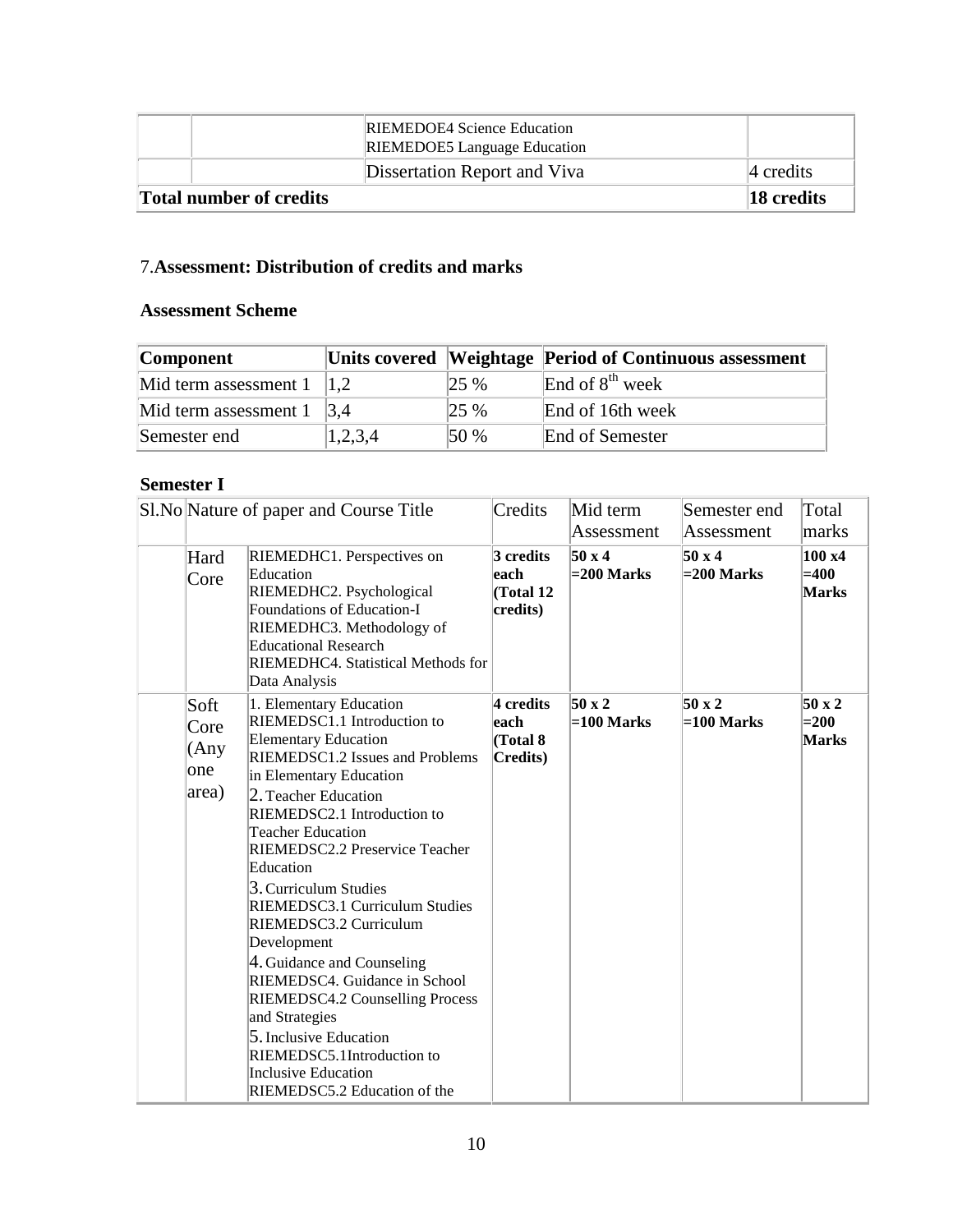|  |  | RIEMEDOE4 Science Education<br>RIEMEDOE5 Language Education |  |
|---|---|---|---|
|  |  | Dissertation Report and Viva | 4 credits |
| **Total number of credits** |  |  | **18 credits** |

## 7. Assessment: Distribution of credits and marks

### Assessment Scheme

| Component | Units covered | Weightage | Period of Continuous assessment |
|---|---|---|---|
| Mid term assessment 1 | 1,2 | 25 % | End of 8th week |
| Mid term assessment 1 | 3,4 | 25 % | End of 16th week |
| Semester end | 1,2,3,4 | 50 % | End of Semester |

### Semester I

| Sl.No | Nature of paper and Course Title | | Credits | Mid term Assessment | Semester end Assessment | Total marks |
|---|---|---|---|---|---|---|
|  | Hard Core | RIEMEDHC1. Perspectives on Education<br>RIEMEDHC2. Psychological Foundations of Education-I<br>RIEMEDHC3. Methodology of Educational Research<br>RIEMEDHC4. Statistical Methods for Data Analysis | **3 credits each (Total 12 credits)** | **50 x 4 =200 Marks** | **50 x 4 =200 Marks** | **100 x4 =400 Marks** |
|  | Soft Core (Any one area) | 1. Elementary Education<br>RIEMEDSC1.1 Introduction to Elementary Education<br>RIEMEDSC1.2 Issues and Problems in Elementary Education<br>2. Teacher Education<br>RIEMEDSC2.1 Introduction to Teacher Education<br>RIEMEDSC2.2 Preservice Teacher Education<br>3. Curriculum Studies<br>RIEMEDSC3.1 Curriculum Studies<br>RIEMEDSC3.2 Curriculum Development<br>4. Guidance and Counseling<br>RIEMEDSC4. Guidance in School<br>RIEMEDSC4.2 Counselling Process and Strategies<br>5. Inclusive Education<br>RIEMEDSC5.1Introduction to Inclusive Education<br>RIEMEDSC5.2 Education of the | **4 credits each (Total 8 Credits)** | **50 x 2 =100 Marks** | **50 x 2 =100 Marks** | **50 x 2 =200 Marks** |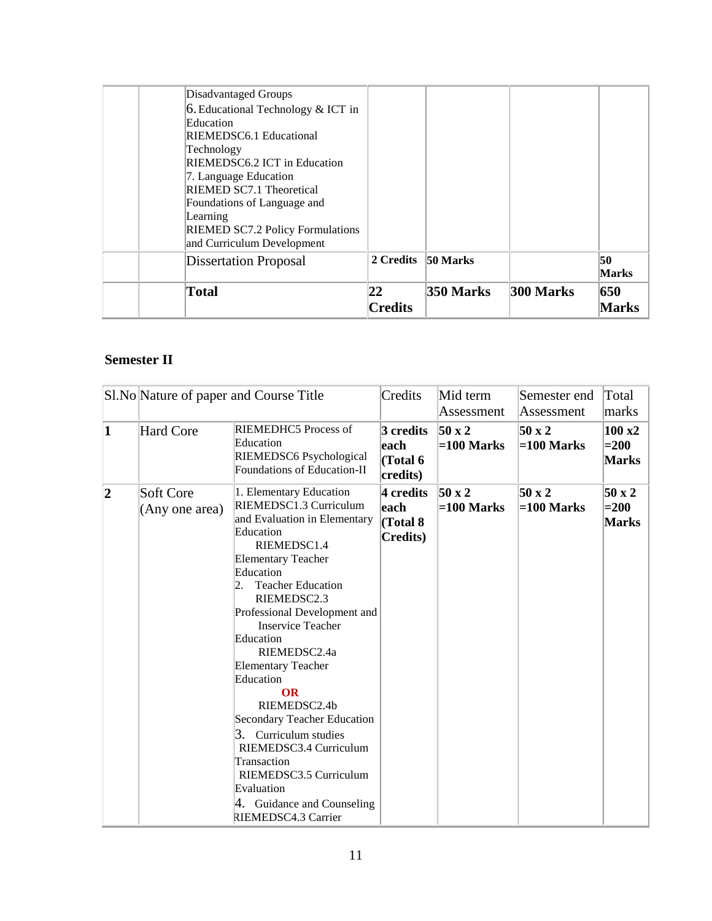| | | | | | | |
|---|---|---|---|---|---|---|
| | | Disadvantaged Groups<br>6. Educational Technology & ICT in Education<br>RIEMEDSC6.1 Educational Technology<br>RIEMEDSC6.2 ICT in Education<br>7. Language Education<br>RIEMED SC7.1 Theoretical Foundations of Language and Learning<br>RIEMED SC7.2 Policy Formulations and Curriculum Development | | | | |
| | | Dissertation Proposal | **2 Credits** | **50 Marks** | | **50 Marks** |
| | | **Total** | **22 Credits** | **350 Marks** | **300 Marks** | **650 Marks** |

## Semester II

| Sl.No | Nature of paper and Course Title | | Credits | Mid term Assessment | Semester end Assessment | Total marks |
|---|---|---|---|---|---|---|
| **1** | Hard Core | RIEMEDHC5 Process of Education<br>RIEMEDSC6 Psychological Foundations of Education-II | **3 credits each (Total 6 credits)** | **50 x 2 =100 Marks** | **50 x 2 =100 Marks** | **100 x2 =200 Marks** |
| **2** | Soft Core (Any one area) | 1. Elementary Education<br>RIEMEDSC1.3 Curriculum and Evaluation in Elementary Education<br>RIEMEDSC1.4 Elementary Teacher Education<br>2. Teacher Education<br>RIEMEDSC2.3 Professional Development and Inservice Teacher Education<br>RIEMEDSC2.4a Elementary Teacher Education<br>**OR**<br>RIEMEDSC2.4b Secondary Teacher Education<br>3. Curriculum studies<br>RIEMEDSC3.4 Curriculum Transaction<br>RIEMEDSC3.5 Curriculum Evaluation<br>4. Guidance and Counseling<br>RIEMEDSC4.3 Carrier | **4 credits each (Total 8 Credits)** | **50 x 2 =100 Marks** | **50 x 2 =100 Marks** | **50 x 2 =200 Marks** |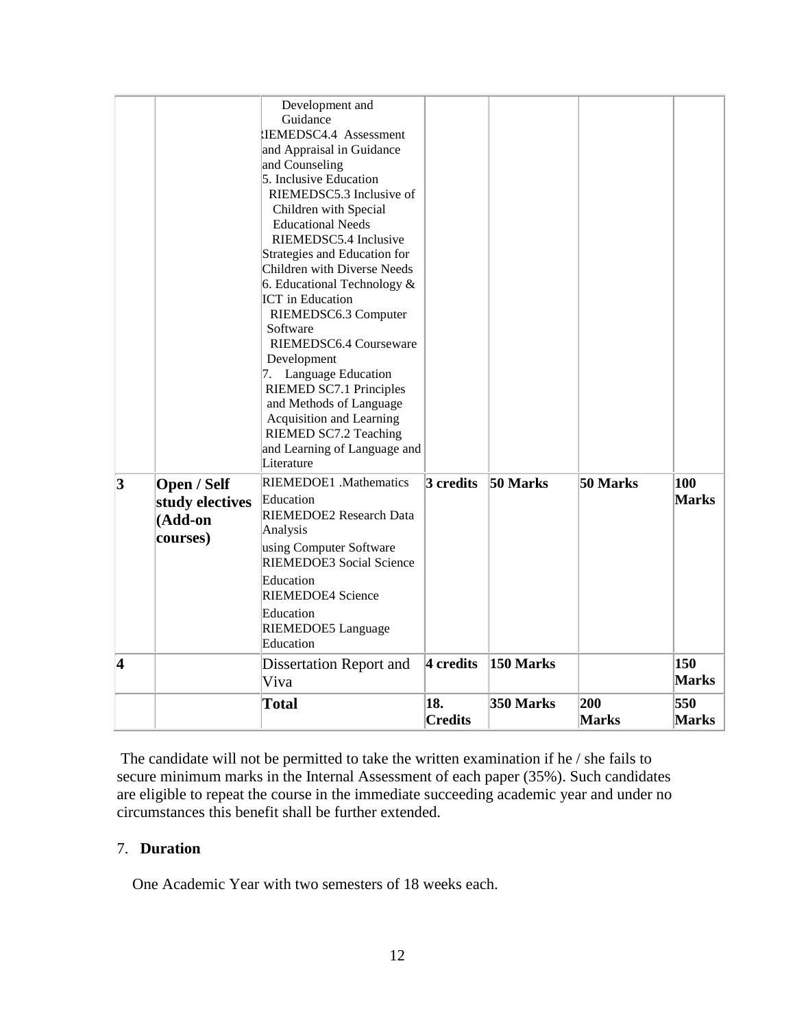| | | | | | | |
|---|---|---|---|---|---|---|
| | | Development and Guidance<br>RIEMEDSC4.4 Assessment and Appraisal in Guidance and Counseling<br>5. Inclusive Education<br>RIEMEDSC5.3 Inclusive of Children with Special Educational Needs<br>RIEMEDSC5.4 Inclusive Strategies and Education for Children with Diverse Needs<br>6. Educational Technology & ICT in Education<br>RIEMEDSC6.3 Computer Software<br>RIEMEDSC6.4 Courseware Development<br>7. Language Education<br>RIEMED SC7.1 Principles and Methods of Language Acquisition and Learning<br>RIEMED SC7.2 Teaching and Learning of Language and Literature | | | | |
| **3** | **Open / Self study electives (Add-on courses)** | RIEMEDOE1 .Mathematics Education<br>RIEMEDOE2 Research Data Analysis using Computer Software<br>RIEMEDOE3 Social Science Education<br>RIEMEDOE4 Science Education<br>RIEMEDOE5 Language Education | **3 credits** | **50 Marks** | **50 Marks** | **100 Marks** |
| **4** | | Dissertation Report and Viva | **4 credits** | **150 Marks** | | **150 Marks** |
| | | **Total** | **18. Credits** | **350 Marks** | **200 Marks** | **550 Marks** |

The candidate will not be permitted to take the written examination if he / she fails to secure minimum marks in the Internal Assessment of each paper (35%). Such candidates are eligible to repeat the course in the immediate succeeding academic year and under no circumstances this benefit shall be further extended.

7. **Duration**

One Academic Year with two semesters of 18 weeks each.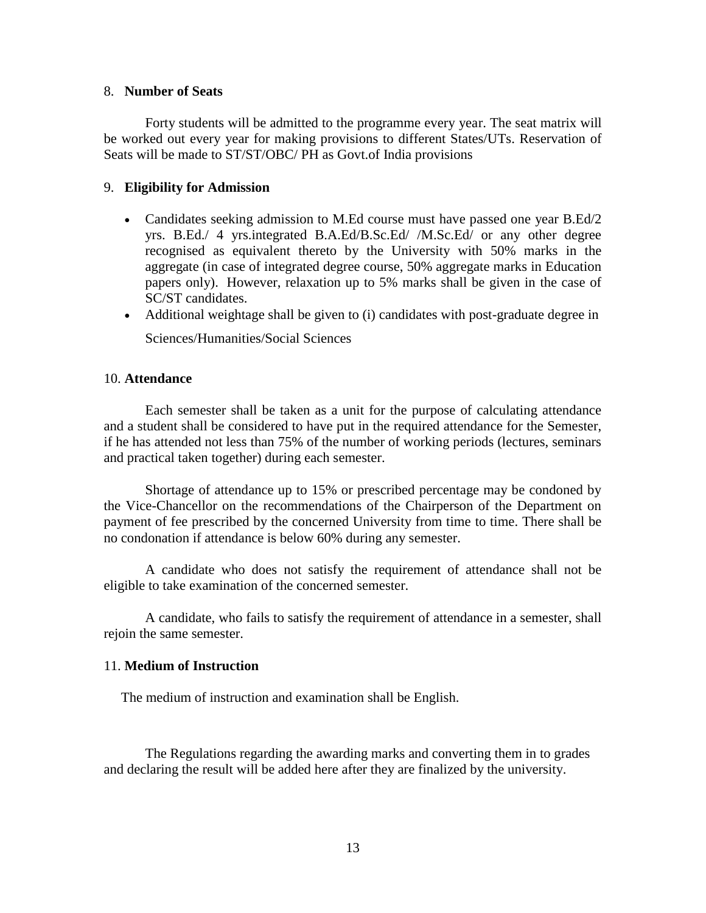## 8. **Number of Seats**

Forty students will be admitted to the programme every year. The seat matrix will be worked out every year for making provisions to different States/UTs. Reservation of Seats will be made to ST/ST/OBC/ PH as Govt.of India provisions

## 9. **Eligibility for Admission**

- Candidates seeking admission to M.Ed course must have passed one year B.Ed/2 yrs. B.Ed./ 4 yrs.integrated B.A.Ed/B.Sc.Ed/ /M.Sc.Ed/ or any other degree recognised as equivalent thereto by the University with 50% marks in the aggregate (in case of integrated degree course, 50% aggregate marks in Education papers only). However, relaxation up to 5% marks shall be given in the case of SC/ST candidates.
- Additional weightage shall be given to (i) candidates with post-graduate degree in Sciences/Humanities/Social Sciences

## 10. **Attendance**

Each semester shall be taken as a unit for the purpose of calculating attendance and a student shall be considered to have put in the required attendance for the Semester, if he has attended not less than 75% of the number of working periods (lectures, seminars and practical taken together) during each semester.

Shortage of attendance up to 15% or prescribed percentage may be condoned by the Vice-Chancellor on the recommendations of the Chairperson of the Department on payment of fee prescribed by the concerned University from time to time. There shall be no condonation if attendance is below 60% during any semester.

A candidate who does not satisfy the requirement of attendance shall not be eligible to take examination of the concerned semester.

A candidate, who fails to satisfy the requirement of attendance in a semester, shall rejoin the same semester.

## 11. **Medium of Instruction**

The medium of instruction and examination shall be English.

The Regulations regarding the awarding marks and converting them in to grades and declaring the result will be added here after they are finalized by the university.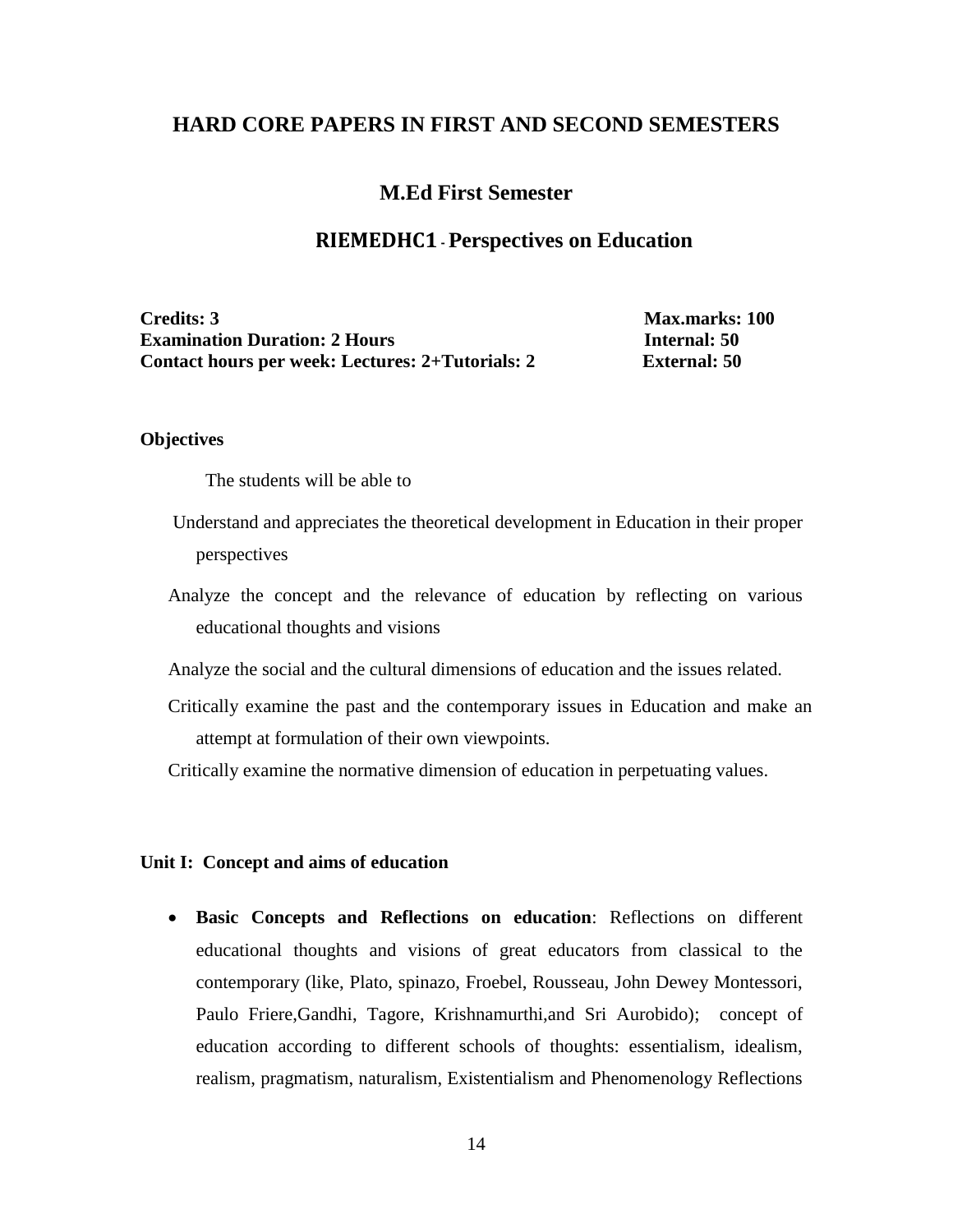# HARD CORE PAPERS IN FIRST AND SECOND SEMESTERS

## M.Ed First Semester

## RIEMEDHC1 - Perspectives on Education

**Credits: 3** **Max.marks: 100**
**Examination Duration: 2 Hours** **Internal: 50**
**Contact hours per week: Lectures: 2+Tutorials: 2** **External: 50**

**Objectives**

The students will be able to

Understand and appreciates the theoretical development in Education in their proper perspectives

Analyze the concept and the relevance of education by reflecting on various educational thoughts and visions

Analyze the social and the cultural dimensions of education and the issues related.

Critically examine the past and the contemporary issues in Education and make an attempt at formulation of their own viewpoints.

Critically examine the normative dimension of education in perpetuating values.

**Unit I: Concept and aims of education**

- **Basic Concepts and Reflections on education**: Reflections on different educational thoughts and visions of great educators from classical to the contemporary (like, Plato, spinazo, Froebel, Rousseau, John Dewey Montessori, Paulo Friere,Gandhi, Tagore, Krishnamurthi,and Sri Aurobido); concept of education according to different schools of thoughts: essentialism, idealism, realism, pragmatism, naturalism, Existentialism and Phenomenology Reflections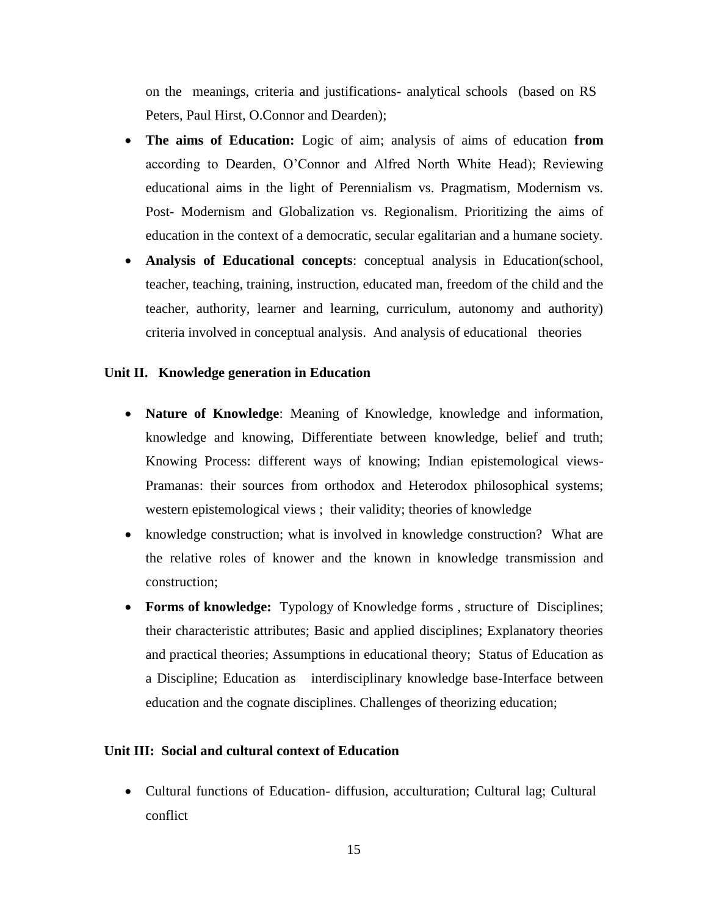on the meanings, criteria and justifications- analytical schools (based on RS Peters, Paul Hirst, O.Connor and Dearden);

- **The aims of Education:** Logic of aim; analysis of aims of education **from** according to Dearden, O'Connor and Alfred North White Head); Reviewing educational aims in the light of Perennialism vs. Pragmatism, Modernism vs. Post- Modernism and Globalization vs. Regionalism. Prioritizing the aims of education in the context of a democratic, secular egalitarian and a humane society.
- **Analysis of Educational concepts**: conceptual analysis in Education(school, teacher, teaching, training, instruction, educated man, freedom of the child and the teacher, authority, learner and learning, curriculum, autonomy and authority) criteria involved in conceptual analysis. And analysis of educational theories

**Unit II. Knowledge generation in Education**

- **Nature of Knowledge**: Meaning of Knowledge, knowledge and information, knowledge and knowing, Differentiate between knowledge, belief and truth; Knowing Process: different ways of knowing; Indian epistemological views- Pramanas: their sources from orthodox and Heterodox philosophical systems; western epistemological views ; their validity; theories of knowledge
- knowledge construction; what is involved in knowledge construction? What are the relative roles of knower and the known in knowledge transmission and construction;
- **Forms of knowledge:** Typology of Knowledge forms , structure of Disciplines; their characteristic attributes; Basic and applied disciplines; Explanatory theories and practical theories; Assumptions in educational theory; Status of Education as a Discipline; Education as interdisciplinary knowledge base-Interface between education and the cognate disciplines. Challenges of theorizing education;

**Unit III: Social and cultural context of Education**

- Cultural functions of Education- diffusion, acculturation; Cultural lag; Cultural conflict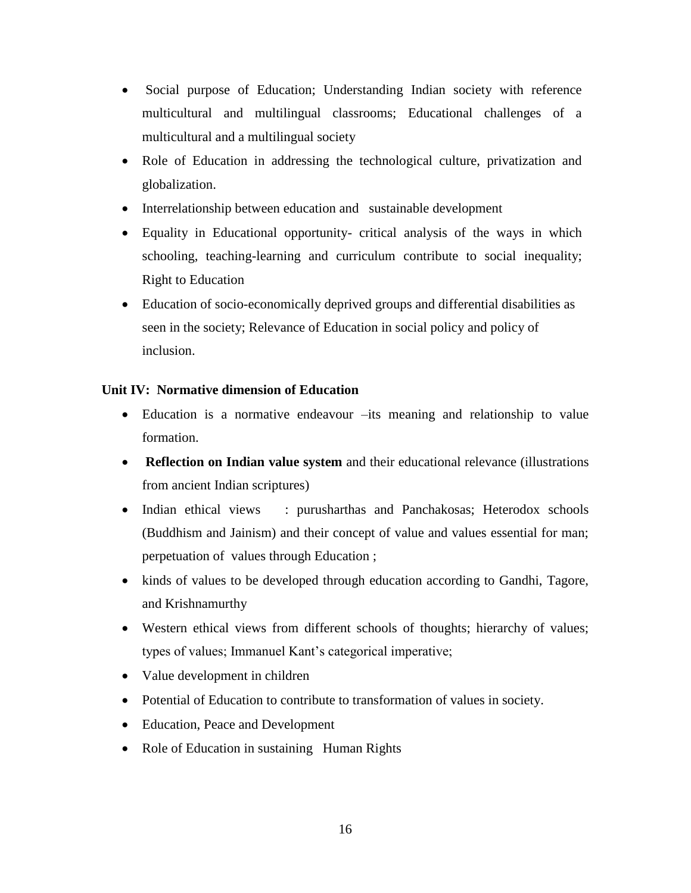- Social purpose of Education; Understanding Indian society with reference multicultural and multilingual classrooms; Educational challenges of a multicultural and a multilingual society
- Role of Education in addressing the technological culture, privatization and globalization.
- Interrelationship between education and sustainable development
- Equality in Educational opportunity- critical analysis of the ways in which schooling, teaching-learning and curriculum contribute to social inequality; Right to Education
- Education of socio-economically deprived groups and differential disabilities as seen in the society; Relevance of Education in social policy and policy of inclusion.

**Unit IV: Normative dimension of Education**

- Education is a normative endeavour –its meaning and relationship to value formation.
- **Reflection on Indian value system** and their educational relevance (illustrations from ancient Indian scriptures)
- Indian ethical views : purusharthas and Panchakosas; Heterodox schools (Buddhism and Jainism) and their concept of value and values essential for man; perpetuation of values through Education ;
- kinds of values to be developed through education according to Gandhi, Tagore, and Krishnamurthy
- Western ethical views from different schools of thoughts; hierarchy of values; types of values; Immanuel Kant's categorical imperative;
- Value development in children
- Potential of Education to contribute to transformation of values in society.
- Education, Peace and Development
- Role of Education in sustaining Human Rights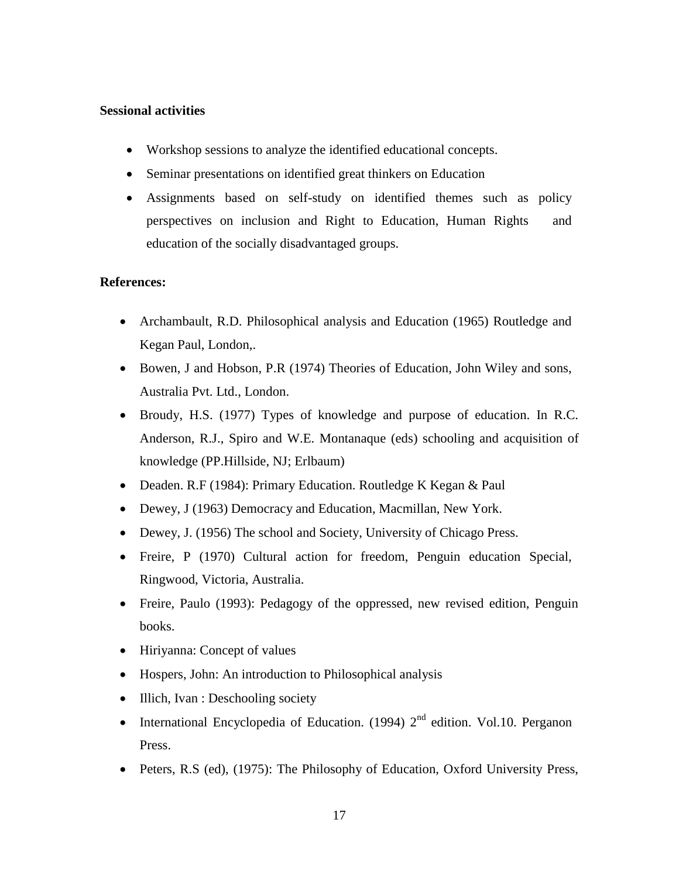**Sessional activities**

- Workshop sessions to analyze the identified educational concepts.
- Seminar presentations on identified great thinkers on Education
- Assignments based on self-study on identified themes such as policy perspectives on inclusion and Right to Education, Human Rights and education of the socially disadvantaged groups.

**References:**

- Archambault, R.D. Philosophical analysis and Education (1965) Routledge and Kegan Paul, London,.
- Bowen, J and Hobson, P.R (1974) Theories of Education, John Wiley and sons, Australia Pvt. Ltd., London.
- Broudy, H.S. (1977) Types of knowledge and purpose of education. In R.C. Anderson, R.J., Spiro and W.E. Montanaque (eds) schooling and acquisition of knowledge (PP.Hillside, NJ; Erlbaum)
- Deaden. R.F (1984): Primary Education. Routledge K Kegan & Paul
- Dewey, J (1963) Democracy and Education, Macmillan, New York.
- Dewey, J. (1956) The school and Society, University of Chicago Press.
- Freire, P (1970) Cultural action for freedom, Penguin education Special, Ringwood, Victoria, Australia.
- Freire, Paulo (1993): Pedagogy of the oppressed, new revised edition, Penguin books.
- Hiriyanna: Concept of values
- Hospers, John: An introduction to Philosophical analysis
- Illich, Ivan : Deschooling society
- International Encyclopedia of Education. (1994) 2nd edition. Vol.10. Perganon Press.
- Peters, R.S (ed), (1975): The Philosophy of Education, Oxford University Press,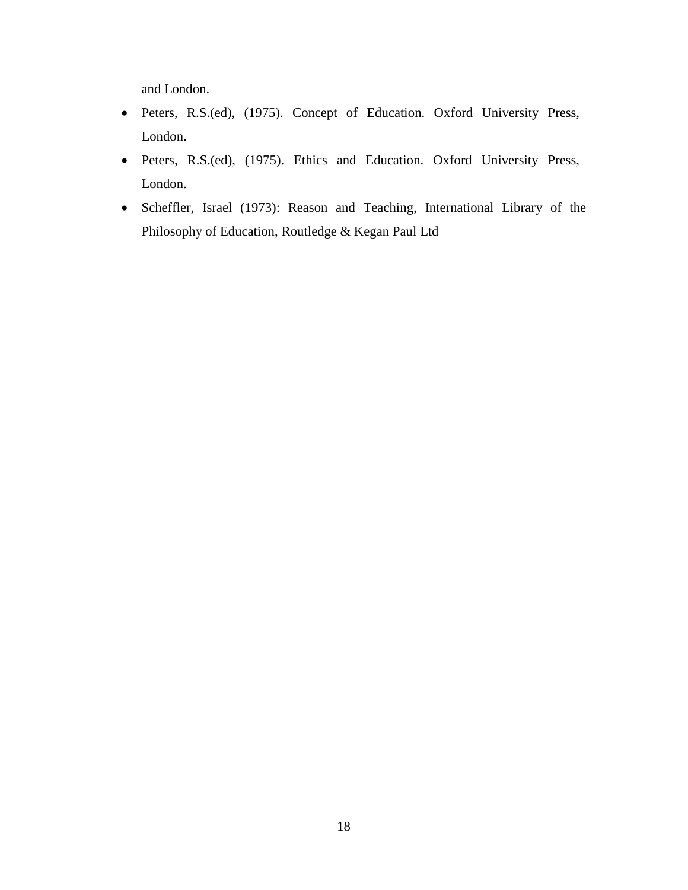and London.

- Peters, R.S.(ed), (1975). Concept of Education. Oxford University Press, London.
- Peters, R.S.(ed), (1975). Ethics and Education. Oxford University Press, London.
- Scheffler, Israel (1973): Reason and Teaching, International Library of the Philosophy of Education, Routledge & Kegan Paul Ltd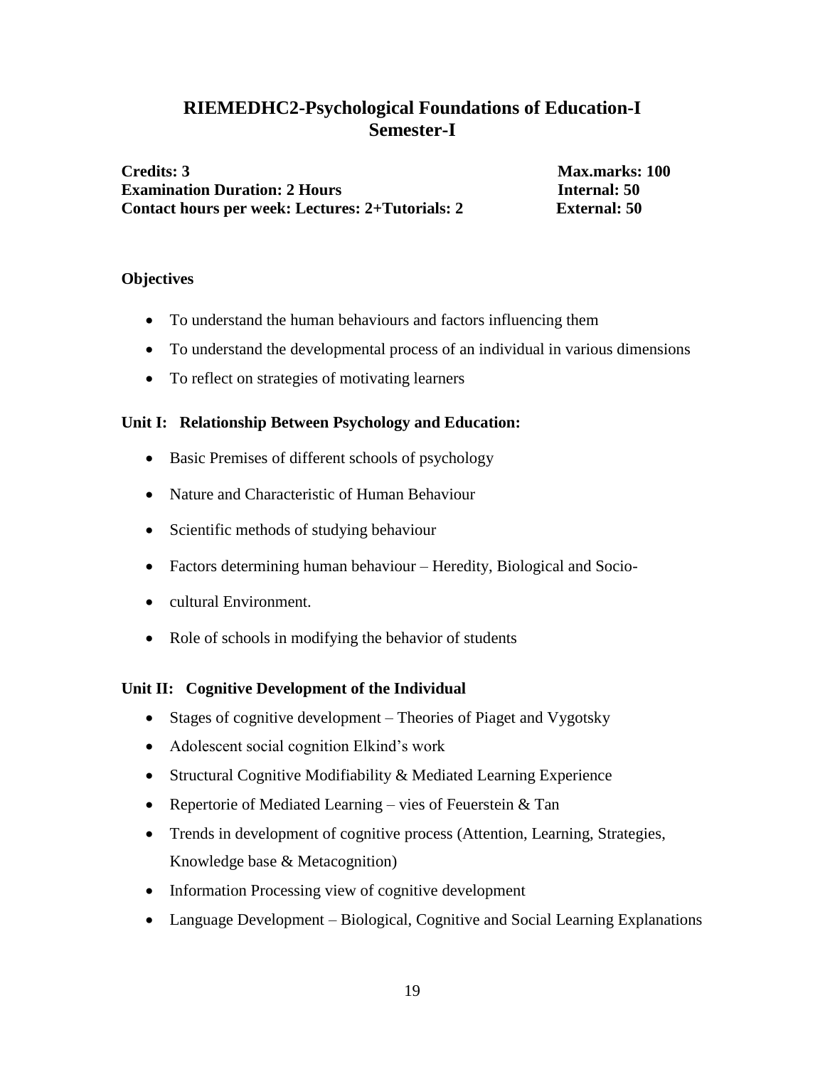# RIEMEDHC2-Psychological Foundations of Education-I
# Semester-I

**Credits: 3** **Max.marks: 100**
**Examination Duration: 2 Hours** **Internal: 50**
**Contact hours per week: Lectures: 2+Tutorials: 2** **External: 50**

**Objectives**

- To understand the human behaviours and factors influencing them
- To understand the developmental process of an individual in various dimensions
- To reflect on strategies of motivating learners

**Unit I: Relationship Between Psychology and Education:**

- Basic Premises of different schools of psychology
- Nature and Characteristic of Human Behaviour
- Scientific methods of studying behaviour
- Factors determining human behaviour – Heredity, Biological and Socio-
- cultural Environment.
- Role of schools in modifying the behavior of students

**Unit II: Cognitive Development of the Individual**

- Stages of cognitive development – Theories of Piaget and Vygotsky
- Adolescent social cognition Elkind's work
- Structural Cognitive Modifiability & Mediated Learning Experience
- Repertorie of Mediated Learning – vies of Feuerstein & Tan
- Trends in development of cognitive process (Attention, Learning, Strategies, Knowledge base & Metacognition)
- Information Processing view of cognitive development
- Language Development – Biological, Cognitive and Social Learning Explanations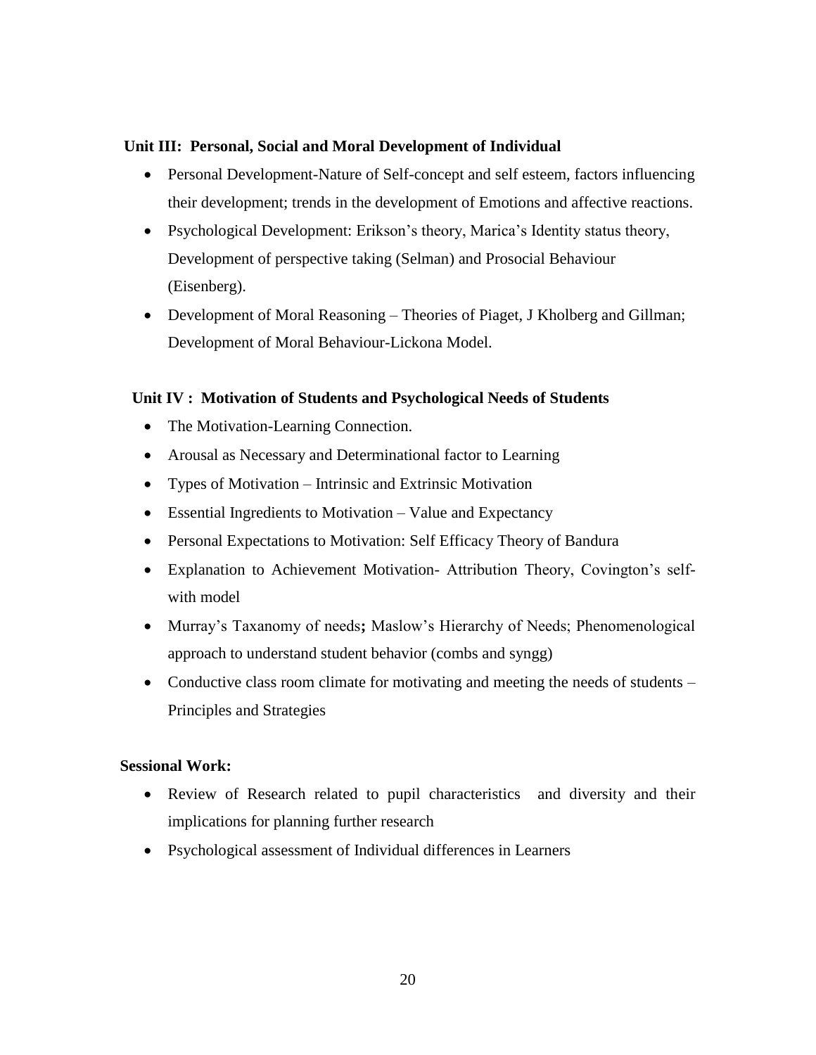**Unit III: Personal, Social and Moral Development of Individual**

- Personal Development-Nature of Self-concept and self esteem, factors influencing their development; trends in the development of Emotions and affective reactions.
- Psychological Development: Erikson's theory, Marica's Identity status theory, Development of perspective taking (Selman) and Prosocial Behaviour (Eisenberg).
- Development of Moral Reasoning – Theories of Piaget, J Kholberg and Gillman; Development of Moral Behaviour-Lickona Model.

**Unit IV : Motivation of Students and Psychological Needs of Students**

- The Motivation-Learning Connection.
- Arousal as Necessary and Determinational factor to Learning
- Types of Motivation – Intrinsic and Extrinsic Motivation
- Essential Ingredients to Motivation – Value and Expectancy
- Personal Expectations to Motivation: Self Efficacy Theory of Bandura
- Explanation to Achievement Motivation- Attribution Theory, Covington's self-with model
- Murray's Taxanomy of needs**;** Maslow's Hierarchy of Needs; Phenomenological approach to understand student behavior (combs and syngg)
- Conductive class room climate for motivating and meeting the needs of students – Principles and Strategies

**Sessional Work:**

- Review of Research related to pupil characteristics and diversity and their implications for planning further research
- Psychological assessment of Individual differences in Learners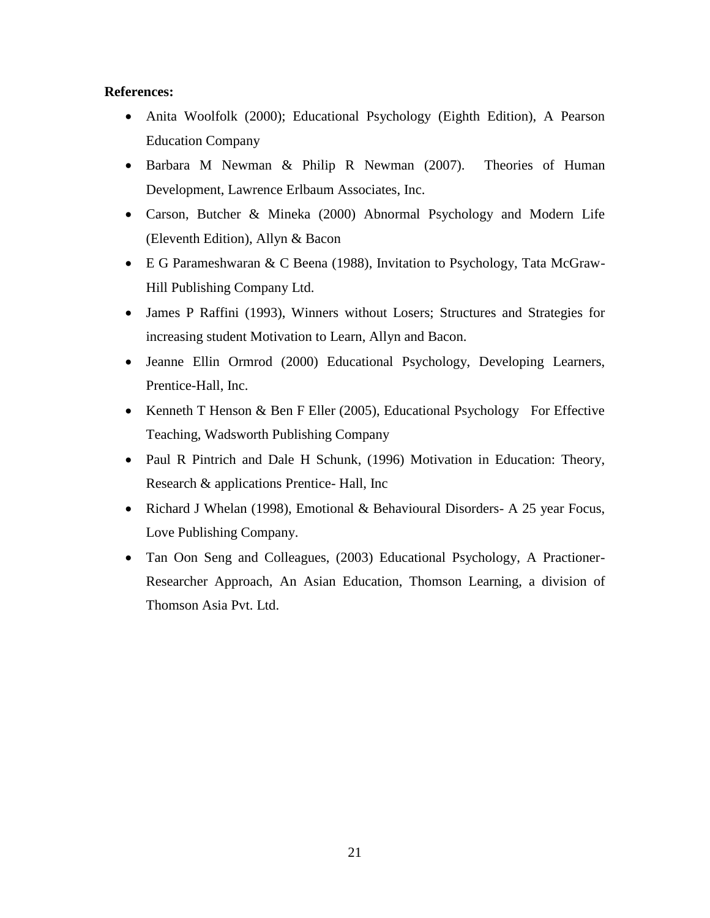**References:**

- Anita Woolfolk (2000); Educational Psychology (Eighth Edition), A Pearson Education Company
- Barbara M Newman & Philip R Newman (2007). Theories of Human Development, Lawrence Erlbaum Associates, Inc.
- Carson, Butcher & Mineka (2000) Abnormal Psychology and Modern Life (Eleventh Edition), Allyn & Bacon
- E G Parameshwaran & C Beena (1988), Invitation to Psychology, Tata McGraw-Hill Publishing Company Ltd.
- James P Raffini (1993), Winners without Losers; Structures and Strategies for increasing student Motivation to Learn, Allyn and Bacon.
- Jeanne Ellin Ormrod (2000) Educational Psychology, Developing Learners, Prentice-Hall, Inc.
- Kenneth T Henson & Ben F Eller (2005), Educational Psychology For Effective Teaching, Wadsworth Publishing Company
- Paul R Pintrich and Dale H Schunk, (1996) Motivation in Education: Theory, Research & applications Prentice- Hall, Inc
- Richard J Whelan (1998), Emotional & Behavioural Disorders- A 25 year Focus, Love Publishing Company.
- Tan Oon Seng and Colleagues, (2003) Educational Psychology, A Practioner-Researcher Approach, An Asian Education, Thomson Learning, a division of Thomson Asia Pvt. Ltd.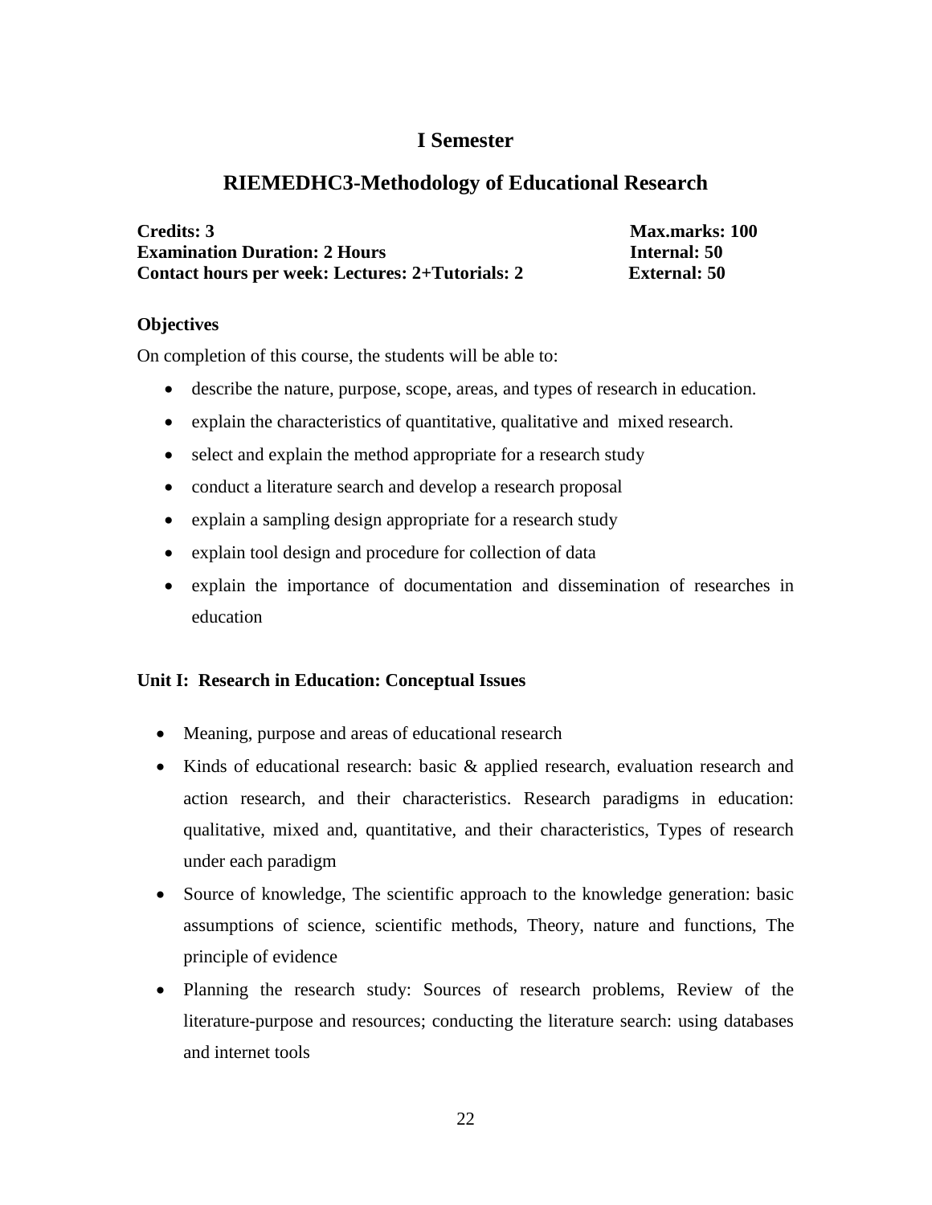# I Semester

## RIEMEDHC3-Methodology of Educational Research

**Credits: 3** **Max.marks: 100**
**Examination Duration: 2 Hours** **Internal: 50**
**Contact hours per week: Lectures: 2+Tutorials: 2** **External: 50**

**Objectives**

On completion of this course, the students will be able to:

- describe the nature, purpose, scope, areas, and types of research in education.
- explain the characteristics of quantitative, qualitative and mixed research.
- select and explain the method appropriate for a research study
- conduct a literature search and develop a research proposal
- explain a sampling design appropriate for a research study
- explain tool design and procedure for collection of data
- explain the importance of documentation and dissemination of researches in education

**Unit I: Research in Education: Conceptual Issues**

- Meaning, purpose and areas of educational research
- Kinds of educational research: basic & applied research, evaluation research and action research, and their characteristics. Research paradigms in education: qualitative, mixed and, quantitative, and their characteristics, Types of research under each paradigm
- Source of knowledge, The scientific approach to the knowledge generation: basic assumptions of science, scientific methods, Theory, nature and functions, The principle of evidence
- Planning the research study: Sources of research problems, Review of the literature-purpose and resources; conducting the literature search: using databases and internet tools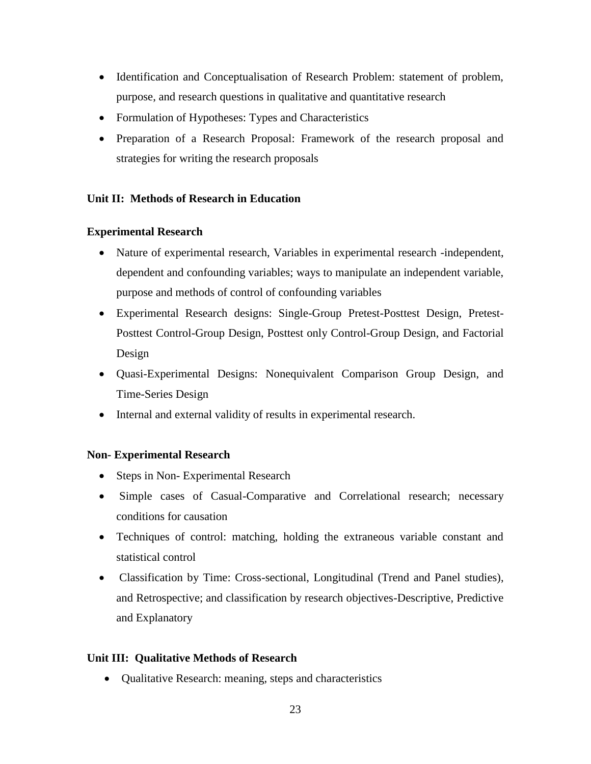- Identification and Conceptualisation of Research Problem: statement of problem, purpose, and research questions in qualitative and quantitative research
- Formulation of Hypotheses: Types and Characteristics
- Preparation of a Research Proposal: Framework of the research proposal and strategies for writing the research proposals

**Unit II: Methods of Research in Education**

**Experimental Research**

- Nature of experimental research, Variables in experimental research -independent, dependent and confounding variables; ways to manipulate an independent variable, purpose and methods of control of confounding variables
- Experimental Research designs: Single-Group Pretest-Posttest Design, Pretest-Posttest Control-Group Design, Posttest only Control-Group Design, and Factorial Design
- Quasi-Experimental Designs: Nonequivalent Comparison Group Design, and Time-Series Design
- Internal and external validity of results in experimental research.

**Non- Experimental Research**

- Steps in Non- Experimental Research
- Simple cases of Casual-Comparative and Correlational research; necessary conditions for causation
- Techniques of control: matching, holding the extraneous variable constant and statistical control
- Classification by Time: Cross-sectional, Longitudinal (Trend and Panel studies), and Retrospective; and classification by research objectives-Descriptive, Predictive and Explanatory

**Unit III: Qualitative Methods of Research**

- Qualitative Research: meaning, steps and characteristics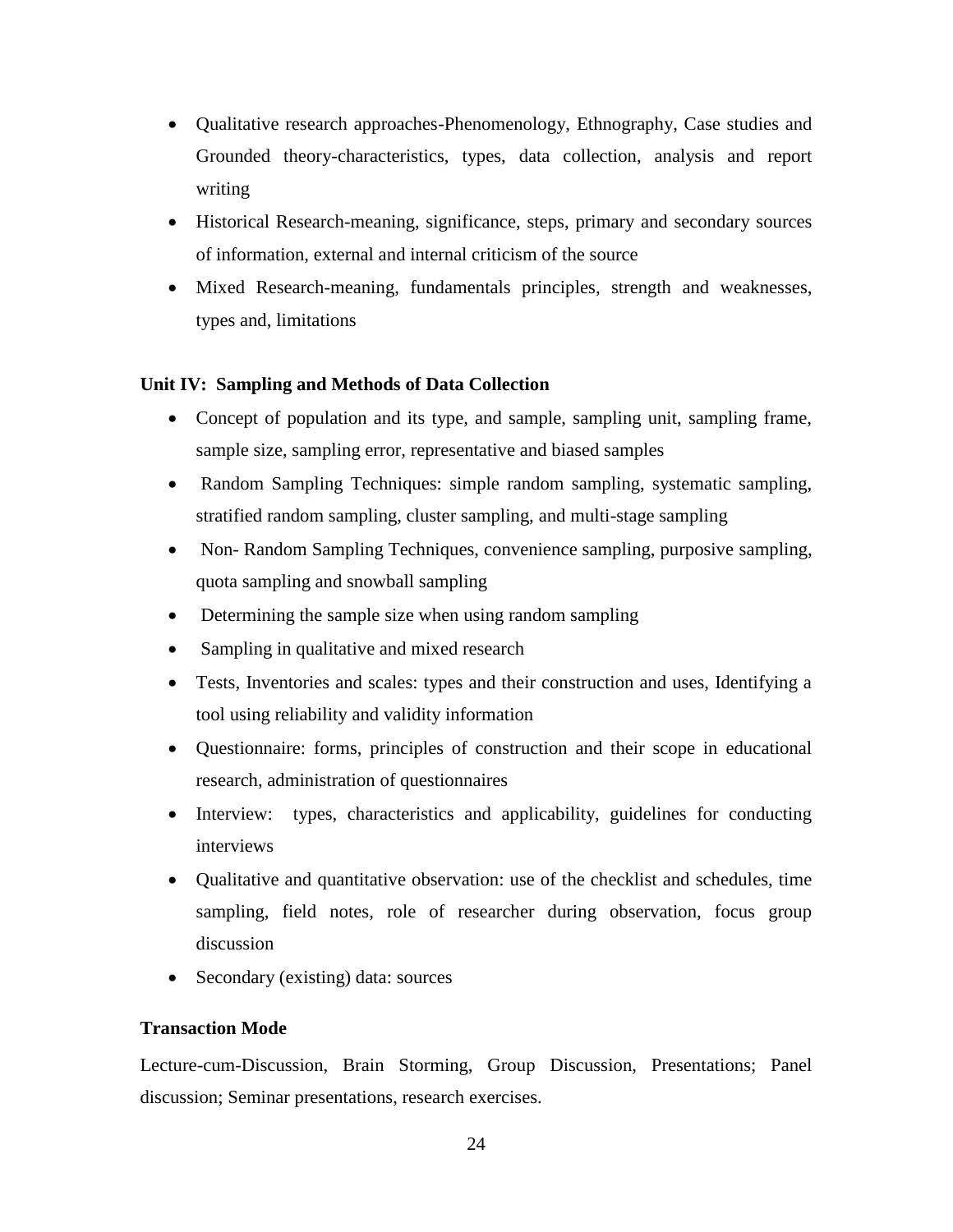- Qualitative research approaches-Phenomenology, Ethnography, Case studies and Grounded theory-characteristics, types, data collection, analysis and report writing
- Historical Research-meaning, significance, steps, primary and secondary sources of information, external and internal criticism of the source
- Mixed Research-meaning, fundamentals principles, strength and weaknesses, types and, limitations

**Unit IV: Sampling and Methods of Data Collection**

- Concept of population and its type, and sample, sampling unit, sampling frame, sample size, sampling error, representative and biased samples
- Random Sampling Techniques: simple random sampling, systematic sampling, stratified random sampling, cluster sampling, and multi-stage sampling
- Non- Random Sampling Techniques, convenience sampling, purposive sampling, quota sampling and snowball sampling
- Determining the sample size when using random sampling
- Sampling in qualitative and mixed research
- Tests, Inventories and scales: types and their construction and uses, Identifying a tool using reliability and validity information
- Questionnaire: forms, principles of construction and their scope in educational research, administration of questionnaires
- Interview: types, characteristics and applicability, guidelines for conducting interviews
- Qualitative and quantitative observation: use of the checklist and schedules, time sampling, field notes, role of researcher during observation, focus group discussion
- Secondary (existing) data: sources

**Transaction Mode**

Lecture-cum-Discussion, Brain Storming, Group Discussion, Presentations; Panel discussion; Seminar presentations, research exercises.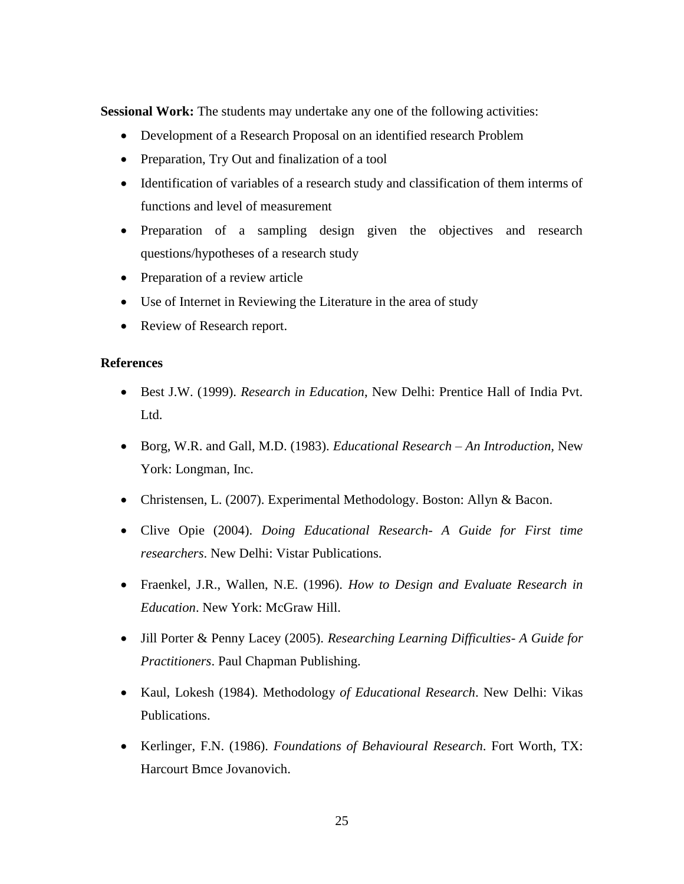**Sessional Work:** The students may undertake any one of the following activities:

- Development of a Research Proposal on an identified research Problem
- Preparation, Try Out and finalization of a tool
- Identification of variables of a research study and classification of them interms of functions and level of measurement
- Preparation of a sampling design given the objectives and research questions/hypotheses of a research study
- Preparation of a review article
- Use of Internet in Reviewing the Literature in the area of study
- Review of Research report.

**References**

- Best J.W. (1999). *Research in Education*, New Delhi: Prentice Hall of India Pvt. Ltd.
- Borg, W.R. and Gall, M.D. (1983). *Educational Research – An Introduction*, New York: Longman, Inc.
- Christensen, L. (2007). Experimental Methodology. Boston: Allyn & Bacon.
- Clive Opie (2004). *Doing Educational Research- A Guide for First time researchers*. New Delhi: Vistar Publications.
- Fraenkel, J.R., Wallen, N.E. (1996). *How to Design and Evaluate Research in Education*. New York: McGraw Hill.
- Jill Porter & Penny Lacey (2005). *Researching Learning Difficulties- A Guide for Practitioners*. Paul Chapman Publishing.
- Kaul, Lokesh (1984). Methodology *of Educational Research*. New Delhi: Vikas Publications.
- Kerlinger, F.N. (1986). *Foundations of Behavioural Research*. Fort Worth, TX: Harcourt Bmce Jovanovich.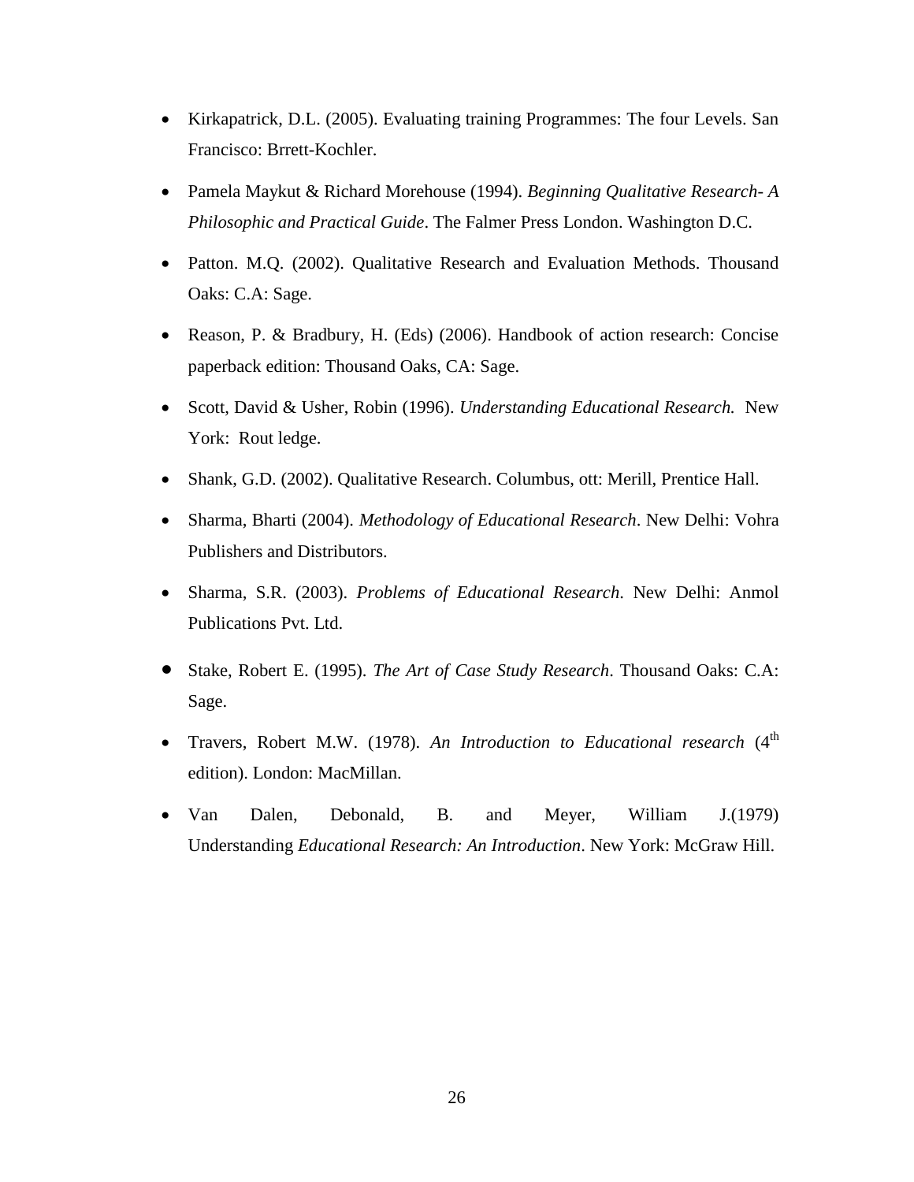- Kirkapatrick, D.L. (2005). Evaluating training Programmes: The four Levels. San Francisco: Brrett-Kochler.
- Pamela Maykut & Richard Morehouse (1994). *Beginning Qualitative Research- A Philosophic and Practical Guide*. The Falmer Press London. Washington D.C.
- Patton. M.Q. (2002). Qualitative Research and Evaluation Methods. Thousand Oaks: C.A: Sage.
- Reason, P. & Bradbury, H. (Eds) (2006). Handbook of action research: Concise paperback edition: Thousand Oaks, CA: Sage.
- Scott, David & Usher, Robin (1996). *Understanding Educational Research.* New York: Rout ledge.
- Shank, G.D. (2002). Qualitative Research. Columbus, ott: Merill, Prentice Hall.
- Sharma, Bharti (2004). *Methodology of Educational Research*. New Delhi: Vohra Publishers and Distributors.
- Sharma, S.R. (2003). *Problems of Educational Research*. New Delhi: Anmol Publications Pvt. Ltd.
- Stake, Robert E. (1995). *The Art of Case Study Research*. Thousand Oaks: C.A: Sage.
- Travers, Robert M.W. (1978). *An Introduction to Educational research* (4th edition). London: MacMillan.
- Van Dalen, Debonald, B. and Meyer, William J.(1979) Understanding *Educational Research: An Introduction*. New York: McGraw Hill.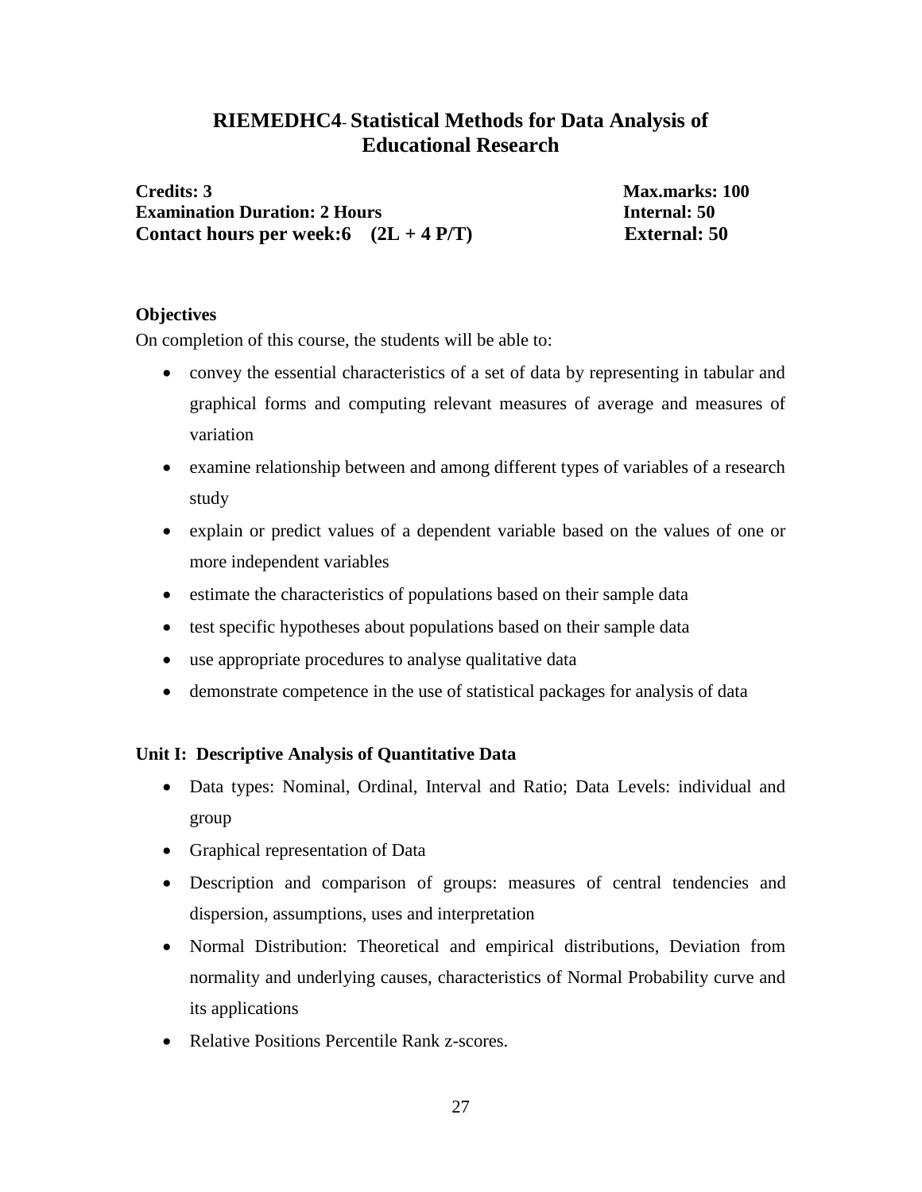# RIEMEDHC4- Statistical Methods for Data Analysis of Educational Research

**Credits: 3** **Max.marks: 100**
**Examination Duration: 2 Hours** **Internal: 50**
**Contact hours per week:6 (2L + 4 P/T)** **External: 50**

**Objectives**

On completion of this course, the students will be able to:

- convey the essential characteristics of a set of data by representing in tabular and graphical forms and computing relevant measures of average and measures of variation
- examine relationship between and among different types of variables of a research study
- explain or predict values of a dependent variable based on the values of one or more independent variables
- estimate the characteristics of populations based on their sample data
- test specific hypotheses about populations based on their sample data
- use appropriate procedures to analyse qualitative data
- demonstrate competence in the use of statistical packages for analysis of data

**Unit I: Descriptive Analysis of Quantitative Data**

- Data types: Nominal, Ordinal, Interval and Ratio; Data Levels: individual and group
- Graphical representation of Data
- Description and comparison of groups: measures of central tendencies and dispersion, assumptions, uses and interpretation
- Normal Distribution: Theoretical and empirical distributions, Deviation from normality and underlying causes, characteristics of Normal Probability curve and its applications
- Relative Positions Percentile Rank z-scores.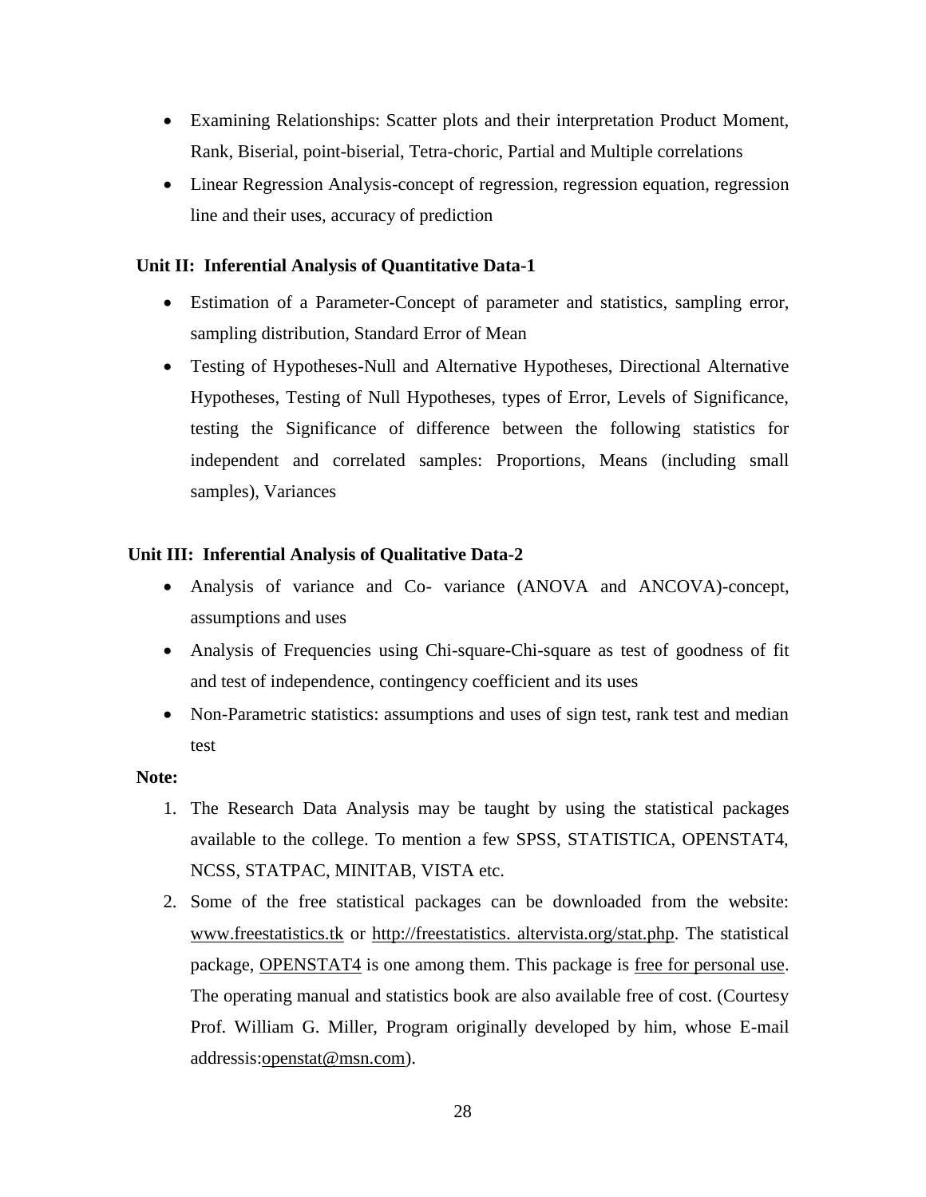- Examining Relationships: Scatter plots and their interpretation Product Moment, Rank, Biserial, point-biserial, Tetra-choric, Partial and Multiple correlations
- Linear Regression Analysis-concept of regression, regression equation, regression line and their uses, accuracy of prediction

**Unit II: Inferential Analysis of Quantitative Data-1**

- Estimation of a Parameter-Concept of parameter and statistics, sampling error, sampling distribution, Standard Error of Mean
- Testing of Hypotheses-Null and Alternative Hypotheses, Directional Alternative Hypotheses, Testing of Null Hypotheses, types of Error, Levels of Significance, testing the Significance of difference between the following statistics for independent and correlated samples: Proportions, Means (including small samples), Variances

**Unit III: Inferential Analysis of Qualitative Data-2**

- Analysis of variance and Co- variance (ANOVA and ANCOVA)-concept, assumptions and uses
- Analysis of Frequencies using Chi-square-Chi-square as test of goodness of fit and test of independence, contingency coefficient and its uses
- Non-Parametric statistics: assumptions and uses of sign test, rank test and median test

**Note:**

1. The Research Data Analysis may be taught by using the statistical packages available to the college. To mention a few SPSS, STATISTICA, OPENSTAT4, NCSS, STATPAC, MINITAB, VISTA etc.
2. Some of the free statistical packages can be downloaded from the website: www.freestatistics.tk or http://freestatistics. altervista.org/stat.php. The statistical package, OPENSTAT4 is one among them. This package is free for personal use. The operating manual and statistics book are also available free of cost. (Courtesy Prof. William G. Miller, Program originally developed by him, whose E-mail addressis:openstat@msn.com).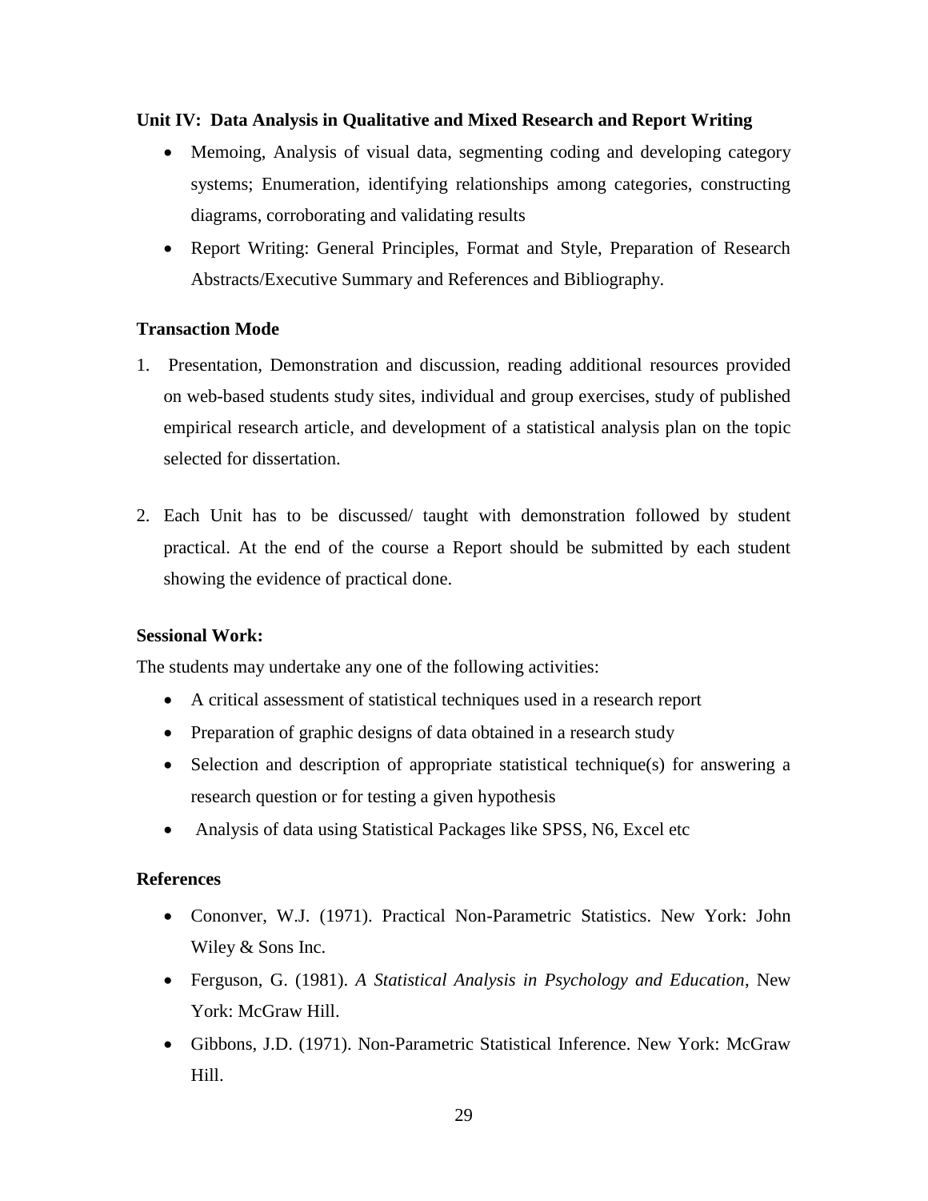**Unit IV: Data Analysis in Qualitative and Mixed Research and Report Writing**

- Memoing, Analysis of visual data, segmenting coding and developing category systems; Enumeration, identifying relationships among categories, constructing diagrams, corroborating and validating results
- Report Writing: General Principles, Format and Style, Preparation of Research Abstracts/Executive Summary and References and Bibliography.

**Transaction Mode**

1. Presentation, Demonstration and discussion, reading additional resources provided on web-based students study sites, individual and group exercises, study of published empirical research article, and development of a statistical analysis plan on the topic selected for dissertation.

2. Each Unit has to be discussed/ taught with demonstration followed by student practical. At the end of the course a Report should be submitted by each student showing the evidence of practical done.

**Sessional Work:**

The students may undertake any one of the following activities:

- A critical assessment of statistical techniques used in a research report
- Preparation of graphic designs of data obtained in a research study
- Selection and description of appropriate statistical technique(s) for answering a research question or for testing a given hypothesis
- Analysis of data using Statistical Packages like SPSS, N6, Excel etc

**References**

- Cononver, W.J. (1971). Practical Non-Parametric Statistics. New York: John Wiley & Sons Inc.
- Ferguson, G. (1981). *A Statistical Analysis in Psychology and Education*, New York: McGraw Hill.
- Gibbons, J.D. (1971). Non-Parametric Statistical Inference. New York: McGraw Hill.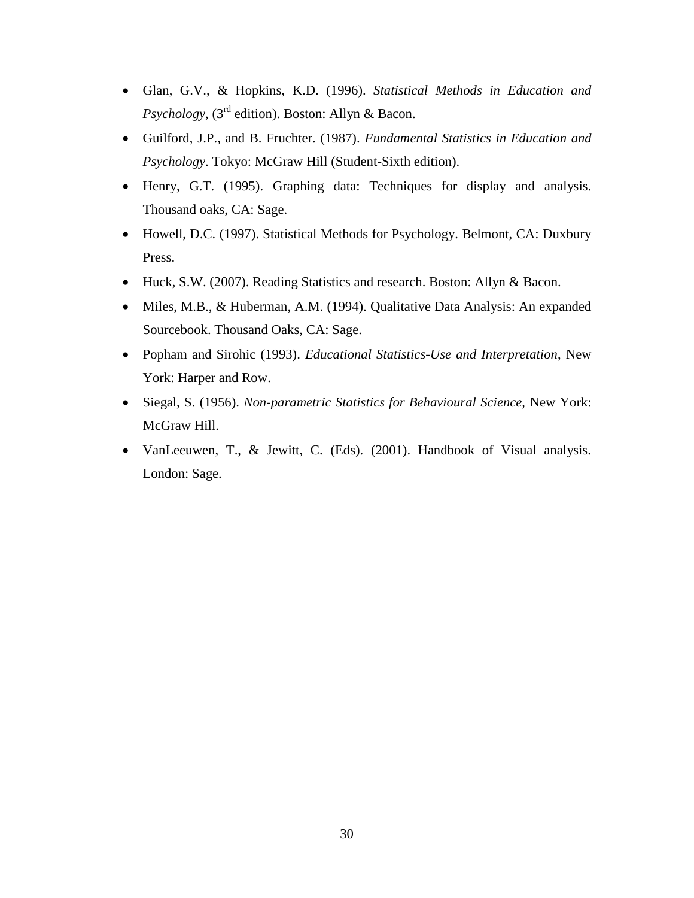- Glan, G.V., & Hopkins, K.D. (1996). *Statistical Methods in Education and Psychology*, (3rd edition). Boston: Allyn & Bacon.
- Guilford, J.P., and B. Fruchter. (1987). *Fundamental Statistics in Education and Psychology*. Tokyo: McGraw Hill (Student-Sixth edition).
- Henry, G.T. (1995). Graphing data: Techniques for display and analysis. Thousand oaks, CA: Sage.
- Howell, D.C. (1997). Statistical Methods for Psychology. Belmont, CA: Duxbury Press.
- Huck, S.W. (2007). Reading Statistics and research. Boston: Allyn & Bacon.
- Miles, M.B., & Huberman, A.M. (1994). Qualitative Data Analysis: An expanded Sourcebook. Thousand Oaks, CA: Sage.
- Popham and Sirohic (1993). *Educational Statistics-Use and Interpretation*, New York: Harper and Row.
- Siegal, S. (1956). *Non-parametric Statistics for Behavioural Science,* New York: McGraw Hill.
- VanLeeuwen, T., & Jewitt, C. (Eds). (2001). Handbook of Visual analysis. London: Sage.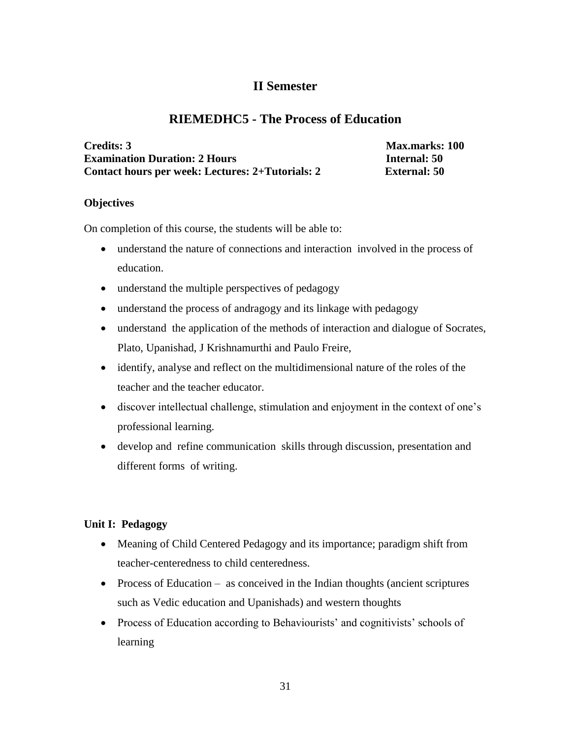## II Semester

## RIEMEDHC5 - The Process of Education

**Credits: 3** **Max.marks: 100**
**Examination Duration: 2 Hours** **Internal: 50**
**Contact hours per week: Lectures: 2+Tutorials: 2** **External: 50**

### Objectives

On completion of this course, the students will be able to:

- understand the nature of connections and interaction involved in the process of education.
- understand the multiple perspectives of pedagogy
- understand the process of andragogy and its linkage with pedagogy
- understand the application of the methods of interaction and dialogue of Socrates, Plato, Upanishad, J Krishnamurthi and Paulo Freire,
- identify, analyse and reflect on the multidimensional nature of the roles of the teacher and the teacher educator.
- discover intellectual challenge, stimulation and enjoyment in the context of one's professional learning.
- develop and refine communication skills through discussion, presentation and different forms of writing.

### Unit I: Pedagogy

- Meaning of Child Centered Pedagogy and its importance; paradigm shift from teacher-centeredness to child centeredness.
- Process of Education – as conceived in the Indian thoughts (ancient scriptures such as Vedic education and Upanishads) and western thoughts
- Process of Education according to Behaviourists' and cognitivists' schools of learning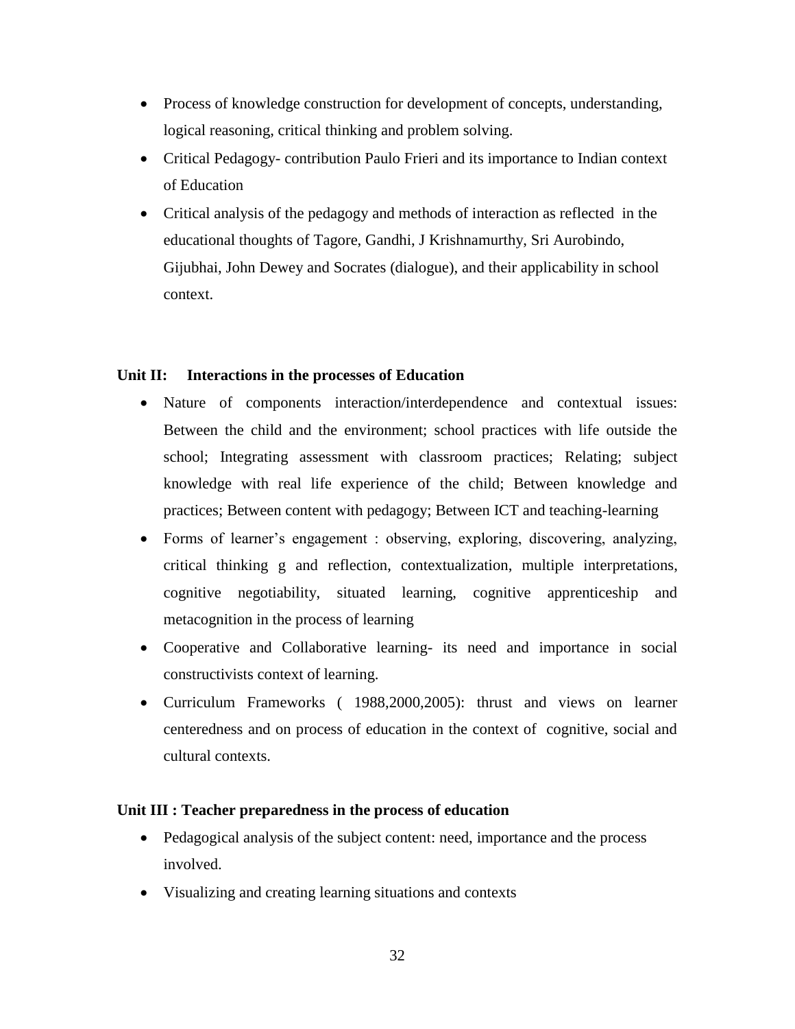- Process of knowledge construction for development of concepts, understanding, logical reasoning, critical thinking and problem solving.
- Critical Pedagogy- contribution Paulo Frieri and its importance to Indian context of Education
- Critical analysis of the pedagogy and methods of interaction as reflected in the educational thoughts of Tagore, Gandhi, J Krishnamurthy, Sri Aurobindo, Gijubhai, John Dewey and Socrates (dialogue), and their applicability in school context.

**Unit II: Interactions in the processes of Education**

- Nature of components interaction/interdependence and contextual issues: Between the child and the environment; school practices with life outside the school; Integrating assessment with classroom practices; Relating; subject knowledge with real life experience of the child; Between knowledge and practices; Between content with pedagogy; Between ICT and teaching-learning
- Forms of learner's engagement : observing, exploring, discovering, analyzing, critical thinking g and reflection, contextualization, multiple interpretations, cognitive negotiability, situated learning, cognitive apprenticeship and metacognition in the process of learning
- Cooperative and Collaborative learning- its need and importance in social constructivists context of learning.
- Curriculum Frameworks ( 1988,2000,2005): thrust and views on learner centeredness and on process of education in the context of cognitive, social and cultural contexts.

**Unit III : Teacher preparedness in the process of education**

- Pedagogical analysis of the subject content: need, importance and the process involved.
- Visualizing and creating learning situations and contexts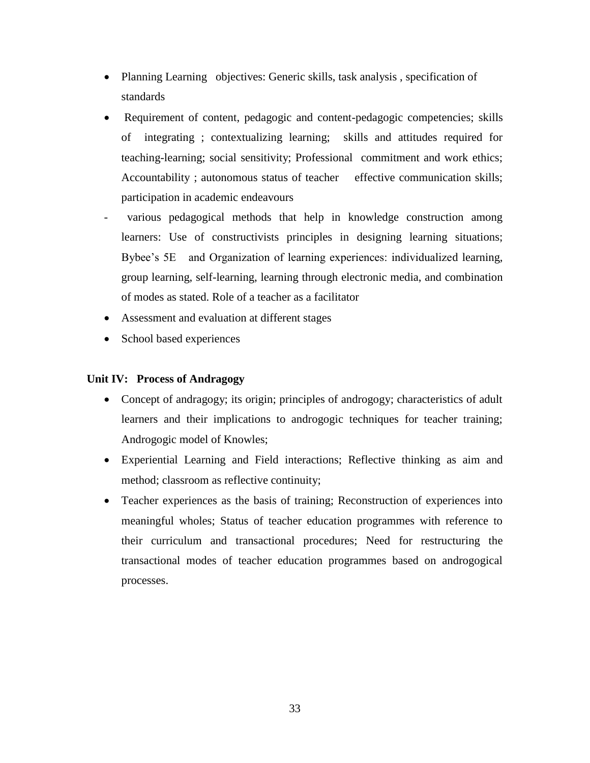- Planning Learning objectives: Generic skills, task analysis , specification of standards
- Requirement of content, pedagogic and content-pedagogic competencies; skills of integrating ; contextualizing learning; skills and attitudes required for teaching-learning; social sensitivity; Professional commitment and work ethics; Accountability ; autonomous status of teacher effective communication skills; participation in academic endeavours

- various pedagogical methods that help in knowledge construction among learners: Use of constructivists principles in designing learning situations; Bybee's 5E and Organization of learning experiences: individualized learning, group learning, self-learning, learning through electronic media, and combination of modes as stated. Role of a teacher as a facilitator

- Assessment and evaluation at different stages
- School based experiences

**Unit IV: Process of Andragogy**

- Concept of andragogy; its origin; principles of androgogy; characteristics of adult learners and their implications to androgogic techniques for teacher training; Androgogic model of Knowles;
- Experiential Learning and Field interactions; Reflective thinking as aim and method; classroom as reflective continuity;
- Teacher experiences as the basis of training; Reconstruction of experiences into meaningful wholes; Status of teacher education programmes with reference to their curriculum and transactional procedures; Need for restructuring the transactional modes of teacher education programmes based on androgogical processes.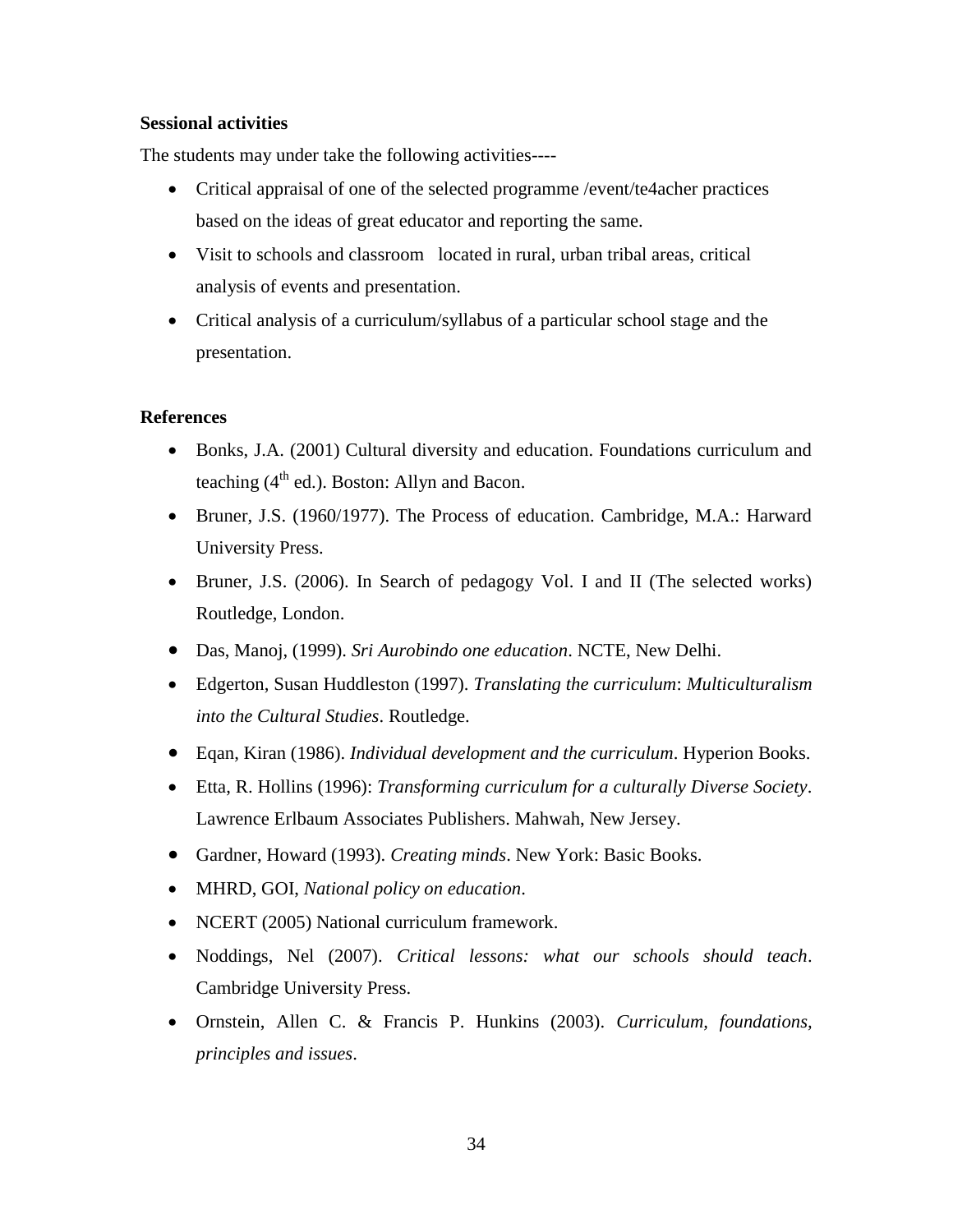**Sessional activities**

The students may under take the following activities----

- Critical appraisal of one of the selected programme /event/te4acher practices based on the ideas of great educator and reporting the same.
- Visit to schools and classroom located in rural, urban tribal areas, critical analysis of events and presentation.
- Critical analysis of a curriculum/syllabus of a particular school stage and the presentation.

**References**

- Bonks, J.A. (2001) Cultural diversity and education. Foundations curriculum and teaching (4th ed.). Boston: Allyn and Bacon.
- Bruner, J.S. (1960/1977). The Process of education. Cambridge, M.A.: Harward University Press.
- Bruner, J.S. (2006). In Search of pedagogy Vol. I and II (The selected works) Routledge, London.
- Das, Manoj, (1999). *Sri Aurobindo one education*. NCTE, New Delhi.
- Edgerton, Susan Huddleston (1997). *Translating the curriculum*: *Multiculturalism into the Cultural Studies*. Routledge.
- Eqan, Kiran (1986). *Individual development and the curriculum*. Hyperion Books.
- Etta, R. Hollins (1996): *Transforming curriculum for a culturally Diverse Society*. Lawrence Erlbaum Associates Publishers. Mahwah, New Jersey.
- Gardner, Howard (1993). *Creating minds*. New York: Basic Books.
- MHRD, GOI, *National policy on education*.
- NCERT (2005) National curriculum framework.
- Noddings, Nel (2007). *Critical lessons: what our schools should teach*. Cambridge University Press.
- Ornstein, Allen C. & Francis P. Hunkins (2003). *Curriculum, foundations, principles and issues*.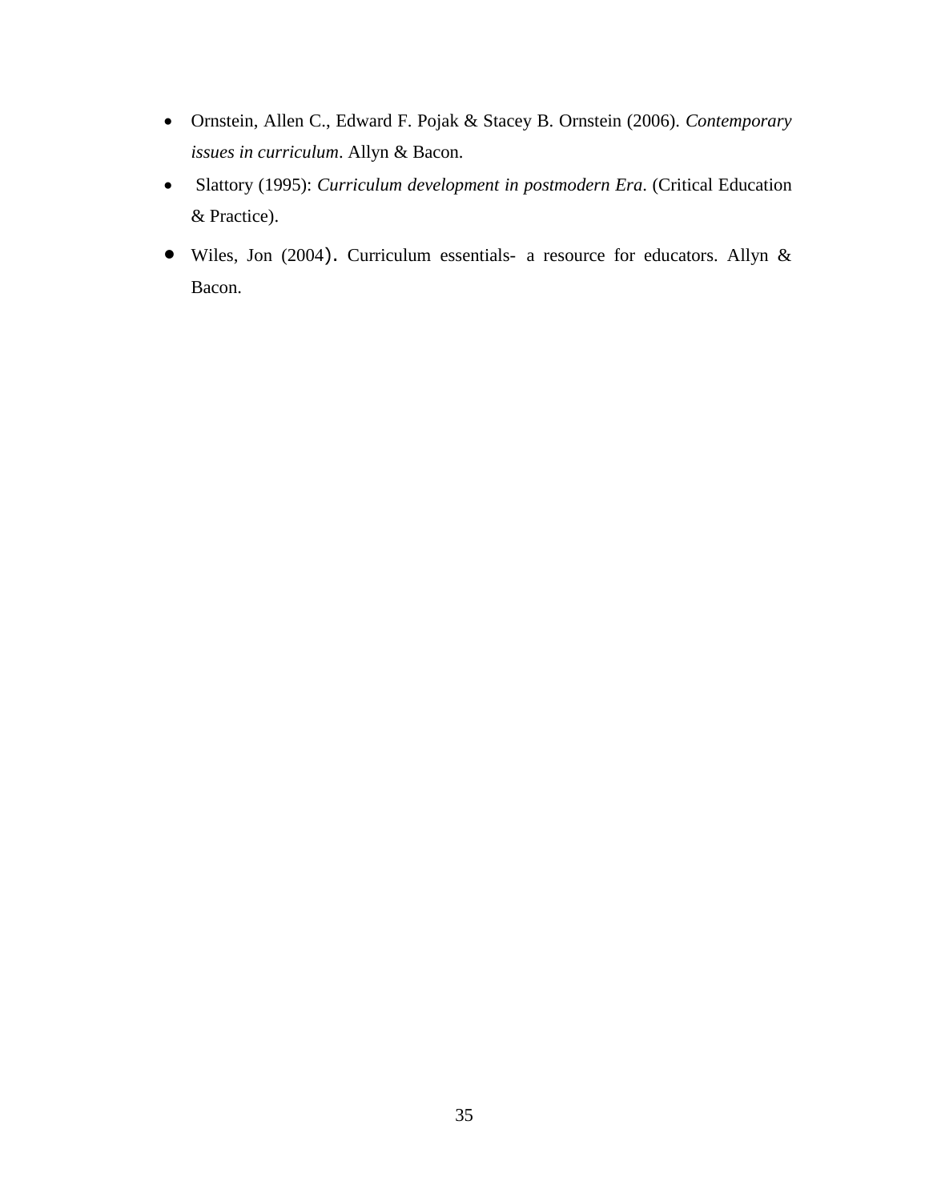- Ornstein, Allen C., Edward F. Pojak & Stacey B. Ornstein (2006). *Contemporary issues in curriculum*. Allyn & Bacon.
- Slattory (1995): *Curriculum development in postmodern Era*. (Critical Education & Practice).
- Wiles, Jon (2004). Curriculum essentials- a resource for educators. Allyn & Bacon.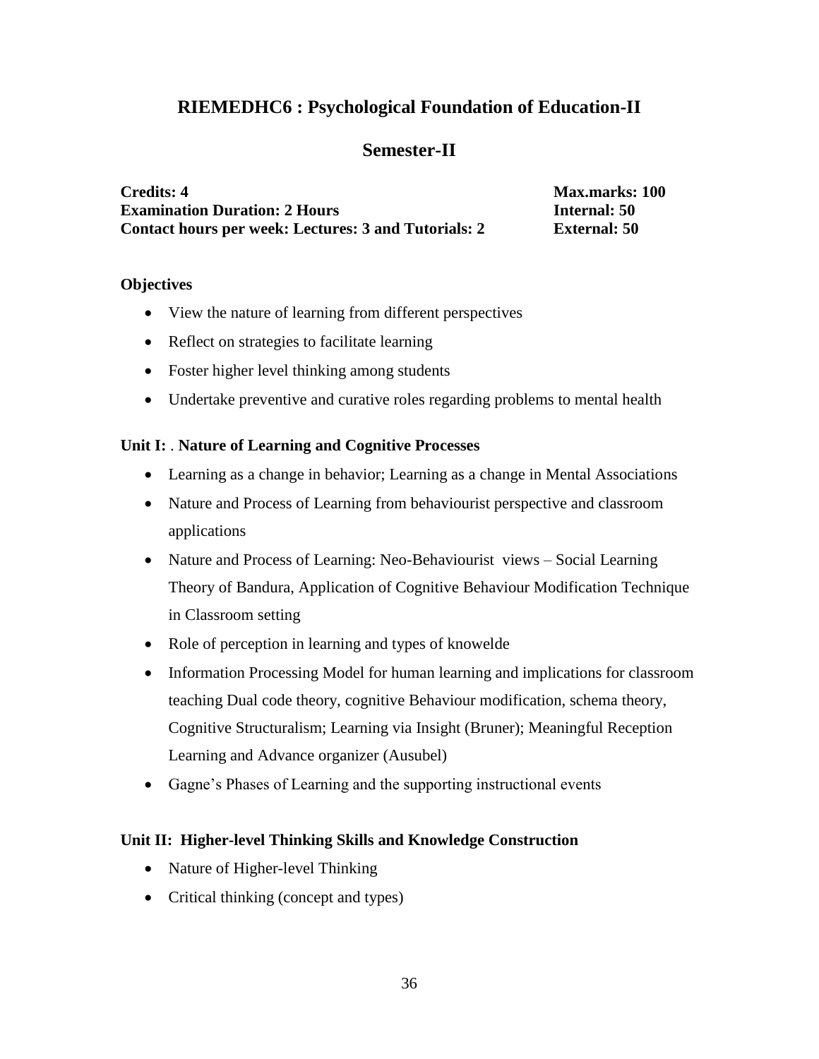## RIEMEDHC6 : Psychological Foundation of Education-II

## Semester-II

**Credits: 4** **Max.marks: 100**
**Examination Duration: 2 Hours** **Internal: 50**
**Contact hours per week: Lectures: 3 and Tutorials: 2** **External: 50**

**Objectives**

- View the nature of learning from different perspectives
- Reflect on strategies to facilitate learning
- Foster higher level thinking among students
- Undertake preventive and curative roles regarding problems to mental health

**Unit I: . Nature of Learning and Cognitive Processes**

- Learning as a change in behavior; Learning as a change in Mental Associations
- Nature and Process of Learning from behaviourist perspective and classroom applications
- Nature and Process of Learning: Neo-Behaviourist views – Social Learning Theory of Bandura, Application of Cognitive Behaviour Modification Technique in Classroom setting
- Role of perception in learning and types of knowelde
- Information Processing Model for human learning and implications for classroom teaching Dual code theory, cognitive Behaviour modification, schema theory, Cognitive Structuralism; Learning via Insight (Bruner); Meaningful Reception Learning and Advance organizer (Ausubel)
- Gagne's Phases of Learning and the supporting instructional events

**Unit II: Higher-level Thinking Skills and Knowledge Construction**

- Nature of Higher-level Thinking
- Critical thinking (concept and types)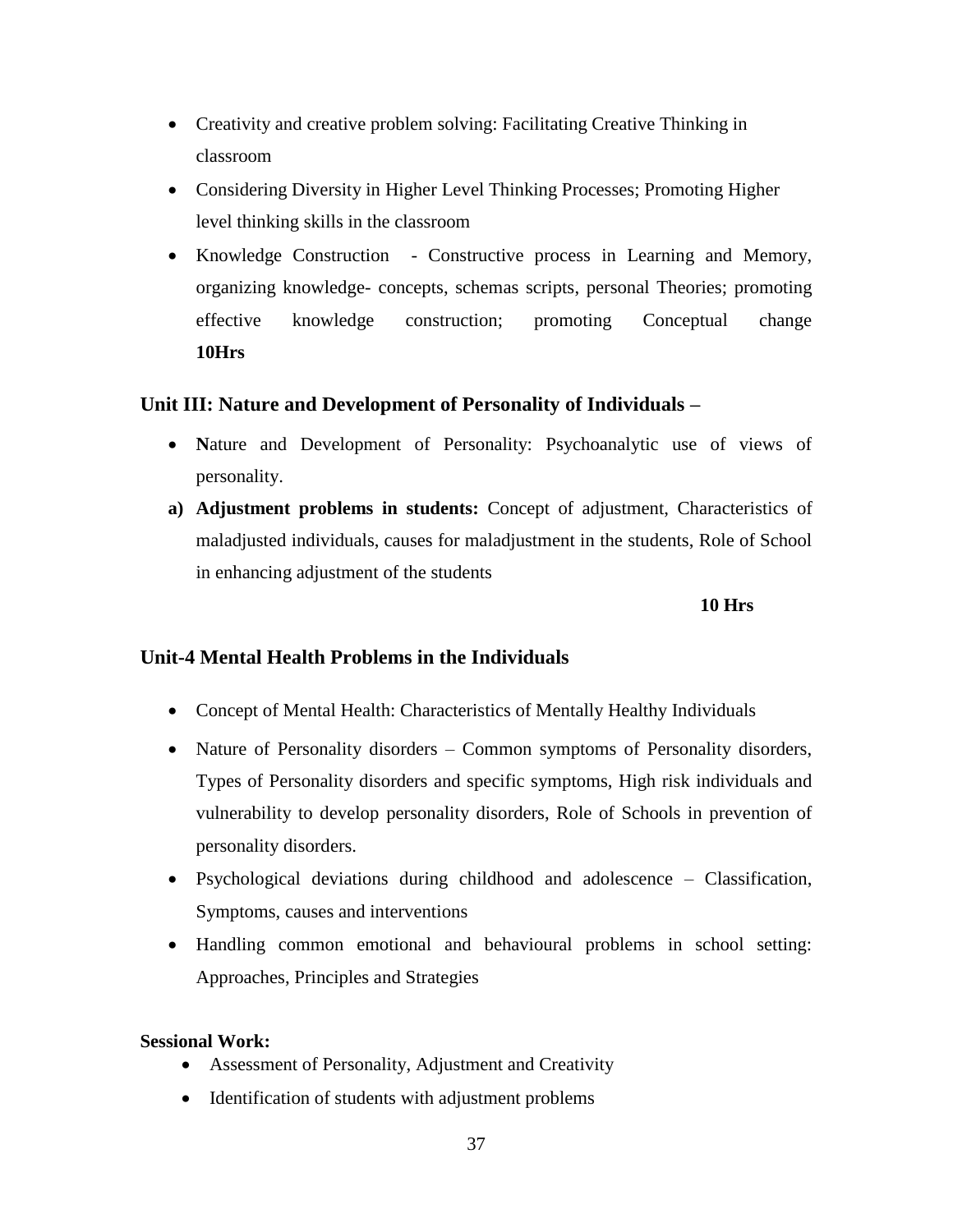- Creativity and creative problem solving: Facilitating Creative Thinking in classroom
- Considering Diversity in Higher Level Thinking Processes; Promoting Higher level thinking skills in the classroom
- Knowledge Construction - Constructive process in Learning and Memory, organizing knowledge- concepts, schemas scripts, personal Theories; promoting effective knowledge construction; promoting Conceptual change **10Hrs**

### Unit III: Nature and Development of Personality of Individuals –

- **N**ature and Development of Personality: Psychoanalytic use of views of personality.

**a) Adjustment problems in students:** Concept of adjustment, Characteristics of maladjusted individuals, causes for maladjustment in the students, Role of School in enhancing adjustment of the students

**10 Hrs**

### Unit-4 Mental Health Problems in the Individuals

- Concept of Mental Health: Characteristics of Mentally Healthy Individuals
- Nature of Personality disorders – Common symptoms of Personality disorders, Types of Personality disorders and specific symptoms, High risk individuals and vulnerability to develop personality disorders, Role of Schools in prevention of personality disorders.
- Psychological deviations during childhood and adolescence – Classification, Symptoms, causes and interventions
- Handling common emotional and behavioural problems in school setting: Approaches, Principles and Strategies

**Sessional Work:**

- Assessment of Personality, Adjustment and Creativity
- Identification of students with adjustment problems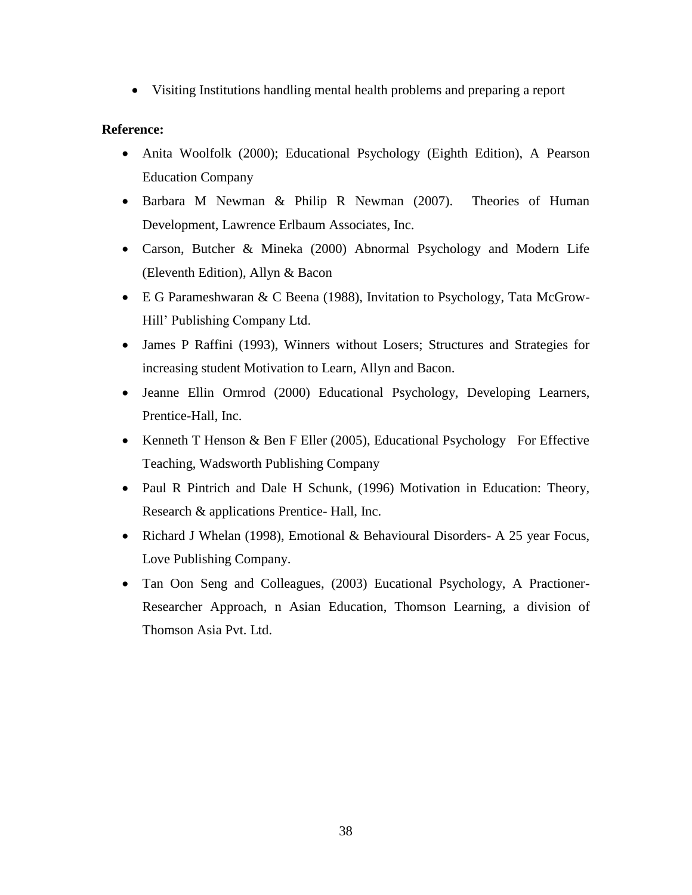- Visiting Institutions handling mental health problems and preparing a report

**Reference:**

- Anita Woolfolk (2000); Educational Psychology (Eighth Edition), A Pearson Education Company
- Barbara M Newman & Philip R Newman (2007). Theories of Human Development, Lawrence Erlbaum Associates, Inc.
- Carson, Butcher & Mineka (2000) Abnormal Psychology and Modern Life (Eleventh Edition), Allyn & Bacon
- E G Parameshwaran & C Beena (1988), Invitation to Psychology, Tata McGrow-Hill' Publishing Company Ltd.
- James P Raffini (1993), Winners without Losers; Structures and Strategies for increasing student Motivation to Learn, Allyn and Bacon.
- Jeanne Ellin Ormrod (2000) Educational Psychology, Developing Learners, Prentice-Hall, Inc.
- Kenneth T Henson & Ben F Eller (2005), Educational Psychology For Effective Teaching, Wadsworth Publishing Company
- Paul R Pintrich and Dale H Schunk, (1996) Motivation in Education: Theory, Research & applications Prentice- Hall, Inc.
- Richard J Whelan (1998), Emotional & Behavioural Disorders- A 25 year Focus, Love Publishing Company.
- Tan Oon Seng and Colleagues, (2003) Eucational Psychology, A Practioner-Researcher Approach, n Asian Education, Thomson Learning, a division of Thomson Asia Pvt. Ltd.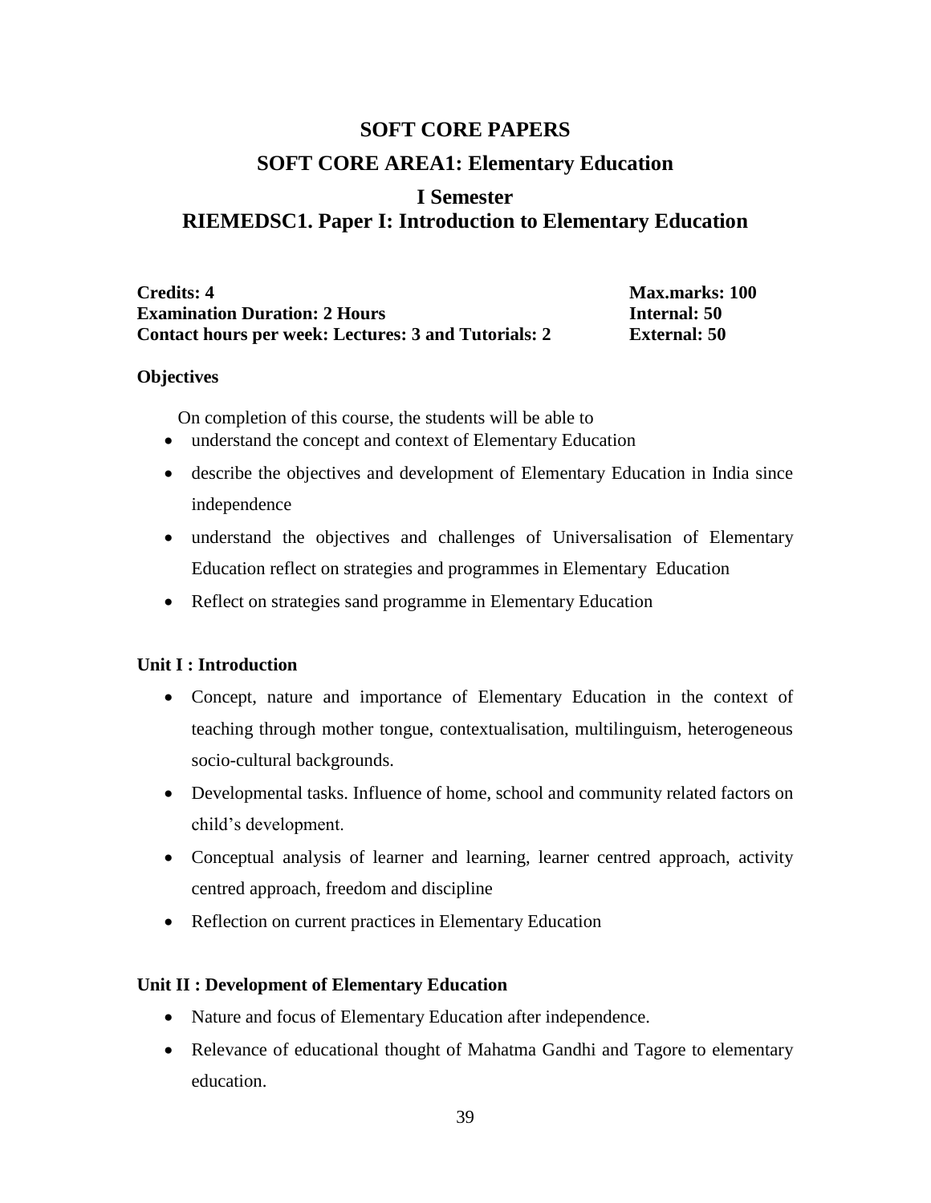## SOFT CORE PAPERS

## SOFT CORE AREA1: Elementary Education

## I Semester

## RIEMEDSC1. Paper I: Introduction to Elementary Education

**Credits: 4** **Max.marks: 100**
**Examination Duration: 2 Hours** **Internal: 50**
**Contact hours per week: Lectures: 3 and Tutorials: 2** **External: 50**

**Objectives**

On completion of this course, the students will be able to

- understand the concept and context of Elementary Education
- describe the objectives and development of Elementary Education in India since independence
- understand the objectives and challenges of Universalisation of Elementary Education reflect on strategies and programmes in Elementary Education
- Reflect on strategies sand programme in Elementary Education

**Unit I : Introduction**

- Concept, nature and importance of Elementary Education in the context of teaching through mother tongue, contextualisation, multilinguism, heterogeneous socio-cultural backgrounds.
- Developmental tasks. Influence of home, school and community related factors on child's development.
- Conceptual analysis of learner and learning, learner centred approach, activity centred approach, freedom and discipline
- Reflection on current practices in Elementary Education

**Unit II : Development of Elementary Education**

- Nature and focus of Elementary Education after independence.
- Relevance of educational thought of Mahatma Gandhi and Tagore to elementary education.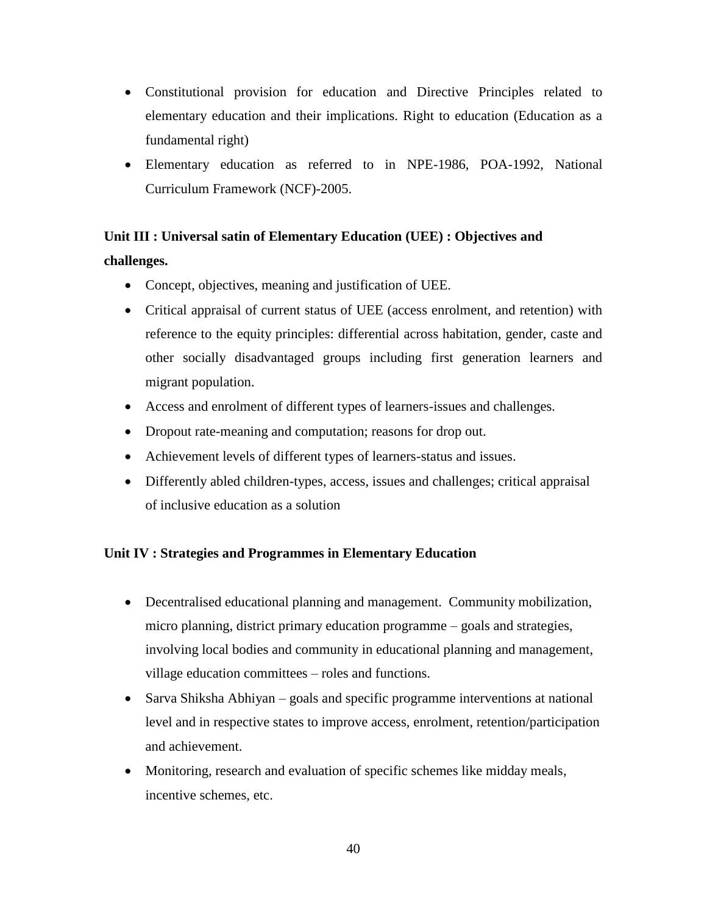- Constitutional provision for education and Directive Principles related to elementary education and their implications. Right to education (Education as a fundamental right)
- Elementary education as referred to in NPE-1986, POA-1992, National Curriculum Framework (NCF)-2005.

**Unit III : Universal satin of Elementary Education (UEE) : Objectives and challenges.**

- Concept, objectives, meaning and justification of UEE.
- Critical appraisal of current status of UEE (access enrolment, and retention) with reference to the equity principles: differential across habitation, gender, caste and other socially disadvantaged groups including first generation learners and migrant population.
- Access and enrolment of different types of learners-issues and challenges.
- Dropout rate-meaning and computation; reasons for drop out.
- Achievement levels of different types of learners-status and issues.
- Differently abled children-types, access, issues and challenges; critical appraisal of inclusive education as a solution

**Unit IV : Strategies and Programmes in Elementary Education**

- Decentralised educational planning and management. Community mobilization, micro planning, district primary education programme – goals and strategies, involving local bodies and community in educational planning and management, village education committees – roles and functions.
- Sarva Shiksha Abhiyan – goals and specific programme interventions at national level and in respective states to improve access, enrolment, retention/participation and achievement.
- Monitoring, research and evaluation of specific schemes like midday meals, incentive schemes, etc.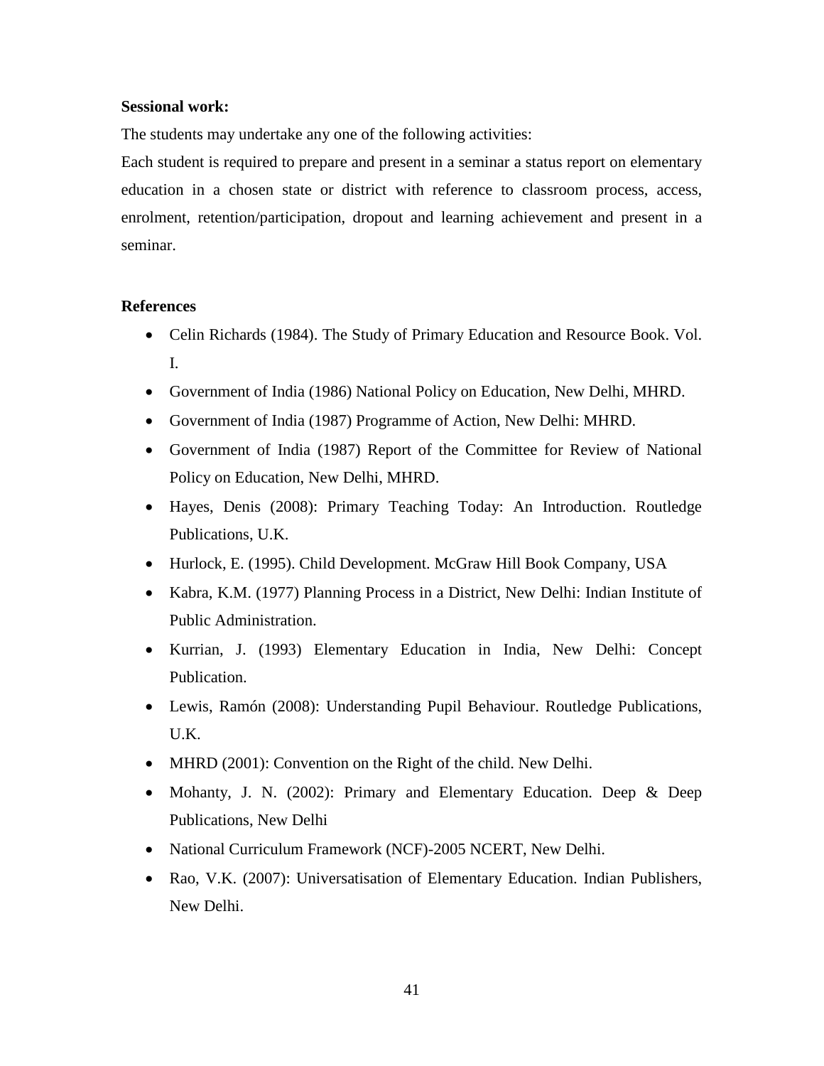**Sessional work:**

The students may undertake any one of the following activities:

Each student is required to prepare and present in a seminar a status report on elementary education in a chosen state or district with reference to classroom process, access, enrolment, retention/participation, dropout and learning achievement and present in a seminar.

**References**

- Celin Richards (1984). The Study of Primary Education and Resource Book. Vol. I.
- Government of India (1986) National Policy on Education, New Delhi, MHRD.
- Government of India (1987) Programme of Action, New Delhi: MHRD.
- Government of India (1987) Report of the Committee for Review of National Policy on Education, New Delhi, MHRD.
- Hayes, Denis (2008): Primary Teaching Today: An Introduction. Routledge Publications, U.K.
- Hurlock, E. (1995). Child Development. McGraw Hill Book Company, USA
- Kabra, K.M. (1977) Planning Process in a District, New Delhi: Indian Institute of Public Administration.
- Kurrian, J. (1993) Elementary Education in India, New Delhi: Concept Publication.
- Lewis, Ramón (2008): Understanding Pupil Behaviour. Routledge Publications, U.K.
- MHRD (2001): Convention on the Right of the child. New Delhi.
- Mohanty, J. N. (2002): Primary and Elementary Education. Deep & Deep Publications, New Delhi
- National Curriculum Framework (NCF)-2005 NCERT, New Delhi.
- Rao, V.K. (2007): Universatisation of Elementary Education. Indian Publishers, New Delhi.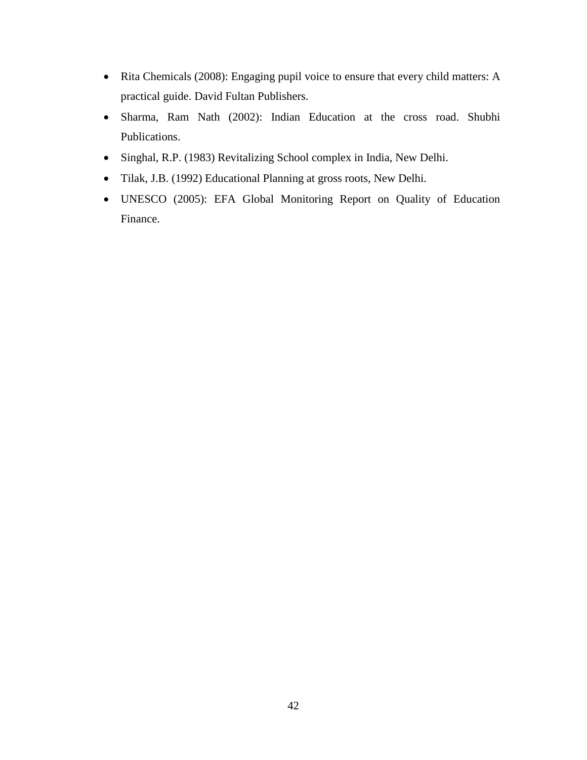- Rita Chemicals (2008): Engaging pupil voice to ensure that every child matters: A practical guide. David Fultan Publishers.
- Sharma, Ram Nath (2002): Indian Education at the cross road. Shubhi Publications.
- Singhal, R.P. (1983) Revitalizing School complex in India, New Delhi.
- Tilak, J.B. (1992) Educational Planning at gross roots, New Delhi.
- UNESCO (2005): EFA Global Monitoring Report on Quality of Education Finance.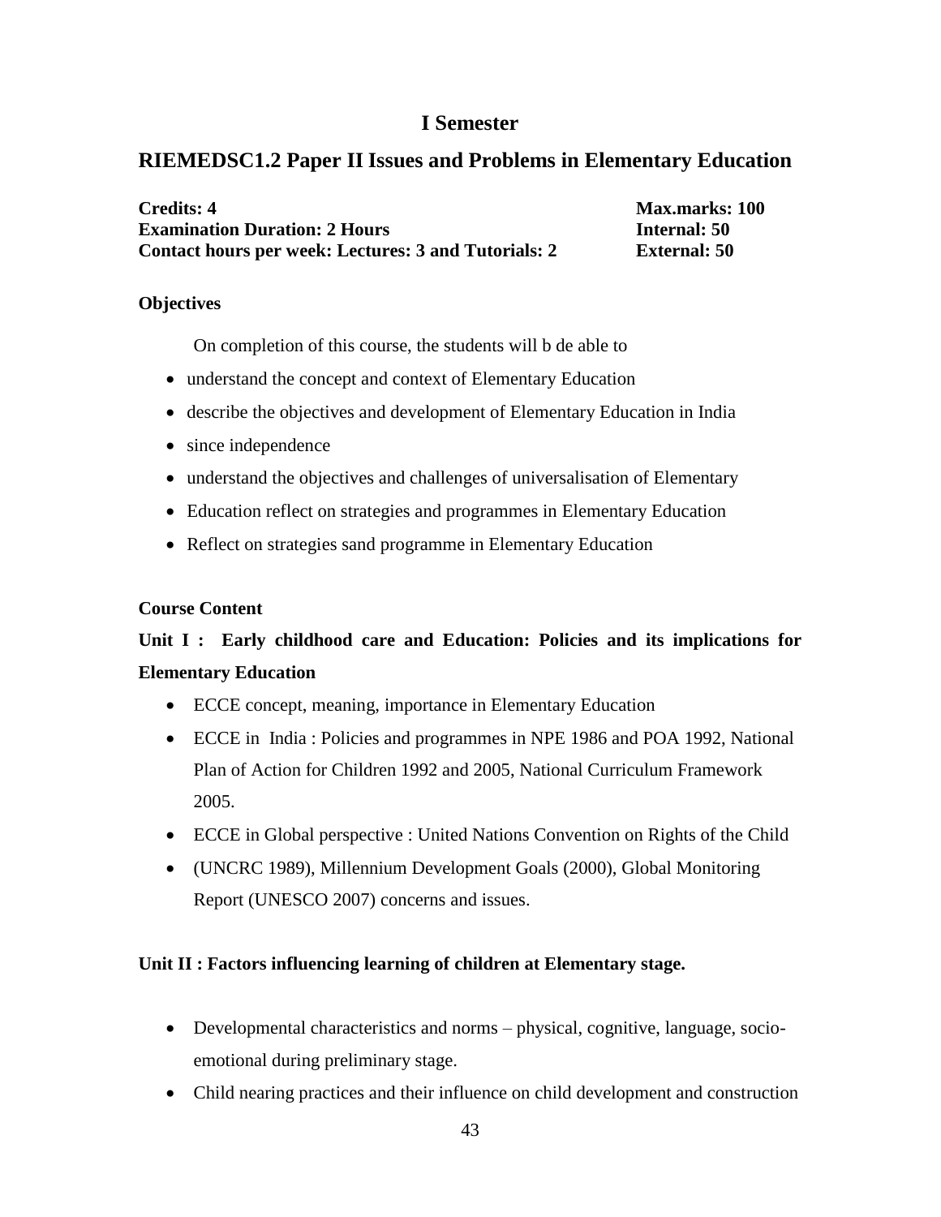## I Semester

## RIEMEDSC1.2 Paper II Issues and Problems in Elementary Education

**Credits: 4** **Max.marks: 100**
**Examination Duration: 2 Hours** **Internal: 50**
**Contact hours per week: Lectures: 3 and Tutorials: 2** **External: 50**

**Objectives**

On completion of this course, the students will b de able to

- understand the concept and context of Elementary Education
- describe the objectives and development of Elementary Education in India
- since independence
- understand the objectives and challenges of universalisation of Elementary
- Education reflect on strategies and programmes in Elementary Education
- Reflect on strategies sand programme in Elementary Education

**Course Content**

**Unit I : Early childhood care and Education: Policies and its implications for Elementary Education**

- ECCE concept, meaning, importance in Elementary Education
- ECCE in India : Policies and programmes in NPE 1986 and POA 1992, National Plan of Action for Children 1992 and 2005, National Curriculum Framework 2005.
- ECCE in Global perspective : United Nations Convention on Rights of the Child
- (UNCRC 1989), Millennium Development Goals (2000), Global Monitoring Report (UNESCO 2007) concerns and issues.

**Unit II : Factors influencing learning of children at Elementary stage.**

- Developmental characteristics and norms – physical, cognitive, language, socio-emotional during preliminary stage.
- Child nearing practices and their influence on child development and construction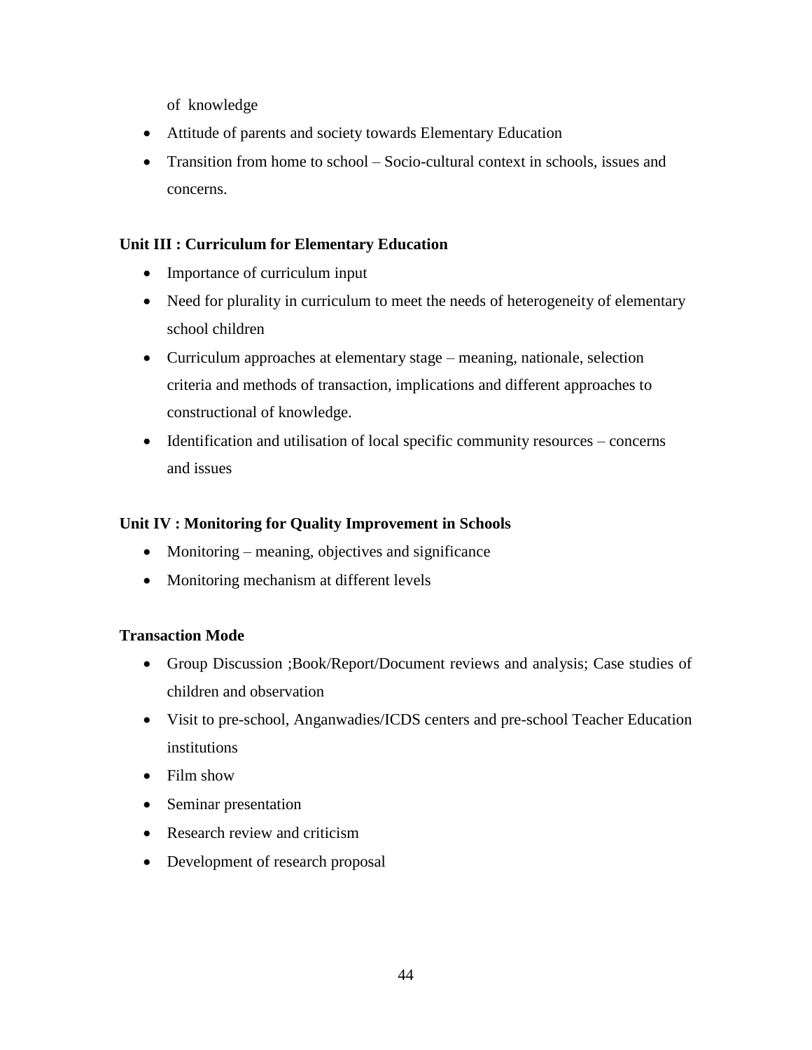of knowledge

- Attitude of parents and society towards Elementary Education
- Transition from home to school – Socio-cultural context in schools, issues and concerns.

**Unit III : Curriculum for Elementary Education**

- Importance of curriculum input
- Need for plurality in curriculum to meet the needs of heterogeneity of elementary school children
- Curriculum approaches at elementary stage – meaning, nationale, selection criteria and methods of transaction, implications and different approaches to constructional of knowledge.
- Identification and utilisation of local specific community resources – concerns and issues

**Unit IV : Monitoring for Quality Improvement in Schools**

- Monitoring – meaning, objectives and significance
- Monitoring mechanism at different levels

**Transaction Mode**

- Group Discussion ;Book/Report/Document reviews and analysis; Case studies of children and observation
- Visit to pre-school, Anganwadies/ICDS centers and pre-school Teacher Education institutions
- Film show
- Seminar presentation
- Research review and criticism
- Development of research proposal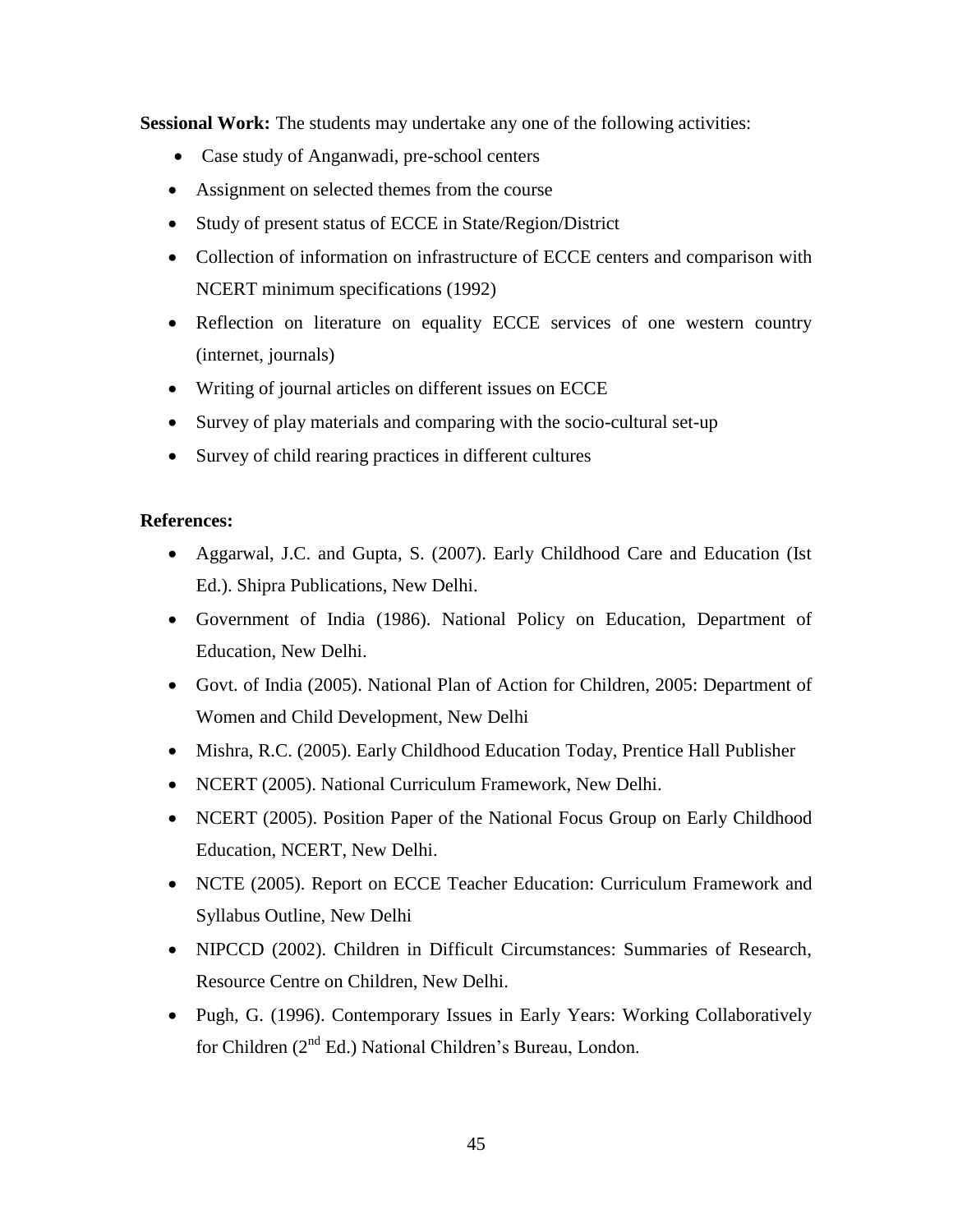**Sessional Work:** The students may undertake any one of the following activities:

- Case study of Anganwadi, pre-school centers
- Assignment on selected themes from the course
- Study of present status of ECCE in State/Region/District
- Collection of information on infrastructure of ECCE centers and comparison with NCERT minimum specifications (1992)
- Reflection on literature on equality ECCE services of one western country (internet, journals)
- Writing of journal articles on different issues on ECCE
- Survey of play materials and comparing with the socio-cultural set-up
- Survey of child rearing practices in different cultures

**References:**

- Aggarwal, J.C. and Gupta, S. (2007). Early Childhood Care and Education (Ist Ed.). Shipra Publications, New Delhi.
- Government of India (1986). National Policy on Education, Department of Education, New Delhi.
- Govt. of India (2005). National Plan of Action for Children, 2005: Department of Women and Child Development, New Delhi
- Mishra, R.C. (2005). Early Childhood Education Today, Prentice Hall Publisher
- NCERT (2005). National Curriculum Framework, New Delhi.
- NCERT (2005). Position Paper of the National Focus Group on Early Childhood Education, NCERT, New Delhi.
- NCTE (2005). Report on ECCE Teacher Education: Curriculum Framework and Syllabus Outline, New Delhi
- NIPCCD (2002). Children in Difficult Circumstances: Summaries of Research, Resource Centre on Children, New Delhi.
- Pugh, G. (1996). Contemporary Issues in Early Years: Working Collaboratively for Children (2nd Ed.) National Children's Bureau, London.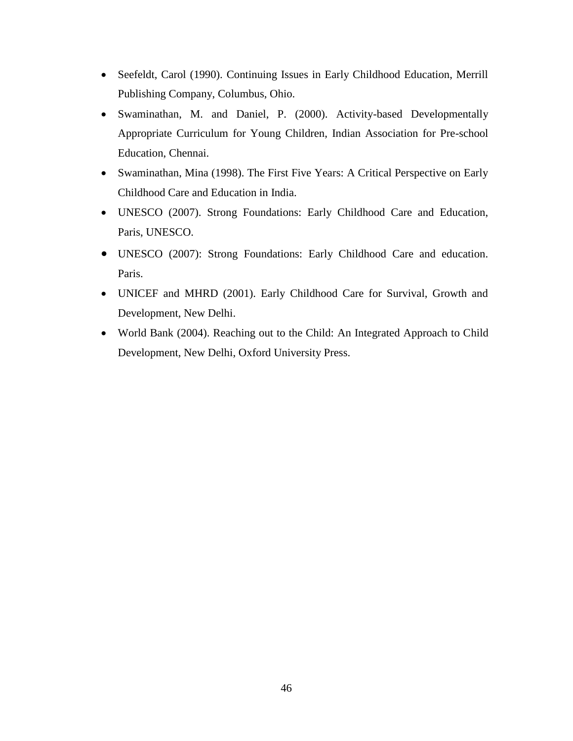- Seefeldt, Carol (1990). Continuing Issues in Early Childhood Education, Merrill Publishing Company, Columbus, Ohio.
- Swaminathan, M. and Daniel, P. (2000). Activity-based Developmentally Appropriate Curriculum for Young Children, Indian Association for Pre-school Education, Chennai.
- Swaminathan, Mina (1998). The First Five Years: A Critical Perspective on Early Childhood Care and Education in India.
- UNESCO (2007). Strong Foundations: Early Childhood Care and Education, Paris, UNESCO.
- UNESCO (2007): Strong Foundations: Early Childhood Care and education. Paris.
- UNICEF and MHRD (2001). Early Childhood Care for Survival, Growth and Development, New Delhi.
- World Bank (2004). Reaching out to the Child: An Integrated Approach to Child Development, New Delhi, Oxford University Press.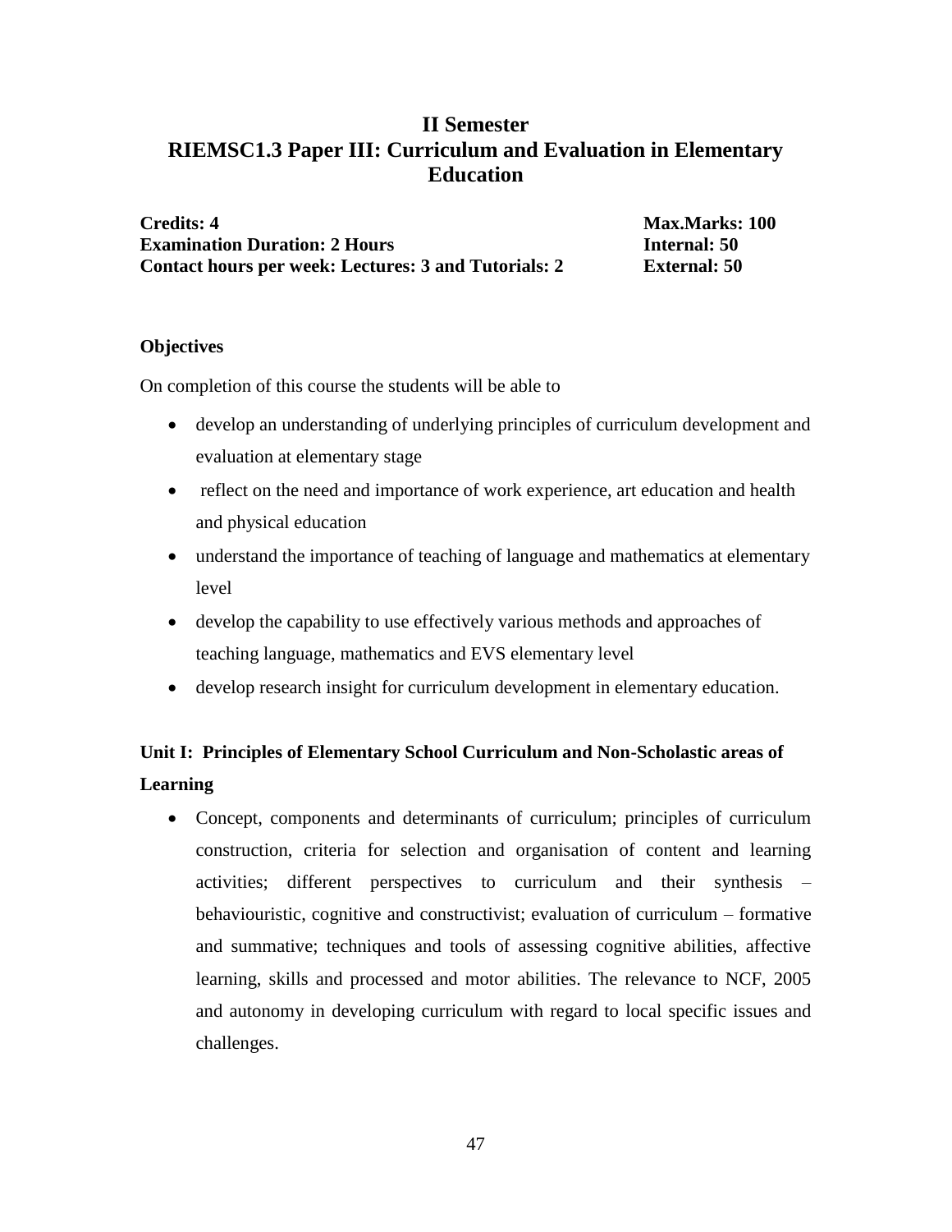# II Semester
# RIEMSC1.3 Paper III: Curriculum and Evaluation in Elementary Education

**Credits: 4** **Max.Marks: 100**
**Examination Duration: 2 Hours** **Internal: 50**
**Contact hours per week: Lectures: 3 and Tutorials: 2** **External: 50**

**Objectives**

On completion of this course the students will be able to

- develop an understanding of underlying principles of curriculum development and evaluation at elementary stage
- reflect on the need and importance of work experience, art education and health and physical education
- understand the importance of teaching of language and mathematics at elementary level
- develop the capability to use effectively various methods and approaches of teaching language, mathematics and EVS elementary level
- develop research insight for curriculum development in elementary education.

**Unit I: Principles of Elementary School Curriculum and Non-Scholastic areas of Learning**

- Concept, components and determinants of curriculum; principles of curriculum construction, criteria for selection and organisation of content and learning activities; different perspectives to curriculum and their synthesis – behaviouristic, cognitive and constructivist; evaluation of curriculum – formative and summative; techniques and tools of assessing cognitive abilities, affective learning, skills and processed and motor abilities. The relevance to NCF, 2005 and autonomy in developing curriculum with regard to local specific issues and challenges.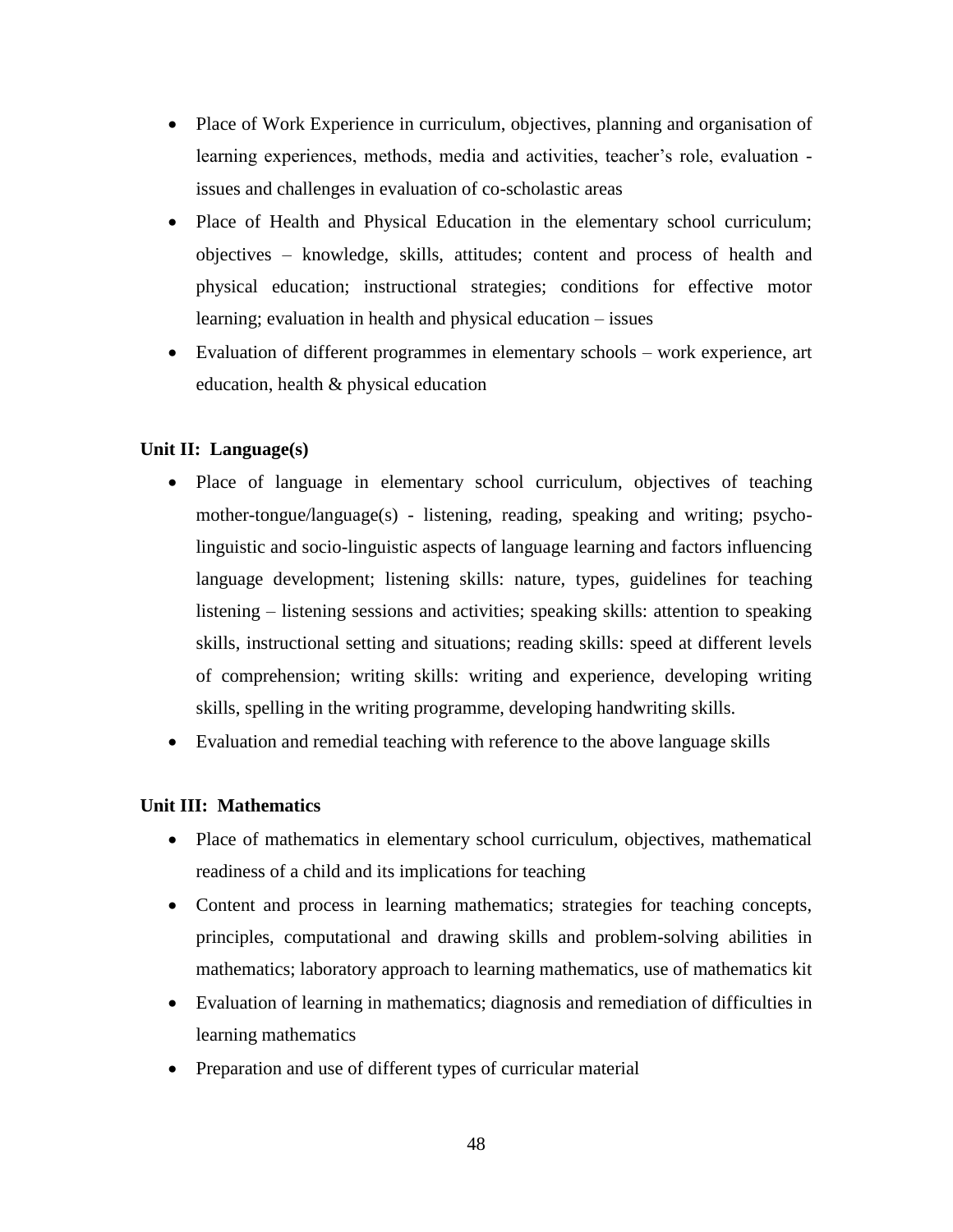- Place of Work Experience in curriculum, objectives, planning and organisation of learning experiences, methods, media and activities, teacher's role, evaluation - issues and challenges in evaluation of co-scholastic areas
- Place of Health and Physical Education in the elementary school curriculum; objectives – knowledge, skills, attitudes; content and process of health and physical education; instructional strategies; conditions for effective motor learning; evaluation in health and physical education – issues
- Evaluation of different programmes in elementary schools – work experience, art education, health & physical education

**Unit II: Language(s)**

- Place of language in elementary school curriculum, objectives of teaching mother-tongue/language(s) - listening, reading, speaking and writing; psycho-linguistic and socio-linguistic aspects of language learning and factors influencing language development; listening skills: nature, types, guidelines for teaching listening – listening sessions and activities; speaking skills: attention to speaking skills, instructional setting and situations; reading skills: speed at different levels of comprehension; writing skills: writing and experience, developing writing skills, spelling in the writing programme, developing handwriting skills.
- Evaluation and remedial teaching with reference to the above language skills

**Unit III: Mathematics**

- Place of mathematics in elementary school curriculum, objectives, mathematical readiness of a child and its implications for teaching
- Content and process in learning mathematics; strategies for teaching concepts, principles, computational and drawing skills and problem-solving abilities in mathematics; laboratory approach to learning mathematics, use of mathematics kit
- Evaluation of learning in mathematics; diagnosis and remediation of difficulties in learning mathematics
- Preparation and use of different types of curricular material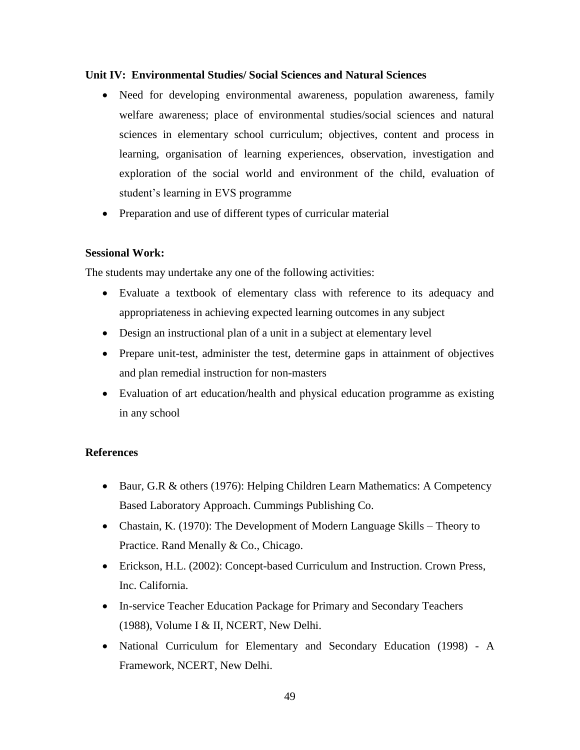**Unit IV: Environmental Studies/ Social Sciences and Natural Sciences**

- Need for developing environmental awareness, population awareness, family welfare awareness; place of environmental studies/social sciences and natural sciences in elementary school curriculum; objectives, content and process in learning, organisation of learning experiences, observation, investigation and exploration of the social world and environment of the child, evaluation of student's learning in EVS programme
- Preparation and use of different types of curricular material

**Sessional Work:**

The students may undertake any one of the following activities:

- Evaluate a textbook of elementary class with reference to its adequacy and appropriateness in achieving expected learning outcomes in any subject
- Design an instructional plan of a unit in a subject at elementary level
- Prepare unit-test, administer the test, determine gaps in attainment of objectives and plan remedial instruction for non-masters
- Evaluation of art education/health and physical education programme as existing in any school

**References**

- Baur, G.R & others (1976): Helping Children Learn Mathematics: A Competency Based Laboratory Approach. Cummings Publishing Co.
- Chastain, K. (1970): The Development of Modern Language Skills – Theory to Practice. Rand Menally & Co., Chicago.
- Erickson, H.L. (2002): Concept-based Curriculum and Instruction. Crown Press, Inc. California.
- In-service Teacher Education Package for Primary and Secondary Teachers (1988), Volume I & II, NCERT, New Delhi.
- National Curriculum for Elementary and Secondary Education (1998) - A Framework, NCERT, New Delhi.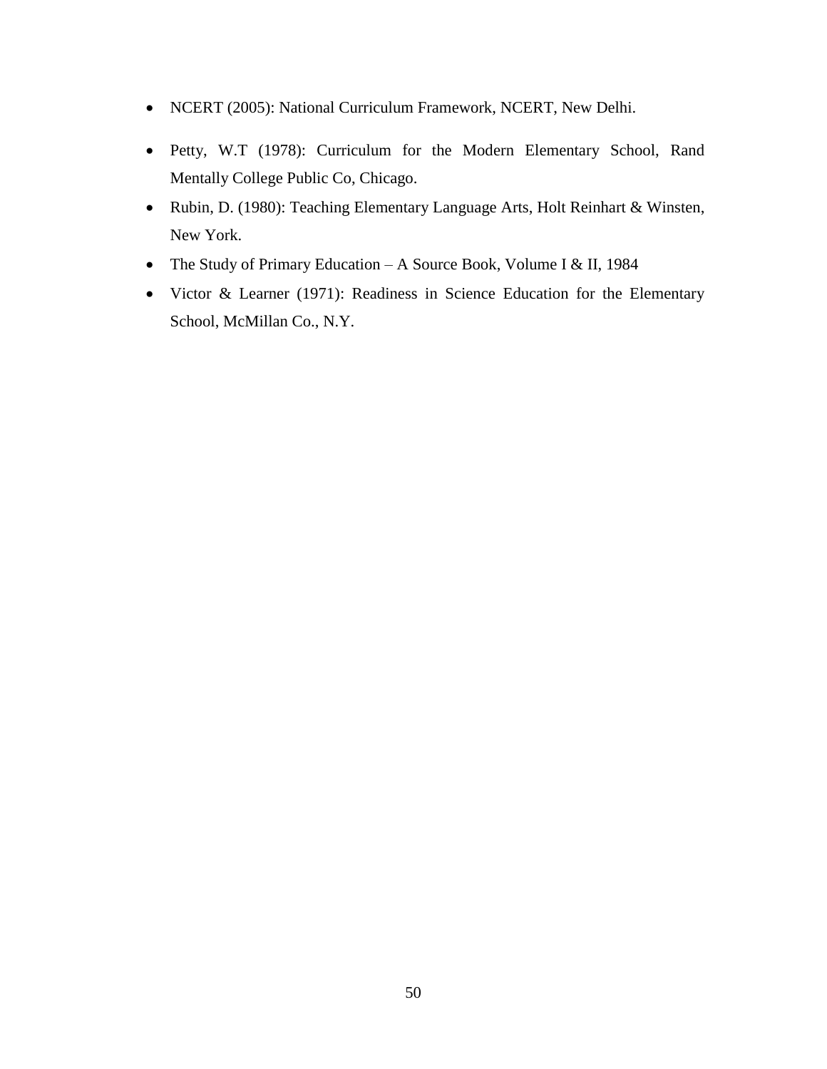- NCERT (2005): National Curriculum Framework, NCERT, New Delhi.
- Petty, W.T (1978): Curriculum for the Modern Elementary School, Rand Mentally College Public Co, Chicago.
- Rubin, D. (1980): Teaching Elementary Language Arts, Holt Reinhart & Winsten, New York.
- The Study of Primary Education – A Source Book, Volume I & II, 1984
- Victor & Learner (1971): Readiness in Science Education for the Elementary School, McMillan Co., N.Y.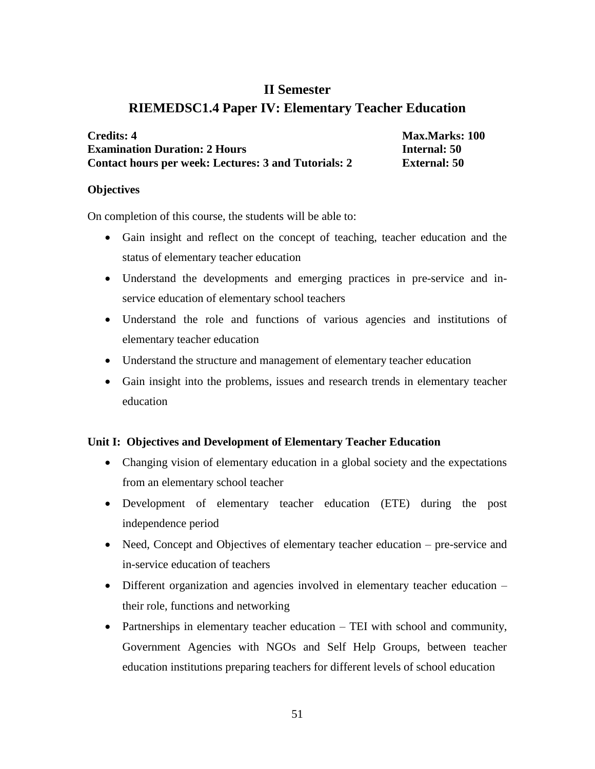# II Semester

## RIEMEDSC1.4 Paper IV: Elementary Teacher Education

**Credits: 4** **Max.Marks: 100**
**Examination Duration: 2 Hours** **Internal: 50**
**Contact hours per week: Lectures: 3 and Tutorials: 2** **External: 50**

### Objectives

On completion of this course, the students will be able to:

- Gain insight and reflect on the concept of teaching, teacher education and the status of elementary teacher education
- Understand the developments and emerging practices in pre-service and in-service education of elementary school teachers
- Understand the role and functions of various agencies and institutions of elementary teacher education
- Understand the structure and management of elementary teacher education
- Gain insight into the problems, issues and research trends in elementary teacher education

### Unit I: Objectives and Development of Elementary Teacher Education

- Changing vision of elementary education in a global society and the expectations from an elementary school teacher
- Development of elementary teacher education (ETE) during the post independence period
- Need, Concept and Objectives of elementary teacher education – pre-service and in-service education of teachers
- Different organization and agencies involved in elementary teacher education – their role, functions and networking
- Partnerships in elementary teacher education – TEI with school and community, Government Agencies with NGOs and Self Help Groups, between teacher education institutions preparing teachers for different levels of school education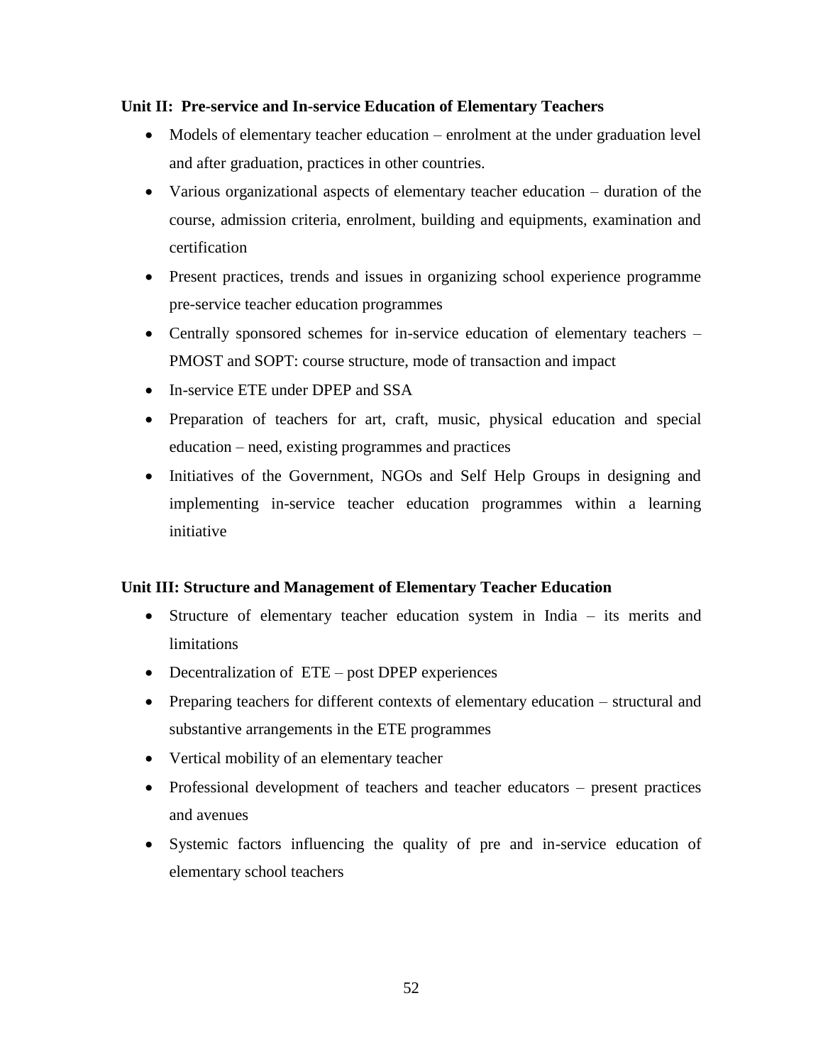**Unit II: Pre-service and In-service Education of Elementary Teachers**

- Models of elementary teacher education – enrolment at the under graduation level and after graduation, practices in other countries.
- Various organizational aspects of elementary teacher education – duration of the course, admission criteria, enrolment, building and equipments, examination and certification
- Present practices, trends and issues in organizing school experience programme pre-service teacher education programmes
- Centrally sponsored schemes for in-service education of elementary teachers – PMOST and SOPT: course structure, mode of transaction and impact
- In-service ETE under DPEP and SSA
- Preparation of teachers for art, craft, music, physical education and special education – need, existing programmes and practices
- Initiatives of the Government, NGOs and Self Help Groups in designing and implementing in-service teacher education programmes within a learning initiative

**Unit III: Structure and Management of Elementary Teacher Education**

- Structure of elementary teacher education system in India – its merits and limitations
- Decentralization of ETE – post DPEP experiences
- Preparing teachers for different contexts of elementary education – structural and substantive arrangements in the ETE programmes
- Vertical mobility of an elementary teacher
- Professional development of teachers and teacher educators – present practices and avenues
- Systemic factors influencing the quality of pre and in-service education of elementary school teachers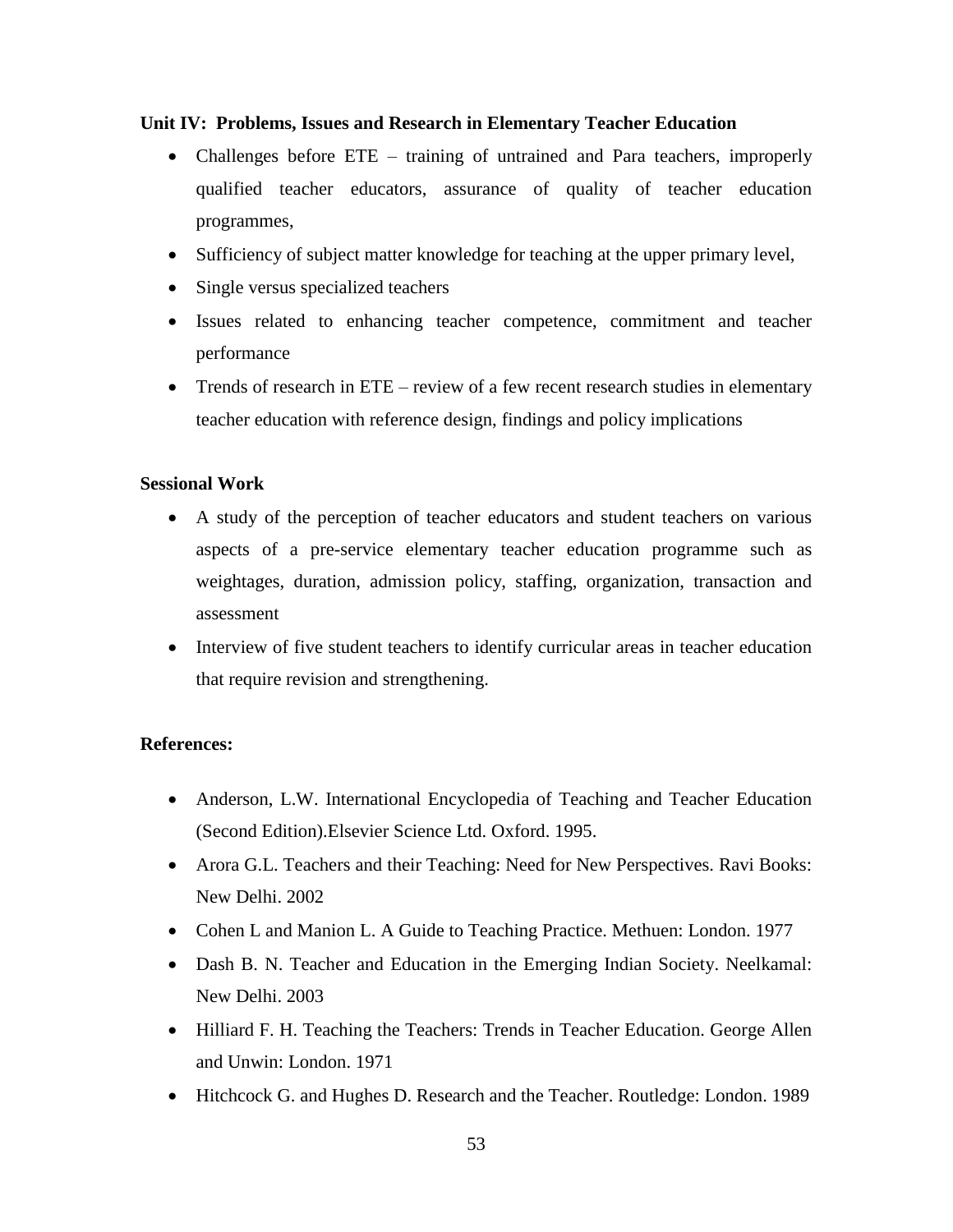**Unit IV: Problems, Issues and Research in Elementary Teacher Education**

- Challenges before ETE – training of untrained and Para teachers, improperly qualified teacher educators, assurance of quality of teacher education programmes,
- Sufficiency of subject matter knowledge for teaching at the upper primary level,
- Single versus specialized teachers
- Issues related to enhancing teacher competence, commitment and teacher performance
- Trends of research in ETE – review of a few recent research studies in elementary teacher education with reference design, findings and policy implications

**Sessional Work**

- A study of the perception of teacher educators and student teachers on various aspects of a pre-service elementary teacher education programme such as weightages, duration, admission policy, staffing, organization, transaction and assessment
- Interview of five student teachers to identify curricular areas in teacher education that require revision and strengthening.

**References:**

- Anderson, L.W. International Encyclopedia of Teaching and Teacher Education (Second Edition).Elsevier Science Ltd. Oxford. 1995.
- Arora G.L. Teachers and their Teaching: Need for New Perspectives. Ravi Books: New Delhi. 2002
- Cohen L and Manion L. A Guide to Teaching Practice. Methuen: London. 1977
- Dash B. N. Teacher and Education in the Emerging Indian Society. Neelkamal: New Delhi. 2003
- Hilliard F. H. Teaching the Teachers: Trends in Teacher Education. George Allen and Unwin: London. 1971
- Hitchcock G. and Hughes D. Research and the Teacher. Routledge: London. 1989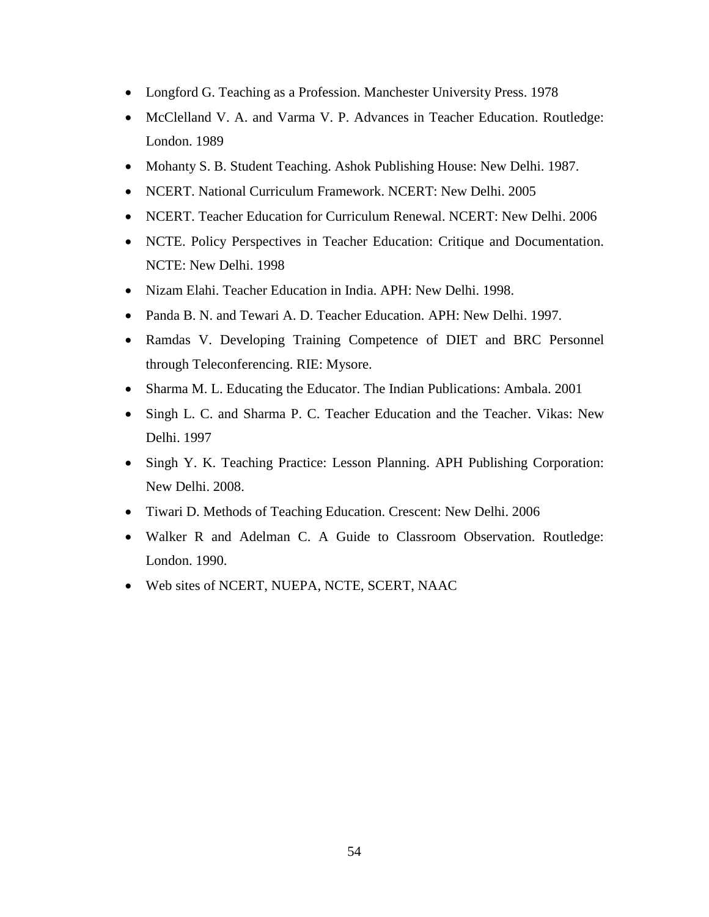- Longford G. Teaching as a Profession. Manchester University Press. 1978
- McClelland V. A. and Varma V. P. Advances in Teacher Education. Routledge: London. 1989
- Mohanty S. B. Student Teaching. Ashok Publishing House: New Delhi. 1987.
- NCERT. National Curriculum Framework. NCERT: New Delhi. 2005
- NCERT. Teacher Education for Curriculum Renewal. NCERT: New Delhi. 2006
- NCTE. Policy Perspectives in Teacher Education: Critique and Documentation. NCTE: New Delhi. 1998
- Nizam Elahi. Teacher Education in India. APH: New Delhi. 1998.
- Panda B. N. and Tewari A. D. Teacher Education. APH: New Delhi. 1997.
- Ramdas V. Developing Training Competence of DIET and BRC Personnel through Teleconferencing. RIE: Mysore.
- Sharma M. L. Educating the Educator. The Indian Publications: Ambala. 2001
- Singh L. C. and Sharma P. C. Teacher Education and the Teacher. Vikas: New Delhi. 1997
- Singh Y. K. Teaching Practice: Lesson Planning. APH Publishing Corporation: New Delhi. 2008.
- Tiwari D. Methods of Teaching Education. Crescent: New Delhi. 2006
- Walker R and Adelman C. A Guide to Classroom Observation. Routledge: London. 1990.
- Web sites of NCERT, NUEPA, NCTE, SCERT, NAAC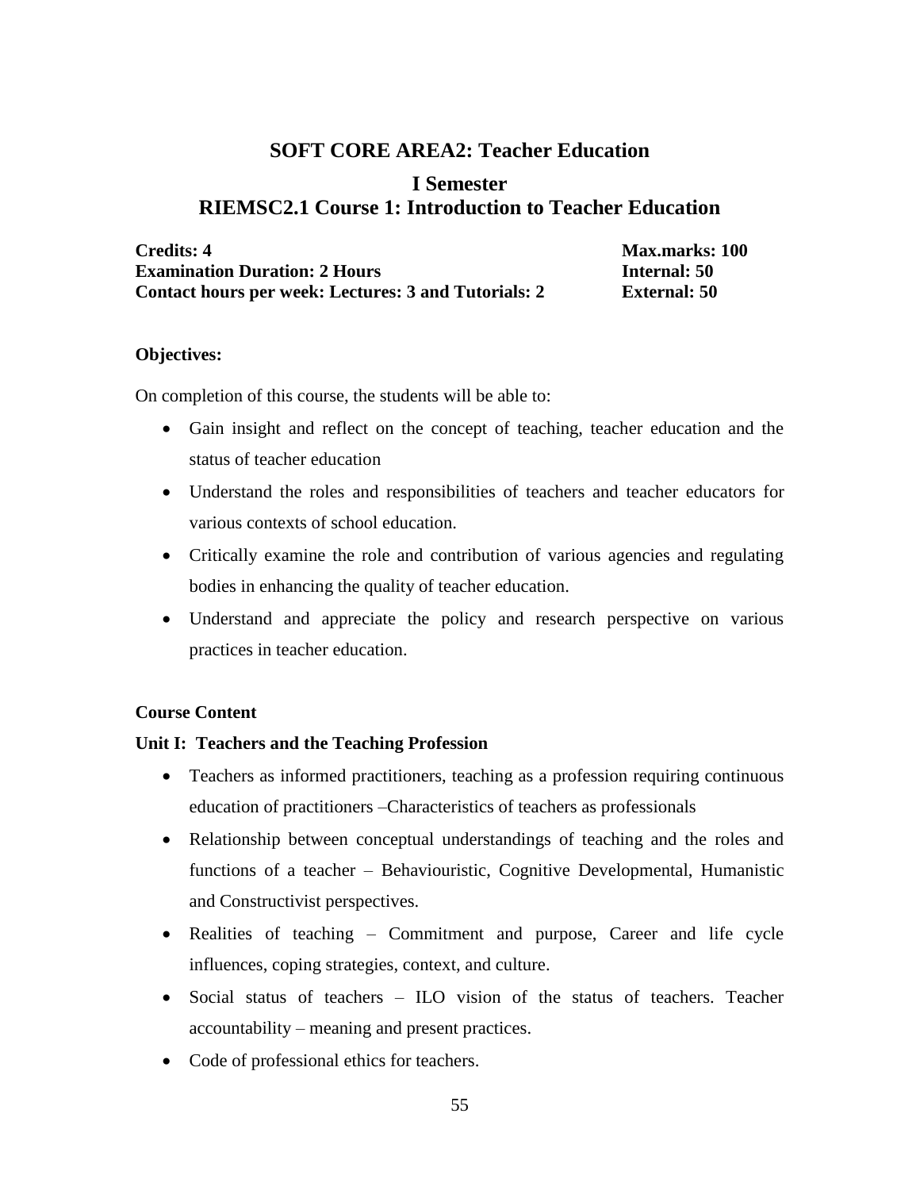## SOFT CORE AREA2: Teacher Education

### I Semester
### RIEMSC2.1 Course 1: Introduction to Teacher Education

**Credits: 4** | **Max.marks: 100**
**Examination Duration: 2 Hours** | **Internal: 50**
**Contact hours per week: Lectures: 3 and Tutorials: 2** | **External: 50**

**Objectives:**

On completion of this course, the students will be able to:

- Gain insight and reflect on the concept of teaching, teacher education and the status of teacher education
- Understand the roles and responsibilities of teachers and teacher educators for various contexts of school education.
- Critically examine the role and contribution of various agencies and regulating bodies in enhancing the quality of teacher education.
- Understand and appreciate the policy and research perspective on various practices in teacher education.

**Course Content**

**Unit I: Teachers and the Teaching Profession**

- Teachers as informed practitioners, teaching as a profession requiring continuous education of practitioners –Characteristics of teachers as professionals
- Relationship between conceptual understandings of teaching and the roles and functions of a teacher – Behaviouristic, Cognitive Developmental, Humanistic and Constructivist perspectives.
- Realities of teaching – Commitment and purpose, Career and life cycle influences, coping strategies, context, and culture.
- Social status of teachers – ILO vision of the status of teachers. Teacher accountability – meaning and present practices.
- Code of professional ethics for teachers.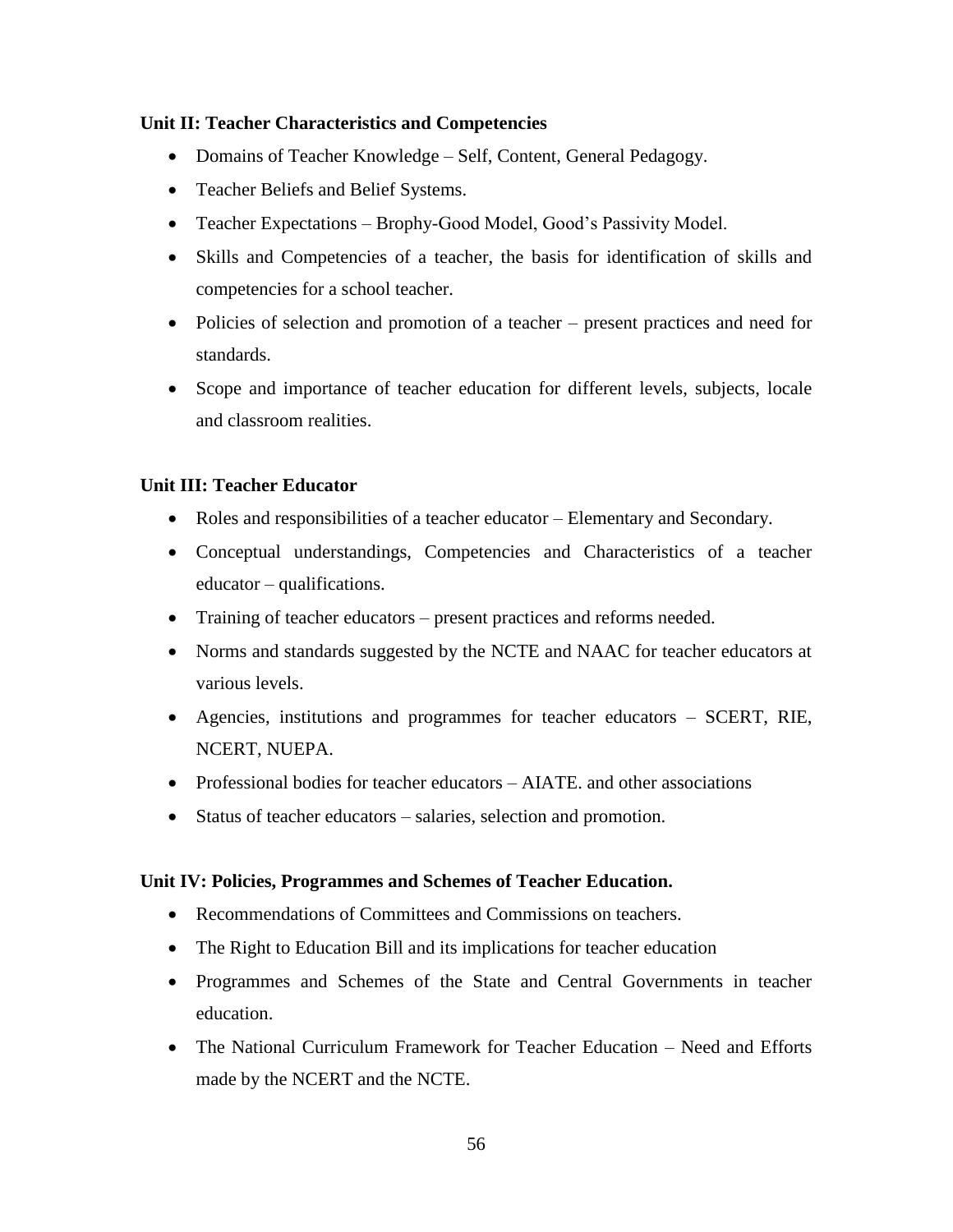**Unit II: Teacher Characteristics and Competencies**

- Domains of Teacher Knowledge – Self, Content, General Pedagogy.
- Teacher Beliefs and Belief Systems.
- Teacher Expectations – Brophy-Good Model, Good's Passivity Model.
- Skills and Competencies of a teacher, the basis for identification of skills and competencies for a school teacher.
- Policies of selection and promotion of a teacher – present practices and need for standards.
- Scope and importance of teacher education for different levels, subjects, locale and classroom realities.

**Unit III: Teacher Educator**

- Roles and responsibilities of a teacher educator – Elementary and Secondary.
- Conceptual understandings, Competencies and Characteristics of a teacher educator – qualifications.
- Training of teacher educators – present practices and reforms needed.
- Norms and standards suggested by the NCTE and NAAC for teacher educators at various levels.
- Agencies, institutions and programmes for teacher educators – SCERT, RIE, NCERT, NUEPA.
- Professional bodies for teacher educators – AIATE. and other associations
- Status of teacher educators – salaries, selection and promotion.

**Unit IV: Policies, Programmes and Schemes of Teacher Education.**

- Recommendations of Committees and Commissions on teachers.
- The Right to Education Bill and its implications for teacher education
- Programmes and Schemes of the State and Central Governments in teacher education.
- The National Curriculum Framework for Teacher Education – Need and Efforts made by the NCERT and the NCTE.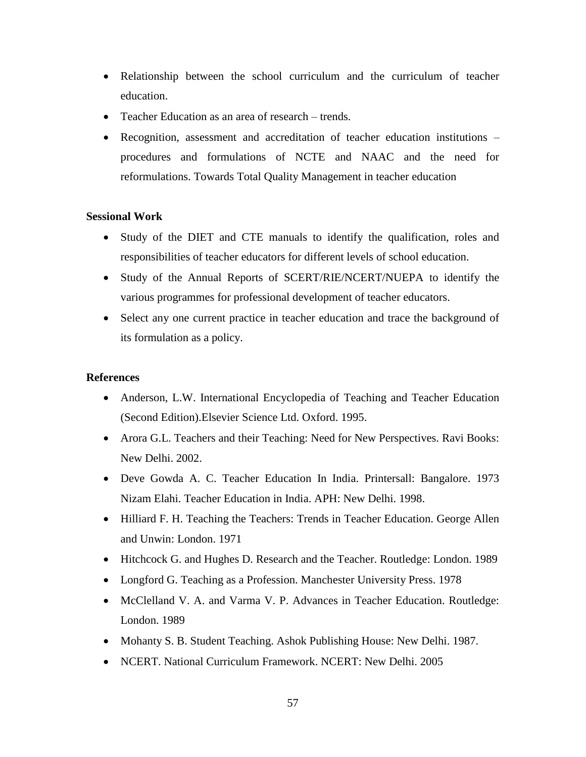- Relationship between the school curriculum and the curriculum of teacher education.
- Teacher Education as an area of research – trends.
- Recognition, assessment and accreditation of teacher education institutions – procedures and formulations of NCTE and NAAC and the need for reformulations. Towards Total Quality Management in teacher education

**Sessional Work**

- Study of the DIET and CTE manuals to identify the qualification, roles and responsibilities of teacher educators for different levels of school education.
- Study of the Annual Reports of SCERT/RIE/NCERT/NUEPA to identify the various programmes for professional development of teacher educators.
- Select any one current practice in teacher education and trace the background of its formulation as a policy.

**References**

- Anderson, L.W. International Encyclopedia of Teaching and Teacher Education (Second Edition).Elsevier Science Ltd. Oxford. 1995.
- Arora G.L. Teachers and their Teaching: Need for New Perspectives. Ravi Books: New Delhi. 2002.
- Deve Gowda A. C. Teacher Education In India. Printersall: Bangalore. 1973 Nizam Elahi. Teacher Education in India. APH: New Delhi. 1998.
- Hilliard F. H. Teaching the Teachers: Trends in Teacher Education. George Allen and Unwin: London. 1971
- Hitchcock G. and Hughes D. Research and the Teacher. Routledge: London. 1989
- Longford G. Teaching as a Profession. Manchester University Press. 1978
- McClelland V. A. and Varma V. P. Advances in Teacher Education. Routledge: London. 1989
- Mohanty S. B. Student Teaching. Ashok Publishing House: New Delhi. 1987.
- NCERT. National Curriculum Framework. NCERT: New Delhi. 2005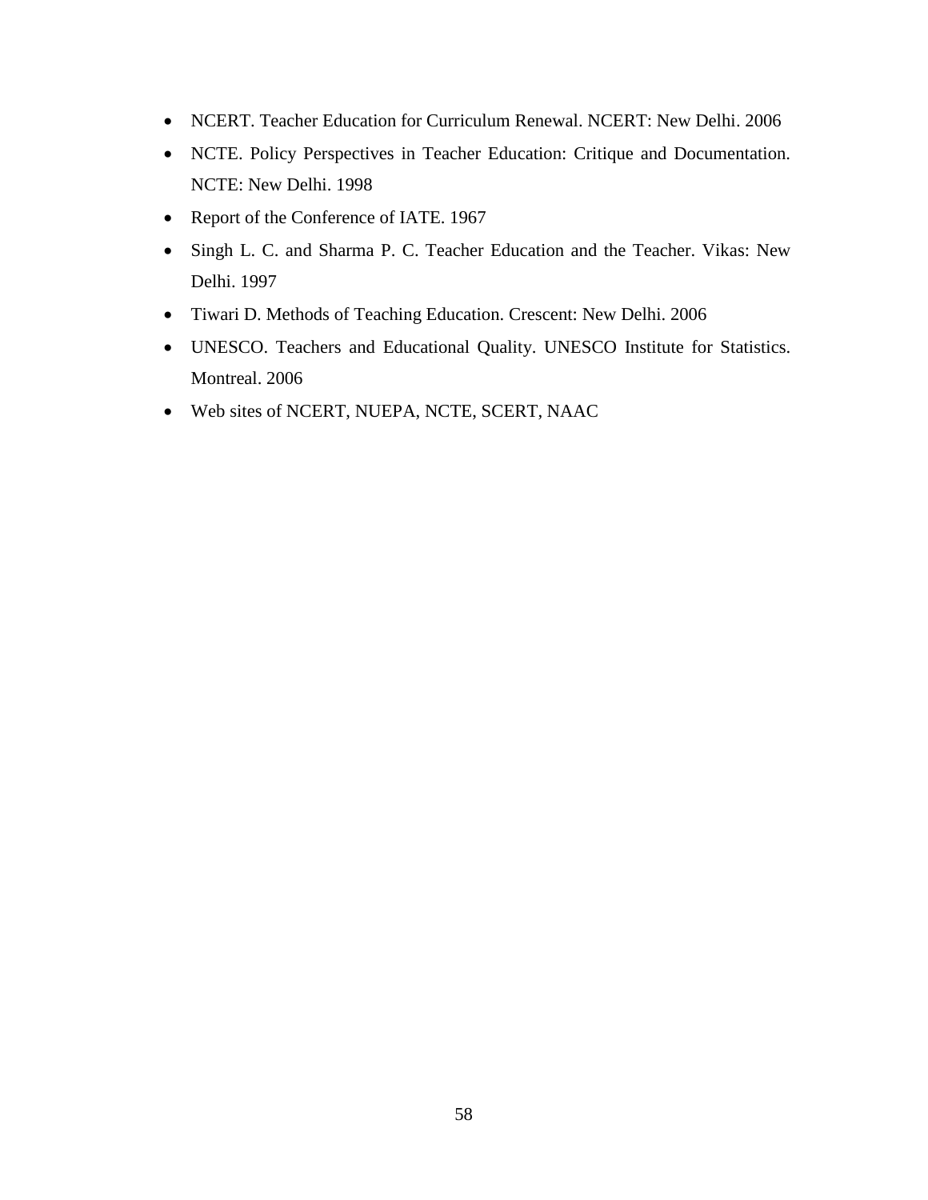- NCERT. Teacher Education for Curriculum Renewal. NCERT: New Delhi. 2006
- NCTE. Policy Perspectives in Teacher Education: Critique and Documentation. NCTE: New Delhi. 1998
- Report of the Conference of IATE. 1967
- Singh L. C. and Sharma P. C. Teacher Education and the Teacher. Vikas: New Delhi. 1997
- Tiwari D. Methods of Teaching Education. Crescent: New Delhi. 2006
- UNESCO. Teachers and Educational Quality. UNESCO Institute for Statistics. Montreal. 2006
- Web sites of NCERT, NUEPA, NCTE, SCERT, NAAC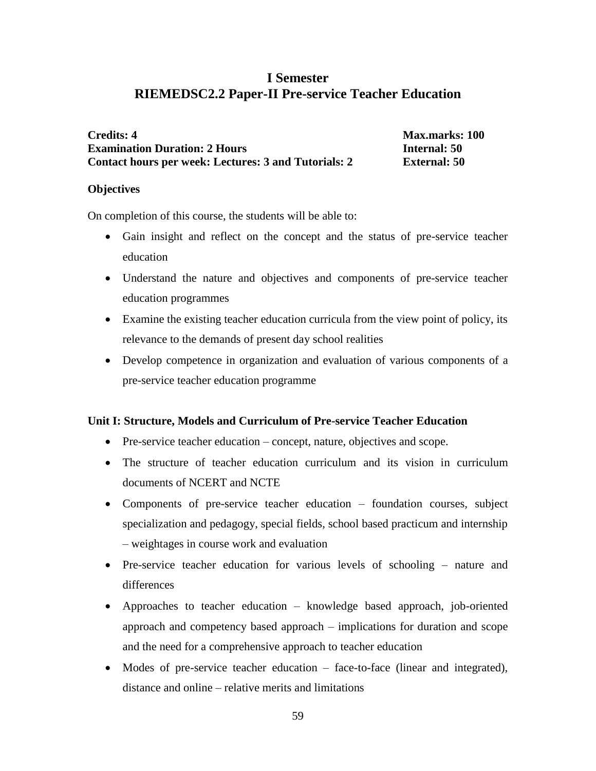# I Semester
# RIEMEDSC2.2 Paper-II Pre-service Teacher Education

**Credits: 4** | **Max.marks: 100**
**Examination Duration: 2 Hours** | **Internal: 50**
**Contact hours per week: Lectures: 3 and Tutorials: 2** | **External: 50**

### Objectives

On completion of this course, the students will be able to:

- Gain insight and reflect on the concept and the status of pre-service teacher education
- Understand the nature and objectives and components of pre-service teacher education programmes
- Examine the existing teacher education curricula from the view point of policy, its relevance to the demands of present day school realities
- Develop competence in organization and evaluation of various components of a pre-service teacher education programme

### Unit I: Structure, Models and Curriculum of Pre-service Teacher Education

- Pre-service teacher education – concept, nature, objectives and scope.
- The structure of teacher education curriculum and its vision in curriculum documents of NCERT and NCTE
- Components of pre-service teacher education – foundation courses, subject specialization and pedagogy, special fields, school based practicum and internship – weightages in course work and evaluation
- Pre-service teacher education for various levels of schooling – nature and differences
- Approaches to teacher education – knowledge based approach, job-oriented approach and competency based approach – implications for duration and scope and the need for a comprehensive approach to teacher education
- Modes of pre-service teacher education – face-to-face (linear and integrated), distance and online – relative merits and limitations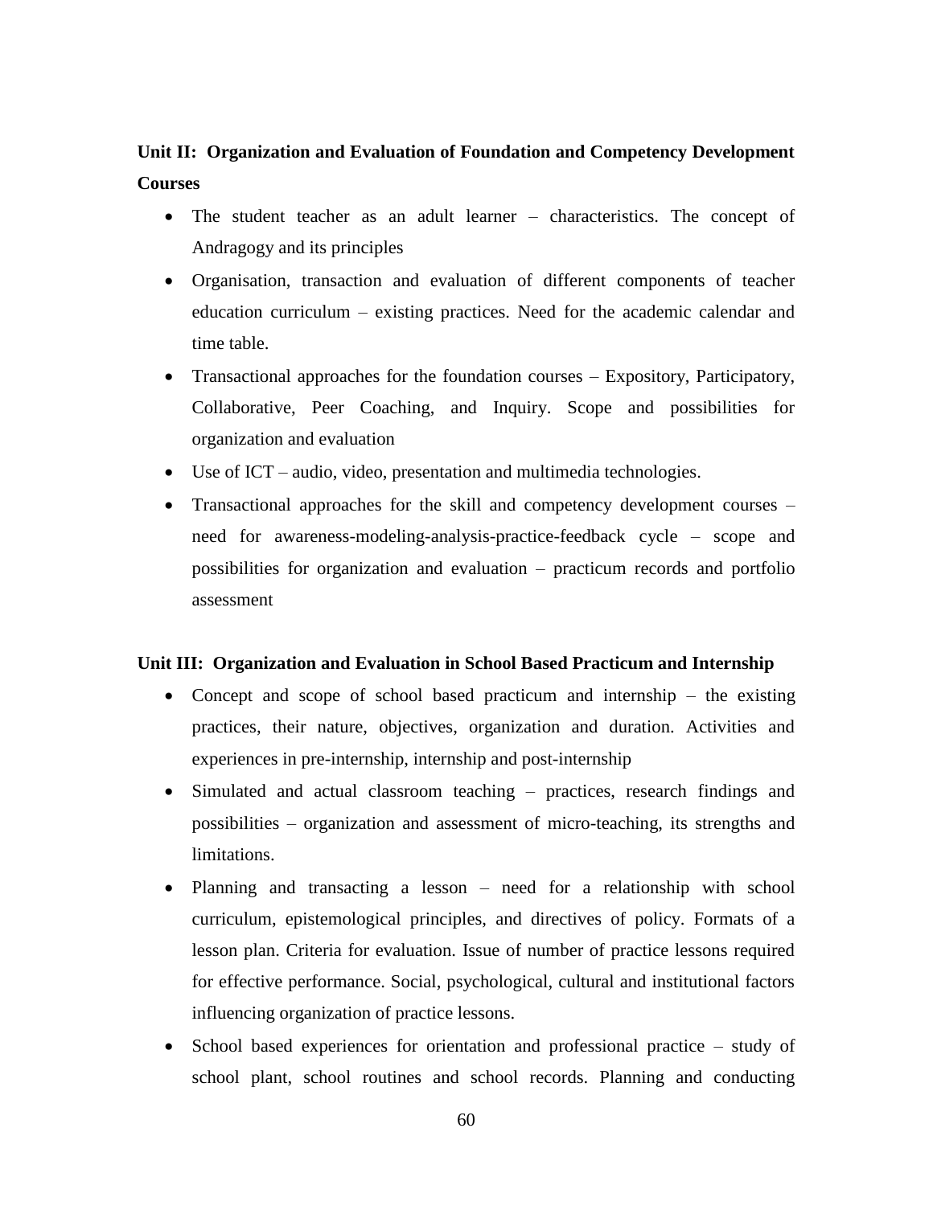**Unit II: Organization and Evaluation of Foundation and Competency Development Courses**

- The student teacher as an adult learner – characteristics. The concept of Andragogy and its principles
- Organisation, transaction and evaluation of different components of teacher education curriculum – existing practices. Need for the academic calendar and time table.
- Transactional approaches for the foundation courses – Expository, Participatory, Collaborative, Peer Coaching, and Inquiry. Scope and possibilities for organization and evaluation
- Use of ICT – audio, video, presentation and multimedia technologies.
- Transactional approaches for the skill and competency development courses – need for awareness-modeling-analysis-practice-feedback cycle – scope and possibilities for organization and evaluation – practicum records and portfolio assessment

**Unit III: Organization and Evaluation in School Based Practicum and Internship**

- Concept and scope of school based practicum and internship – the existing practices, their nature, objectives, organization and duration. Activities and experiences in pre-internship, internship and post-internship
- Simulated and actual classroom teaching – practices, research findings and possibilities – organization and assessment of micro-teaching, its strengths and limitations.
- Planning and transacting a lesson – need for a relationship with school curriculum, epistemological principles, and directives of policy. Formats of a lesson plan. Criteria for evaluation. Issue of number of practice lessons required for effective performance. Social, psychological, cultural and institutional factors influencing organization of practice lessons.
- School based experiences for orientation and professional practice – study of school plant, school routines and school records. Planning and conducting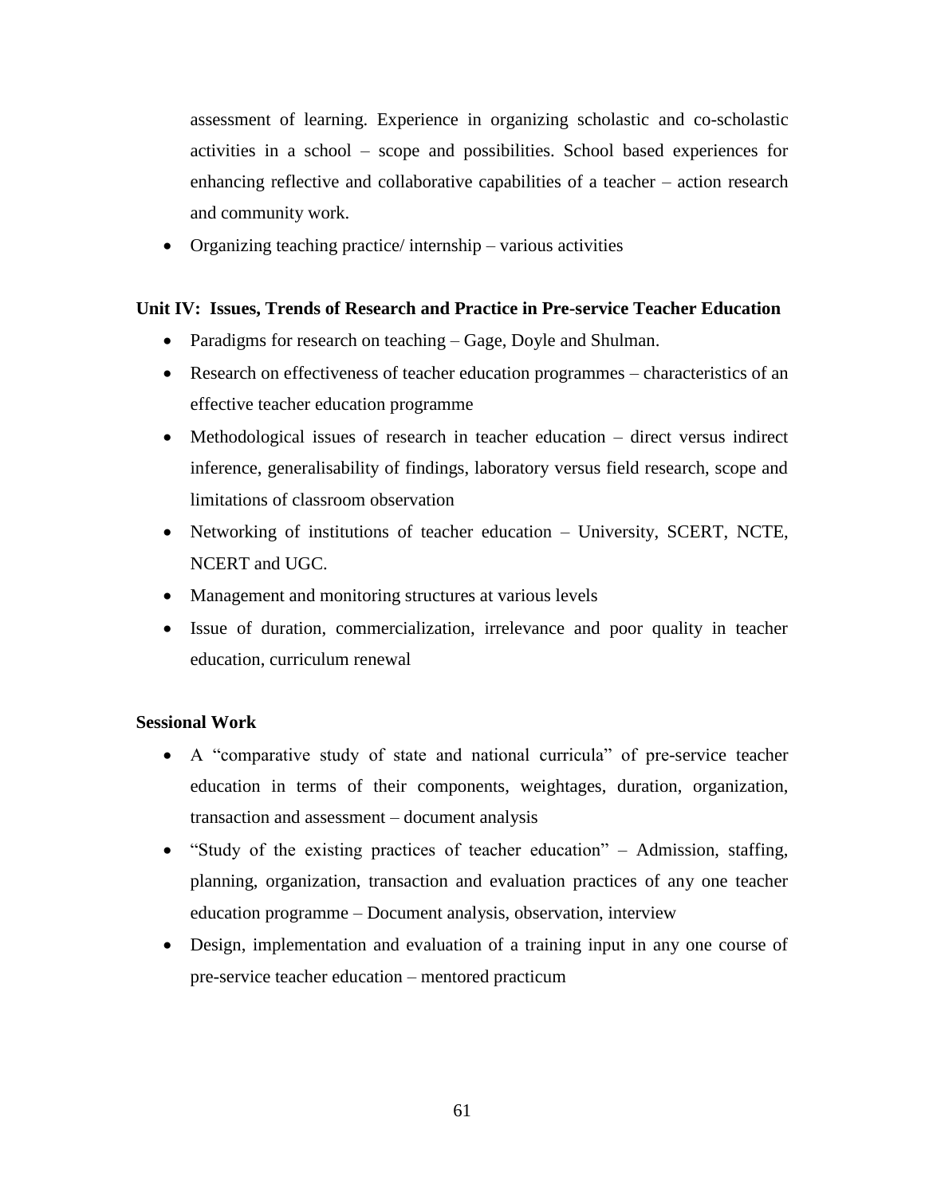assessment of learning. Experience in organizing scholastic and co-scholastic activities in a school – scope and possibilities. School based experiences for enhancing reflective and collaborative capabilities of a teacher – action research and community work.

- Organizing teaching practice/ internship – various activities

**Unit IV: Issues, Trends of Research and Practice in Pre-service Teacher Education**

- Paradigms for research on teaching – Gage, Doyle and Shulman.
- Research on effectiveness of teacher education programmes – characteristics of an effective teacher education programme
- Methodological issues of research in teacher education – direct versus indirect inference, generalisability of findings, laboratory versus field research, scope and limitations of classroom observation
- Networking of institutions of teacher education – University, SCERT, NCTE, NCERT and UGC.
- Management and monitoring structures at various levels
- Issue of duration, commercialization, irrelevance and poor quality in teacher education, curriculum renewal

**Sessional Work**

- A "comparative study of state and national curricula" of pre-service teacher education in terms of their components, weightages, duration, organization, transaction and assessment – document analysis
- "Study of the existing practices of teacher education" – Admission, staffing, planning, organization, transaction and evaluation practices of any one teacher education programme – Document analysis, observation, interview
- Design, implementation and evaluation of a training input in any one course of pre-service teacher education – mentored practicum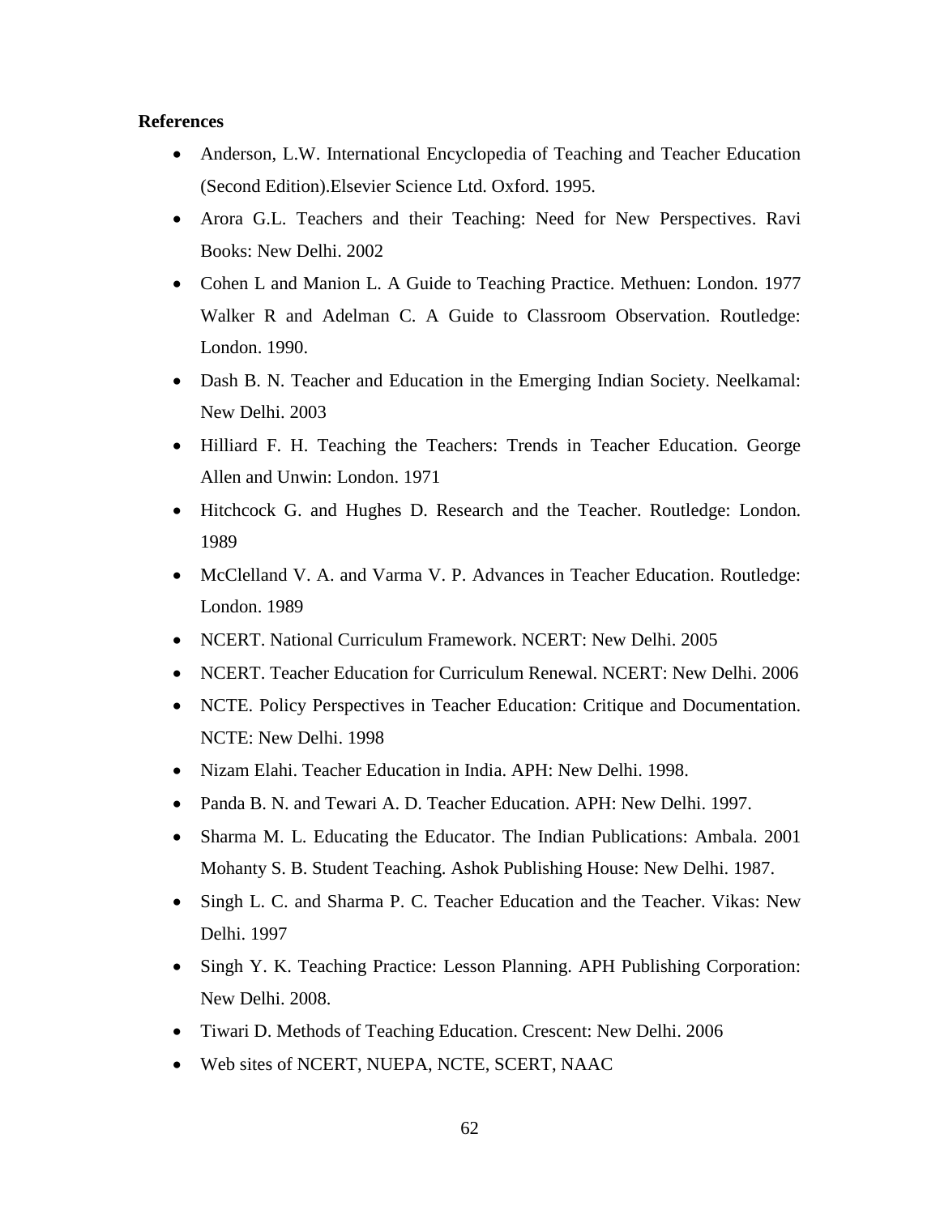**References**

- Anderson, L.W. International Encyclopedia of Teaching and Teacher Education (Second Edition).Elsevier Science Ltd. Oxford. 1995.
- Arora G.L. Teachers and their Teaching: Need for New Perspectives. Ravi Books: New Delhi. 2002
- Cohen L and Manion L. A Guide to Teaching Practice. Methuen: London. 1977 Walker R and Adelman C. A Guide to Classroom Observation. Routledge: London. 1990.
- Dash B. N. Teacher and Education in the Emerging Indian Society. Neelkamal: New Delhi. 2003
- Hilliard F. H. Teaching the Teachers: Trends in Teacher Education. George Allen and Unwin: London. 1971
- Hitchcock G. and Hughes D. Research and the Teacher. Routledge: London. 1989
- McClelland V. A. and Varma V. P. Advances in Teacher Education. Routledge: London. 1989
- NCERT. National Curriculum Framework. NCERT: New Delhi. 2005
- NCERT. Teacher Education for Curriculum Renewal. NCERT: New Delhi. 2006
- NCTE. Policy Perspectives in Teacher Education: Critique and Documentation. NCTE: New Delhi. 1998
- Nizam Elahi. Teacher Education in India. APH: New Delhi. 1998.
- Panda B. N. and Tewari A. D. Teacher Education. APH: New Delhi. 1997.
- Sharma M. L. Educating the Educator. The Indian Publications: Ambala. 2001 Mohanty S. B. Student Teaching. Ashok Publishing House: New Delhi. 1987.
- Singh L. C. and Sharma P. C. Teacher Education and the Teacher. Vikas: New Delhi. 1997
- Singh Y. K. Teaching Practice: Lesson Planning. APH Publishing Corporation: New Delhi. 2008.
- Tiwari D. Methods of Teaching Education. Crescent: New Delhi. 2006
- Web sites of NCERT, NUEPA, NCTE, SCERT, NAAC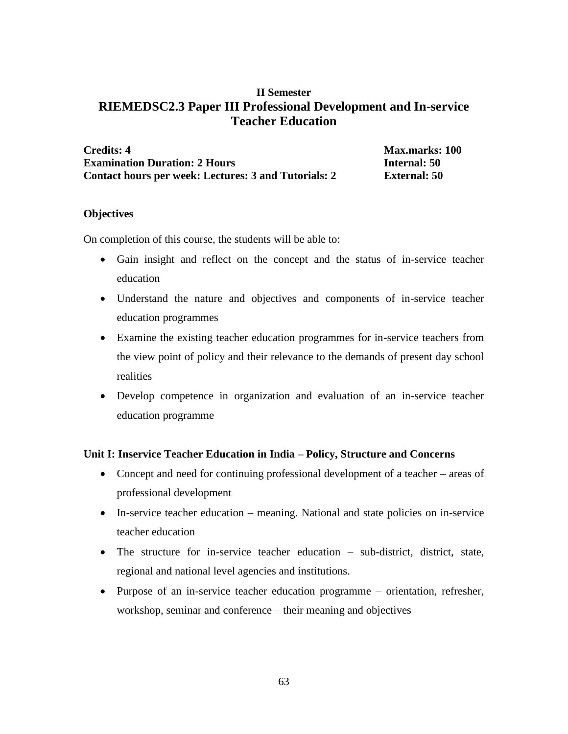### II Semester

## RIEMEDSC2.3 Paper III Professional Development and In-service Teacher Education

**Credits: 4** | **Max.marks: 100**
**Examination Duration: 2 Hours** | **Internal: 50**
**Contact hours per week: Lectures: 3 and Tutorials: 2** | **External: 50**

**Objectives**

On completion of this course, the students will be able to:

- Gain insight and reflect on the concept and the status of in-service teacher education
- Understand the nature and objectives and components of in-service teacher education programmes
- Examine the existing teacher education programmes for in-service teachers from the view point of policy and their relevance to the demands of present day school realities
- Develop competence in organization and evaluation of an in-service teacher education programme

**Unit I: Inservice Teacher Education in India – Policy, Structure and Concerns**

- Concept and need for continuing professional development of a teacher – areas of professional development
- In-service teacher education – meaning. National and state policies on in-service teacher education
- The structure for in-service teacher education – sub-district, district, state, regional and national level agencies and institutions.
- Purpose of an in-service teacher education programme – orientation, refresher, workshop, seminar and conference – their meaning and objectives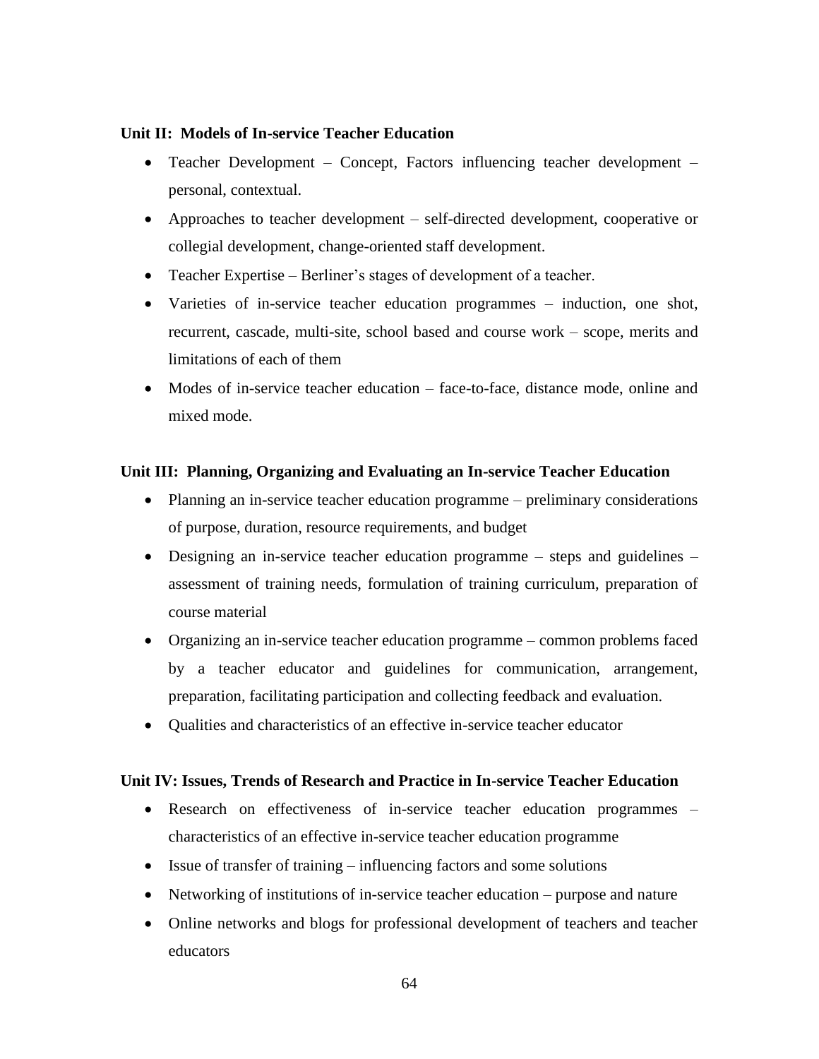**Unit II: Models of In-service Teacher Education**

- Teacher Development – Concept, Factors influencing teacher development – personal, contextual.
- Approaches to teacher development – self-directed development, cooperative or collegial development, change-oriented staff development.
- Teacher Expertise – Berliner's stages of development of a teacher.
- Varieties of in-service teacher education programmes – induction, one shot, recurrent, cascade, multi-site, school based and course work – scope, merits and limitations of each of them
- Modes of in-service teacher education – face-to-face, distance mode, online and mixed mode.

**Unit III: Planning, Organizing and Evaluating an In-service Teacher Education**

- Planning an in-service teacher education programme – preliminary considerations of purpose, duration, resource requirements, and budget
- Designing an in-service teacher education programme – steps and guidelines – assessment of training needs, formulation of training curriculum, preparation of course material
- Organizing an in-service teacher education programme – common problems faced by a teacher educator and guidelines for communication, arrangement, preparation, facilitating participation and collecting feedback and evaluation.
- Qualities and characteristics of an effective in-service teacher educator

**Unit IV: Issues, Trends of Research and Practice in In-service Teacher Education**

- Research on effectiveness of in-service teacher education programmes – characteristics of an effective in-service teacher education programme
- Issue of transfer of training – influencing factors and some solutions
- Networking of institutions of in-service teacher education – purpose and nature
- Online networks and blogs for professional development of teachers and teacher educators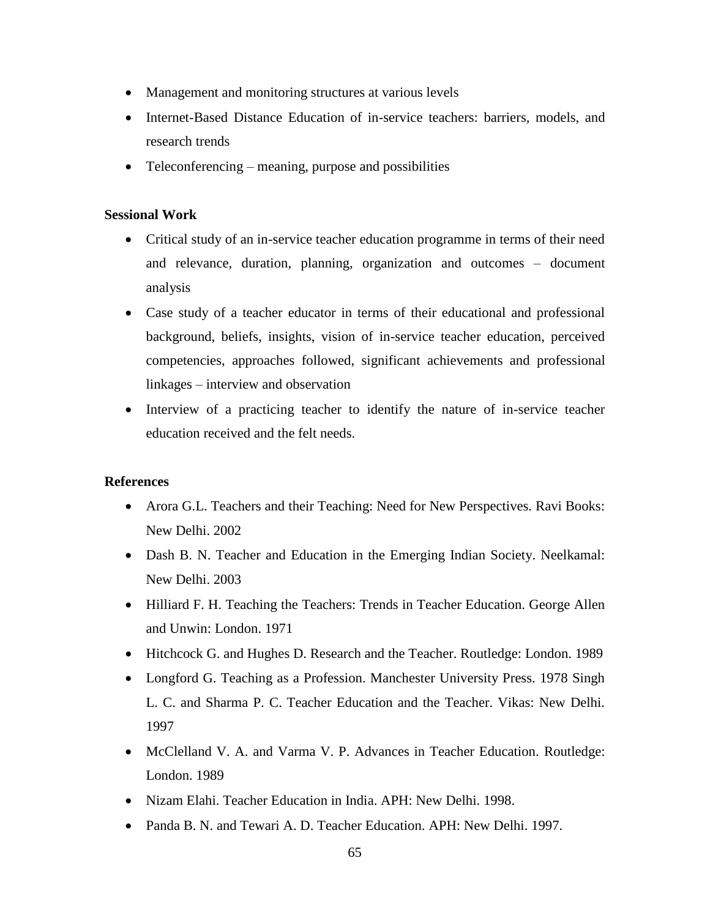- Management and monitoring structures at various levels
- Internet-Based Distance Education of in-service teachers: barriers, models, and research trends
- Teleconferencing – meaning, purpose and possibilities

**Sessional Work**

- Critical study of an in-service teacher education programme in terms of their need and relevance, duration, planning, organization and outcomes – document analysis
- Case study of a teacher educator in terms of their educational and professional background, beliefs, insights, vision of in-service teacher education, perceived competencies, approaches followed, significant achievements and professional linkages – interview and observation
- Interview of a practicing teacher to identify the nature of in-service teacher education received and the felt needs.

**References**

- Arora G.L. Teachers and their Teaching: Need for New Perspectives. Ravi Books: New Delhi. 2002
- Dash B. N. Teacher and Education in the Emerging Indian Society. Neelkamal: New Delhi. 2003
- Hilliard F. H. Teaching the Teachers: Trends in Teacher Education. George Allen and Unwin: London. 1971
- Hitchcock G. and Hughes D. Research and the Teacher. Routledge: London. 1989
- Longford G. Teaching as a Profession. Manchester University Press. 1978 Singh L. C. and Sharma P. C. Teacher Education and the Teacher. Vikas: New Delhi. 1997
- McClelland V. A. and Varma V. P. Advances in Teacher Education. Routledge: London. 1989
- Nizam Elahi. Teacher Education in India. APH: New Delhi. 1998.
- Panda B. N. and Tewari A. D. Teacher Education. APH: New Delhi. 1997.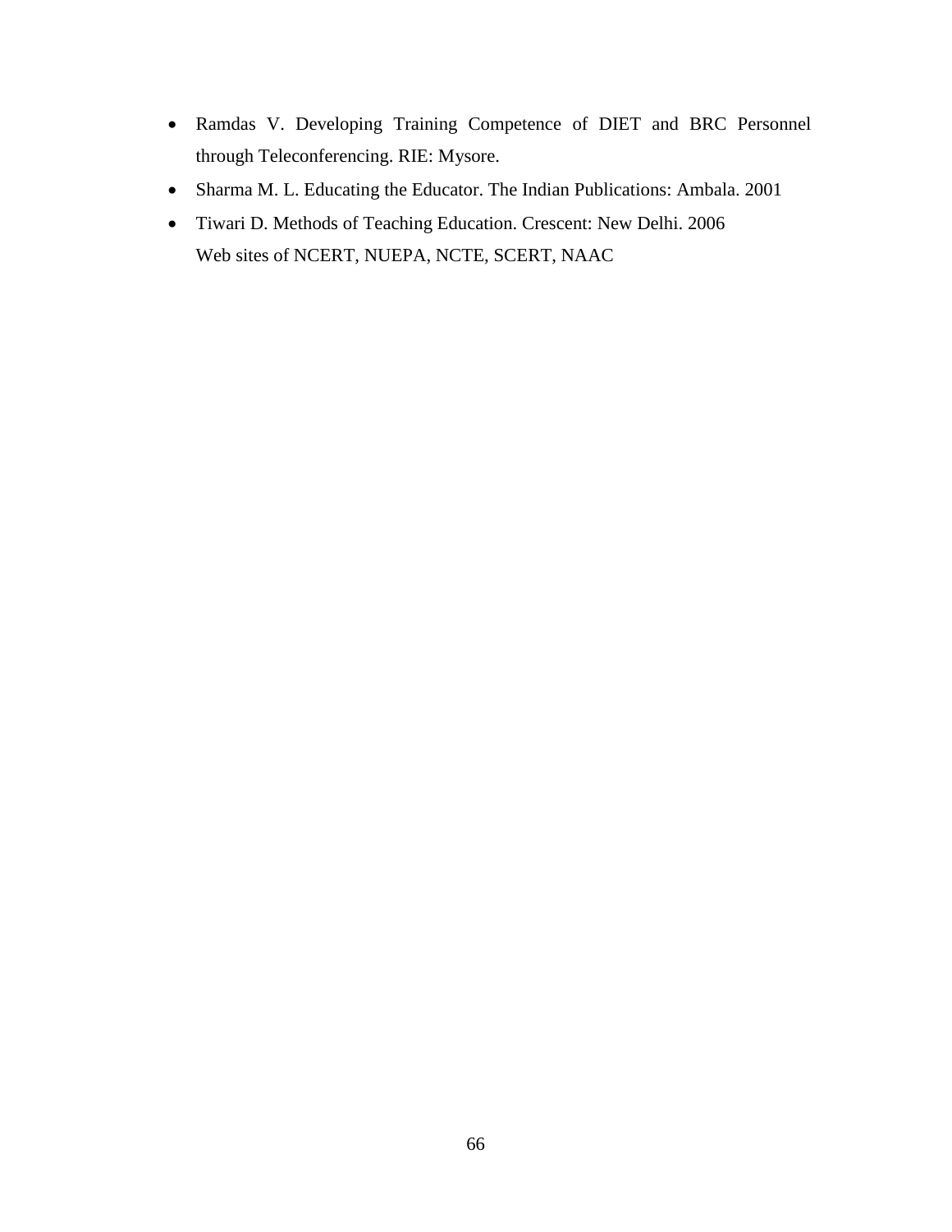- Ramdas V. Developing Training Competence of DIET and BRC Personnel through Teleconferencing. RIE: Mysore.
- Sharma M. L. Educating the Educator. The Indian Publications: Ambala. 2001
- Tiwari D. Methods of Teaching Education. Crescent: New Delhi. 2006
  Web sites of NCERT, NUEPA, NCTE, SCERT, NAAC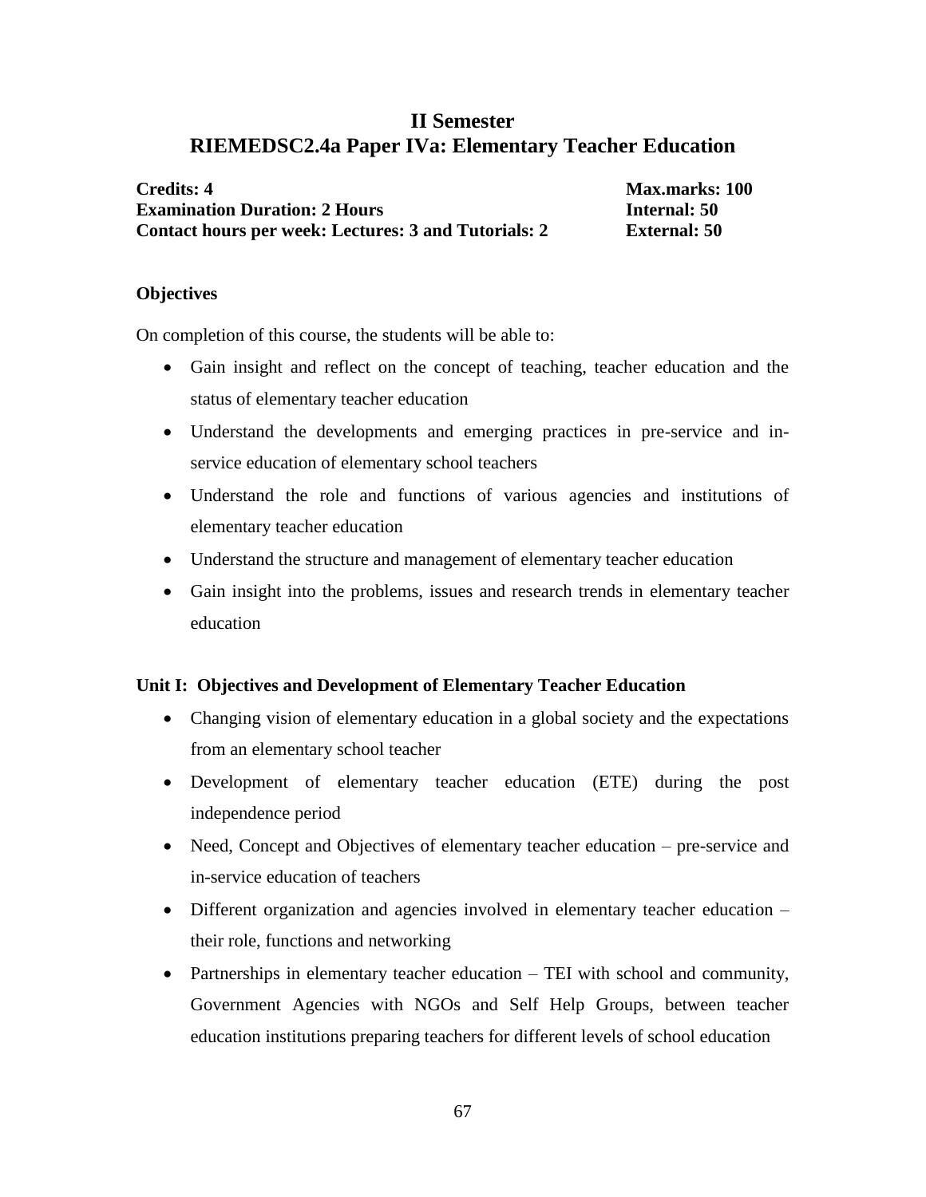# II Semester
# RIEMEDSC2.4a Paper IVa: Elementary Teacher Education

| | |
|---|---|
| **Credits: 4** | **Max.marks: 100** |
| **Examination Duration: 2 Hours** | **Internal: 50** |
| **Contact hours per week: Lectures: 3 and Tutorials: 2** | **External: 50** |

**Objectives**

On completion of this course, the students will be able to:

- Gain insight and reflect on the concept of teaching, teacher education and the status of elementary teacher education
- Understand the developments and emerging practices in pre-service and in-service education of elementary school teachers
- Understand the role and functions of various agencies and institutions of elementary teacher education
- Understand the structure and management of elementary teacher education
- Gain insight into the problems, issues and research trends in elementary teacher education

**Unit I: Objectives and Development of Elementary Teacher Education**

- Changing vision of elementary education in a global society and the expectations from an elementary school teacher
- Development of elementary teacher education (ETE) during the post independence period
- Need, Concept and Objectives of elementary teacher education – pre-service and in-service education of teachers
- Different organization and agencies involved in elementary teacher education – their role, functions and networking
- Partnerships in elementary teacher education – TEI with school and community, Government Agencies with NGOs and Self Help Groups, between teacher education institutions preparing teachers for different levels of school education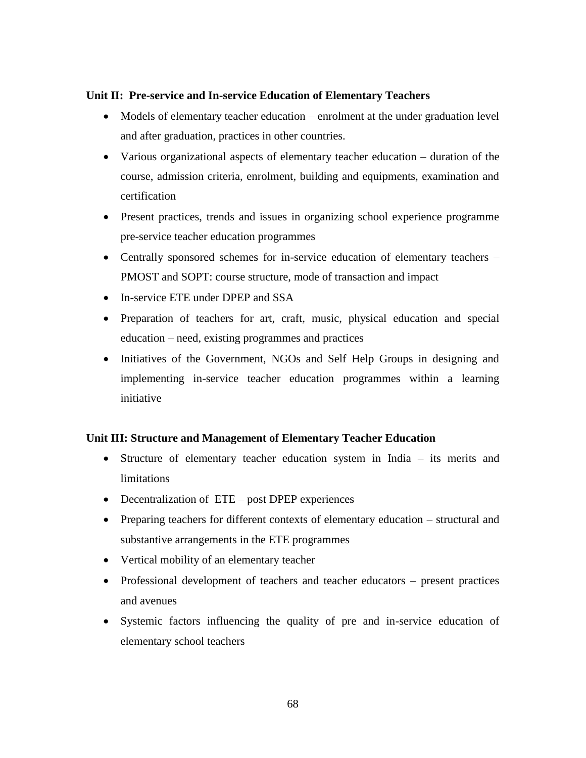**Unit II: Pre-service and In-service Education of Elementary Teachers**

- Models of elementary teacher education – enrolment at the under graduation level and after graduation, practices in other countries.
- Various organizational aspects of elementary teacher education – duration of the course, admission criteria, enrolment, building and equipments, examination and certification
- Present practices, trends and issues in organizing school experience programme pre-service teacher education programmes
- Centrally sponsored schemes for in-service education of elementary teachers – PMOST and SOPT: course structure, mode of transaction and impact
- In-service ETE under DPEP and SSA
- Preparation of teachers for art, craft, music, physical education and special education – need, existing programmes and practices
- Initiatives of the Government, NGOs and Self Help Groups in designing and implementing in-service teacher education programmes within a learning initiative

**Unit III: Structure and Management of Elementary Teacher Education**

- Structure of elementary teacher education system in India – its merits and limitations
- Decentralization of ETE – post DPEP experiences
- Preparing teachers for different contexts of elementary education – structural and substantive arrangements in the ETE programmes
- Vertical mobility of an elementary teacher
- Professional development of teachers and teacher educators – present practices and avenues
- Systemic factors influencing the quality of pre and in-service education of elementary school teachers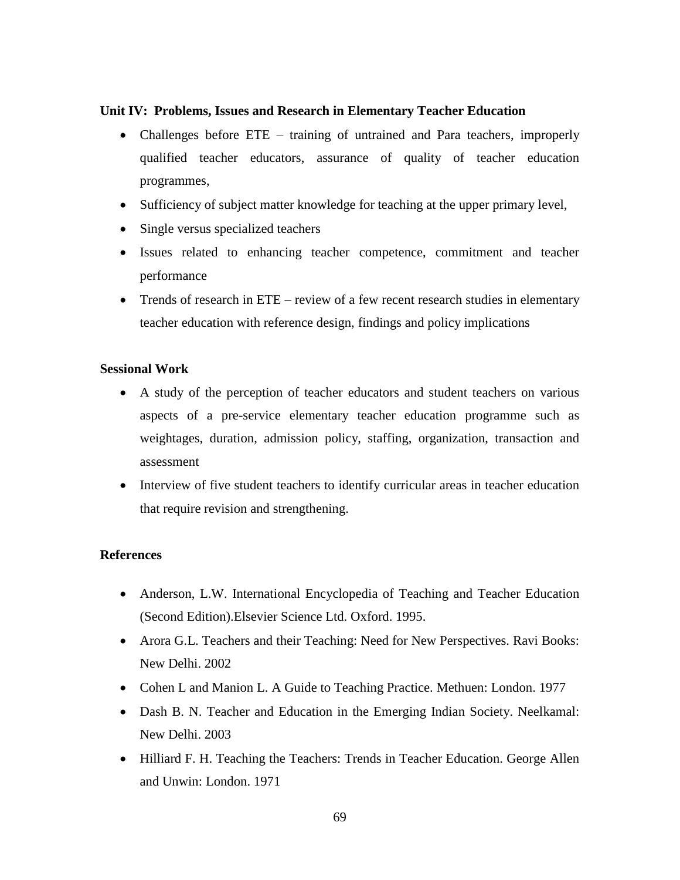**Unit IV: Problems, Issues and Research in Elementary Teacher Education**

- Challenges before ETE – training of untrained and Para teachers, improperly qualified teacher educators, assurance of quality of teacher education programmes,
- Sufficiency of subject matter knowledge for teaching at the upper primary level,
- Single versus specialized teachers
- Issues related to enhancing teacher competence, commitment and teacher performance
- Trends of research in ETE – review of a few recent research studies in elementary teacher education with reference design, findings and policy implications

**Sessional Work**

- A study of the perception of teacher educators and student teachers on various aspects of a pre-service elementary teacher education programme such as weightages, duration, admission policy, staffing, organization, transaction and assessment
- Interview of five student teachers to identify curricular areas in teacher education that require revision and strengthening.

**References**

- Anderson, L.W. International Encyclopedia of Teaching and Teacher Education (Second Edition).Elsevier Science Ltd. Oxford. 1995.
- Arora G.L. Teachers and their Teaching: Need for New Perspectives. Ravi Books: New Delhi. 2002
- Cohen L and Manion L. A Guide to Teaching Practice. Methuen: London. 1977
- Dash B. N. Teacher and Education in the Emerging Indian Society. Neelkamal: New Delhi. 2003
- Hilliard F. H. Teaching the Teachers: Trends in Teacher Education. George Allen and Unwin: London. 1971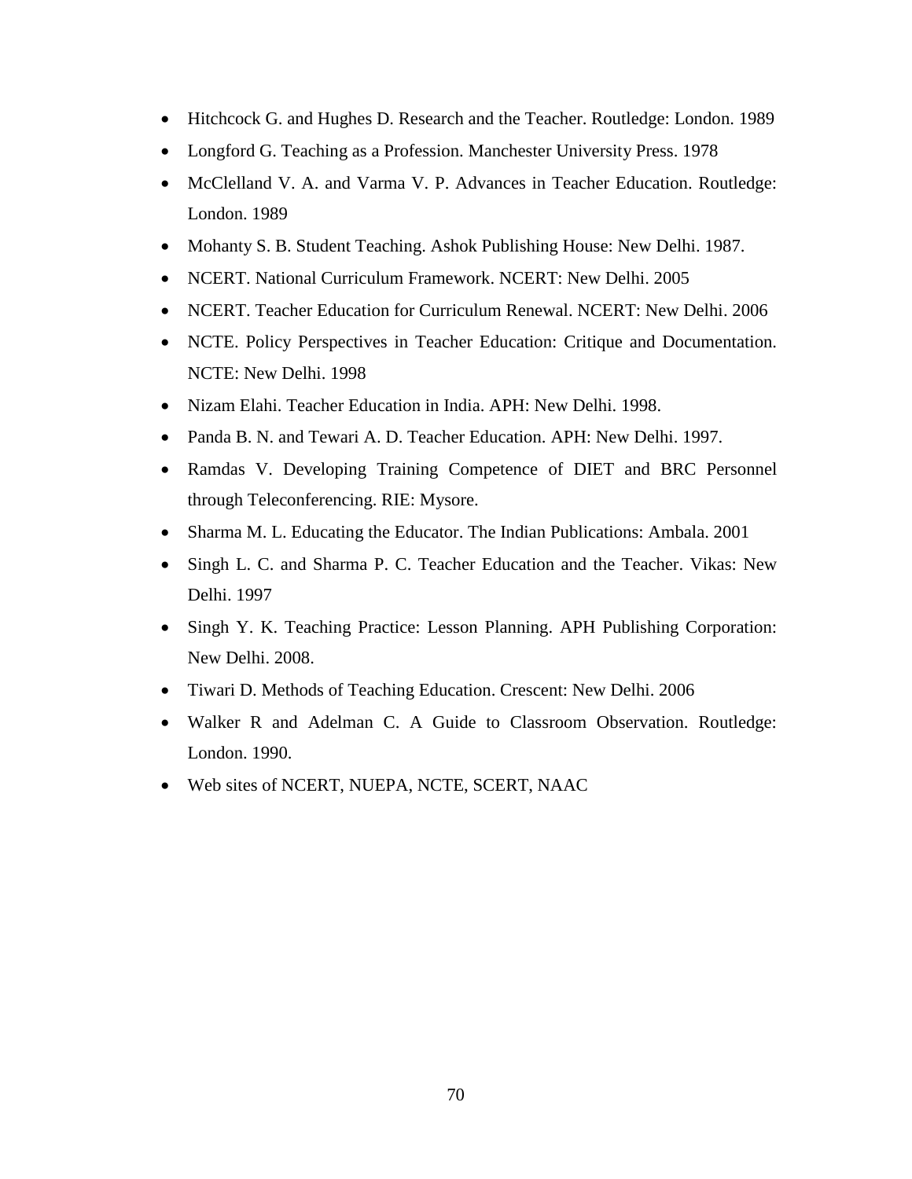- Hitchcock G. and Hughes D. Research and the Teacher. Routledge: London. 1989
- Longford G. Teaching as a Profession. Manchester University Press. 1978
- McClelland V. A. and Varma V. P. Advances in Teacher Education. Routledge: London. 1989
- Mohanty S. B. Student Teaching. Ashok Publishing House: New Delhi. 1987.
- NCERT. National Curriculum Framework. NCERT: New Delhi. 2005
- NCERT. Teacher Education for Curriculum Renewal. NCERT: New Delhi. 2006
- NCTE. Policy Perspectives in Teacher Education: Critique and Documentation. NCTE: New Delhi. 1998
- Nizam Elahi. Teacher Education in India. APH: New Delhi. 1998.
- Panda B. N. and Tewari A. D. Teacher Education. APH: New Delhi. 1997.
- Ramdas V. Developing Training Competence of DIET and BRC Personnel through Teleconferencing. RIE: Mysore.
- Sharma M. L. Educating the Educator. The Indian Publications: Ambala. 2001
- Singh L. C. and Sharma P. C. Teacher Education and the Teacher. Vikas: New Delhi. 1997
- Singh Y. K. Teaching Practice: Lesson Planning. APH Publishing Corporation: New Delhi. 2008.
- Tiwari D. Methods of Teaching Education. Crescent: New Delhi. 2006
- Walker R and Adelman C. A Guide to Classroom Observation. Routledge: London. 1990.
- Web sites of NCERT, NUEPA, NCTE, SCERT, NAAC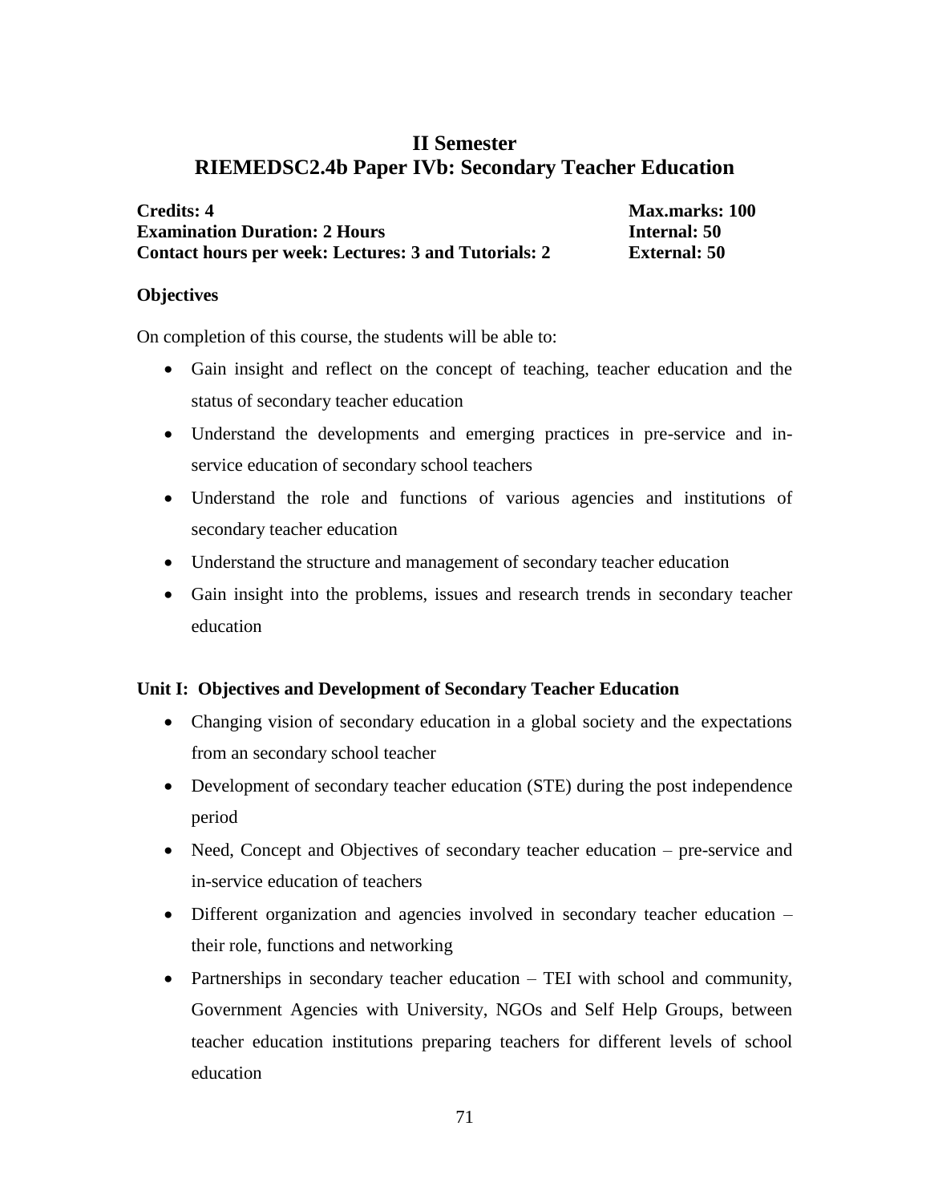## II Semester
## RIEMEDSC2.4b Paper IVb: Secondary Teacher Education

**Credits: 4** **Max.marks: 100**
**Examination Duration: 2 Hours** **Internal: 50**
**Contact hours per week: Lectures: 3 and Tutorials: 2** **External: 50**

### Objectives

On completion of this course, the students will be able to:

- Gain insight and reflect on the concept of teaching, teacher education and the status of secondary teacher education
- Understand the developments and emerging practices in pre-service and in-service education of secondary school teachers
- Understand the role and functions of various agencies and institutions of secondary teacher education
- Understand the structure and management of secondary teacher education
- Gain insight into the problems, issues and research trends in secondary teacher education

### Unit I: Objectives and Development of Secondary Teacher Education

- Changing vision of secondary education in a global society and the expectations from an secondary school teacher
- Development of secondary teacher education (STE) during the post independence period
- Need, Concept and Objectives of secondary teacher education – pre-service and in-service education of teachers
- Different organization and agencies involved in secondary teacher education – their role, functions and networking
- Partnerships in secondary teacher education – TEI with school and community, Government Agencies with University, NGOs and Self Help Groups, between teacher education institutions preparing teachers for different levels of school education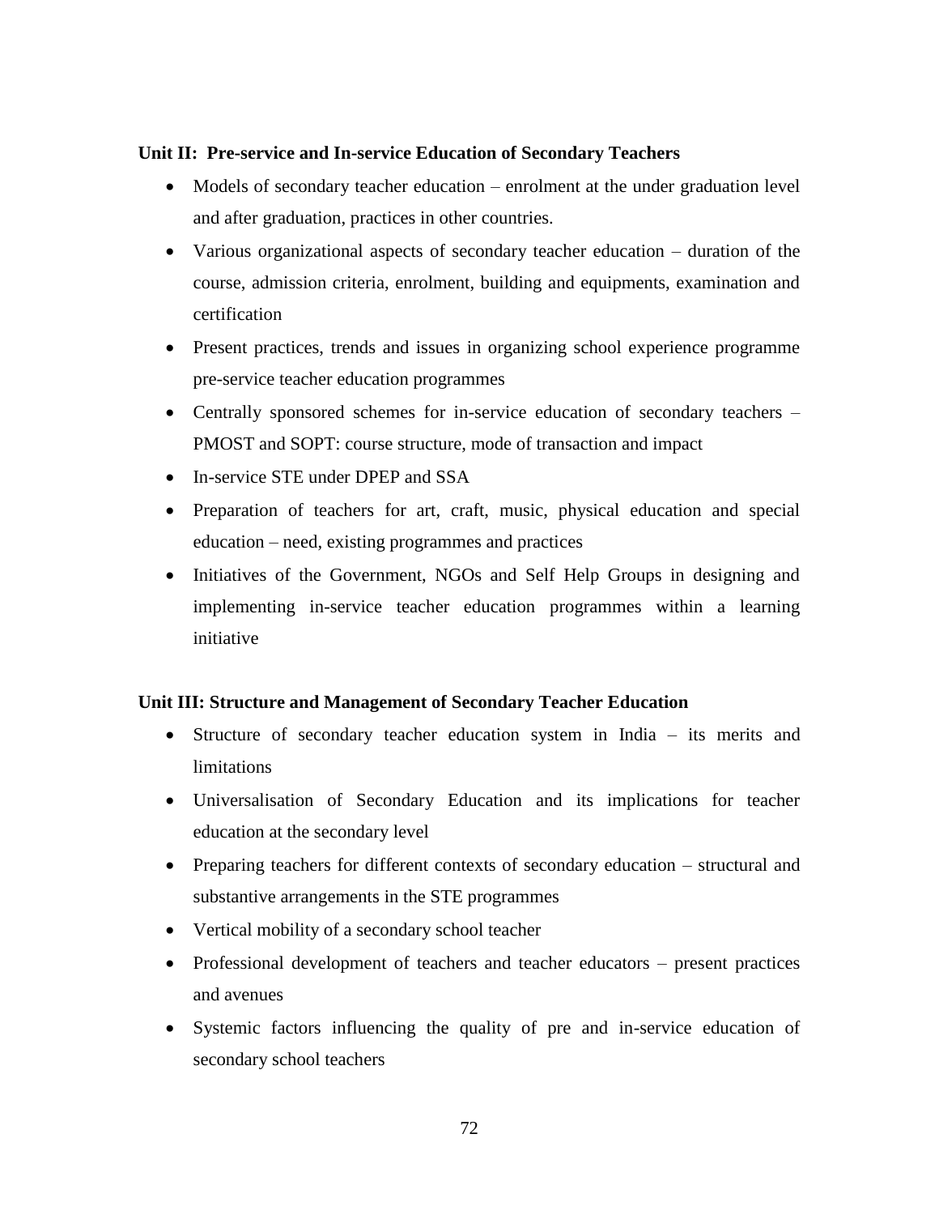**Unit II: Pre-service and In-service Education of Secondary Teachers**

- Models of secondary teacher education – enrolment at the under graduation level and after graduation, practices in other countries.
- Various organizational aspects of secondary teacher education – duration of the course, admission criteria, enrolment, building and equipments, examination and certification
- Present practices, trends and issues in organizing school experience programme pre-service teacher education programmes
- Centrally sponsored schemes for in-service education of secondary teachers – PMOST and SOPT: course structure, mode of transaction and impact
- In-service STE under DPEP and SSA
- Preparation of teachers for art, craft, music, physical education and special education – need, existing programmes and practices
- Initiatives of the Government, NGOs and Self Help Groups in designing and implementing in-service teacher education programmes within a learning initiative

**Unit III: Structure and Management of Secondary Teacher Education**

- Structure of secondary teacher education system in India – its merits and limitations
- Universalisation of Secondary Education and its implications for teacher education at the secondary level
- Preparing teachers for different contexts of secondary education – structural and substantive arrangements in the STE programmes
- Vertical mobility of a secondary school teacher
- Professional development of teachers and teacher educators – present practices and avenues
- Systemic factors influencing the quality of pre and in-service education of secondary school teachers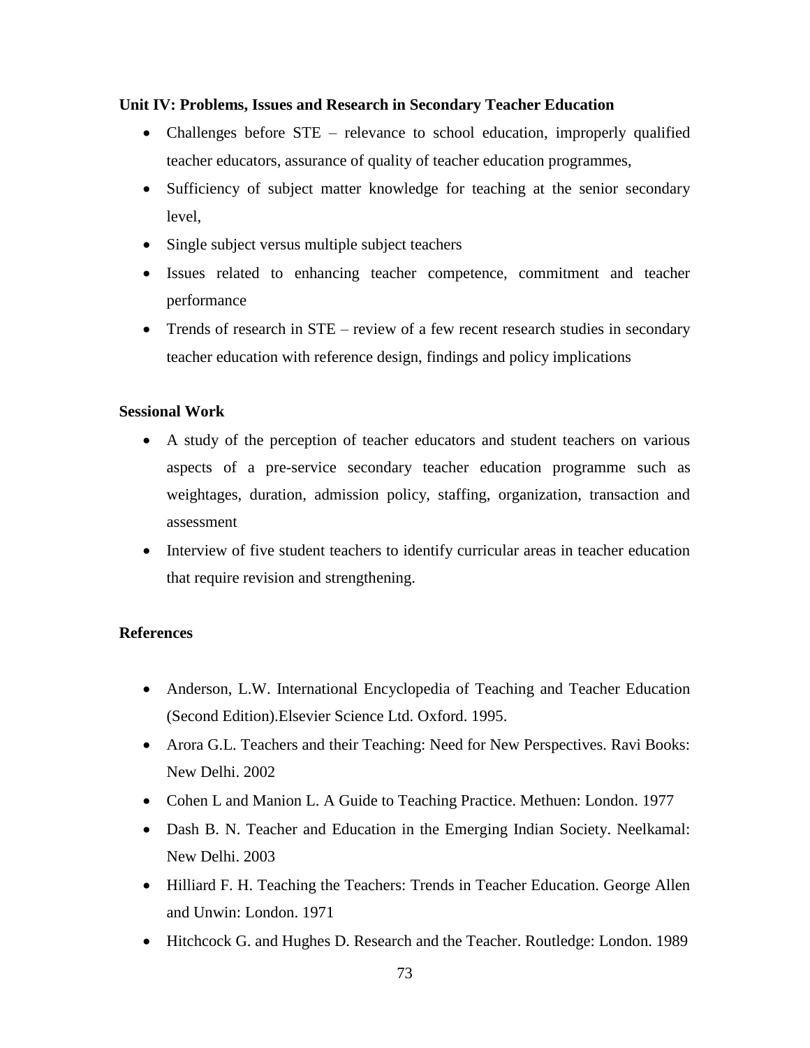**Unit IV: Problems, Issues and Research in Secondary Teacher Education**

- Challenges before STE – relevance to school education, improperly qualified teacher educators, assurance of quality of teacher education programmes,
- Sufficiency of subject matter knowledge for teaching at the senior secondary level,
- Single subject versus multiple subject teachers
- Issues related to enhancing teacher competence, commitment and teacher performance
- Trends of research in STE – review of a few recent research studies in secondary teacher education with reference design, findings and policy implications

**Sessional Work**

- A study of the perception of teacher educators and student teachers on various aspects of a pre-service secondary teacher education programme such as weightages, duration, admission policy, staffing, organization, transaction and assessment
- Interview of five student teachers to identify curricular areas in teacher education that require revision and strengthening.

**References**

- Anderson, L.W. International Encyclopedia of Teaching and Teacher Education (Second Edition).Elsevier Science Ltd. Oxford. 1995.
- Arora G.L. Teachers and their Teaching: Need for New Perspectives. Ravi Books: New Delhi. 2002
- Cohen L and Manion L. A Guide to Teaching Practice. Methuen: London. 1977
- Dash B. N. Teacher and Education in the Emerging Indian Society. Neelkamal: New Delhi. 2003
- Hilliard F. H. Teaching the Teachers: Trends in Teacher Education. George Allen and Unwin: London. 1971
- Hitchcock G. and Hughes D. Research and the Teacher. Routledge: London. 1989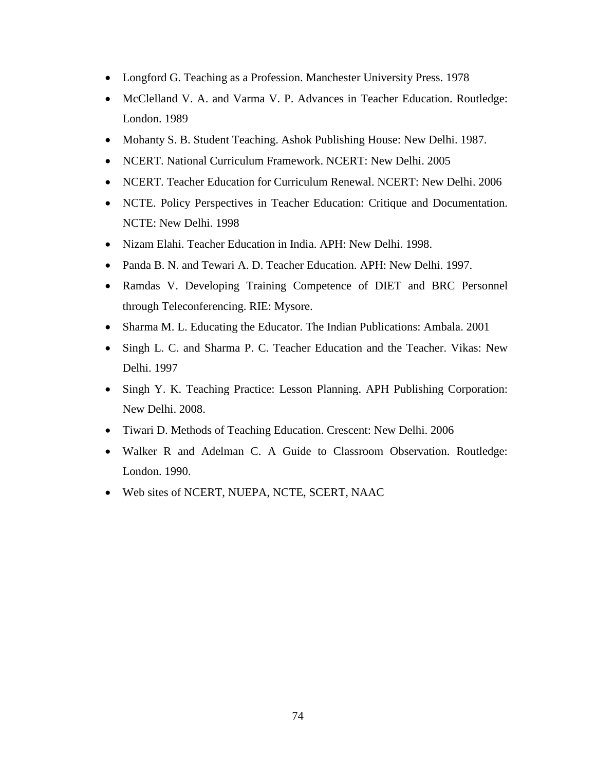- Longford G. Teaching as a Profession. Manchester University Press. 1978
- McClelland V. A. and Varma V. P. Advances in Teacher Education. Routledge: London. 1989
- Mohanty S. B. Student Teaching. Ashok Publishing House: New Delhi. 1987.
- NCERT. National Curriculum Framework. NCERT: New Delhi. 2005
- NCERT. Teacher Education for Curriculum Renewal. NCERT: New Delhi. 2006
- NCTE. Policy Perspectives in Teacher Education: Critique and Documentation. NCTE: New Delhi. 1998
- Nizam Elahi. Teacher Education in India. APH: New Delhi. 1998.
- Panda B. N. and Tewari A. D. Teacher Education. APH: New Delhi. 1997.
- Ramdas V. Developing Training Competence of DIET and BRC Personnel through Teleconferencing. RIE: Mysore.
- Sharma M. L. Educating the Educator. The Indian Publications: Ambala. 2001
- Singh L. C. and Sharma P. C. Teacher Education and the Teacher. Vikas: New Delhi. 1997
- Singh Y. K. Teaching Practice: Lesson Planning. APH Publishing Corporation: New Delhi. 2008.
- Tiwari D. Methods of Teaching Education. Crescent: New Delhi. 2006
- Walker R and Adelman C. A Guide to Classroom Observation. Routledge: London. 1990.
- Web sites of NCERT, NUEPA, NCTE, SCERT, NAAC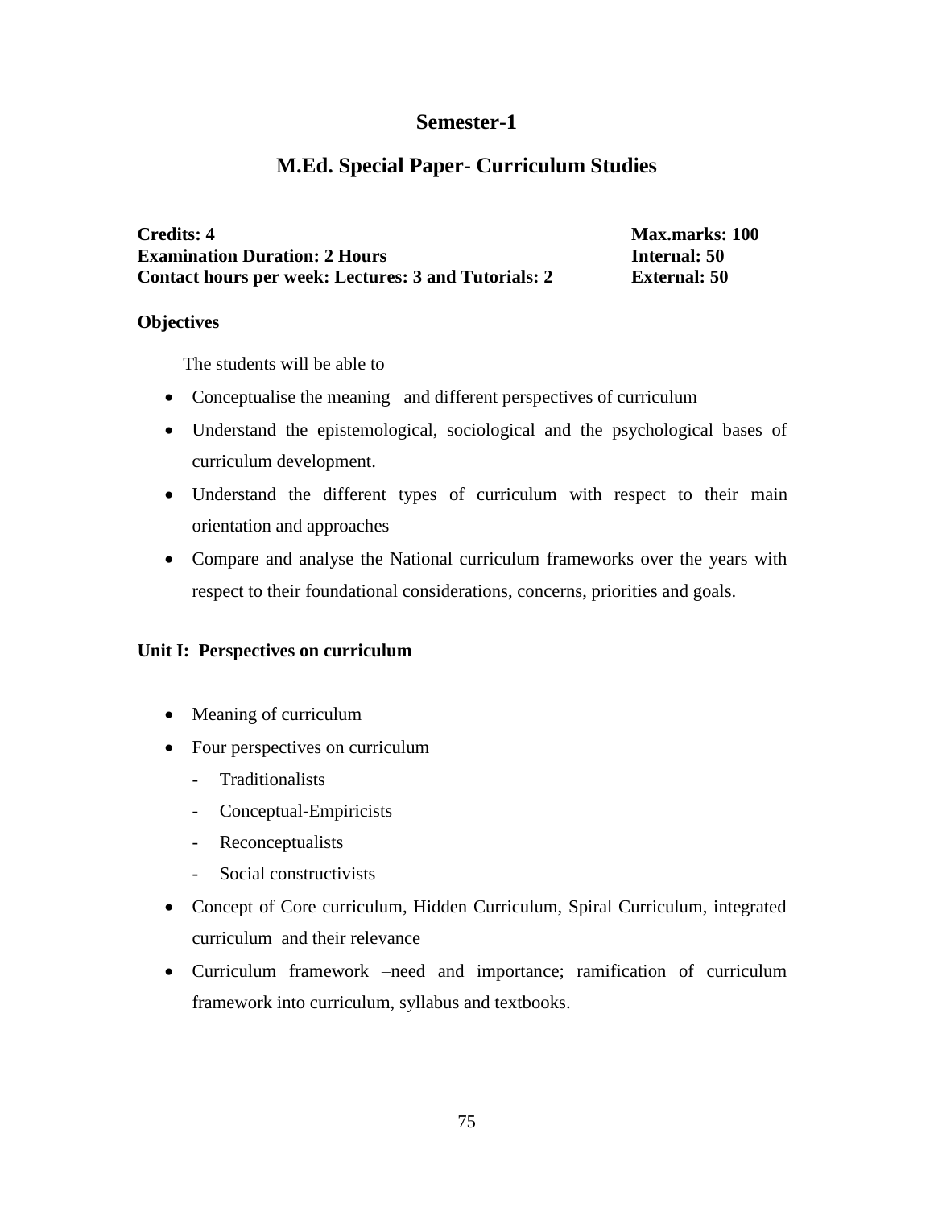## Semester-1

# M.Ed. Special Paper- Curriculum Studies

**Credits: 4** **Max.marks: 100**
**Examination Duration: 2 Hours** **Internal: 50**
**Contact hours per week: Lectures: 3 and Tutorials: 2** **External: 50**

**Objectives**

The students will be able to

- Conceptualise the meaning and different perspectives of curriculum
- Understand the epistemological, sociological and the psychological bases of curriculum development.
- Understand the different types of curriculum with respect to their main orientation and approaches
- Compare and analyse the National curriculum frameworks over the years with respect to their foundational considerations, concerns, priorities and goals.

**Unit I: Perspectives on curriculum**

- Meaning of curriculum
- Four perspectives on curriculum
  - Traditionalists
  - Conceptual-Empiricists
  - Reconceptualists
  - Social constructivists
- Concept of Core curriculum, Hidden Curriculum, Spiral Curriculum, integrated curriculum and their relevance
- Curriculum framework –need and importance; ramification of curriculum framework into curriculum, syllabus and textbooks.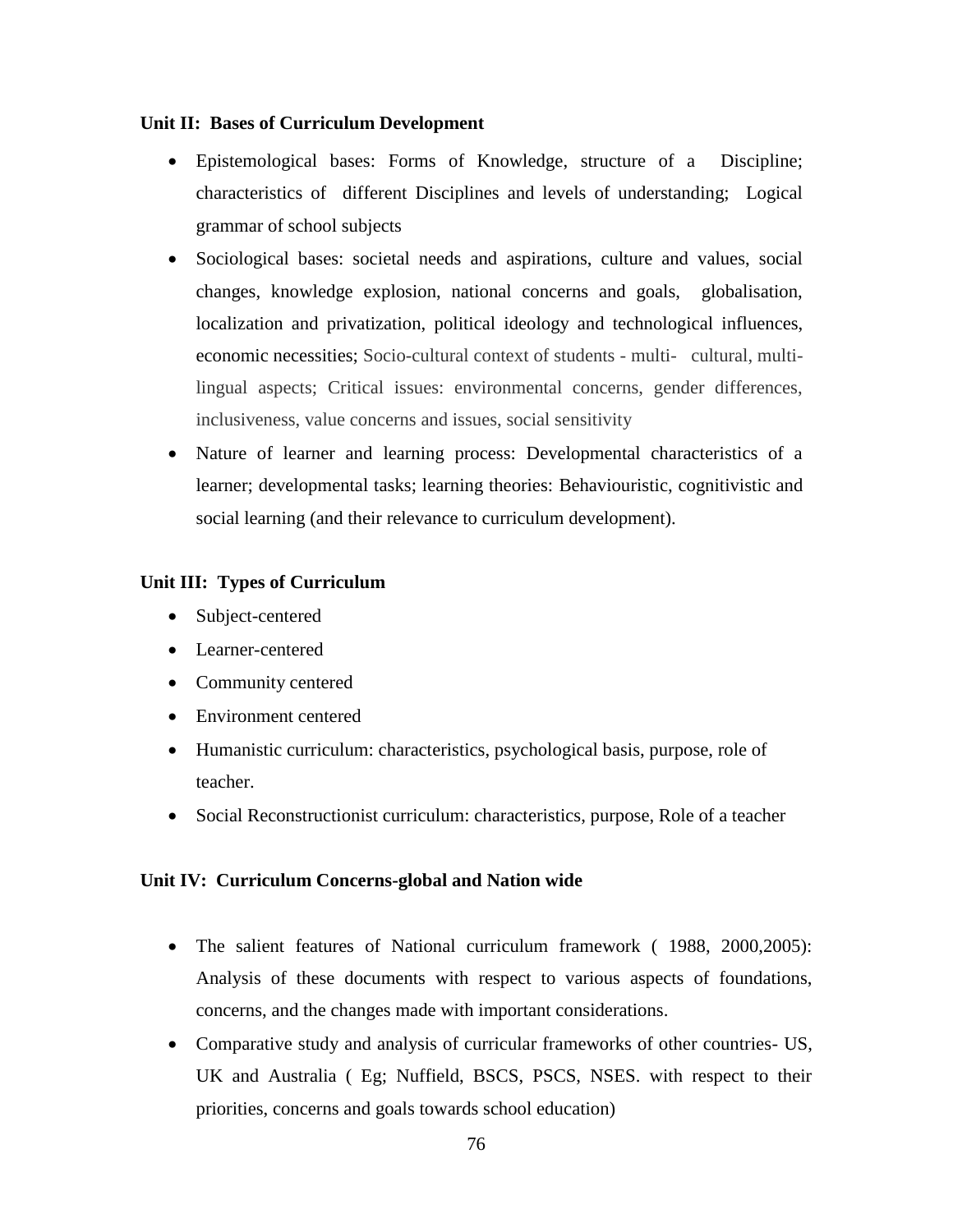**Unit II: Bases of Curriculum Development**

- Epistemological bases: Forms of Knowledge, structure of a Discipline; characteristics of different Disciplines and levels of understanding; Logical grammar of school subjects
- Sociological bases: societal needs and aspirations, culture and values, social changes, knowledge explosion, national concerns and goals, globalisation, localization and privatization, political ideology and technological influences, economic necessities; Socio-cultural context of students - multi- cultural, multi-lingual aspects; Critical issues: environmental concerns, gender differences, inclusiveness, value concerns and issues, social sensitivity
- Nature of learner and learning process: Developmental characteristics of a learner; developmental tasks; learning theories: Behaviouristic, cognitivistic and social learning (and their relevance to curriculum development).

**Unit III: Types of Curriculum**

- Subject-centered
- Learner-centered
- Community centered
- Environment centered
- Humanistic curriculum: characteristics, psychological basis, purpose, role of teacher.
- Social Reconstructionist curriculum: characteristics, purpose, Role of a teacher

**Unit IV: Curriculum Concerns-global and Nation wide**

- The salient features of National curriculum framework ( 1988, 2000,2005): Analysis of these documents with respect to various aspects of foundations, concerns, and the changes made with important considerations.
- Comparative study and analysis of curricular frameworks of other countries- US, UK and Australia ( Eg; Nuffield, BSCS, PSCS, NSES. with respect to their priorities, concerns and goals towards school education)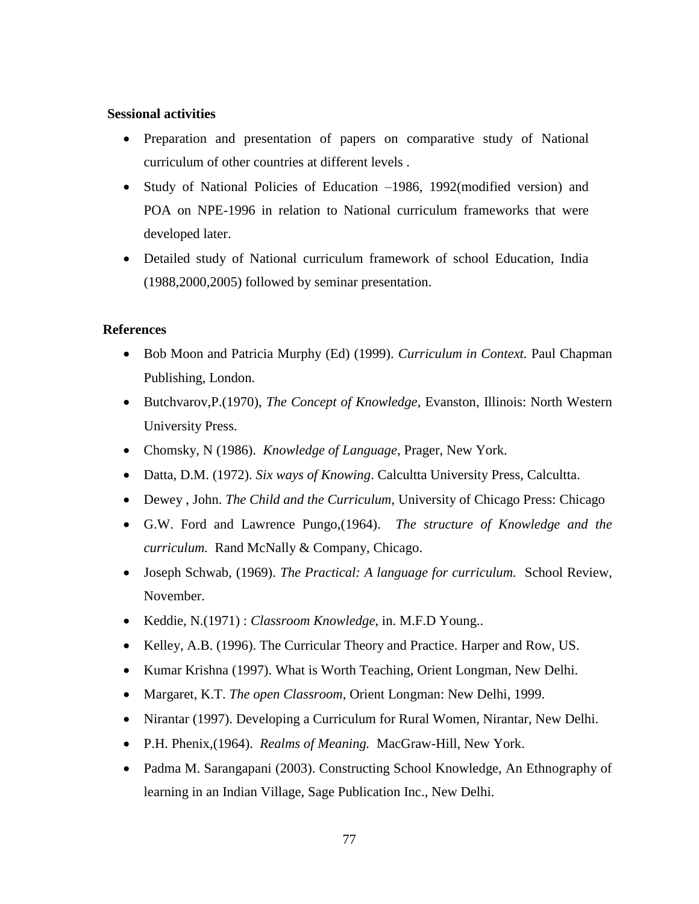**Sessional activities**

- Preparation and presentation of papers on comparative study of National curriculum of other countries at different levels .
- Study of National Policies of Education –1986, 1992(modified version) and POA on NPE-1996 in relation to National curriculum frameworks that were developed later.
- Detailed study of National curriculum framework of school Education, India (1988,2000,2005) followed by seminar presentation.

**References**

- Bob Moon and Patricia Murphy (Ed) (1999). *Curriculum in Context.* Paul Chapman Publishing, London.
- Butchvarov,P.(1970), *The Concept of Knowledge*, Evanston, Illinois: North Western University Press.
- Chomsky, N (1986). *Knowledge of Language*, Prager, New York.
- Datta, D.M. (1972). *Six ways of Knowing*. Calcultta University Press, Calcultta.
- Dewey , John. *The Child and the Curriculum*, University of Chicago Press: Chicago
- G.W. Ford and Lawrence Pungo,(1964). *The structure of Knowledge and the curriculum.* Rand McNally & Company, Chicago.
- Joseph Schwab, (1969). *The Practical: A language for curriculum.* School Review, November.
- Keddie, N.(1971) : *Classroom Knowledge*, in. M.F.D Young..
- Kelley, A.B. (1996). The Curricular Theory and Practice. Harper and Row, US.
- Kumar Krishna (1997). What is Worth Teaching, Orient Longman, New Delhi.
- Margaret, K.T. *The open Classroom*, Orient Longman: New Delhi, 1999.
- Nirantar (1997). Developing a Curriculum for Rural Women, Nirantar, New Delhi.
- P.H. Phenix,(1964). *Realms of Meaning.* MacGraw-Hill, New York.
- Padma M. Sarangapani (2003). Constructing School Knowledge, An Ethnography of learning in an Indian Village, Sage Publication Inc., New Delhi.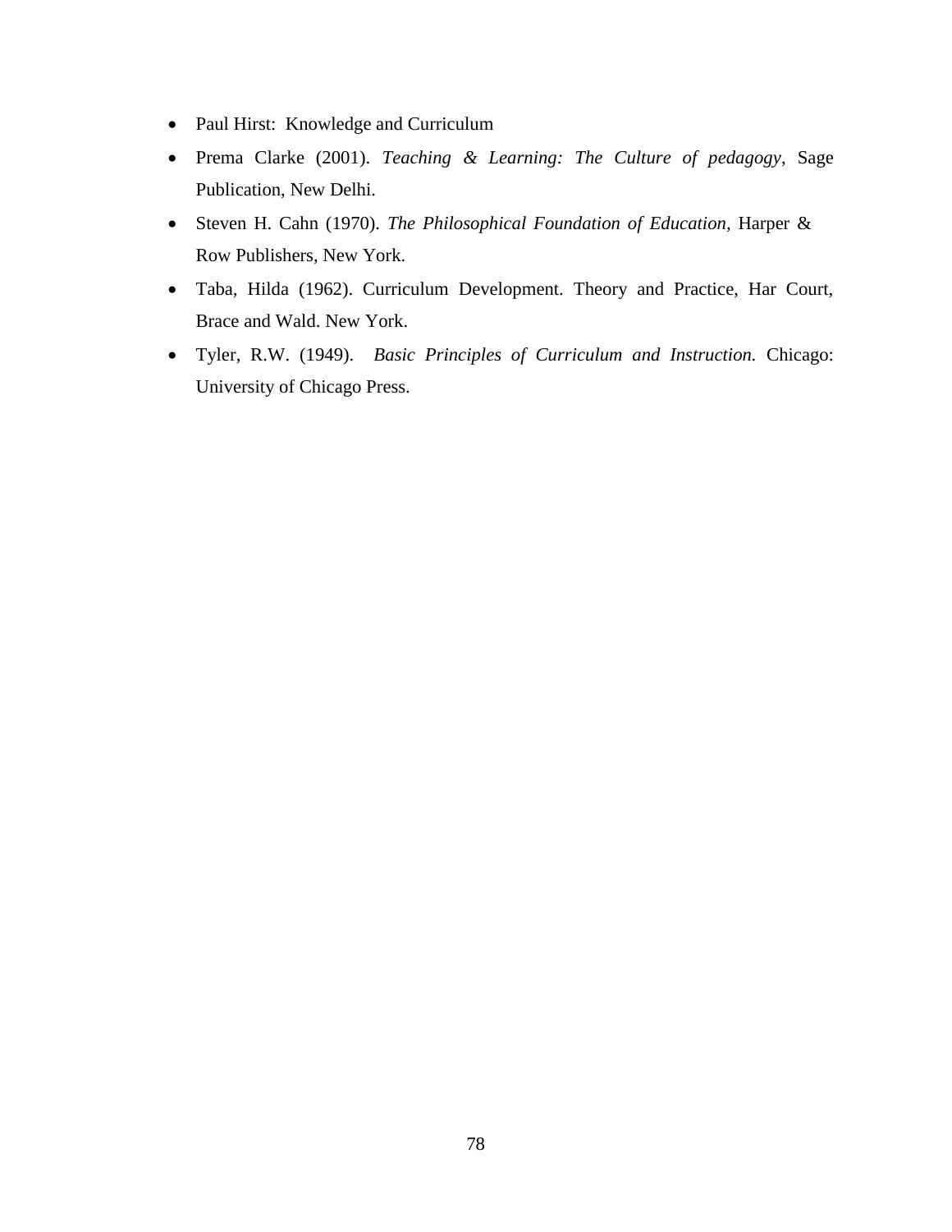- Paul Hirst: Knowledge and Curriculum
- Prema Clarke (2001). *Teaching & Learning: The Culture of pedagogy*, Sage Publication, New Delhi.
- Steven H. Cahn (1970). *The Philosophical Foundation of Education,* Harper & Row Publishers, New York.
- Taba, Hilda (1962). Curriculum Development. Theory and Practice, Har Court, Brace and Wald. New York.
- Tyler, R.W. (1949). *Basic Principles of Curriculum and Instruction.* Chicago: University of Chicago Press.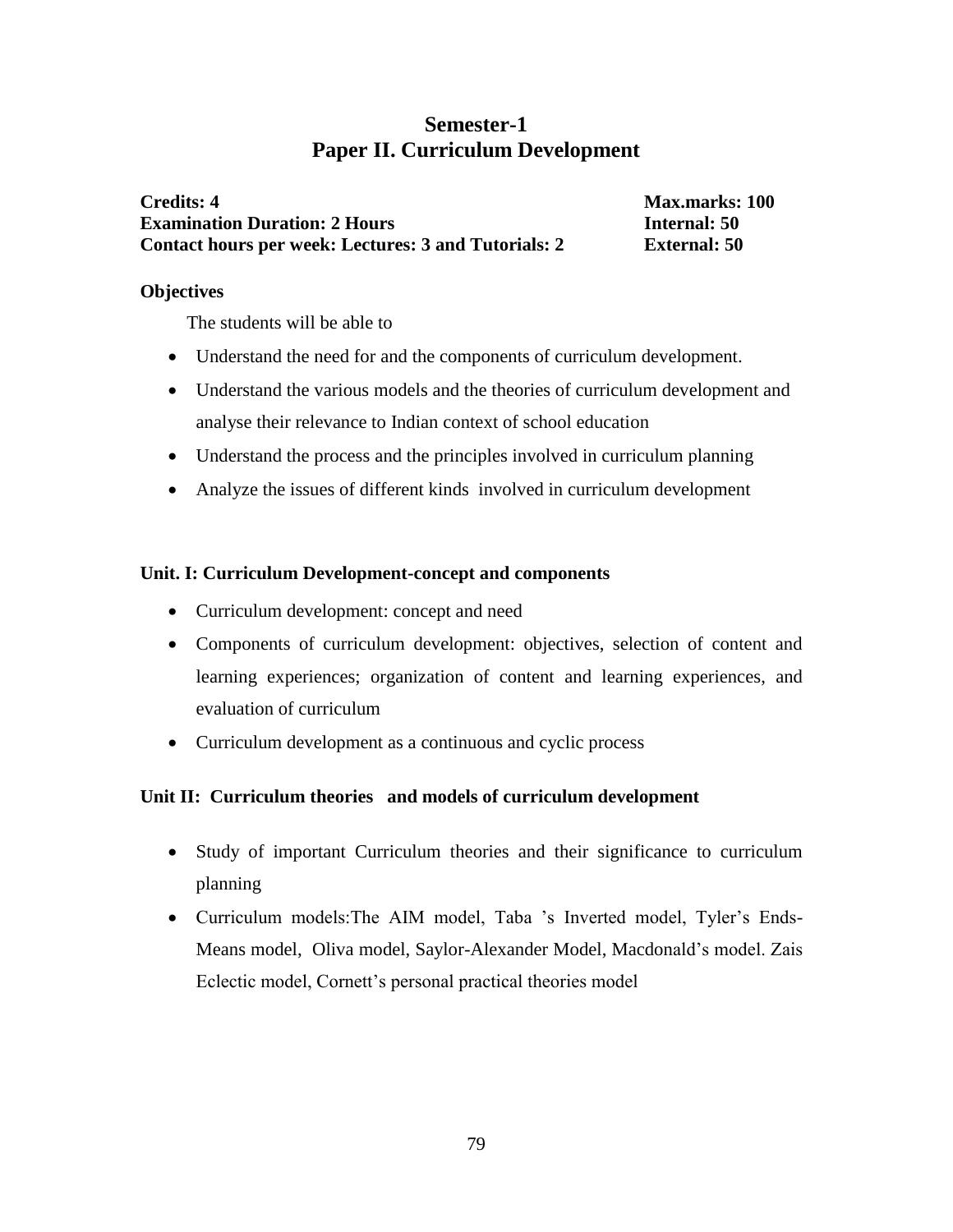# Semester-1
# Paper II. Curriculum Development

**Credits: 4** **Max.marks: 100**
**Examination Duration: 2 Hours** **Internal: 50**
**Contact hours per week: Lectures: 3 and Tutorials: 2** **External: 50**

**Objectives**

The students will be able to

- Understand the need for and the components of curriculum development.
- Understand the various models and the theories of curriculum development and analyse their relevance to Indian context of school education
- Understand the process and the principles involved in curriculum planning
- Analyze the issues of different kinds involved in curriculum development

**Unit. I: Curriculum Development-concept and components**

- Curriculum development: concept and need
- Components of curriculum development: objectives, selection of content and learning experiences; organization of content and learning experiences, and evaluation of curriculum
- Curriculum development as a continuous and cyclic process

**Unit II: Curriculum theories and models of curriculum development**

- Study of important Curriculum theories and their significance to curriculum planning
- Curriculum models:The AIM model, Taba 's Inverted model, Tyler's Ends-Means model, Oliva model, Saylor-Alexander Model, Macdonald's model. Zais Eclectic model, Cornett's personal practical theories model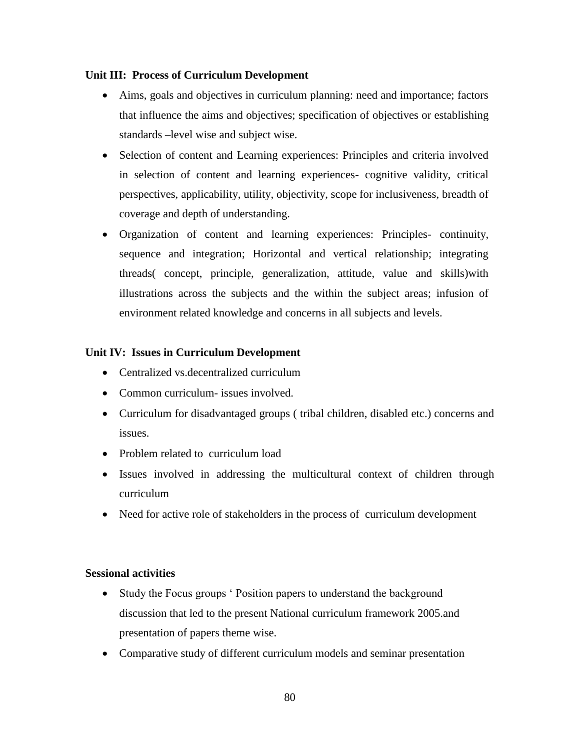**Unit III: Process of Curriculum Development**

- Aims, goals and objectives in curriculum planning: need and importance; factors that influence the aims and objectives; specification of objectives or establishing standards –level wise and subject wise.
- Selection of content and Learning experiences: Principles and criteria involved in selection of content and learning experiences- cognitive validity, critical perspectives, applicability, utility, objectivity, scope for inclusiveness, breadth of coverage and depth of understanding.
- Organization of content and learning experiences: Principles- continuity, sequence and integration; Horizontal and vertical relationship; integrating threads( concept, principle, generalization, attitude, value and skills)with illustrations across the subjects and the within the subject areas; infusion of environment related knowledge and concerns in all subjects and levels.

**Unit IV: Issues in Curriculum Development**

- Centralized vs.decentralized curriculum
- Common curriculum- issues involved.
- Curriculum for disadvantaged groups ( tribal children, disabled etc.) concerns and issues.
- Problem related to curriculum load
- Issues involved in addressing the multicultural context of children through curriculum
- Need for active role of stakeholders in the process of curriculum development

**Sessional activities**

- Study the Focus groups ' Position papers to understand the background discussion that led to the present National curriculum framework 2005.and presentation of papers theme wise.
- Comparative study of different curriculum models and seminar presentation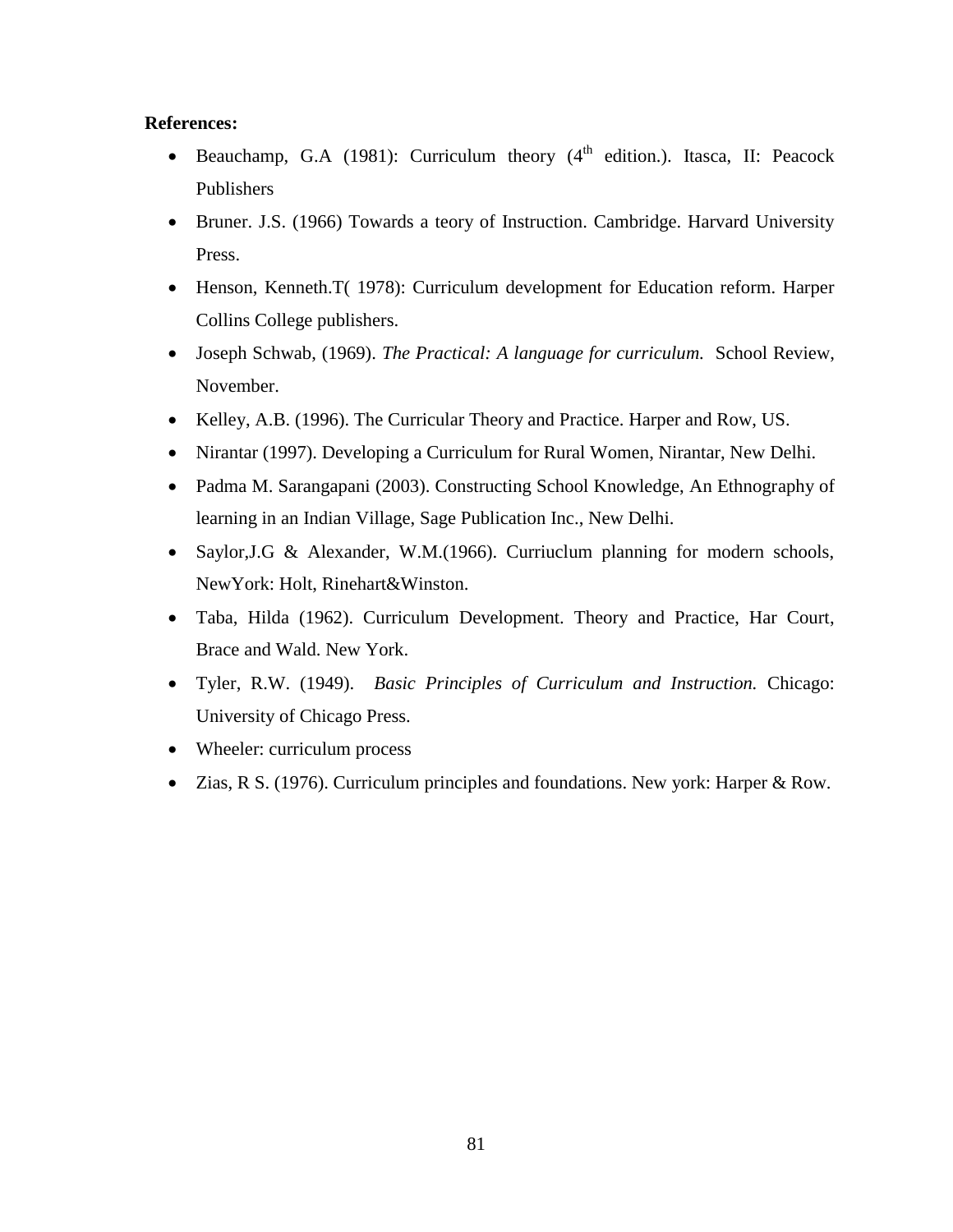**References:**

- Beauchamp, G.A (1981): Curriculum theory (4th edition.). Itasca, II: Peacock Publishers
- Bruner. J.S. (1966) Towards a teory of Instruction. Cambridge. Harvard University Press.
- Henson, Kenneth.T( 1978): Curriculum development for Education reform. Harper Collins College publishers.
- Joseph Schwab, (1969). *The Practical: A language for curriculum.* School Review, November.
- Kelley, A.B. (1996). The Curricular Theory and Practice. Harper and Row, US.
- Nirantar (1997). Developing a Curriculum for Rural Women, Nirantar, New Delhi.
- Padma M. Sarangapani (2003). Constructing School Knowledge, An Ethnography of learning in an Indian Village, Sage Publication Inc., New Delhi.
- Saylor,J.G & Alexander, W.M.(1966). Curriuclum planning for modern schools, NewYork: Holt, Rinehart&Winston.
- Taba, Hilda (1962). Curriculum Development. Theory and Practice, Har Court, Brace and Wald. New York.
- Tyler, R.W. (1949). *Basic Principles of Curriculum and Instruction.* Chicago: University of Chicago Press.
- Wheeler: curriculum process
- Zias, R S. (1976). Curriculum principles and foundations. New york: Harper & Row.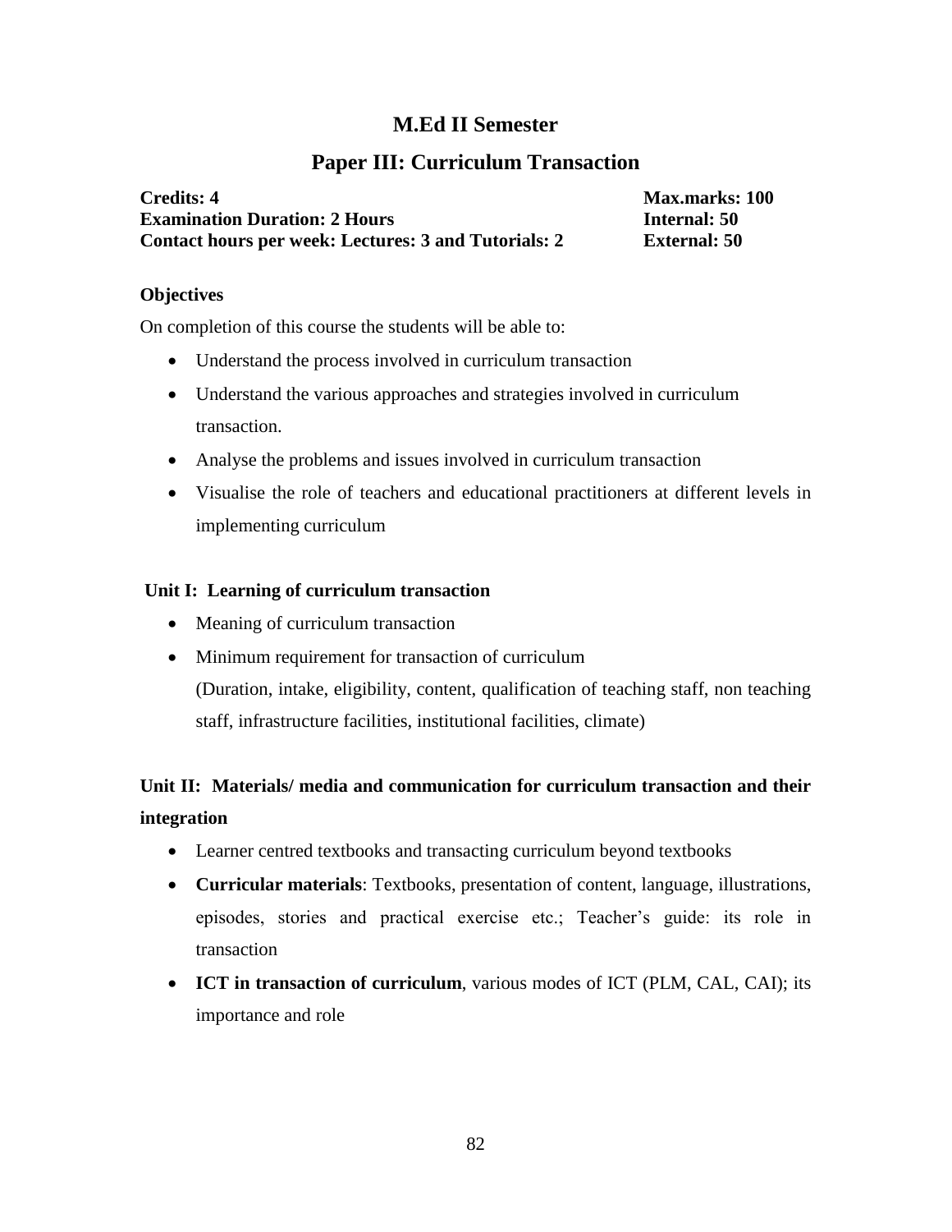# M.Ed II Semester

## Paper III: Curriculum Transaction

**Credits: 4** **Max.marks: 100**
**Examination Duration: 2 Hours** **Internal: 50**
**Contact hours per week: Lectures: 3 and Tutorials: 2** **External: 50**

### Objectives

On completion of this course the students will be able to:

- Understand the process involved in curriculum transaction
- Understand the various approaches and strategies involved in curriculum transaction.
- Analyse the problems and issues involved in curriculum transaction
- Visualise the role of teachers and educational practitioners at different levels in implementing curriculum

### Unit I: Learning of curriculum transaction

- Meaning of curriculum transaction
- Minimum requirement for transaction of curriculum
  (Duration, intake, eligibility, content, qualification of teaching staff, non teaching staff, infrastructure facilities, institutional facilities, climate)

### Unit II: Materials/ media and communication for curriculum transaction and their integration

- Learner centred textbooks and transacting curriculum beyond textbooks
- **Curricular materials**: Textbooks, presentation of content, language, illustrations, episodes, stories and practical exercise etc.; Teacher's guide: its role in transaction
- **ICT in transaction of curriculum**, various modes of ICT (PLM, CAL, CAI); its importance and role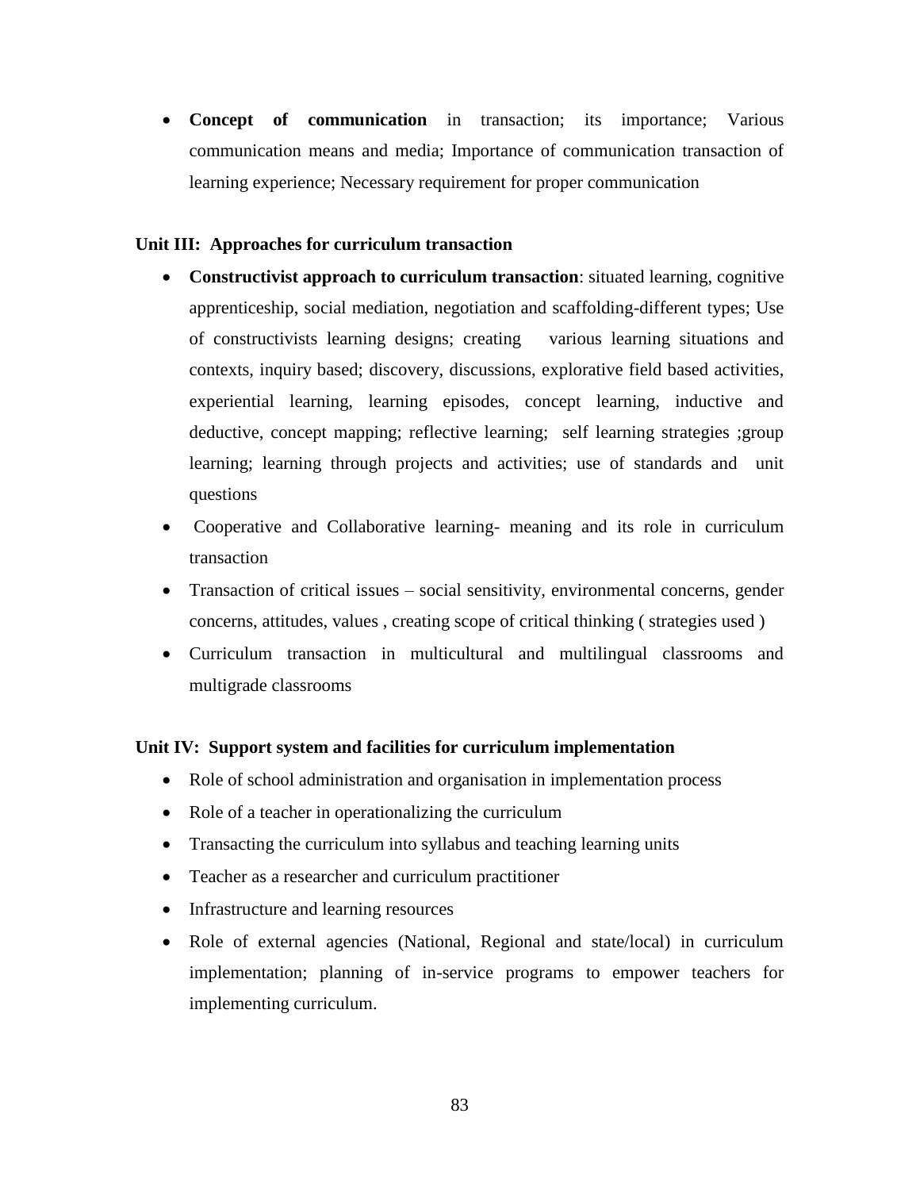- **Concept of communication** in transaction; its importance; Various communication means and media; Importance of communication transaction of learning experience; Necessary requirement for proper communication

**Unit III: Approaches for curriculum transaction**

- **Constructivist approach to curriculum transaction**: situated learning, cognitive apprenticeship, social mediation, negotiation and scaffolding-different types; Use of constructivists learning designs; creating various learning situations and contexts, inquiry based; discovery, discussions, explorative field based activities, experiential learning, learning episodes, concept learning, inductive and deductive, concept mapping; reflective learning; self learning strategies ;group learning; learning through projects and activities; use of standards and unit questions
- Cooperative and Collaborative learning- meaning and its role in curriculum transaction
- Transaction of critical issues – social sensitivity, environmental concerns, gender concerns, attitudes, values , creating scope of critical thinking ( strategies used )
- Curriculum transaction in multicultural and multilingual classrooms and multigrade classrooms

**Unit IV: Support system and facilities for curriculum implementation**

- Role of school administration and organisation in implementation process
- Role of a teacher in operationalizing the curriculum
- Transacting the curriculum into syllabus and teaching learning units
- Teacher as a researcher and curriculum practitioner
- Infrastructure and learning resources
- Role of external agencies (National, Regional and state/local) in curriculum implementation; planning of in-service programs to empower teachers for implementing curriculum.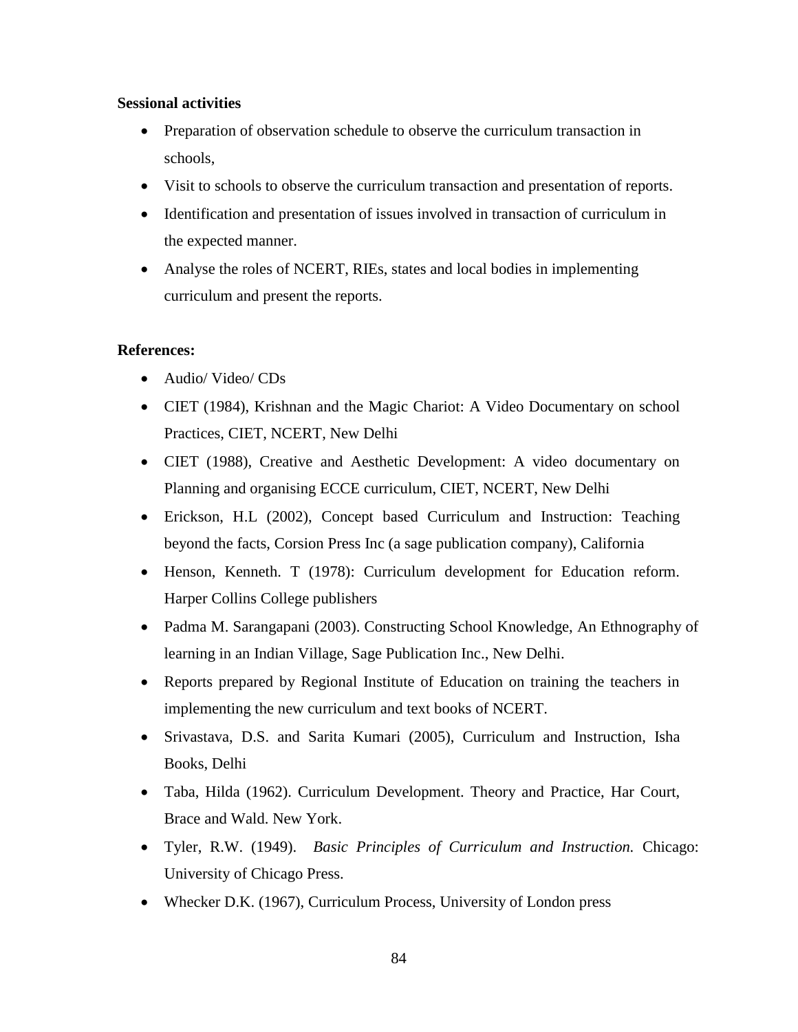**Sessional activities**

- Preparation of observation schedule to observe the curriculum transaction in schools,
- Visit to schools to observe the curriculum transaction and presentation of reports.
- Identification and presentation of issues involved in transaction of curriculum in the expected manner.
- Analyse the roles of NCERT, RIEs, states and local bodies in implementing curriculum and present the reports.

**References:**

- Audio/ Video/ CDs
- CIET (1984), Krishnan and the Magic Chariot: A Video Documentary on school Practices, CIET, NCERT, New Delhi
- CIET (1988), Creative and Aesthetic Development: A video documentary on Planning and organising ECCE curriculum, CIET, NCERT, New Delhi
- Erickson, H.L (2002), Concept based Curriculum and Instruction: Teaching beyond the facts, Corsion Press Inc (a sage publication company), California
- Henson, Kenneth. T (1978): Curriculum development for Education reform. Harper Collins College publishers
- Padma M. Sarangapani (2003). Constructing School Knowledge, An Ethnography of learning in an Indian Village, Sage Publication Inc., New Delhi.
- Reports prepared by Regional Institute of Education on training the teachers in implementing the new curriculum and text books of NCERT.
- Srivastava, D.S. and Sarita Kumari (2005), Curriculum and Instruction, Isha Books, Delhi
- Taba, Hilda (1962). Curriculum Development. Theory and Practice, Har Court, Brace and Wald. New York.
- Tyler, R.W. (1949). *Basic Principles of Curriculum and Instruction.* Chicago: University of Chicago Press.
- Whecker D.K. (1967), Curriculum Process, University of London press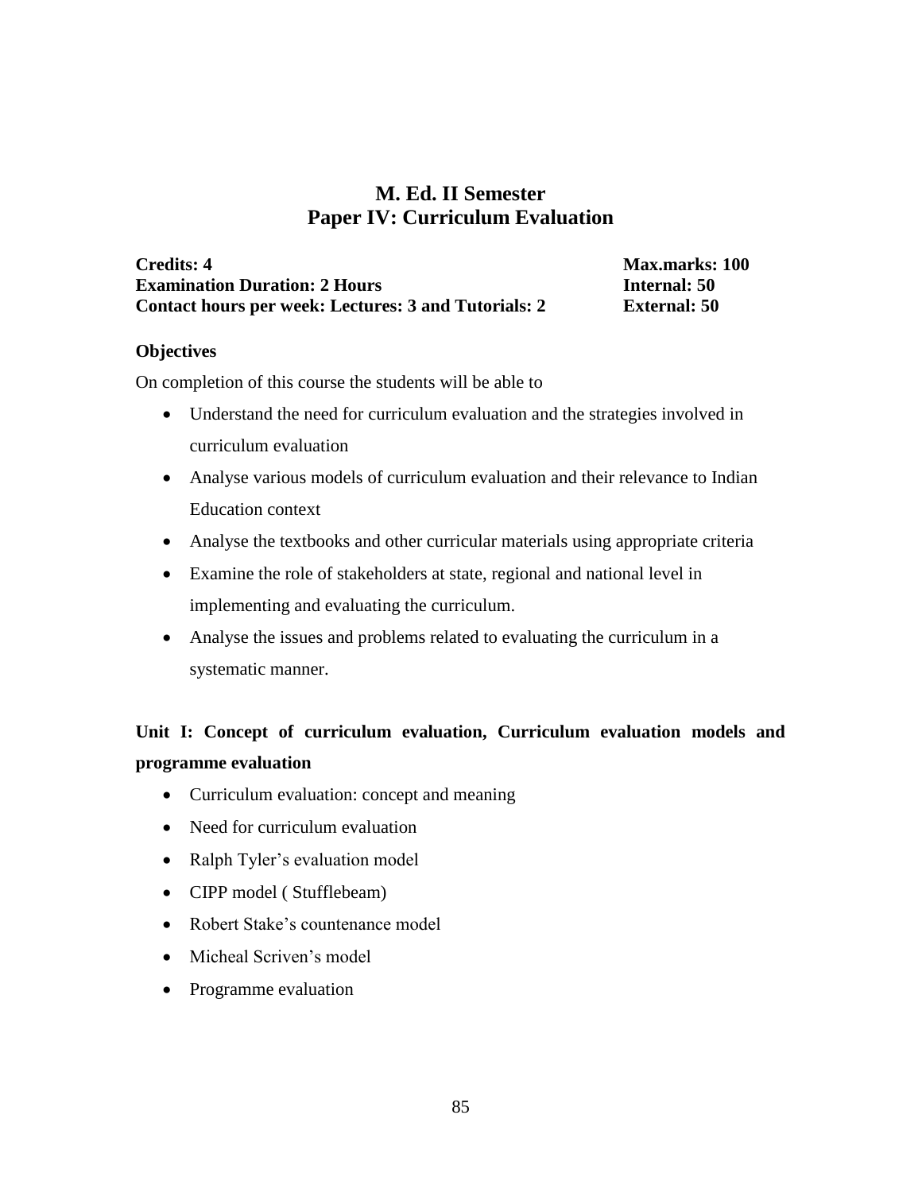# M. Ed. II Semester
# Paper IV: Curriculum Evaluation

**Credits: 4** | **Max.marks: 100**
**Examination Duration: 2 Hours** | **Internal: 50**
**Contact hours per week: Lectures: 3 and Tutorials: 2** | **External: 50**

### Objectives

On completion of this course the students will be able to

- Understand the need for curriculum evaluation and the strategies involved in curriculum evaluation
- Analyse various models of curriculum evaluation and their relevance to Indian Education context
- Analyse the textbooks and other curricular materials using appropriate criteria
- Examine the role of stakeholders at state, regional and national level in implementing and evaluating the curriculum.
- Analyse the issues and problems related to evaluating the curriculum in a systematic manner.

### Unit I: Concept of curriculum evaluation, Curriculum evaluation models and programme evaluation

- Curriculum evaluation: concept and meaning
- Need for curriculum evaluation
- Ralph Tyler's evaluation model
- CIPP model ( Stufflebeam)
- Robert Stake's countenance model
- Micheal Scriven's model
- Programme evaluation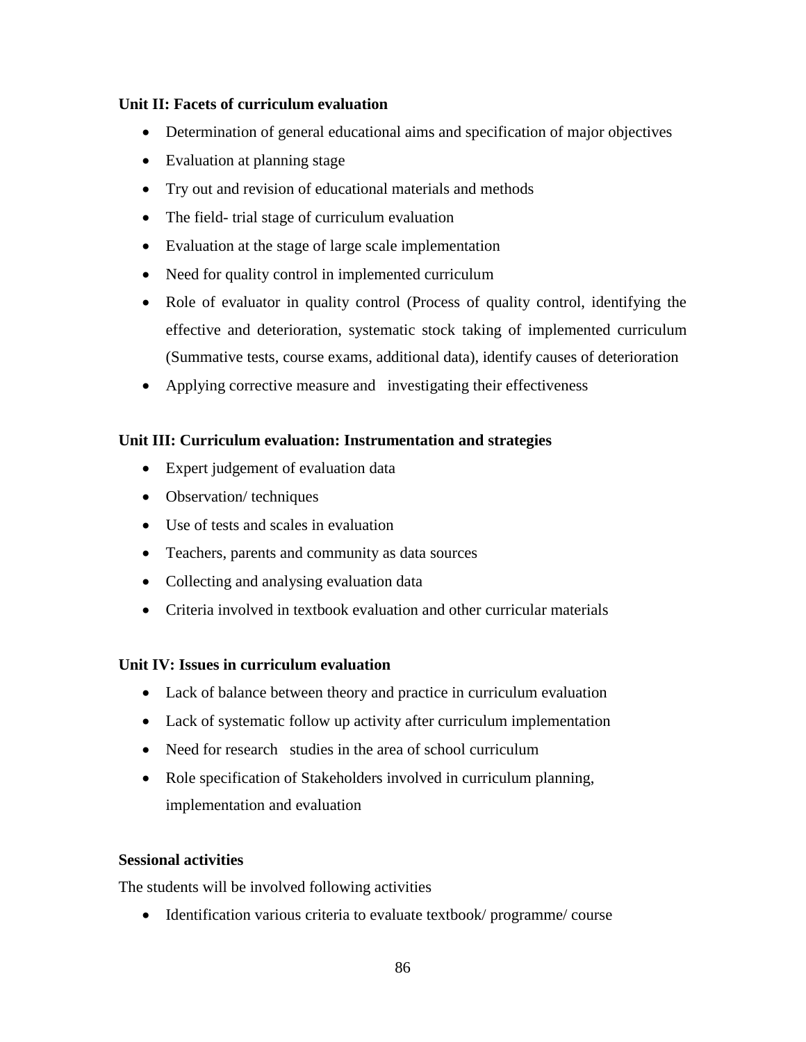**Unit II: Facets of curriculum evaluation**

- Determination of general educational aims and specification of major objectives
- Evaluation at planning stage
- Try out and revision of educational materials and methods
- The field- trial stage of curriculum evaluation
- Evaluation at the stage of large scale implementation
- Need for quality control in implemented curriculum
- Role of evaluator in quality control (Process of quality control, identifying the effective and deterioration, systematic stock taking of implemented curriculum (Summative tests, course exams, additional data), identify causes of deterioration
- Applying corrective measure and investigating their effectiveness

**Unit III: Curriculum evaluation: Instrumentation and strategies**

- Expert judgement of evaluation data
- Observation/ techniques
- Use of tests and scales in evaluation
- Teachers, parents and community as data sources
- Collecting and analysing evaluation data
- Criteria involved in textbook evaluation and other curricular materials

**Unit IV: Issues in curriculum evaluation**

- Lack of balance between theory and practice in curriculum evaluation
- Lack of systematic follow up activity after curriculum implementation
- Need for research studies in the area of school curriculum
- Role specification of Stakeholders involved in curriculum planning, implementation and evaluation

**Sessional activities**

The students will be involved following activities

- Identification various criteria to evaluate textbook/ programme/ course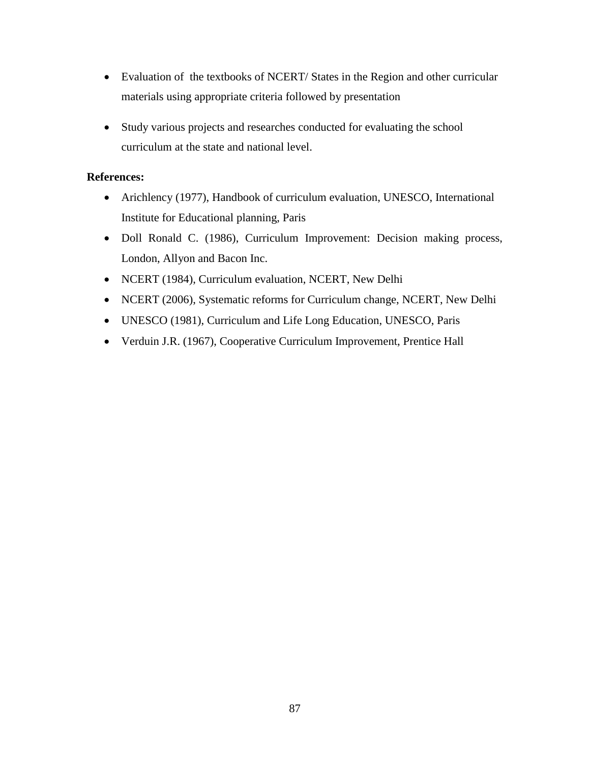- Evaluation of the textbooks of NCERT/ States in the Region and other curricular materials using appropriate criteria followed by presentation

- Study various projects and researches conducted for evaluating the school curriculum at the state and national level.

**References:**

- Arichlency (1977), Handbook of curriculum evaluation, UNESCO, International Institute for Educational planning, Paris
- Doll Ronald C. (1986), Curriculum Improvement: Decision making process, London, Allyon and Bacon Inc.
- NCERT (1984), Curriculum evaluation, NCERT, New Delhi
- NCERT (2006), Systematic reforms for Curriculum change, NCERT, New Delhi
- UNESCO (1981), Curriculum and Life Long Education, UNESCO, Paris
- Verduin J.R. (1967), Cooperative Curriculum Improvement, Prentice Hall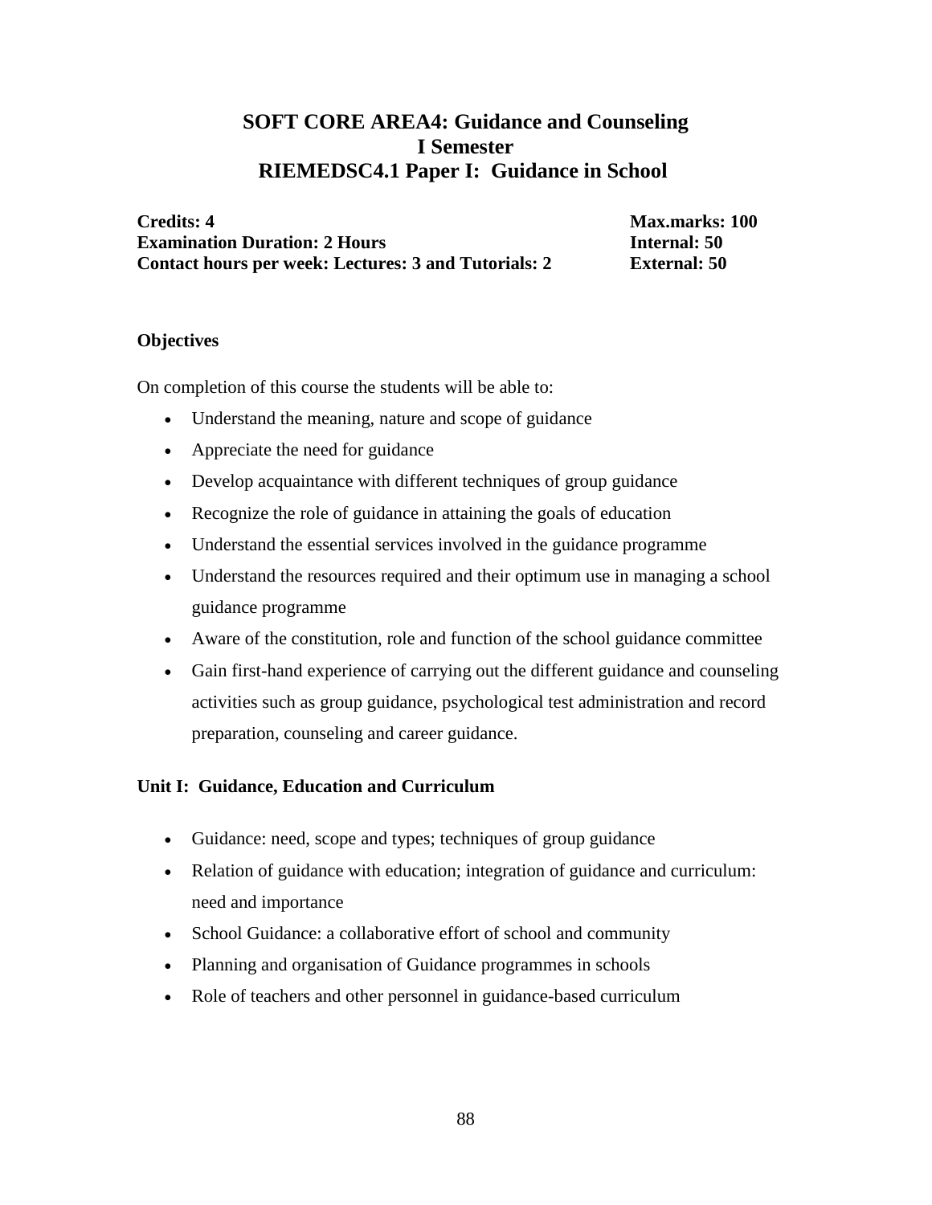# SOFT CORE AREA4: Guidance and Counseling
## I Semester
## RIEMEDSC4.1 Paper I: Guidance in School

**Credits: 4** | **Max.marks: 100**
**Examination Duration: 2 Hours** | **Internal: 50**
**Contact hours per week: Lectures: 3 and Tutorials: 2** | **External: 50**

### Objectives

On completion of this course the students will be able to:

- Understand the meaning, nature and scope of guidance
- Appreciate the need for guidance
- Develop acquaintance with different techniques of group guidance
- Recognize the role of guidance in attaining the goals of education
- Understand the essential services involved in the guidance programme
- Understand the resources required and their optimum use in managing a school guidance programme
- Aware of the constitution, role and function of the school guidance committee
- Gain first-hand experience of carrying out the different guidance and counseling activities such as group guidance, psychological test administration and record preparation, counseling and career guidance.

### Unit I: Guidance, Education and Curriculum

- Guidance: need, scope and types; techniques of group guidance
- Relation of guidance with education; integration of guidance and curriculum: need and importance
- School Guidance: a collaborative effort of school and community
- Planning and organisation of Guidance programmes in schools
- Role of teachers and other personnel in guidance-based curriculum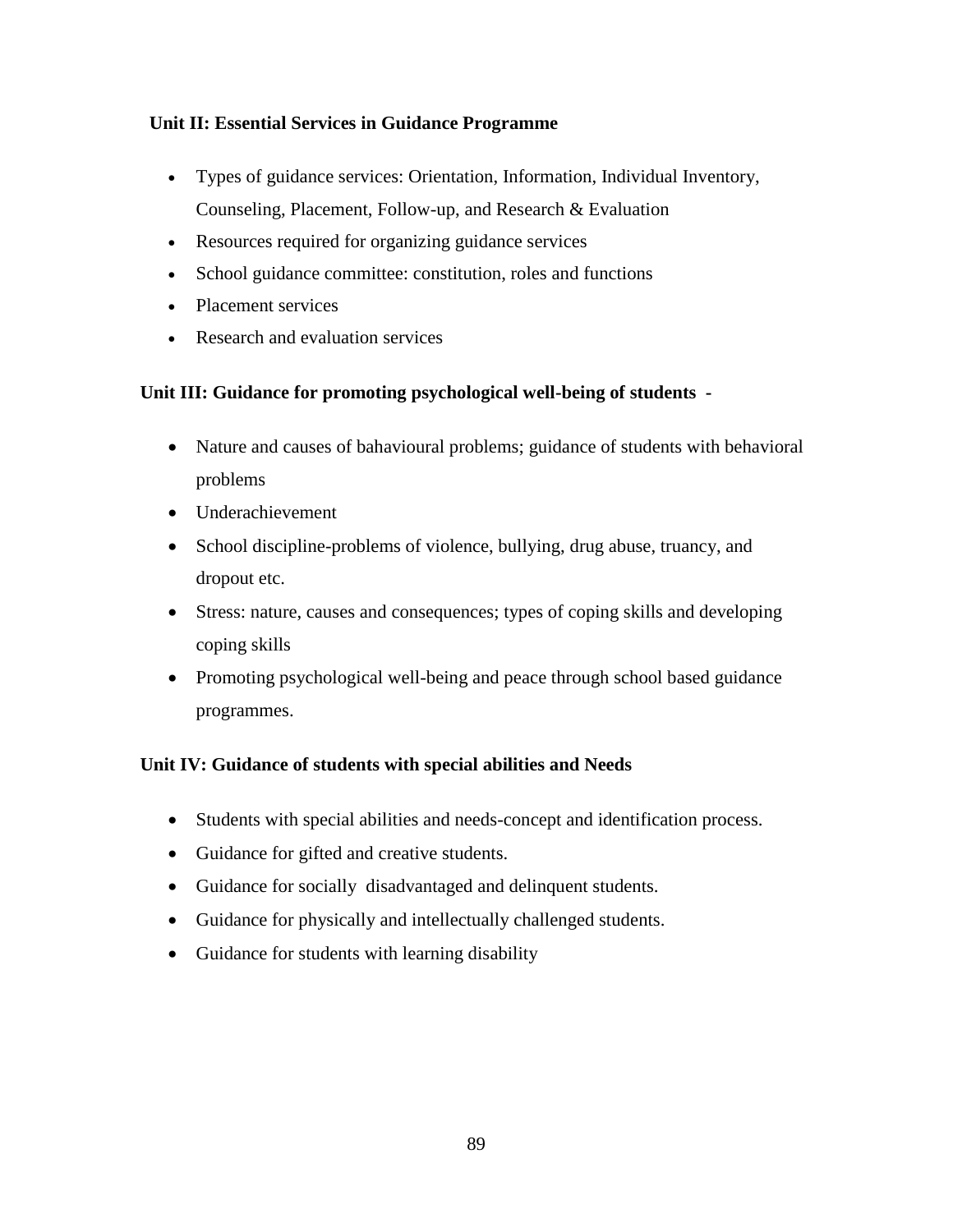**Unit II: Essential Services in Guidance Programme**

- Types of guidance services: Orientation, Information, Individual Inventory, Counseling, Placement, Follow-up, and Research & Evaluation
- Resources required for organizing guidance services
- School guidance committee: constitution, roles and functions
- Placement services
- Research and evaluation services

**Unit III: Guidance for promoting psychological well-being of students -**

- Nature and causes of bahavioural problems; guidance of students with behavioral problems
- Underachievement
- School discipline-problems of violence, bullying, drug abuse, truancy, and dropout etc.
- Stress: nature, causes and consequences; types of coping skills and developing coping skills
- Promoting psychological well-being and peace through school based guidance programmes.

**Unit IV: Guidance of students with special abilities and Needs**

- Students with special abilities and needs-concept and identification process.
- Guidance for gifted and creative students.
- Guidance for socially disadvantaged and delinquent students.
- Guidance for physically and intellectually challenged students.
- Guidance for students with learning disability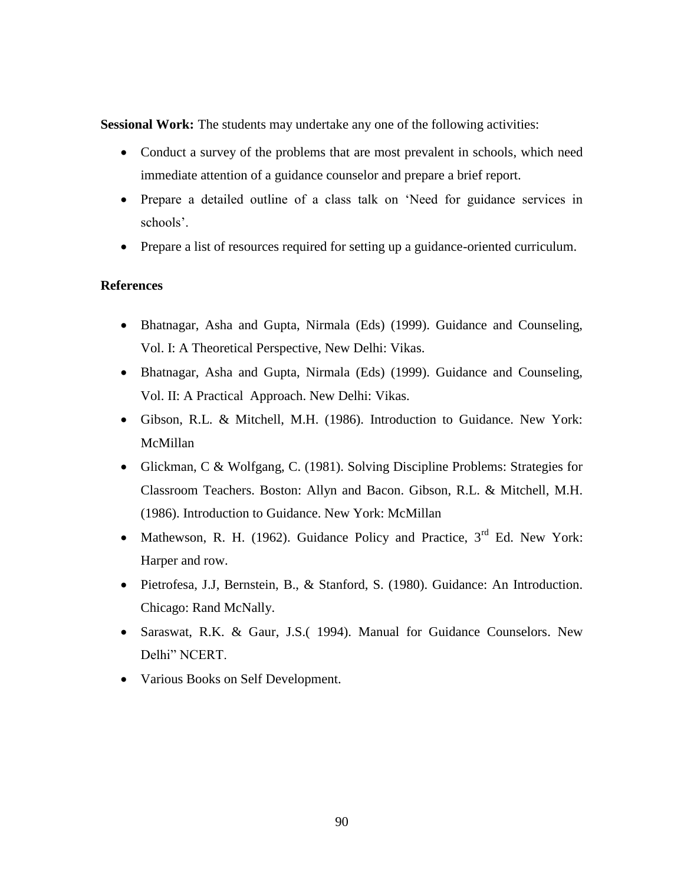**Sessional Work:** The students may undertake any one of the following activities:

- Conduct a survey of the problems that are most prevalent in schools, which need immediate attention of a guidance counselor and prepare a brief report.
- Prepare a detailed outline of a class talk on 'Need for guidance services in schools'.
- Prepare a list of resources required for setting up a guidance-oriented curriculum.

**References**

- Bhatnagar, Asha and Gupta, Nirmala (Eds) (1999). Guidance and Counseling, Vol. I: A Theoretical Perspective, New Delhi: Vikas.
- Bhatnagar, Asha and Gupta, Nirmala (Eds) (1999). Guidance and Counseling, Vol. II: A Practical Approach. New Delhi: Vikas.
- Gibson, R.L. & Mitchell, M.H. (1986). Introduction to Guidance. New York: McMillan
- Glickman, C & Wolfgang, C. (1981). Solving Discipline Problems: Strategies for Classroom Teachers. Boston: Allyn and Bacon. Gibson, R.L. & Mitchell, M.H. (1986). Introduction to Guidance. New York: McMillan
- Mathewson, R. H. (1962). Guidance Policy and Practice, 3rd Ed. New York: Harper and row.
- Pietrofesa, J.J, Bernstein, B., & Stanford, S. (1980). Guidance: An Introduction. Chicago: Rand McNally.
- Saraswat, R.K. & Gaur, J.S.( 1994). Manual for Guidance Counselors. New Delhi" NCERT.
- Various Books on Self Development.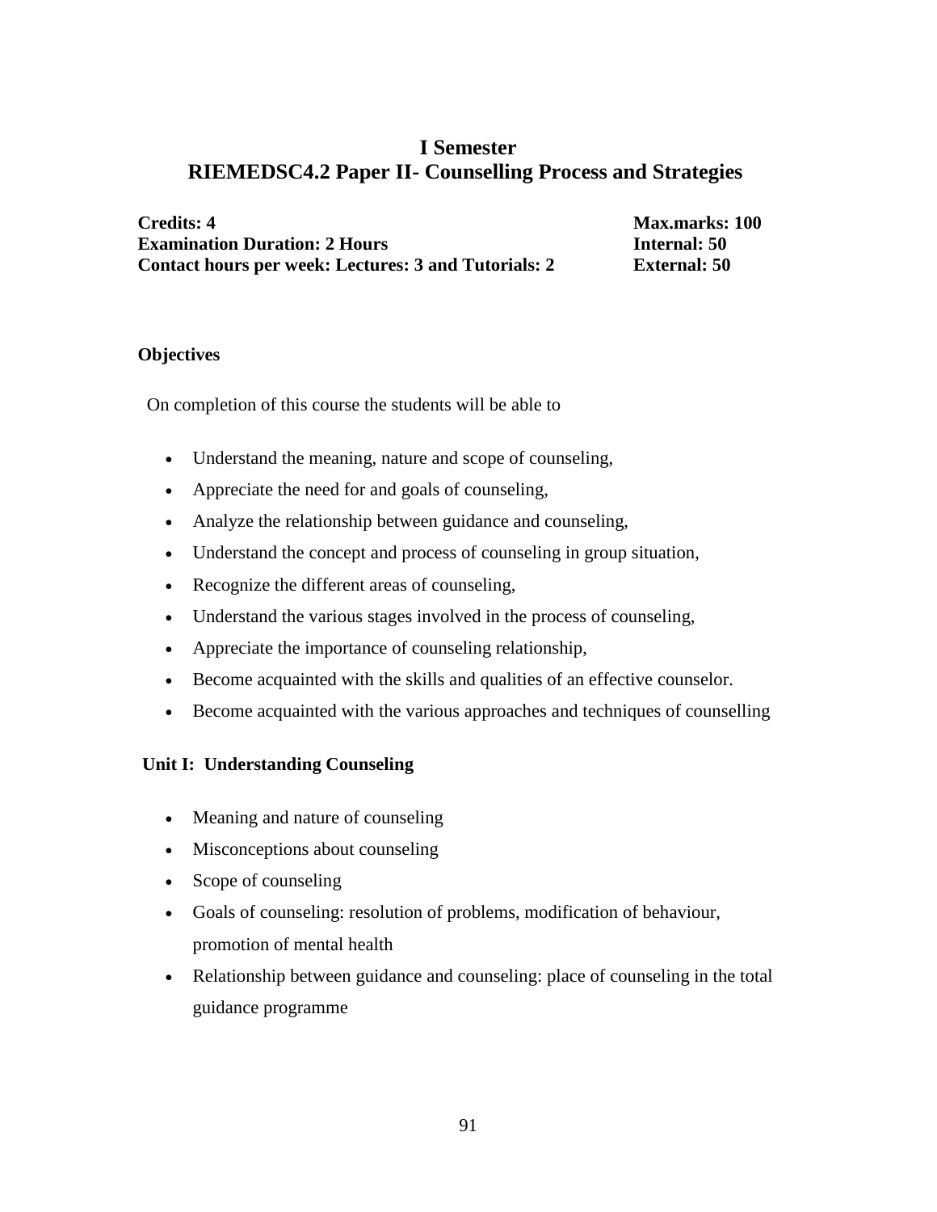# I Semester
## RIEMEDSC4.2 Paper II- Counselling Process and Strategies

**Credits: 4** **Max.marks: 100**
**Examination Duration: 2 Hours** **Internal: 50**
**Contact hours per week: Lectures: 3 and Tutorials: 2** **External: 50**

**Objectives**

On completion of this course the students will be able to

- Understand the meaning, nature and scope of counseling,
- Appreciate the need for and goals of counseling,
- Analyze the relationship between guidance and counseling,
- Understand the concept and process of counseling in group situation,
- Recognize the different areas of counseling,
- Understand the various stages involved in the process of counseling,
- Appreciate the importance of counseling relationship,
- Become acquainted with the skills and qualities of an effective counselor.
- Become acquainted with the various approaches and techniques of counselling

**Unit I: Understanding Counseling**

- Meaning and nature of counseling
- Misconceptions about counseling
- Scope of counseling
- Goals of counseling: resolution of problems, modification of behaviour, promotion of mental health
- Relationship between guidance and counseling: place of counseling in the total guidance programme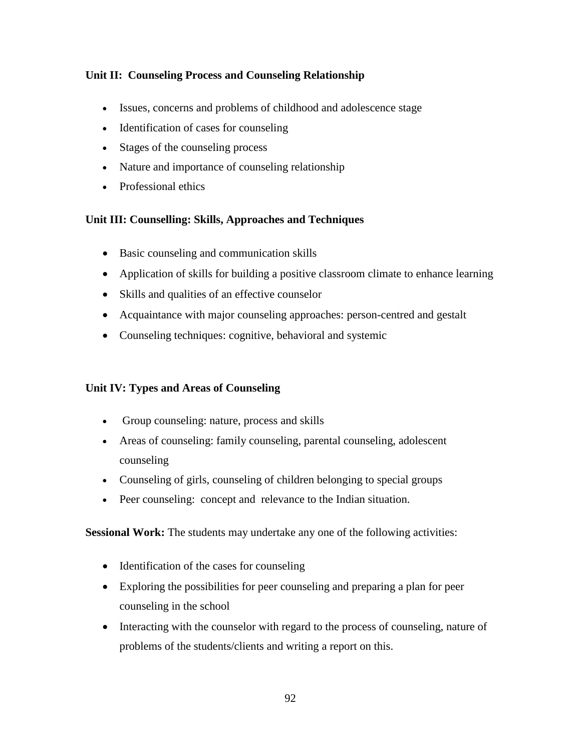**Unit II: Counseling Process and Counseling Relationship**

- Issues, concerns and problems of childhood and adolescence stage
- Identification of cases for counseling
- Stages of the counseling process
- Nature and importance of counseling relationship
- Professional ethics

**Unit III: Counselling: Skills, Approaches and Techniques**

- Basic counseling and communication skills
- Application of skills for building a positive classroom climate to enhance learning
- Skills and qualities of an effective counselor
- Acquaintance with major counseling approaches: person-centred and gestalt
- Counseling techniques: cognitive, behavioral and systemic

**Unit IV: Types and Areas of Counseling**

- Group counseling: nature, process and skills
- Areas of counseling: family counseling, parental counseling, adolescent counseling
- Counseling of girls, counseling of children belonging to special groups
- Peer counseling: concept and relevance to the Indian situation.

**Sessional Work:** The students may undertake any one of the following activities:

- Identification of the cases for counseling
- Exploring the possibilities for peer counseling and preparing a plan for peer counseling in the school
- Interacting with the counselor with regard to the process of counseling, nature of problems of the students/clients and writing a report on this.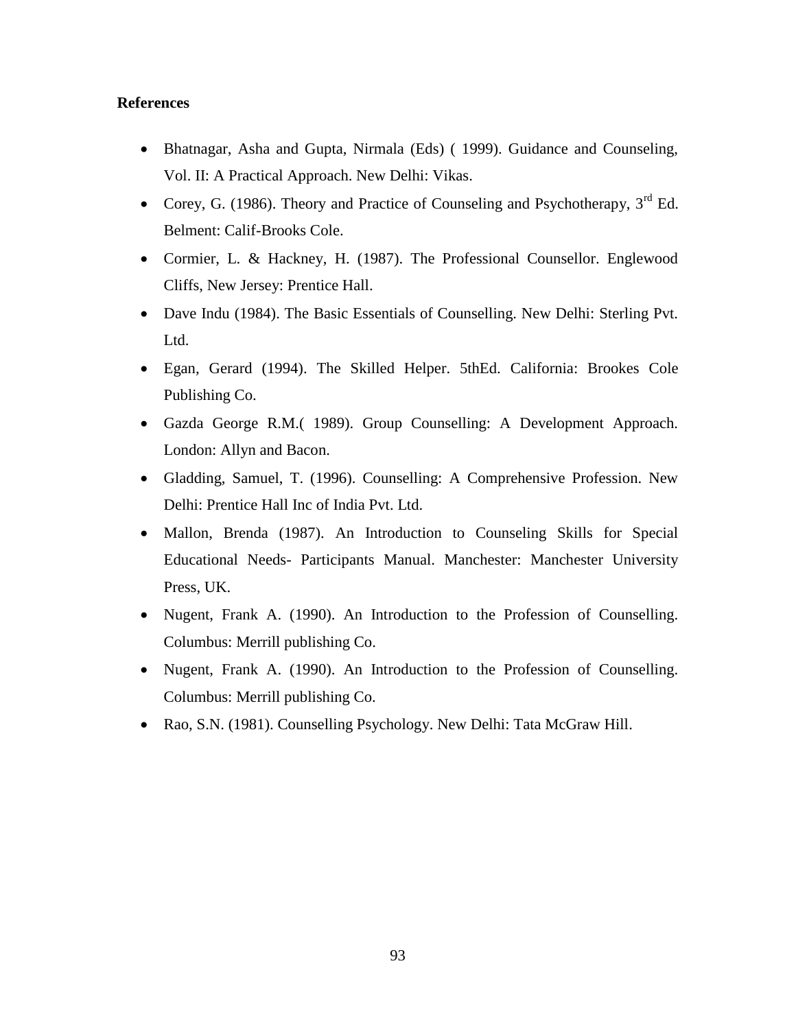**References**

- Bhatnagar, Asha and Gupta, Nirmala (Eds) ( 1999). Guidance and Counseling, Vol. II: A Practical Approach. New Delhi: Vikas.
- Corey, G. (1986). Theory and Practice of Counseling and Psychotherapy, 3rd Ed. Belment: Calif-Brooks Cole.
- Cormier, L. & Hackney, H. (1987). The Professional Counsellor. Englewood Cliffs, New Jersey: Prentice Hall.
- Dave Indu (1984). The Basic Essentials of Counselling. New Delhi: Sterling Pvt. Ltd.
- Egan, Gerard (1994). The Skilled Helper. 5thEd. California: Brookes Cole Publishing Co.
- Gazda George R.M.( 1989). Group Counselling: A Development Approach. London: Allyn and Bacon.
- Gladding, Samuel, T. (1996). Counselling: A Comprehensive Profession. New Delhi: Prentice Hall Inc of India Pvt. Ltd.
- Mallon, Brenda (1987). An Introduction to Counseling Skills for Special Educational Needs- Participants Manual. Manchester: Manchester University Press, UK.
- Nugent, Frank A. (1990). An Introduction to the Profession of Counselling. Columbus: Merrill publishing Co.
- Nugent, Frank A. (1990). An Introduction to the Profession of Counselling. Columbus: Merrill publishing Co.
- Rao, S.N. (1981). Counselling Psychology. New Delhi: Tata McGraw Hill.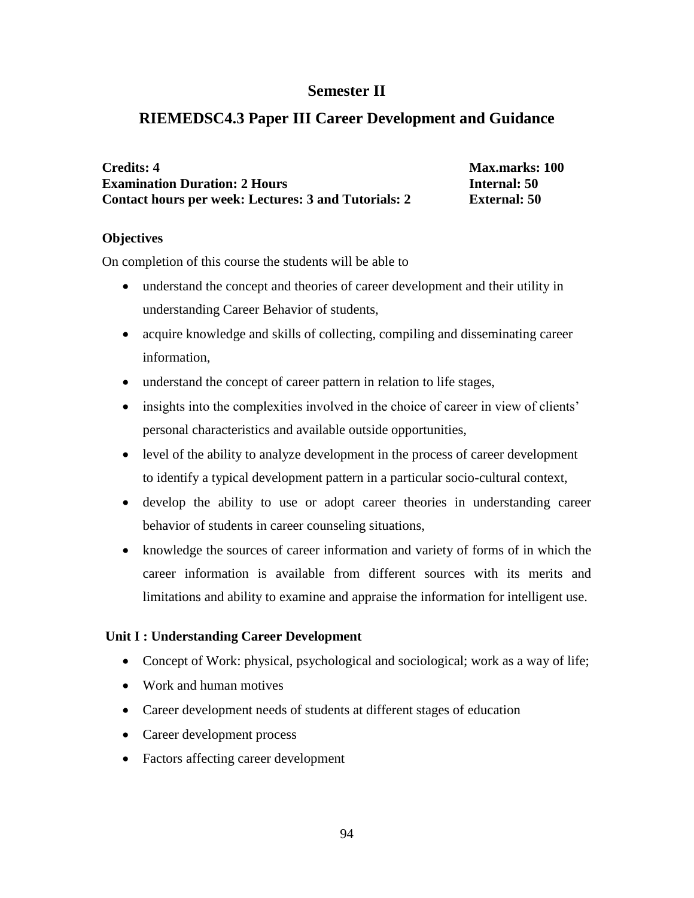## Semester II

# RIEMEDSC4.3 Paper III Career Development and Guidance

**Credits: 4** **Max.marks: 100**
**Examination Duration: 2 Hours** **Internal: 50**
**Contact hours per week: Lectures: 3 and Tutorials: 2** **External: 50**

### Objectives

On completion of this course the students will be able to

- understand the concept and theories of career development and their utility in understanding Career Behavior of students,
- acquire knowledge and skills of collecting, compiling and disseminating career information,
- understand the concept of career pattern in relation to life stages,
- insights into the complexities involved in the choice of career in view of clients' personal characteristics and available outside opportunities,
- level of the ability to analyze development in the process of career development to identify a typical development pattern in a particular socio-cultural context,
- develop the ability to use or adopt career theories in understanding career behavior of students in career counseling situations,
- knowledge the sources of career information and variety of forms of in which the career information is available from different sources with its merits and limitations and ability to examine and appraise the information for intelligent use.

### Unit I : Understanding Career Development

- Concept of Work: physical, psychological and sociological; work as a way of life;
- Work and human motives
- Career development needs of students at different stages of education
- Career development process
- Factors affecting career development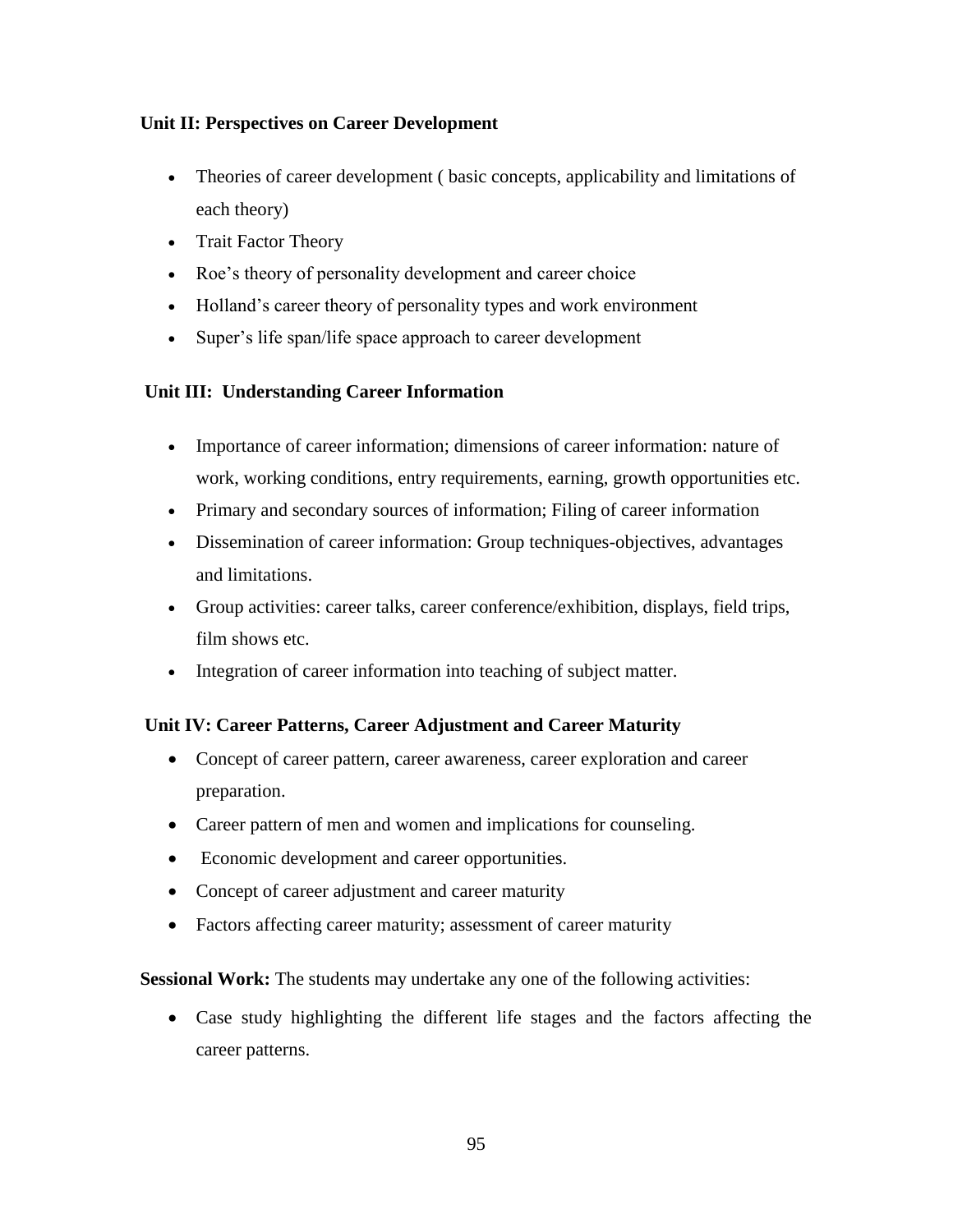**Unit II: Perspectives on Career Development**

- Theories of career development ( basic concepts, applicability and limitations of each theory)
- Trait Factor Theory
- Roe's theory of personality development and career choice
- Holland's career theory of personality types and work environment
- Super's life span/life space approach to career development

**Unit III: Understanding Career Information**

- Importance of career information; dimensions of career information: nature of work, working conditions, entry requirements, earning, growth opportunities etc.
- Primary and secondary sources of information; Filing of career information
- Dissemination of career information: Group techniques-objectives, advantages and limitations.
- Group activities: career talks, career conference/exhibition, displays, field trips, film shows etc.
- Integration of career information into teaching of subject matter.

**Unit IV: Career Patterns, Career Adjustment and Career Maturity**

- Concept of career pattern, career awareness, career exploration and career preparation.
- Career pattern of men and women and implications for counseling.
- Economic development and career opportunities.
- Concept of career adjustment and career maturity
- Factors affecting career maturity; assessment of career maturity

**Sessional Work:** The students may undertake any one of the following activities:

- Case study highlighting the different life stages and the factors affecting the career patterns.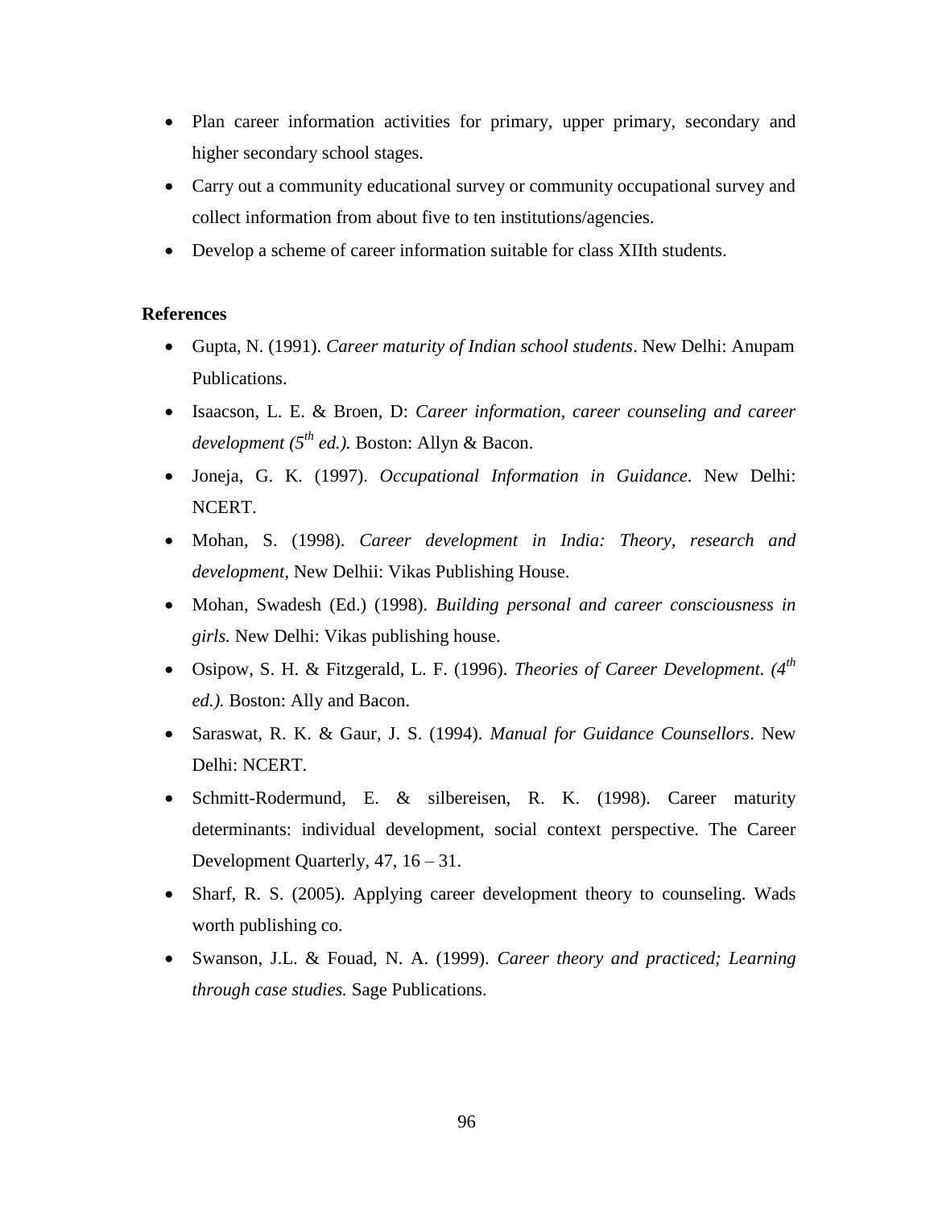- Plan career information activities for primary, upper primary, secondary and higher secondary school stages.
- Carry out a community educational survey or community occupational survey and collect information from about five to ten institutions/agencies.
- Develop a scheme of career information suitable for class XIIth students.

**References**

- Gupta, N. (1991). *Career maturity of Indian school students*. New Delhi: Anupam Publications.
- Isaacson, L. E. & Broen, D: *Career information, career counseling and career development (5th ed.).* Boston: Allyn & Bacon.
- Joneja, G. K. (1997). *Occupational Information in Guidance*. New Delhi: NCERT.
- Mohan, S. (1998). *Career development in India: Theory, research and development,* New Delhii: Vikas Publishing House.
- Mohan, Swadesh (Ed.) (1998). *Building personal and career consciousness in girls.* New Delhi: Vikas publishing house.
- Osipow, S. H. & Fitzgerald, L. F. (1996). *Theories of Career Development. (4th ed.).* Boston: Ally and Bacon.
- Saraswat, R. K. & Gaur, J. S. (1994). *Manual for Guidance Counsellors*. New Delhi: NCERT.
- Schmitt-Rodermund, E. & silbereisen, R. K. (1998). Career maturity determinants: individual development, social context perspective. The Career Development Quarterly, 47, 16 – 31.
- Sharf, R. S. (2005). Applying career development theory to counseling. Wads worth publishing co.
- Swanson, J.L. & Fouad, N. A. (1999). *Career theory and practiced; Learning through case studies.* Sage Publications.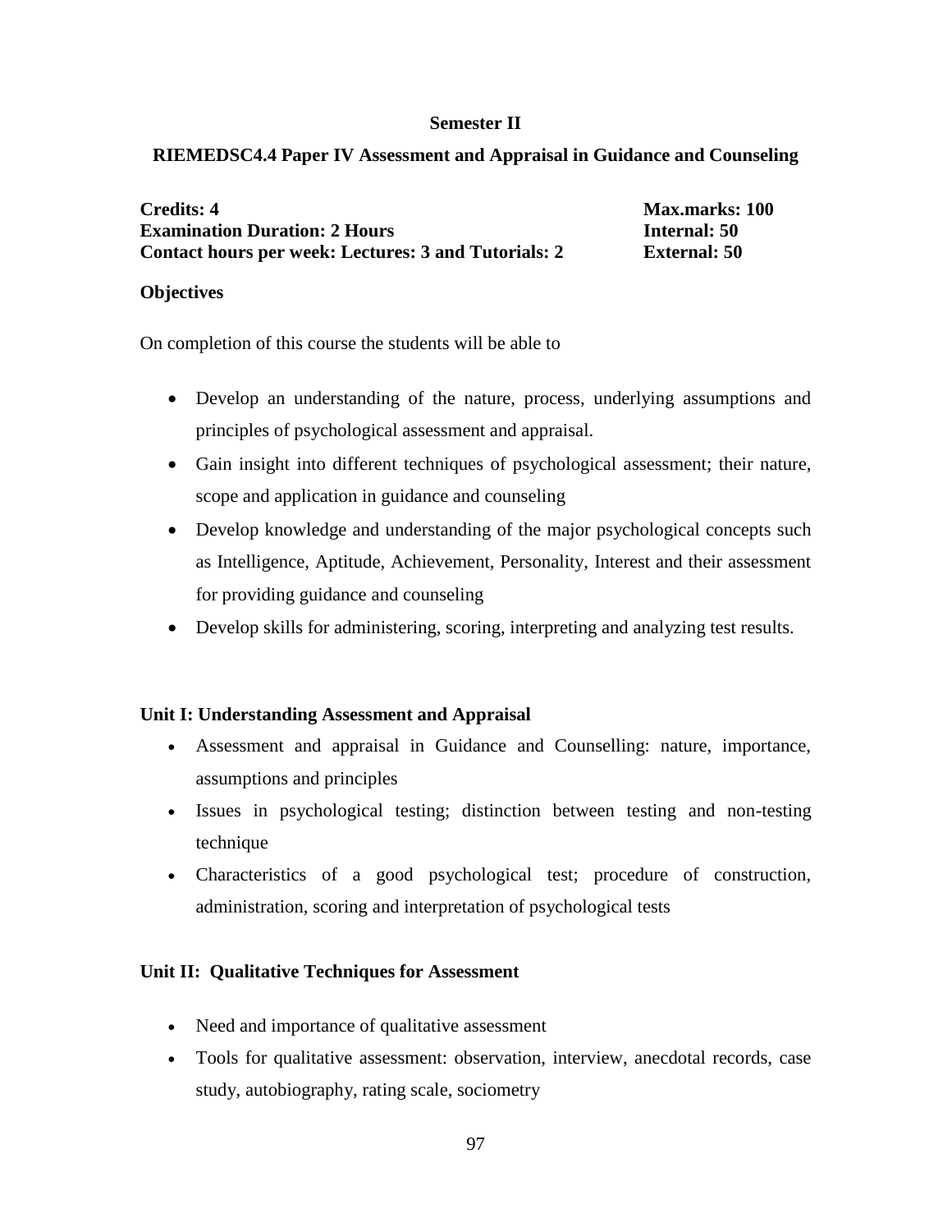**Semester II**

**RIEMEDSC4.4 Paper IV Assessment and Appraisal in Guidance and Counseling**

**Credits: 4** — **Max.marks: 100**
**Examination Duration: 2 Hours** — **Internal: 50**
**Contact hours per week: Lectures: 3 and Tutorials: 2** — **External: 50**

**Objectives**

On completion of this course the students will be able to

- Develop an understanding of the nature, process, underlying assumptions and principles of psychological assessment and appraisal.
- Gain insight into different techniques of psychological assessment; their nature, scope and application in guidance and counseling
- Develop knowledge and understanding of the major psychological concepts such as Intelligence, Aptitude, Achievement, Personality, Interest and their assessment for providing guidance and counseling
- Develop skills for administering, scoring, interpreting and analyzing test results.

**Unit I: Understanding Assessment and Appraisal**

- Assessment and appraisal in Guidance and Counselling: nature, importance, assumptions and principles
- Issues in psychological testing; distinction between testing and non-testing technique
- Characteristics of a good psychological test; procedure of construction, administration, scoring and interpretation of psychological tests

**Unit II: Qualitative Techniques for Assessment**

- Need and importance of qualitative assessment
- Tools for qualitative assessment: observation, interview, anecdotal records, case study, autobiography, rating scale, sociometry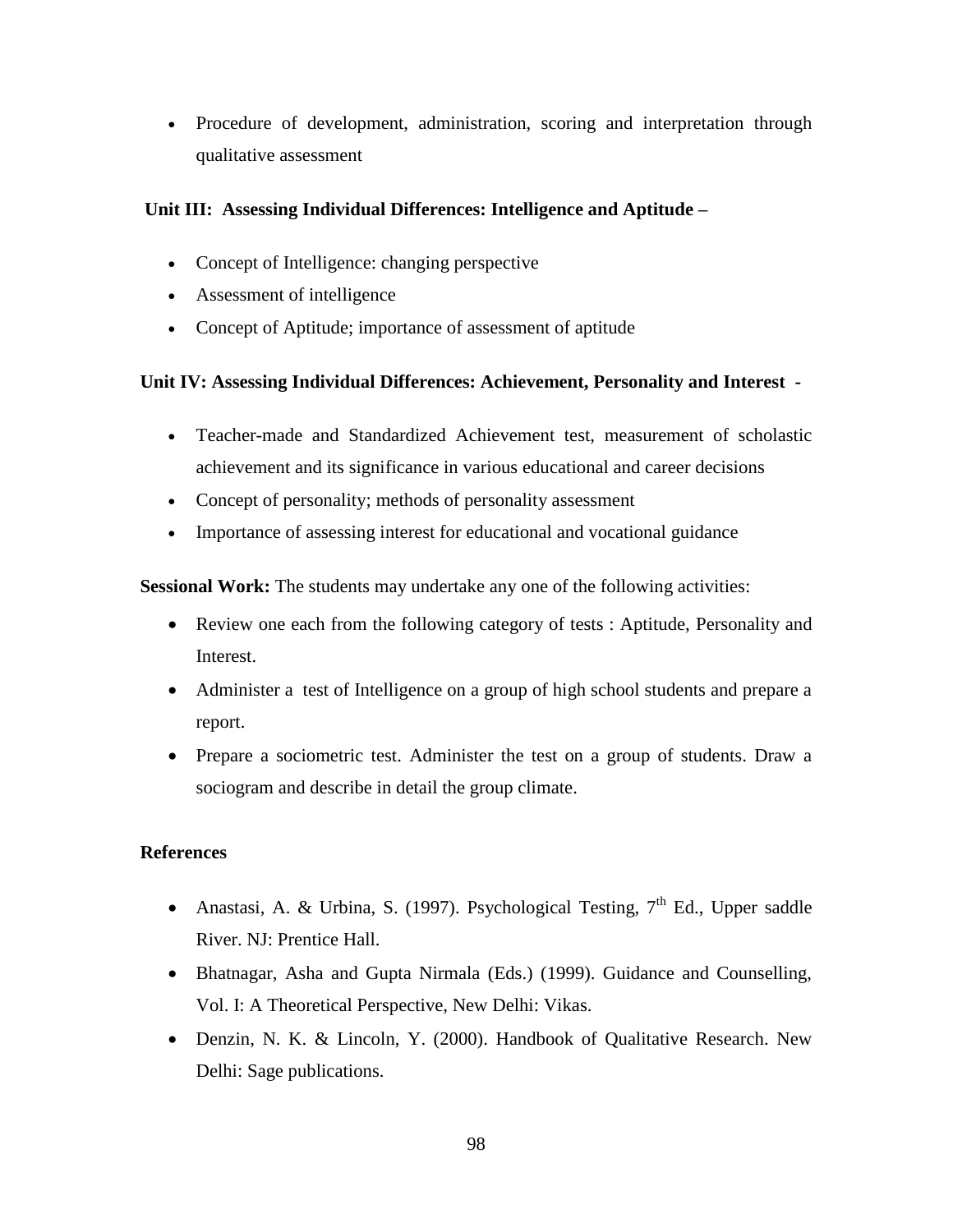- Procedure of development, administration, scoring and interpretation through qualitative assessment

**Unit III: Assessing Individual Differences: Intelligence and Aptitude –**

- Concept of Intelligence: changing perspective
- Assessment of intelligence
- Concept of Aptitude; importance of assessment of aptitude

**Unit IV: Assessing Individual Differences: Achievement, Personality and Interest -**

- Teacher-made and Standardized Achievement test, measurement of scholastic achievement and its significance in various educational and career decisions
- Concept of personality; methods of personality assessment
- Importance of assessing interest for educational and vocational guidance

**Sessional Work:** The students may undertake any one of the following activities:

- Review one each from the following category of tests : Aptitude, Personality and Interest.
- Administer a test of Intelligence on a group of high school students and prepare a report.
- Prepare a sociometric test. Administer the test on a group of students. Draw a sociogram and describe in detail the group climate.

**References**

- Anastasi, A. & Urbina, S. (1997). Psychological Testing, 7th Ed., Upper saddle River. NJ: Prentice Hall.
- Bhatnagar, Asha and Gupta Nirmala (Eds.) (1999). Guidance and Counselling, Vol. I: A Theoretical Perspective, New Delhi: Vikas.
- Denzin, N. K. & Lincoln, Y. (2000). Handbook of Qualitative Research. New Delhi: Sage publications.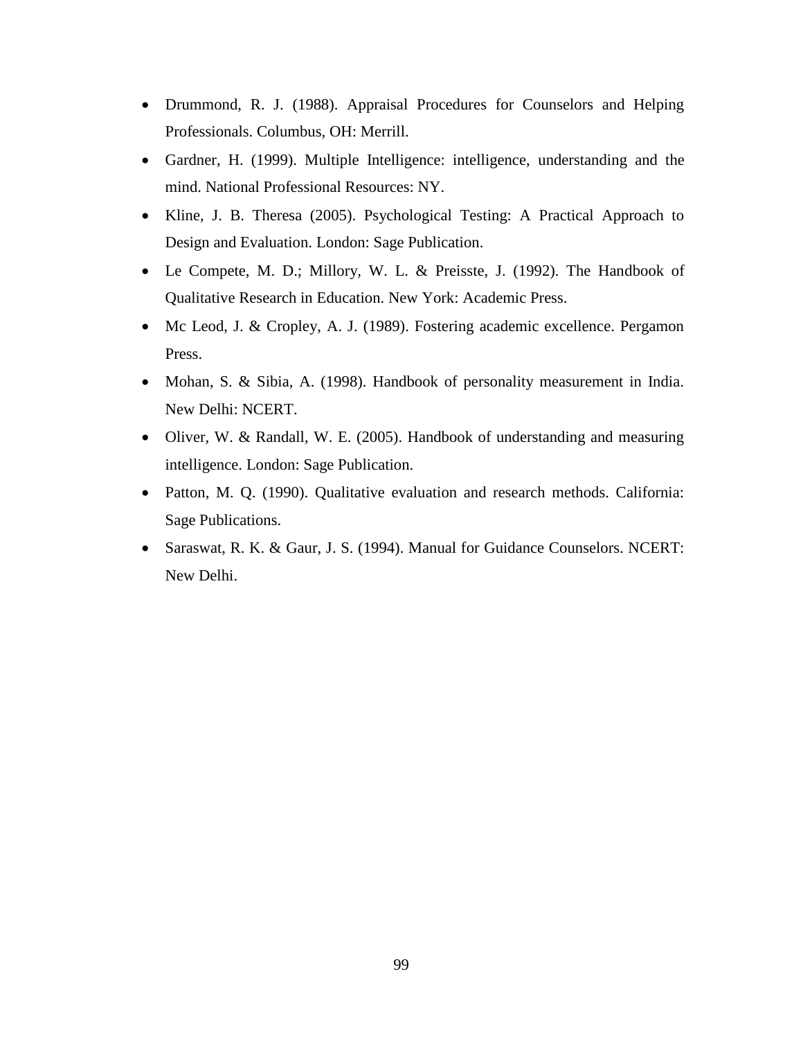- Drummond, R. J. (1988). Appraisal Procedures for Counselors and Helping Professionals. Columbus, OH: Merrill.
- Gardner, H. (1999). Multiple Intelligence: intelligence, understanding and the mind. National Professional Resources: NY.
- Kline, J. B. Theresa (2005). Psychological Testing: A Practical Approach to Design and Evaluation. London: Sage Publication.
- Le Compete, M. D.; Millory, W. L. & Preisste, J. (1992). The Handbook of Qualitative Research in Education. New York: Academic Press.
- Mc Leod, J. & Cropley, A. J. (1989). Fostering academic excellence. Pergamon Press.
- Mohan, S. & Sibia, A. (1998). Handbook of personality measurement in India. New Delhi: NCERT.
- Oliver, W. & Randall, W. E. (2005). Handbook of understanding and measuring intelligence. London: Sage Publication.
- Patton, M. Q. (1990). Qualitative evaluation and research methods. California: Sage Publications.
- Saraswat, R. K. & Gaur, J. S. (1994). Manual for Guidance Counselors. NCERT: New Delhi.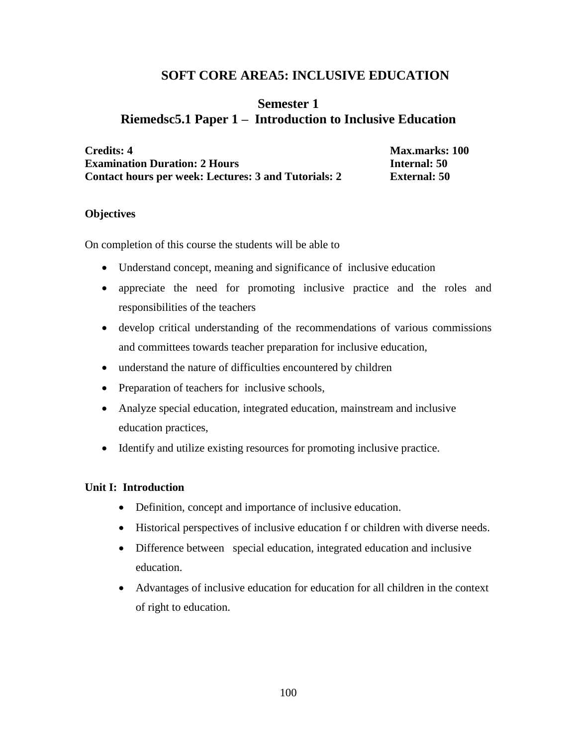## SOFT CORE AREA5: INCLUSIVE EDUCATION

### Semester 1
### Riemedsc5.1 Paper 1 – Introduction to Inclusive Education

**Credits: 4** | **Max.marks: 100**
**Examination Duration: 2 Hours** | **Internal: 50**
**Contact hours per week: Lectures: 3 and Tutorials: 2** | **External: 50**

**Objectives**

On completion of this course the students will be able to

- Understand concept, meaning and significance of inclusive education
- appreciate the need for promoting inclusive practice and the roles and responsibilities of the teachers
- develop critical understanding of the recommendations of various commissions and committees towards teacher preparation for inclusive education,
- understand the nature of difficulties encountered by children
- Preparation of teachers for inclusive schools,
- Analyze special education, integrated education, mainstream and inclusive education practices,
- Identify and utilize existing resources for promoting inclusive practice.

**Unit I: Introduction**

- Definition, concept and importance of inclusive education.
- Historical perspectives of inclusive education f or children with diverse needs.
- Difference between special education, integrated education and inclusive education.
- Advantages of inclusive education for education for all children in the context of right to education.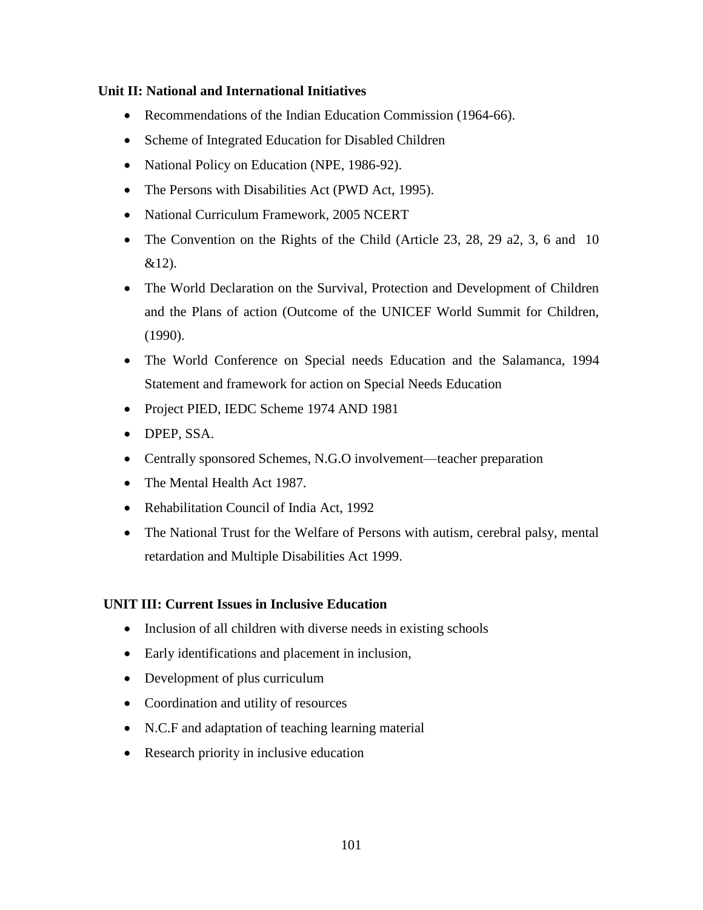**Unit II: National and International Initiatives**

- Recommendations of the Indian Education Commission (1964-66).
- Scheme of Integrated Education for Disabled Children
- National Policy on Education (NPE, 1986-92).
- The Persons with Disabilities Act (PWD Act, 1995).
- National Curriculum Framework, 2005 NCERT
- The Convention on the Rights of the Child (Article 23, 28, 29 a2, 3, 6 and 10 &12).
- The World Declaration on the Survival, Protection and Development of Children and the Plans of action (Outcome of the UNICEF World Summit for Children, (1990).
- The World Conference on Special needs Education and the Salamanca, 1994 Statement and framework for action on Special Needs Education
- Project PIED, IEDC Scheme 1974 AND 1981
- DPEP, SSA.
- Centrally sponsored Schemes, N.G.O involvement—teacher preparation
- The Mental Health Act 1987.
- Rehabilitation Council of India Act, 1992
- The National Trust for the Welfare of Persons with autism, cerebral palsy, mental retardation and Multiple Disabilities Act 1999.

**UNIT III: Current Issues in Inclusive Education**

- Inclusion of all children with diverse needs in existing schools
- Early identifications and placement in inclusion,
- Development of plus curriculum
- Coordination and utility of resources
- N.C.F and adaptation of teaching learning material
- Research priority in inclusive education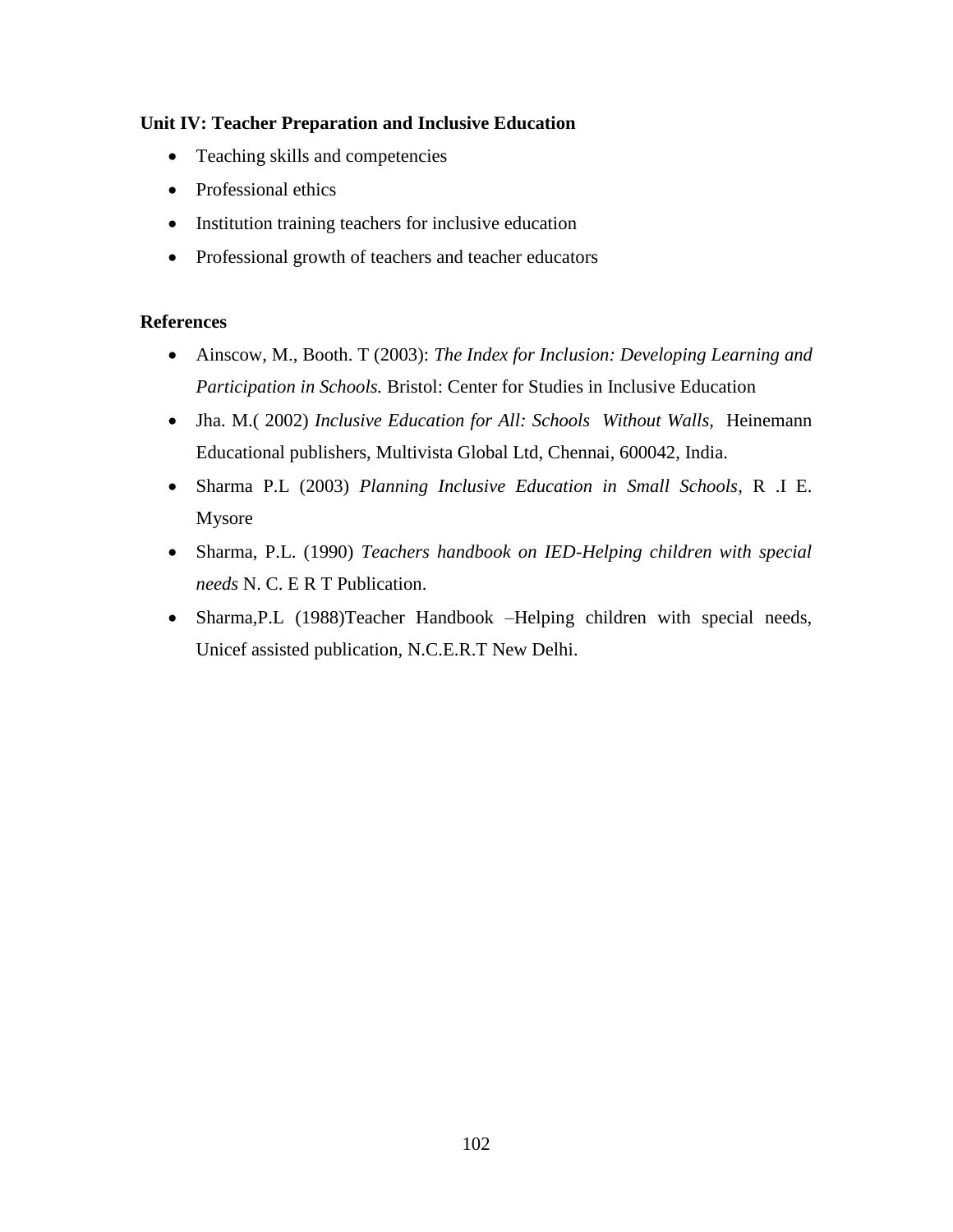**Unit IV: Teacher Preparation and Inclusive Education**

- Teaching skills and competencies
- Professional ethics
- Institution training teachers for inclusive education
- Professional growth of teachers and teacher educators

**References**

- Ainscow, M., Booth. T (2003): *The Index for Inclusion: Developing Learning and Participation in Schools.* Bristol: Center for Studies in Inclusive Education
- Jha. M.( 2002) *Inclusive Education for All: Schools Without Walls*, Heinemann Educational publishers, Multivista Global Ltd, Chennai, 600042, India.
- Sharma P.L (2003) *Planning Inclusive Education in Small Schools*, R .I E. Mysore
- Sharma, P.L. (1990) *Teachers handbook on IED-Helping children with special needs* N. C. E R T Publication.
- Sharma,P.L (1988)Teacher Handbook –Helping children with special needs, Unicef assisted publication, N.C.E.R.T New Delhi.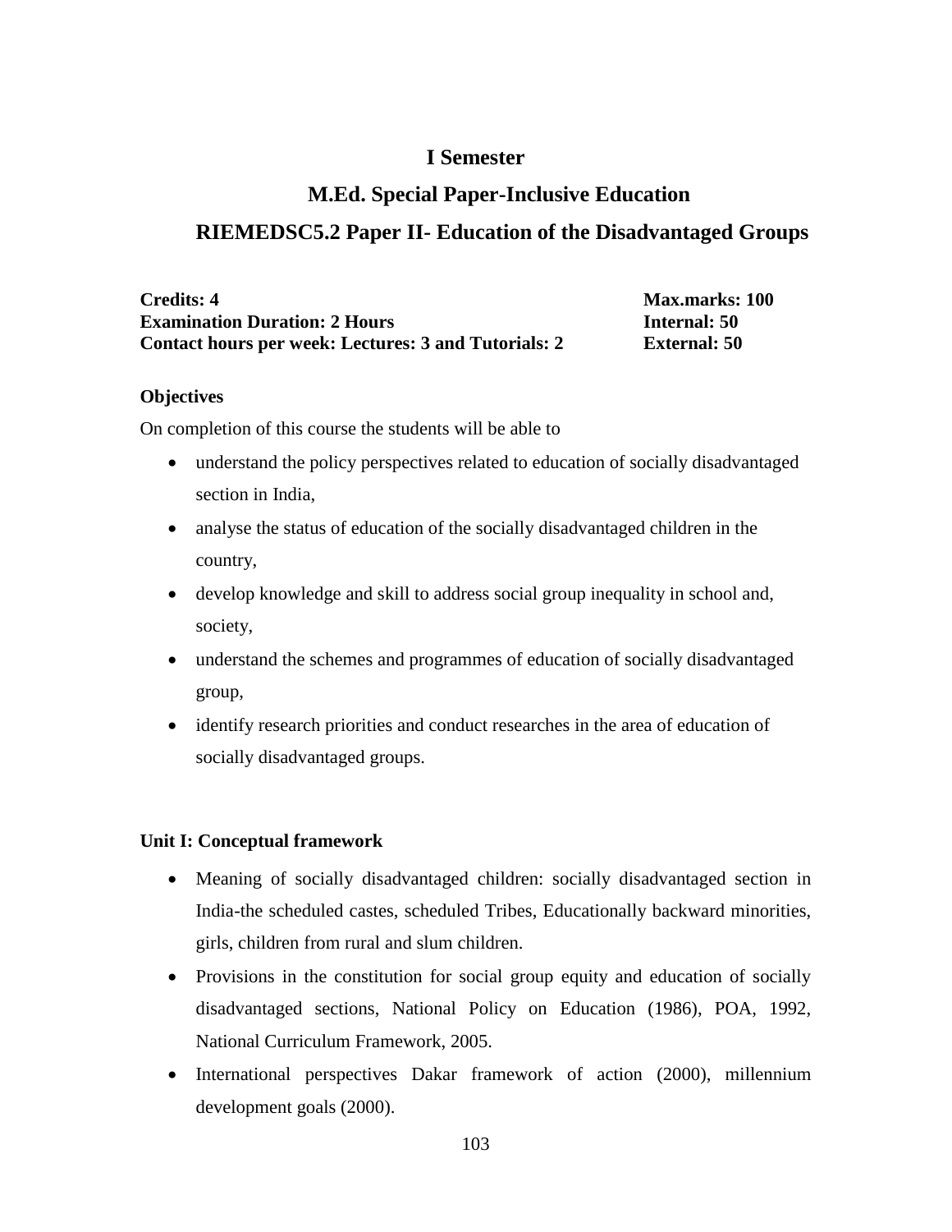# I Semester

## M.Ed. Special Paper-Inclusive Education

## RIEMEDSC5.2 Paper II- Education of the Disadvantaged Groups

**Credits: 4** **Max.marks: 100**
**Examination Duration: 2 Hours** **Internal: 50**
**Contact hours per week: Lectures: 3 and Tutorials: 2** **External: 50**

**Objectives**

On completion of this course the students will be able to

- understand the policy perspectives related to education of socially disadvantaged section in India,
- analyse the status of education of the socially disadvantaged children in the country,
- develop knowledge and skill to address social group inequality in school and, society,
- understand the schemes and programmes of education of socially disadvantaged group,
- identify research priorities and conduct researches in the area of education of socially disadvantaged groups.

**Unit I: Conceptual framework**

- Meaning of socially disadvantaged children: socially disadvantaged section in India-the scheduled castes, scheduled Tribes, Educationally backward minorities, girls, children from rural and slum children.
- Provisions in the constitution for social group equity and education of socially disadvantaged sections, National Policy on Education (1986), POA, 1992, National Curriculum Framework, 2005.
- International perspectives Dakar framework of action (2000), millennium development goals (2000).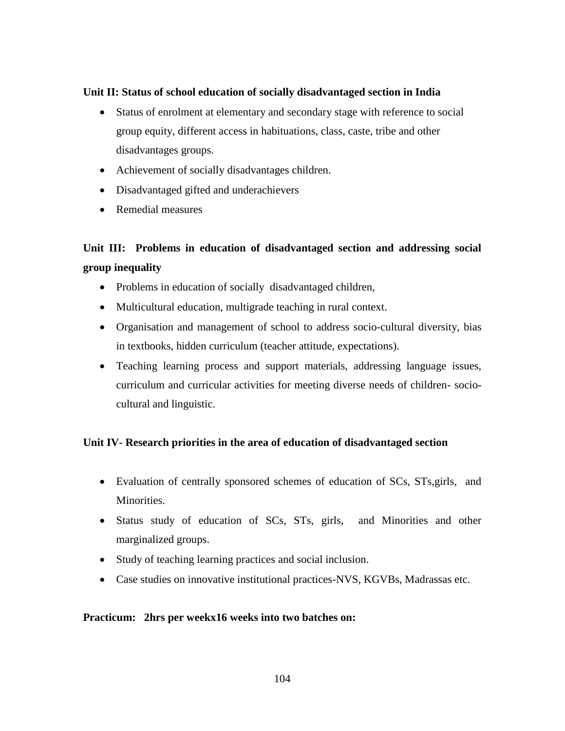**Unit II: Status of school education of socially disadvantaged section in India**

- Status of enrolment at elementary and secondary stage with reference to social group equity, different access in habituations, class, caste, tribe and other disadvantages groups.
- Achievement of socially disadvantages children.
- Disadvantaged gifted and underachievers
- Remedial measures

**Unit III: Problems in education of disadvantaged section and addressing social group inequality**

- Problems in education of socially disadvantaged children,
- Multicultural education, multigrade teaching in rural context.
- Organisation and management of school to address socio-cultural diversity, bias in textbooks, hidden curriculum (teacher attitude, expectations).
- Teaching learning process and support materials, addressing language issues, curriculum and curricular activities for meeting diverse needs of children- socio-cultural and linguistic.

**Unit IV- Research priorities in the area of education of disadvantaged section**

- Evaluation of centrally sponsored schemes of education of SCs, STs,girls, and Minorities.
- Status study of education of SCs, STs, girls, and Minorities and other marginalized groups.
- Study of teaching learning practices and social inclusion.
- Case studies on innovative institutional practices-NVS, KGVBs, Madrassas etc.

**Practicum: 2hrs per weekx16 weeks into two batches on:**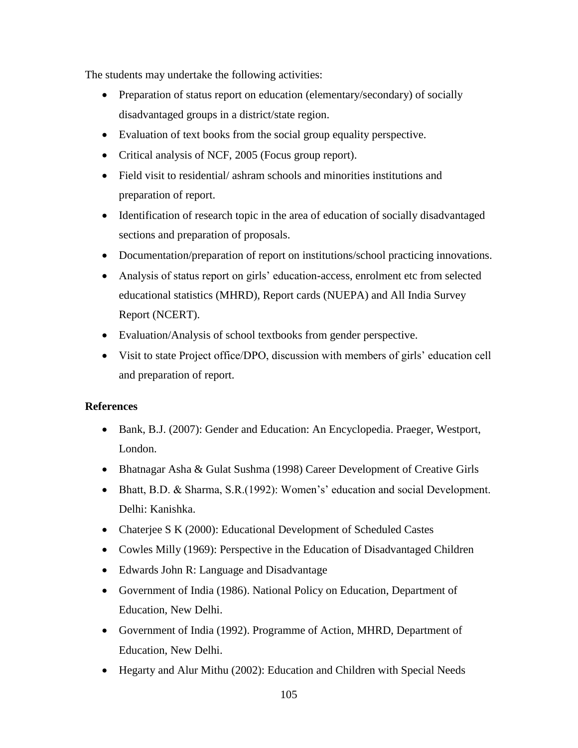The students may undertake the following activities:

- Preparation of status report on education (elementary/secondary) of socially disadvantaged groups in a district/state region.
- Evaluation of text books from the social group equality perspective.
- Critical analysis of NCF, 2005 (Focus group report).
- Field visit to residential/ ashram schools and minorities institutions and preparation of report.
- Identification of research topic in the area of education of socially disadvantaged sections and preparation of proposals.
- Documentation/preparation of report on institutions/school practicing innovations.
- Analysis of status report on girls' education-access, enrolment etc from selected educational statistics (MHRD), Report cards (NUEPA) and All India Survey Report (NCERT).
- Evaluation/Analysis of school textbooks from gender perspective.
- Visit to state Project office/DPO, discussion with members of girls' education cell and preparation of report.

**References**

- Bank, B.J. (2007): Gender and Education: An Encyclopedia. Praeger, Westport, London.
- Bhatnagar Asha & Gulat Sushma (1998) Career Development of Creative Girls
- Bhatt, B.D. & Sharma, S.R.(1992): Women's' education and social Development. Delhi: Kanishka.
- Chaterjee S K (2000): Educational Development of Scheduled Castes
- Cowles Milly (1969): Perspective in the Education of Disadvantaged Children
- Edwards John R: Language and Disadvantage
- Government of India (1986). National Policy on Education, Department of Education, New Delhi.
- Government of India (1992). Programme of Action, MHRD, Department of Education, New Delhi.
- Hegarty and Alur Mithu (2002): Education and Children with Special Needs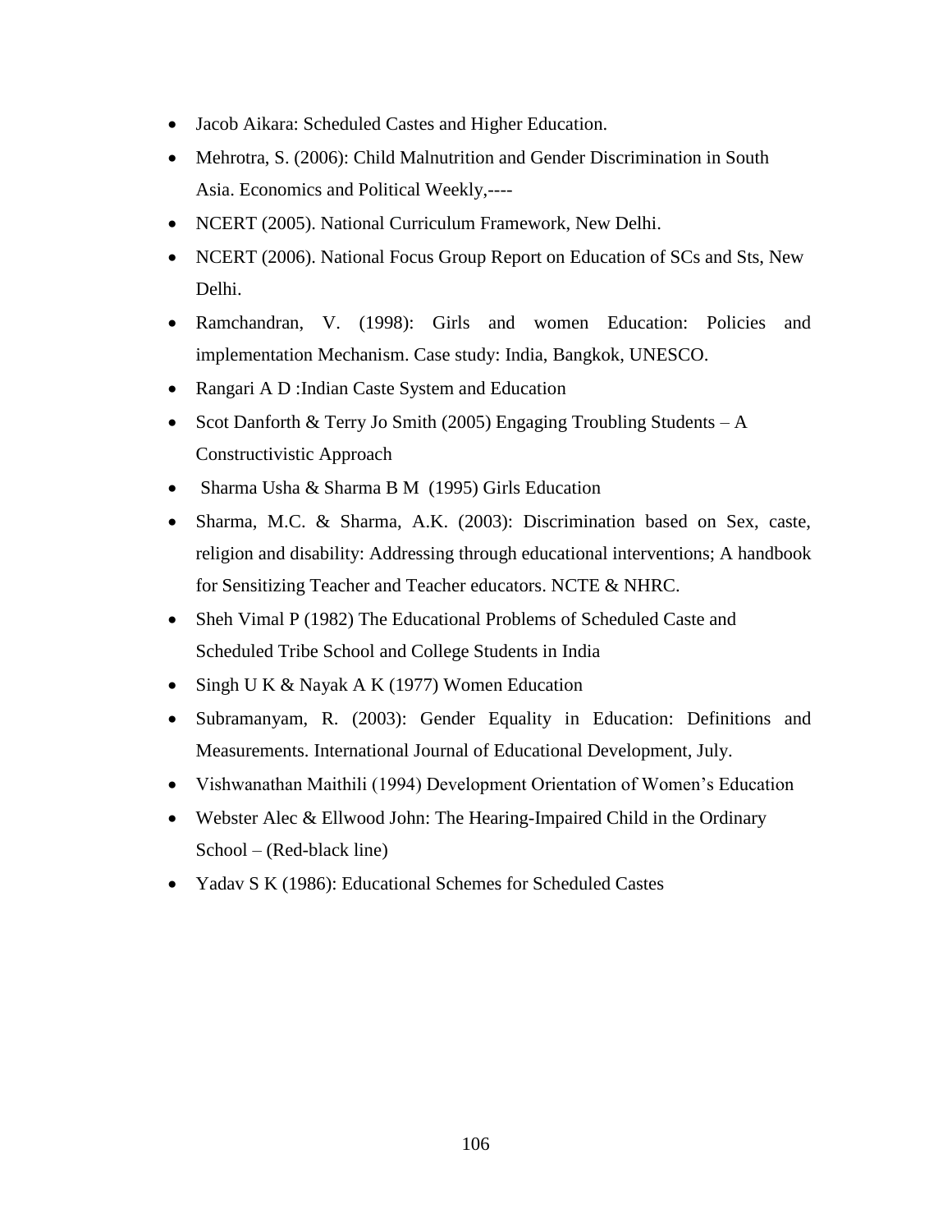- Jacob Aikara: Scheduled Castes and Higher Education.
- Mehrotra, S. (2006): Child Malnutrition and Gender Discrimination in South Asia. Economics and Political Weekly,----
- NCERT (2005). National Curriculum Framework, New Delhi.
- NCERT (2006). National Focus Group Report on Education of SCs and Sts, New Delhi.
- Ramchandran, V. (1998): Girls and women Education: Policies and implementation Mechanism. Case study: India, Bangkok, UNESCO.
- Rangari A D :Indian Caste System and Education
- Scot Danforth & Terry Jo Smith (2005) Engaging Troubling Students – A Constructivistic Approach
- Sharma Usha & Sharma B M (1995) Girls Education
- Sharma, M.C. & Sharma, A.K. (2003): Discrimination based on Sex, caste, religion and disability: Addressing through educational interventions; A handbook for Sensitizing Teacher and Teacher educators. NCTE & NHRC.
- Sheh Vimal P (1982) The Educational Problems of Scheduled Caste and Scheduled Tribe School and College Students in India
- Singh U K & Nayak A K (1977) Women Education
- Subramanyam, R. (2003): Gender Equality in Education: Definitions and Measurements. International Journal of Educational Development, July.
- Vishwanathan Maithili (1994) Development Orientation of Women's Education
- Webster Alec & Ellwood John: The Hearing-Impaired Child in the Ordinary School – (Red-black line)
- Yadav S K (1986): Educational Schemes for Scheduled Castes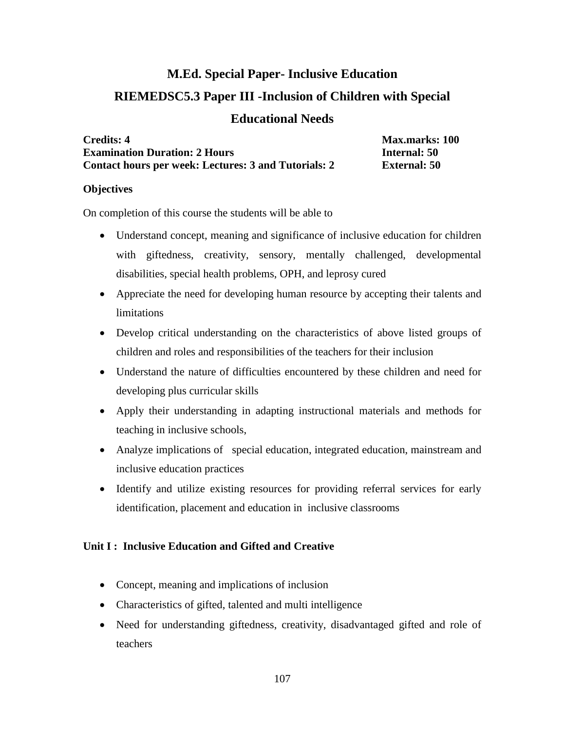# M.Ed. Special Paper- Inclusive Education

## RIEMEDSC5.3 Paper III -Inclusion of Children with Special Educational Needs

**Credits: 4** | **Max.marks: 100**
**Examination Duration: 2 Hours** | **Internal: 50**
**Contact hours per week: Lectures: 3 and Tutorials: 2** | **External: 50**

**Objectives**

On completion of this course the students will be able to

- Understand concept, meaning and significance of inclusive education for children with giftedness, creativity, sensory, mentally challenged, developmental disabilities, special health problems, OPH, and leprosy cured
- Appreciate the need for developing human resource by accepting their talents and limitations
- Develop critical understanding on the characteristics of above listed groups of children and roles and responsibilities of the teachers for their inclusion
- Understand the nature of difficulties encountered by these children and need for developing plus curricular skills
- Apply their understanding in adapting instructional materials and methods for teaching in inclusive schools,
- Analyze implications of special education, integrated education, mainstream and inclusive education practices
- Identify and utilize existing resources for providing referral services for early identification, placement and education in inclusive classrooms

**Unit I : Inclusive Education and Gifted and Creative**

- Concept, meaning and implications of inclusion
- Characteristics of gifted, talented and multi intelligence
- Need for understanding giftedness, creativity, disadvantaged gifted and role of teachers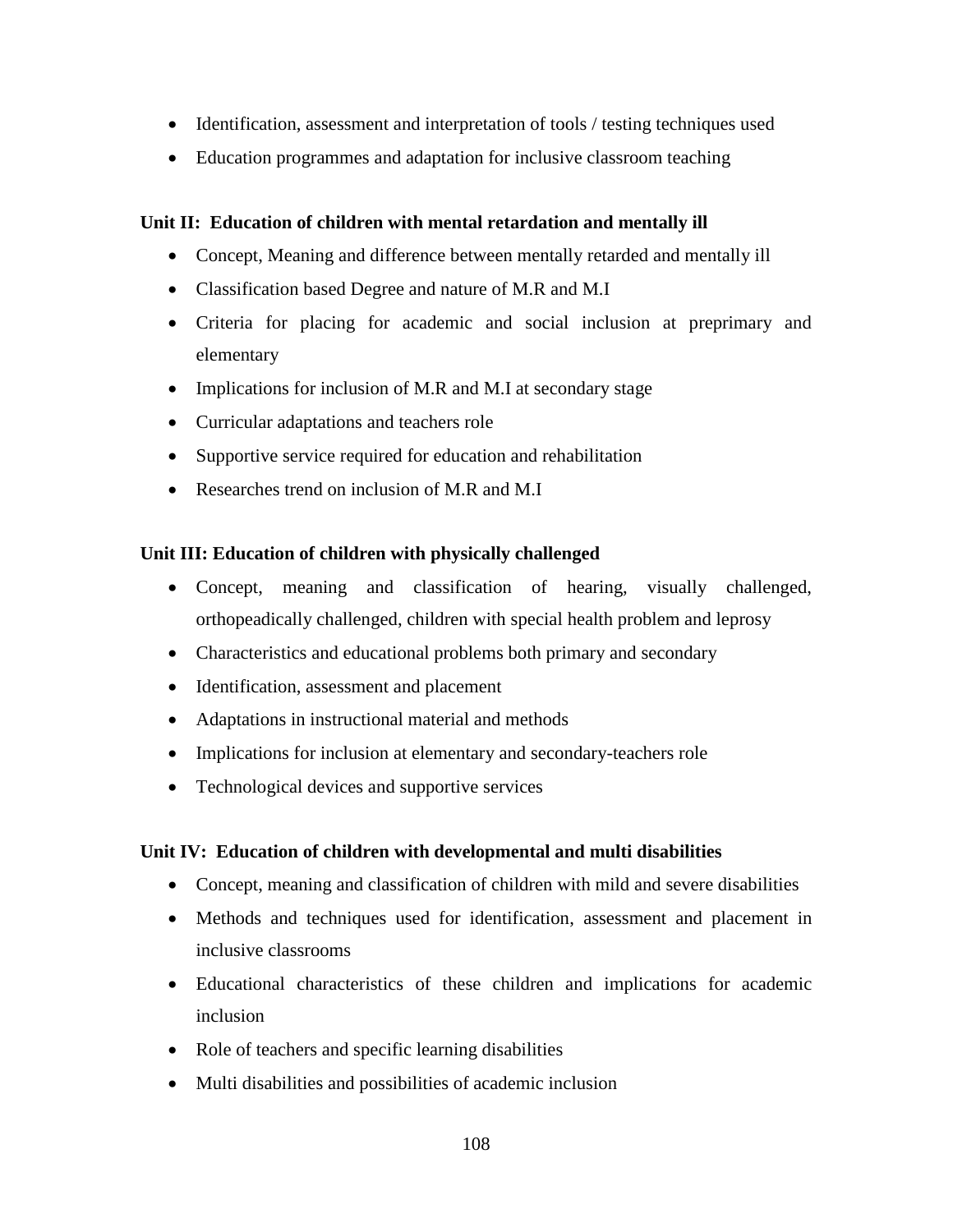- Identification, assessment and interpretation of tools / testing techniques used
- Education programmes and adaptation for inclusive classroom teaching

**Unit II: Education of children with mental retardation and mentally ill**

- Concept, Meaning and difference between mentally retarded and mentally ill
- Classification based Degree and nature of M.R and M.I
- Criteria for placing for academic and social inclusion at preprimary and elementary
- Implications for inclusion of M.R and M.I at secondary stage
- Curricular adaptations and teachers role
- Supportive service required for education and rehabilitation
- Researches trend on inclusion of M.R and M.I

**Unit III: Education of children with physically challenged**

- Concept, meaning and classification of hearing, visually challenged, orthopeadically challenged, children with special health problem and leprosy
- Characteristics and educational problems both primary and secondary
- Identification, assessment and placement
- Adaptations in instructional material and methods
- Implications for inclusion at elementary and secondary-teachers role
- Technological devices and supportive services

**Unit IV: Education of children with developmental and multi disabilities**

- Concept, meaning and classification of children with mild and severe disabilities
- Methods and techniques used for identification, assessment and placement in inclusive classrooms
- Educational characteristics of these children and implications for academic inclusion
- Role of teachers and specific learning disabilities
- Multi disabilities and possibilities of academic inclusion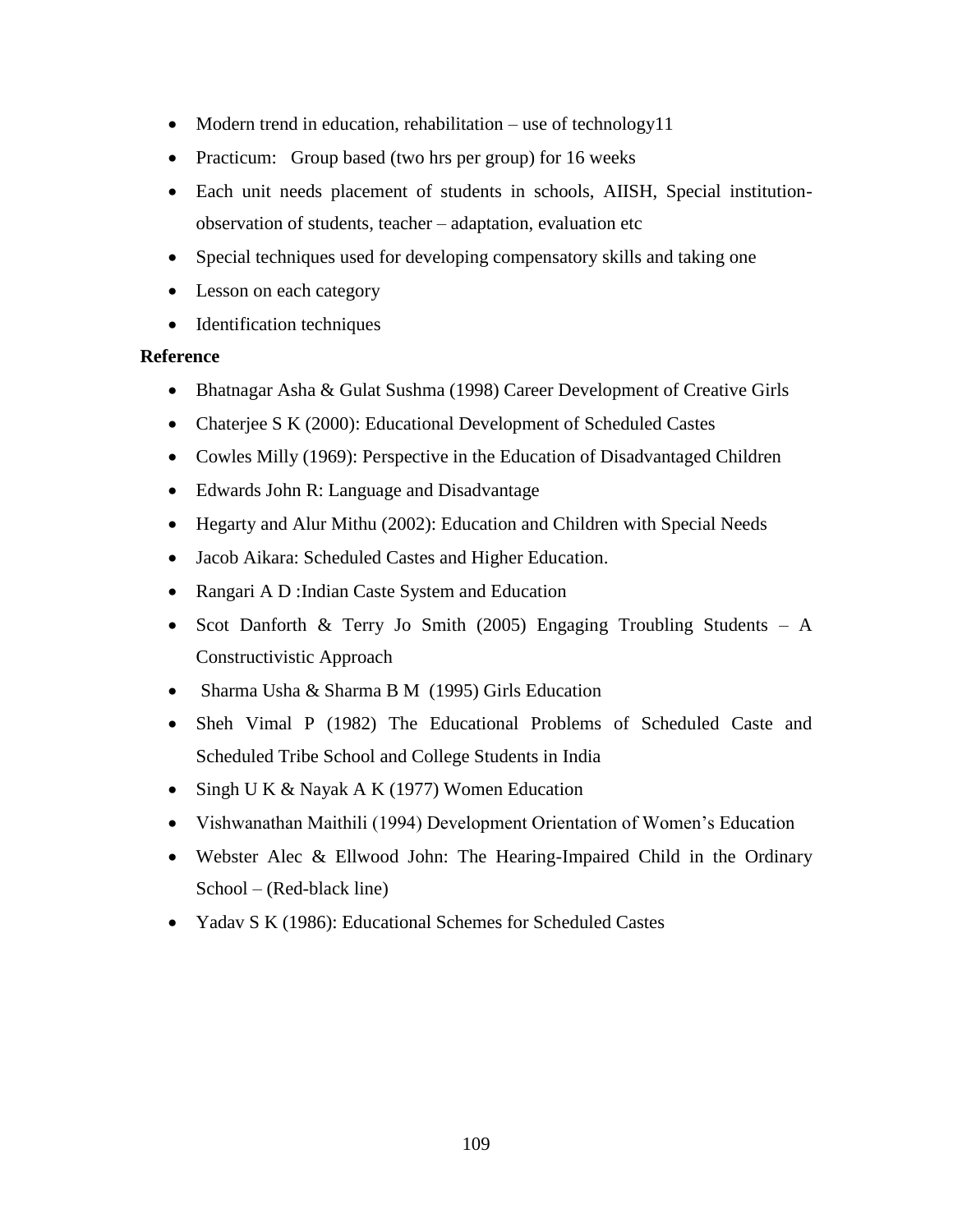- Modern trend in education, rehabilitation – use of technology11
- Practicum: Group based (two hrs per group) for 16 weeks
- Each unit needs placement of students in schools, AIISH, Special institution-observation of students, teacher – adaptation, evaluation etc
- Special techniques used for developing compensatory skills and taking one
- Lesson on each category
- Identification techniques

**Reference**

- Bhatnagar Asha & Gulat Sushma (1998) Career Development of Creative Girls
- Chaterjee S K (2000): Educational Development of Scheduled Castes
- Cowles Milly (1969): Perspective in the Education of Disadvantaged Children
- Edwards John R: Language and Disadvantage
- Hegarty and Alur Mithu (2002): Education and Children with Special Needs
- Jacob Aikara: Scheduled Castes and Higher Education.
- Rangari A D :Indian Caste System and Education
- Scot Danforth & Terry Jo Smith (2005) Engaging Troubling Students – A Constructivistic Approach
- Sharma Usha & Sharma B M (1995) Girls Education
- Sheh Vimal P (1982) The Educational Problems of Scheduled Caste and Scheduled Tribe School and College Students in India
- Singh U K & Nayak A K (1977) Women Education
- Vishwanathan Maithili (1994) Development Orientation of Women's Education
- Webster Alec & Ellwood John: The Hearing-Impaired Child in the Ordinary School – (Red-black line)
- Yadav S K (1986): Educational Schemes for Scheduled Castes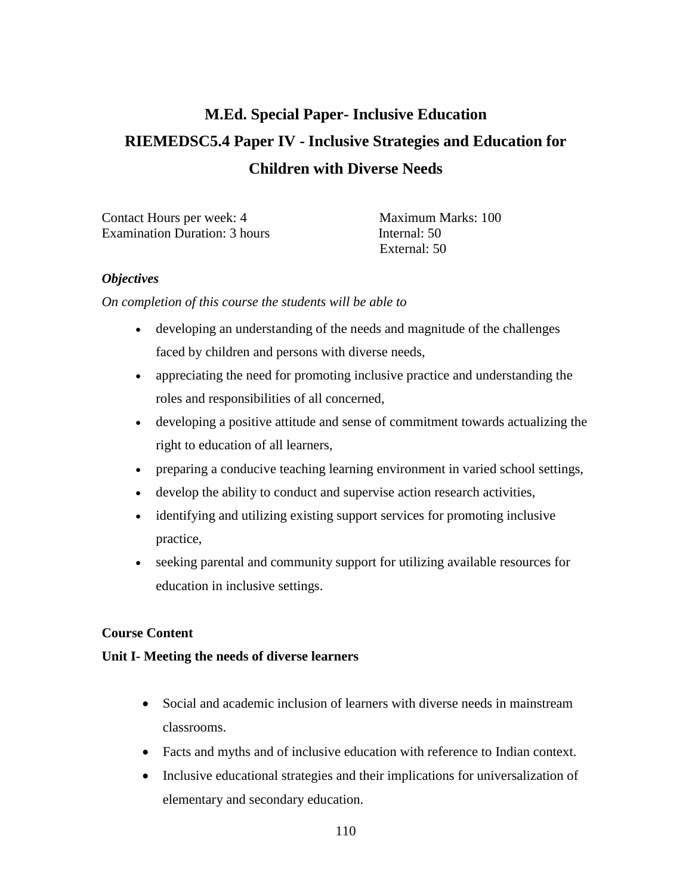# M.Ed. Special Paper- Inclusive Education

## RIEMEDSC5.4 Paper IV - Inclusive Strategies and Education for Children with Diverse Needs

Contact Hours per week: 4
Examination Duration: 3 hours

Maximum Marks: 100
Internal: 50
External: 50

***Objectives***

*On completion of this course the students will be able to*

- developing an understanding of the needs and magnitude of the challenges faced by children and persons with diverse needs,
- appreciating the need for promoting inclusive practice and understanding the roles and responsibilities of all concerned,
- developing a positive attitude and sense of commitment towards actualizing the right to education of all learners,
- preparing a conducive teaching learning environment in varied school settings,
- develop the ability to conduct and supervise action research activities,
- identifying and utilizing existing support services for promoting inclusive practice,
- seeking parental and community support for utilizing available resources for education in inclusive settings.

**Course Content**

**Unit I- Meeting the needs of diverse learners**

- Social and academic inclusion of learners with diverse needs in mainstream classrooms.
- Facts and myths and of inclusive education with reference to Indian context.
- Inclusive educational strategies and their implications for universalization of elementary and secondary education.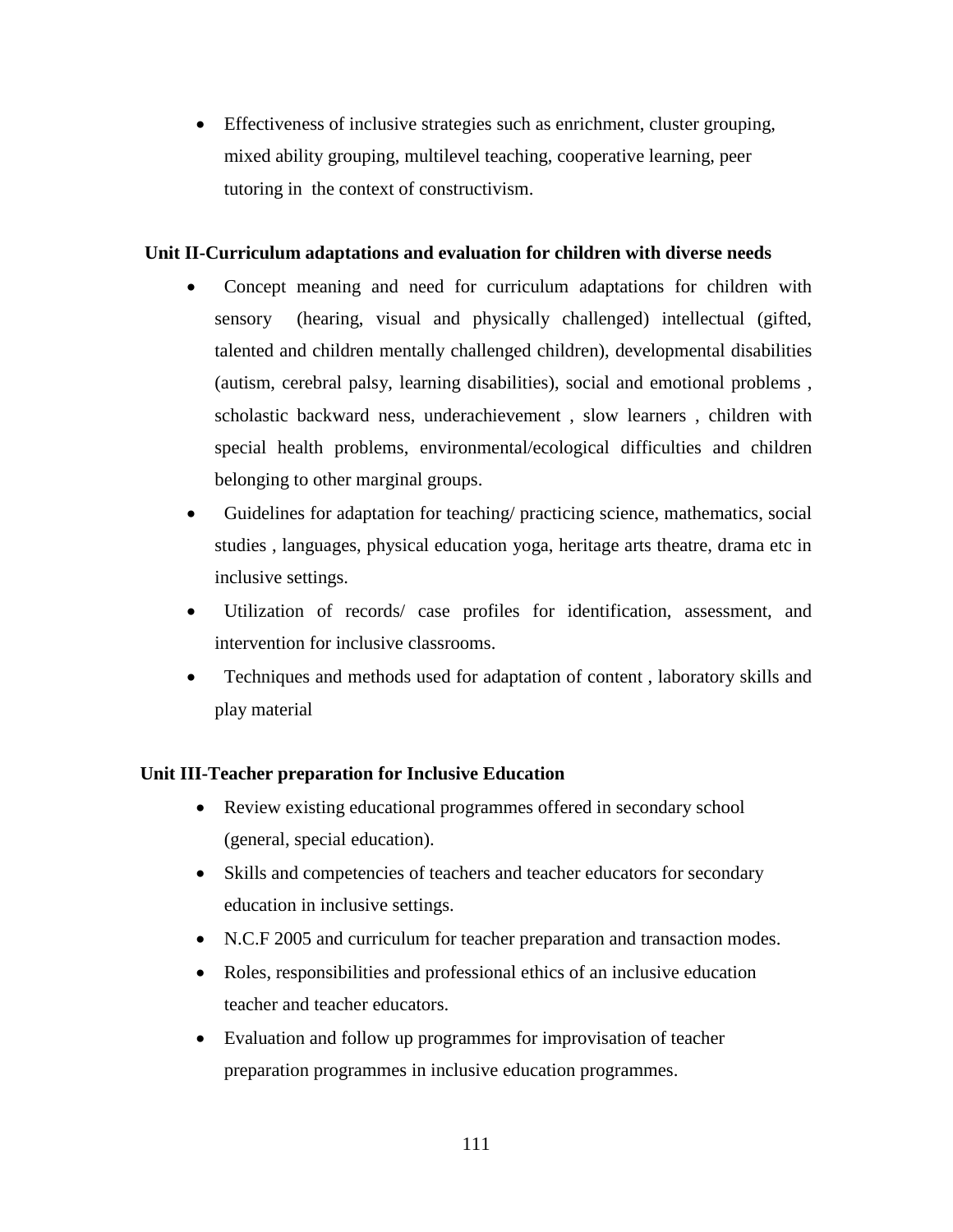- Effectiveness of inclusive strategies such as enrichment, cluster grouping, mixed ability grouping, multilevel teaching, cooperative learning, peer tutoring in the context of constructivism.

**Unit II-Curriculum adaptations and evaluation for children with diverse needs**

- Concept meaning and need for curriculum adaptations for children with sensory (hearing, visual and physically challenged) intellectual (gifted, talented and children mentally challenged children), developmental disabilities (autism, cerebral palsy, learning disabilities), social and emotional problems , scholastic backward ness, underachievement , slow learners , children with special health problems, environmental/ecological difficulties and children belonging to other marginal groups.
- Guidelines for adaptation for teaching/ practicing science, mathematics, social studies , languages, physical education yoga, heritage arts theatre, drama etc in inclusive settings.
- Utilization of records/ case profiles for identification, assessment, and intervention for inclusive classrooms.
- Techniques and methods used for adaptation of content , laboratory skills and play material

**Unit III-Teacher preparation for Inclusive Education**

- Review existing educational programmes offered in secondary school (general, special education).
- Skills and competencies of teachers and teacher educators for secondary education in inclusive settings.
- N.C.F 2005 and curriculum for teacher preparation and transaction modes.
- Roles, responsibilities and professional ethics of an inclusive education teacher and teacher educators.
- Evaluation and follow up programmes for improvisation of teacher preparation programmes in inclusive education programmes.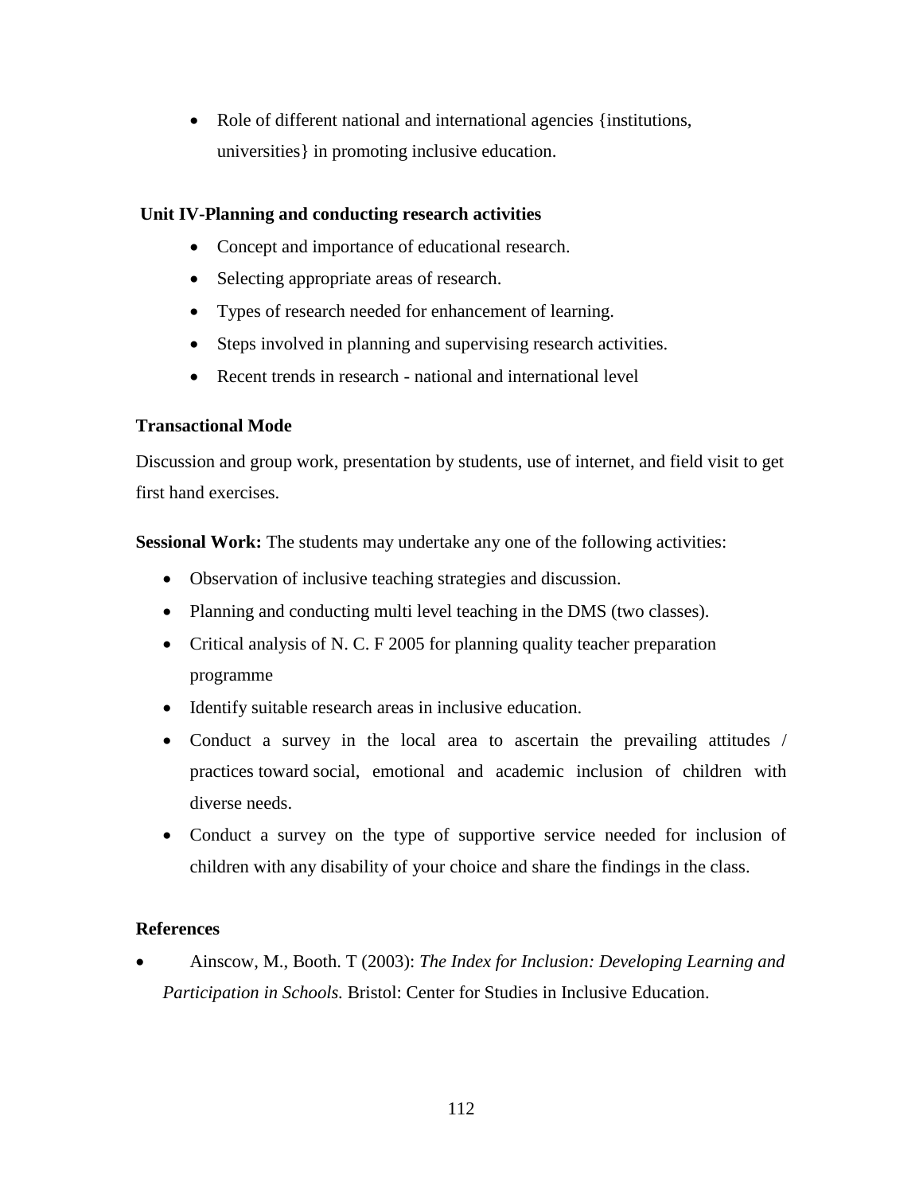- Role of different national and international agencies {institutions, universities} in promoting inclusive education.

**Unit IV-Planning and conducting research activities**

- Concept and importance of educational research.
- Selecting appropriate areas of research.
- Types of research needed for enhancement of learning.
- Steps involved in planning and supervising research activities.
- Recent trends in research - national and international level

**Transactional Mode**

Discussion and group work, presentation by students, use of internet, and field visit to get first hand exercises.

**Sessional Work:** The students may undertake any one of the following activities:

- Observation of inclusive teaching strategies and discussion.
- Planning and conducting multi level teaching in the DMS (two classes).
- Critical analysis of N. C. F 2005 for planning quality teacher preparation programme
- Identify suitable research areas in inclusive education.
- Conduct a survey in the local area to ascertain the prevailing attitudes / practices toward social, emotional and academic inclusion of children with diverse needs.
- Conduct a survey on the type of supportive service needed for inclusion of children with any disability of your choice and share the findings in the class.

**References**

- Ainscow, M., Booth. T (2003): *The Index for Inclusion: Developing Learning and Participation in Schools.* Bristol: Center for Studies in Inclusive Education.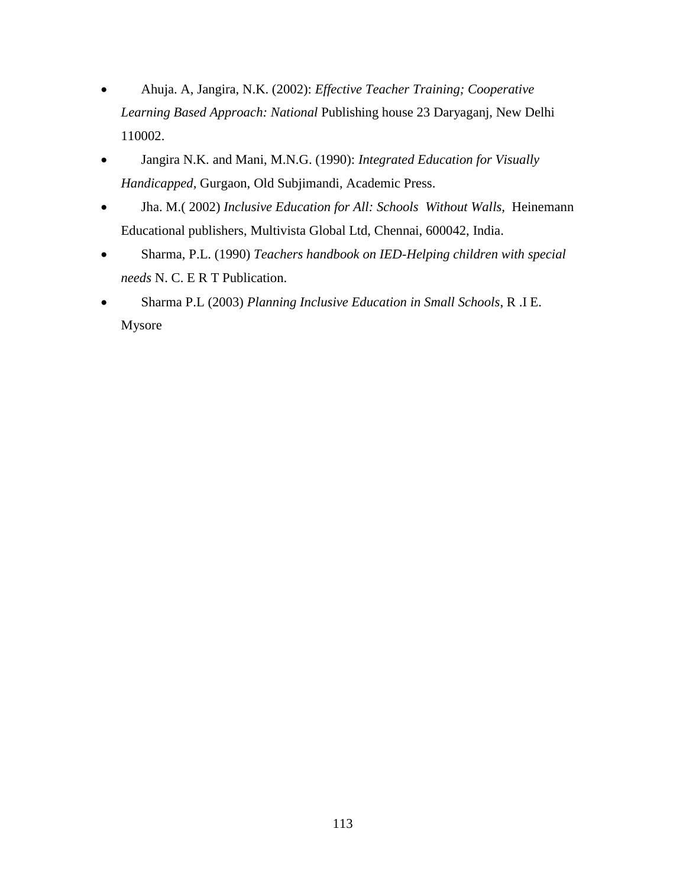- Ahuja. A, Jangira, N.K. (2002): *Effective Teacher Training; Cooperative Learning Based Approach: National* Publishing house 23 Daryaganj, New Delhi 110002.
- Jangira N.K. and Mani, M.N.G. (1990): *Integrated Education for Visually Handicapped*, Gurgaon, Old Subjimandi, Academic Press.
- Jha. M.( 2002) *Inclusive Education for All: Schools Without Walls,* Heinemann Educational publishers, Multivista Global Ltd, Chennai, 600042, India.
- Sharma, P.L. (1990) *Teachers handbook on IED-Helping children with special needs* N. C. E R T Publication.
- Sharma P.L (2003) *Planning Inclusive Education in Small Schools*, R .I E. Mysore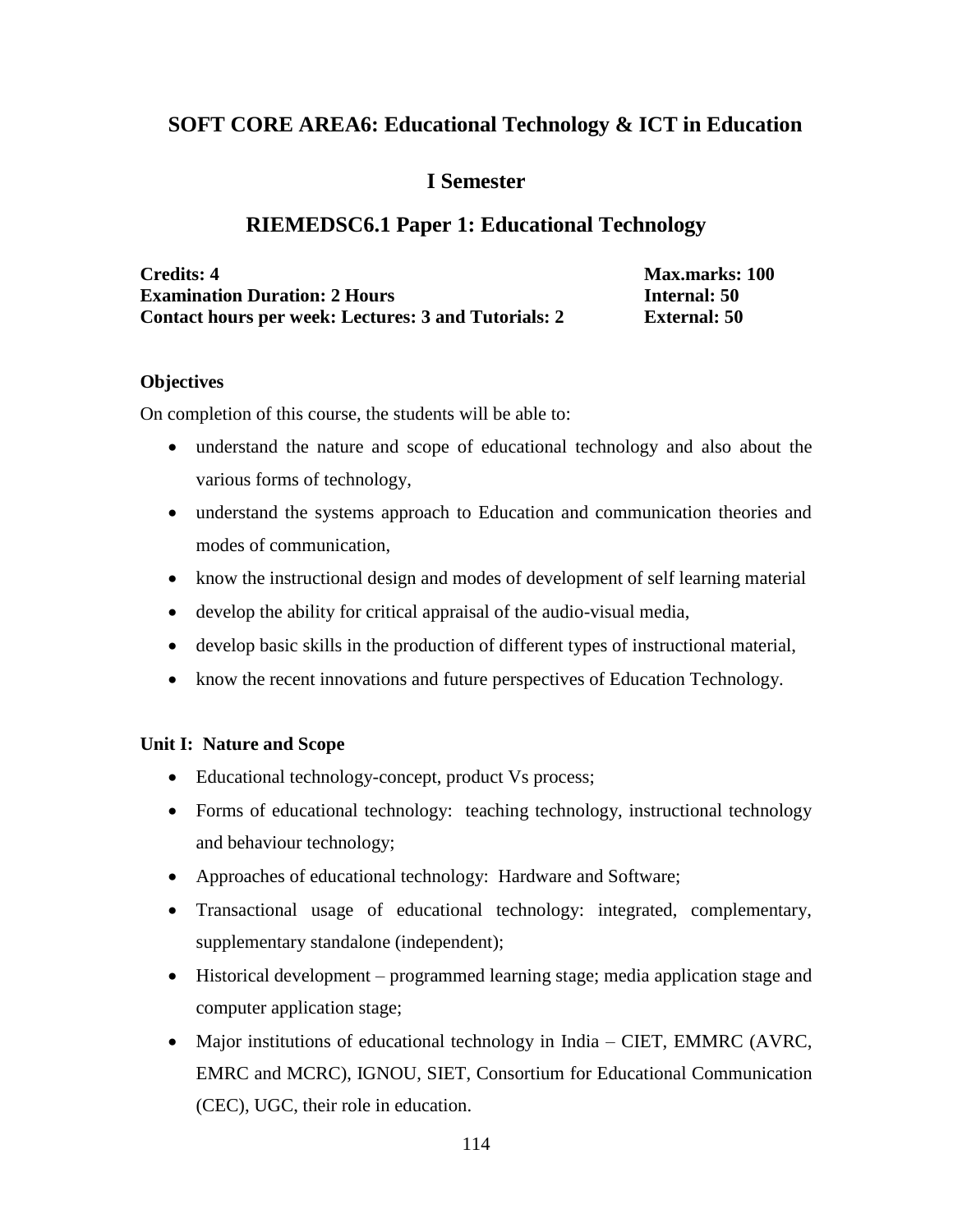## SOFT CORE AREA6: Educational Technology & ICT in Education

### I Semester

### RIEMEDSC6.1 Paper 1: Educational Technology

**Credits: 4** — **Max.marks: 100**
**Examination Duration: 2 Hours** — **Internal: 50**
**Contact hours per week: Lectures: 3 and Tutorials: 2** — **External: 50**

**Objectives**

On completion of this course, the students will be able to:

- understand the nature and scope of educational technology and also about the various forms of technology,
- understand the systems approach to Education and communication theories and modes of communication,
- know the instructional design and modes of development of self learning material
- develop the ability for critical appraisal of the audio-visual media,
- develop basic skills in the production of different types of instructional material,
- know the recent innovations and future perspectives of Education Technology.

**Unit I: Nature and Scope**

- Educational technology-concept, product Vs process;
- Forms of educational technology: teaching technology, instructional technology and behaviour technology;
- Approaches of educational technology: Hardware and Software;
- Transactional usage of educational technology: integrated, complementary, supplementary standalone (independent);
- Historical development – programmed learning stage; media application stage and computer application stage;
- Major institutions of educational technology in India – CIET, EMMRC (AVRC, EMRC and MCRC), IGNOU, SIET, Consortium for Educational Communication (CEC), UGC, their role in education.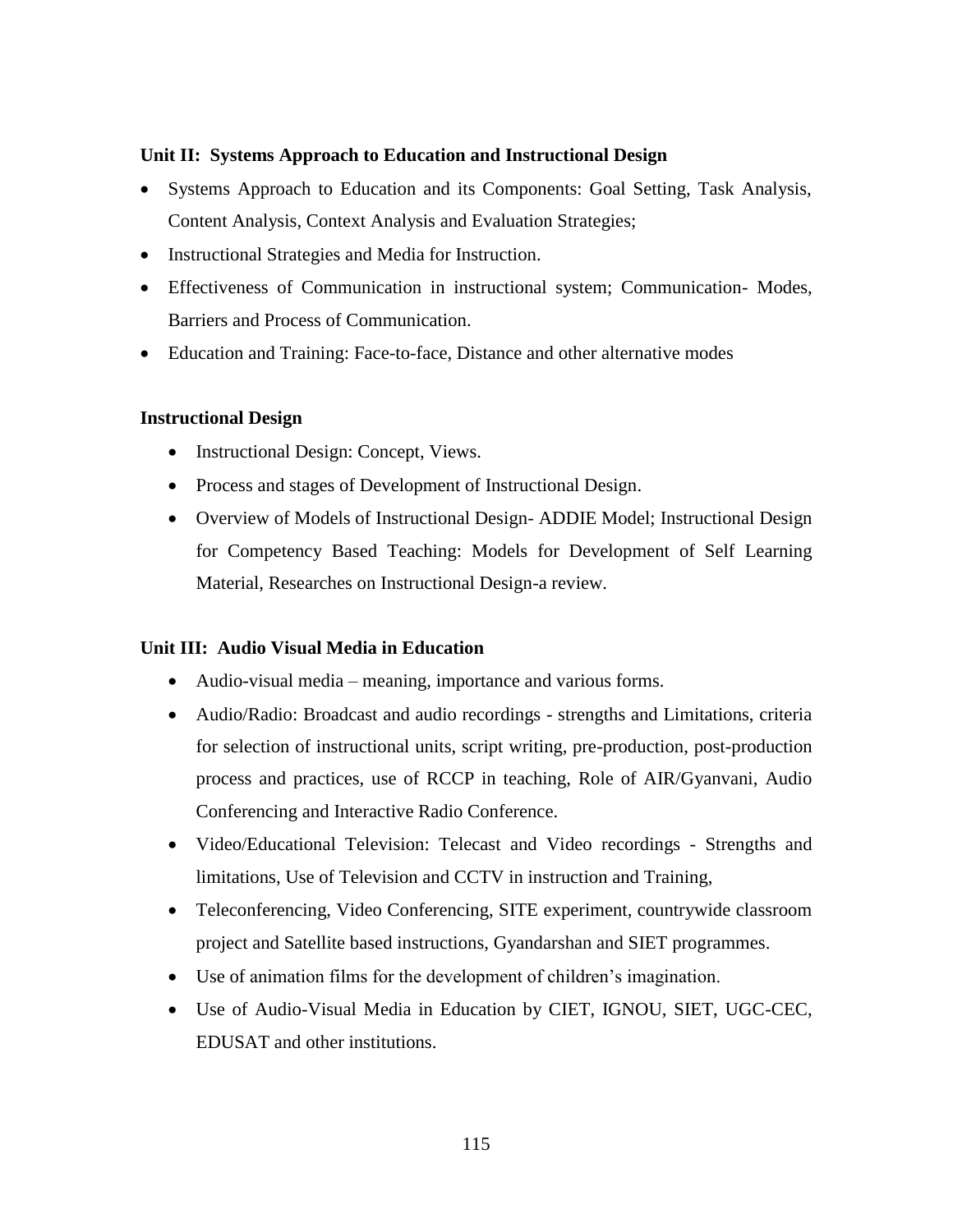### Unit II: Systems Approach to Education and Instructional Design

- Systems Approach to Education and its Components: Goal Setting, Task Analysis, Content Analysis, Context Analysis and Evaluation Strategies;
- Instructional Strategies and Media for Instruction.
- Effectiveness of Communication in instructional system; Communication- Modes, Barriers and Process of Communication.
- Education and Training: Face-to-face, Distance and other alternative modes

### Instructional Design

- Instructional Design: Concept, Views.
- Process and stages of Development of Instructional Design.
- Overview of Models of Instructional Design- ADDIE Model; Instructional Design for Competency Based Teaching: Models for Development of Self Learning Material, Researches on Instructional Design-a review.

### Unit III: Audio Visual Media in Education

- Audio-visual media – meaning, importance and various forms.
- Audio/Radio: Broadcast and audio recordings - strengths and Limitations, criteria for selection of instructional units, script writing, pre-production, post-production process and practices, use of RCCP in teaching, Role of AIR/Gyanvani, Audio Conferencing and Interactive Radio Conference.
- Video/Educational Television: Telecast and Video recordings - Strengths and limitations, Use of Television and CCTV in instruction and Training,
- Teleconferencing, Video Conferencing, SITE experiment, countrywide classroom project and Satellite based instructions, Gyandarshan and SIET programmes.
- Use of animation films for the development of children's imagination.
- Use of Audio-Visual Media in Education by CIET, IGNOU, SIET, UGC-CEC, EDUSAT and other institutions.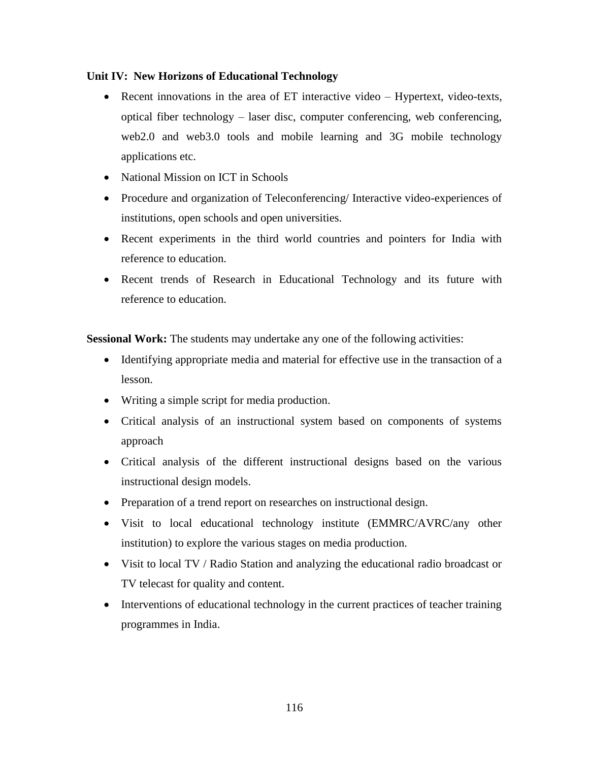**Unit IV: New Horizons of Educational Technology**

- Recent innovations in the area of ET interactive video – Hypertext, video-texts, optical fiber technology – laser disc, computer conferencing, web conferencing, web2.0 and web3.0 tools and mobile learning and 3G mobile technology applications etc.
- National Mission on ICT in Schools
- Procedure and organization of Teleconferencing/ Interactive video-experiences of institutions, open schools and open universities.
- Recent experiments in the third world countries and pointers for India with reference to education.
- Recent trends of Research in Educational Technology and its future with reference to education.

**Sessional Work:** The students may undertake any one of the following activities:

- Identifying appropriate media and material for effective use in the transaction of a lesson.
- Writing a simple script for media production.
- Critical analysis of an instructional system based on components of systems approach
- Critical analysis of the different instructional designs based on the various instructional design models.
- Preparation of a trend report on researches on instructional design.
- Visit to local educational technology institute (EMMRC/AVRC/any other institution) to explore the various stages on media production.
- Visit to local TV / Radio Station and analyzing the educational radio broadcast or TV telecast for quality and content.
- Interventions of educational technology in the current practices of teacher training programmes in India.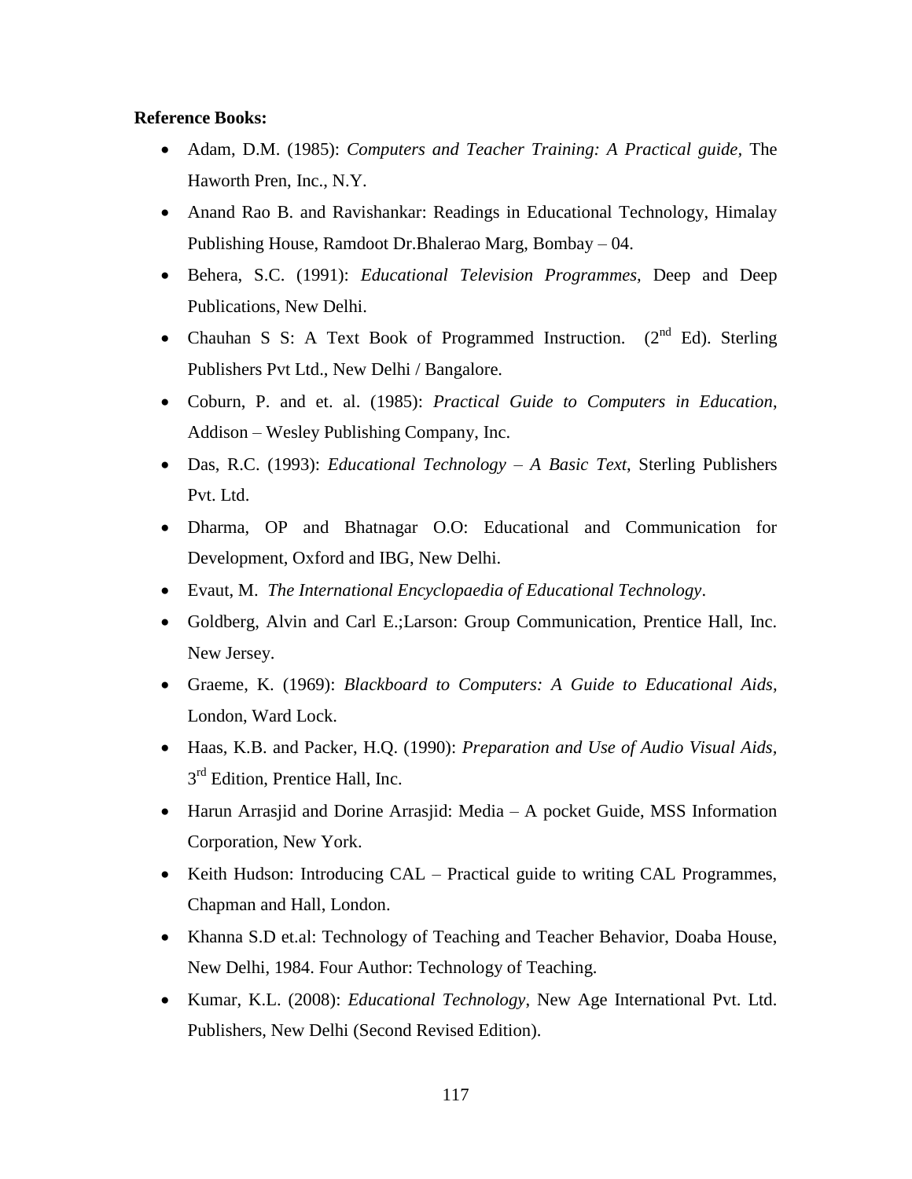**Reference Books:**

- Adam, D.M. (1985): *Computers and Teacher Training: A Practical guide*, The Haworth Pren, Inc., N.Y.
- Anand Rao B. and Ravishankar: Readings in Educational Technology, Himalay Publishing House, Ramdoot Dr.Bhalerao Marg, Bombay – 04.
- Behera, S.C. (1991): *Educational Television Programmes,* Deep and Deep Publications, New Delhi.
- Chauhan S S: A Text Book of Programmed Instruction. (2nd Ed). Sterling Publishers Pvt Ltd., New Delhi / Bangalore.
- Coburn, P. and et. al. (1985): *Practical Guide to Computers in Education*, Addison – Wesley Publishing Company, Inc.
- Das, R.C. (1993): *Educational Technology – A Basic Text*, Sterling Publishers Pvt. Ltd.
- Dharma, OP and Bhatnagar O.O: Educational and Communication for Development, Oxford and IBG, New Delhi.
- Evaut, M. *The International Encyclopaedia of Educational Technology*.
- Goldberg, Alvin and Carl E.;Larson: Group Communication, Prentice Hall, Inc. New Jersey.
- Graeme, K. (1969): *Blackboard to Computers: A Guide to Educational Aids*, London, Ward Lock.
- Haas, K.B. and Packer, H.Q. (1990): *Preparation and Use of Audio Visual Aids,* 3rd Edition, Prentice Hall, Inc.
- Harun Arrasjid and Dorine Arrasjid: Media – A pocket Guide, MSS Information Corporation, New York.
- Keith Hudson: Introducing CAL – Practical guide to writing CAL Programmes, Chapman and Hall, London.
- Khanna S.D et.al: Technology of Teaching and Teacher Behavior, Doaba House, New Delhi, 1984. Four Author: Technology of Teaching.
- Kumar, K.L. (2008): *Educational Technology*, New Age International Pvt. Ltd. Publishers, New Delhi (Second Revised Edition).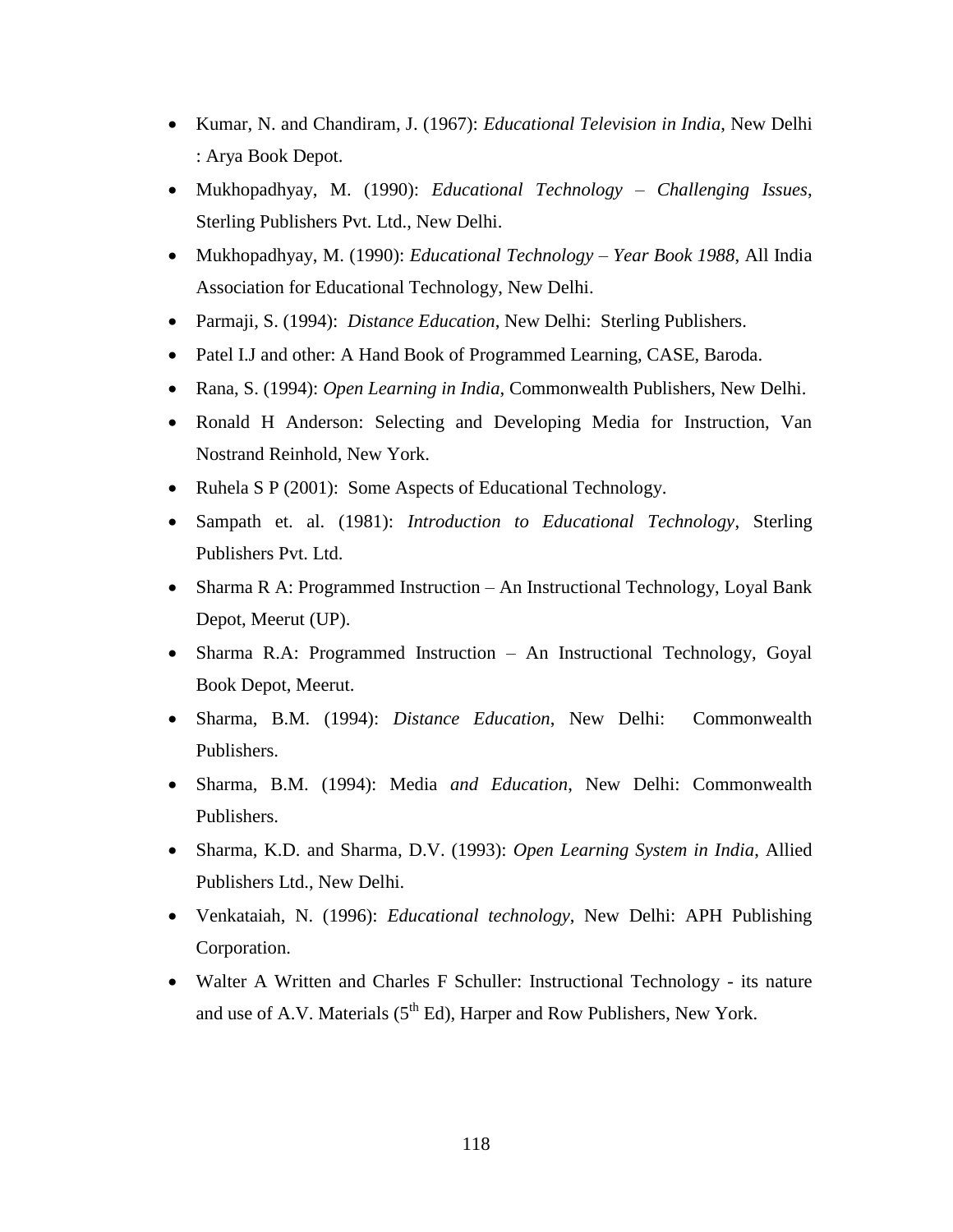- Kumar, N. and Chandiram, J. (1967): *Educational Television in India*, New Delhi : Arya Book Depot.
- Mukhopadhyay, M. (1990): *Educational Technology – Challenging Issues*, Sterling Publishers Pvt. Ltd., New Delhi.
- Mukhopadhyay, M. (1990): *Educational Technology – Year Book 1988*, All India Association for Educational Technology, New Delhi.
- Parmaji, S. (1994): *Distance Education*, New Delhi: Sterling Publishers.
- Patel I.J and other: A Hand Book of Programmed Learning, CASE, Baroda.
- Rana, S. (1994): *Open Learning in India*, Commonwealth Publishers, New Delhi.
- Ronald H Anderson: Selecting and Developing Media for Instruction, Van Nostrand Reinhold, New York.
- Ruhela S P (2001): Some Aspects of Educational Technology.
- Sampath et. al. (1981): *Introduction to Educational Technology*, Sterling Publishers Pvt. Ltd.
- Sharma R A: Programmed Instruction – An Instructional Technology, Loyal Bank Depot, Meerut (UP).
- Sharma R.A: Programmed Instruction – An Instructional Technology, Goyal Book Depot, Meerut.
- Sharma, B.M. (1994): *Distance Education*, New Delhi: Commonwealth Publishers.
- Sharma, B.M. (1994): Media *and Education*, New Delhi: Commonwealth Publishers.
- Sharma, K.D. and Sharma, D.V. (1993): *Open Learning System in India*, Allied Publishers Ltd., New Delhi.
- Venkataiah, N. (1996): *Educational technology*, New Delhi: APH Publishing Corporation.
- Walter A Written and Charles F Schuller: Instructional Technology - its nature and use of A.V. Materials (5th Ed), Harper and Row Publishers, New York.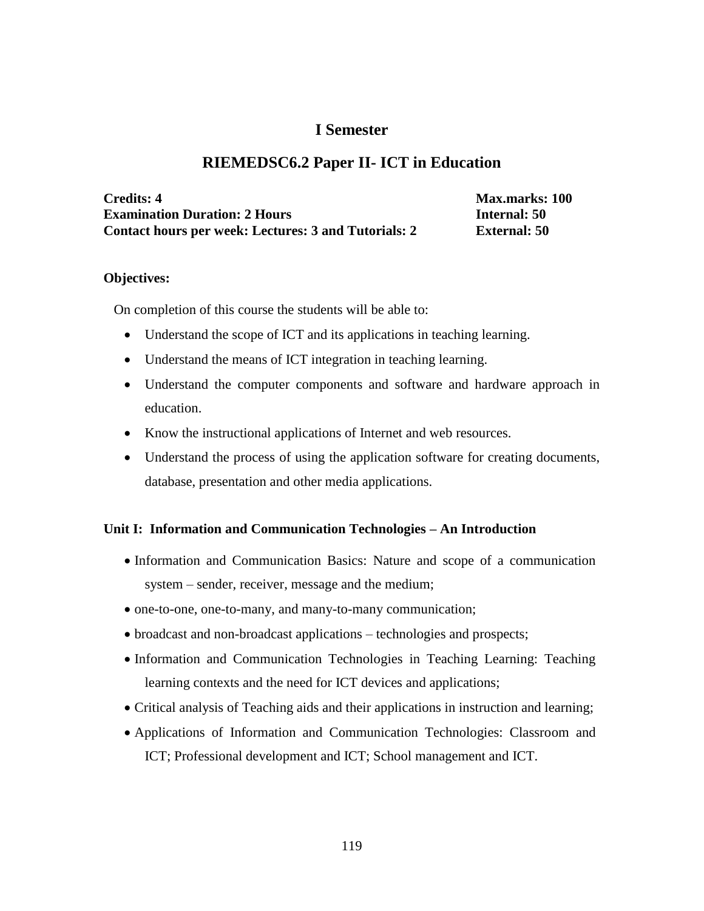## I Semester

## RIEMEDSC6.2 Paper II- ICT in Education

**Credits: 4** **Max.marks: 100**
**Examination Duration: 2 Hours** **Internal: 50**
**Contact hours per week: Lectures: 3 and Tutorials: 2** **External: 50**

**Objectives:**

On completion of this course the students will be able to:

- Understand the scope of ICT and its applications in teaching learning.
- Understand the means of ICT integration in teaching learning.
- Understand the computer components and software and hardware approach in education.
- Know the instructional applications of Internet and web resources.
- Understand the process of using the application software for creating documents, database, presentation and other media applications.

**Unit I: Information and Communication Technologies – An Introduction**

- Information and Communication Basics: Nature and scope of a communication system – sender, receiver, message and the medium;
- one-to-one, one-to-many, and many-to-many communication;
- broadcast and non-broadcast applications – technologies and prospects;
- Information and Communication Technologies in Teaching Learning: Teaching learning contexts and the need for ICT devices and applications;
- Critical analysis of Teaching aids and their applications in instruction and learning;
- Applications of Information and Communication Technologies: Classroom and ICT; Professional development and ICT; School management and ICT.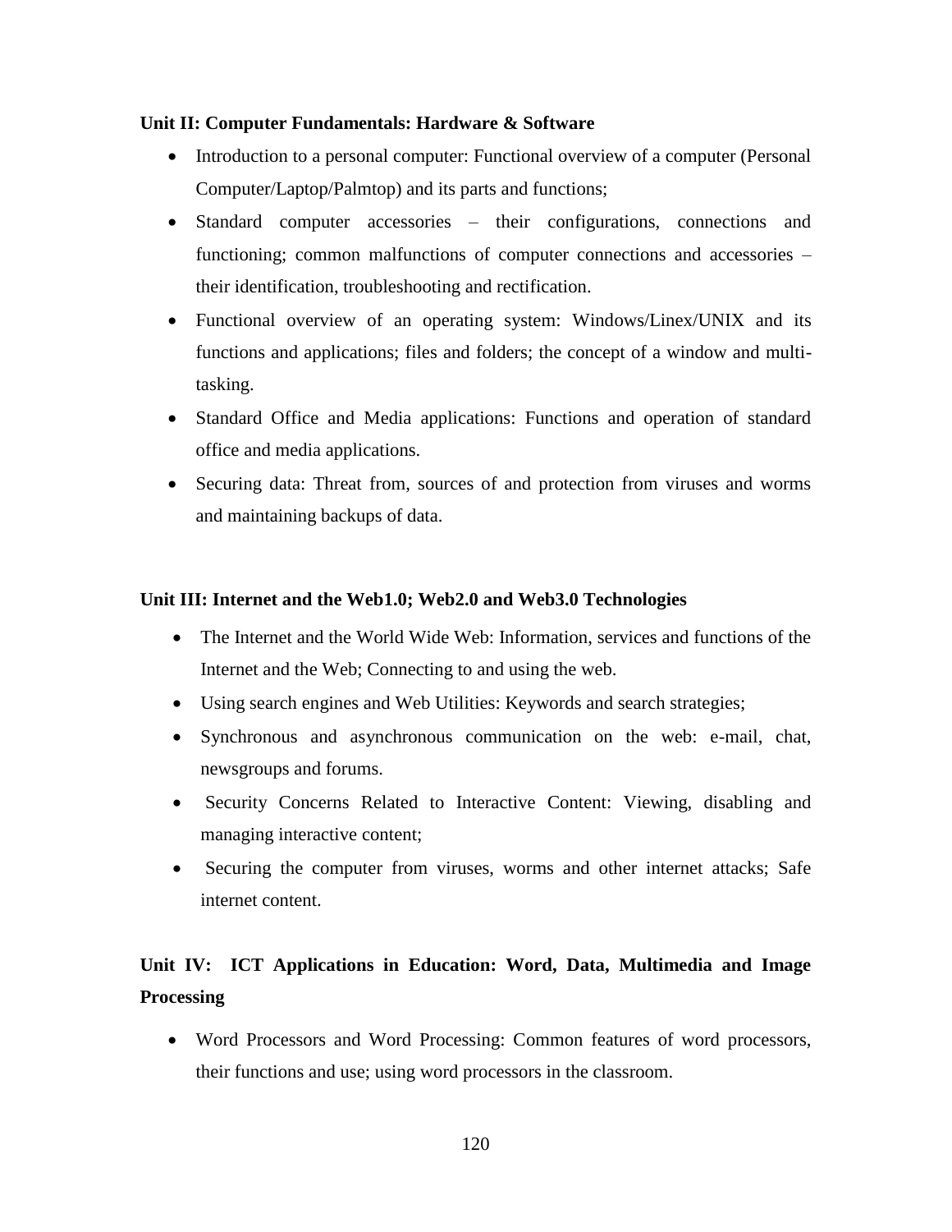**Unit II: Computer Fundamentals: Hardware & Software**

- Introduction to a personal computer: Functional overview of a computer (Personal Computer/Laptop/Palmtop) and its parts and functions;
- Standard computer accessories – their configurations, connections and functioning; common malfunctions of computer connections and accessories – their identification, troubleshooting and rectification.
- Functional overview of an operating system: Windows/Linex/UNIX and its functions and applications; files and folders; the concept of a window and multi-tasking.
- Standard Office and Media applications: Functions and operation of standard office and media applications.
- Securing data: Threat from, sources of and protection from viruses and worms and maintaining backups of data.

**Unit III: Internet and the Web1.0; Web2.0 and Web3.0 Technologies**

- The Internet and the World Wide Web: Information, services and functions of the Internet and the Web; Connecting to and using the web.
- Using search engines and Web Utilities: Keywords and search strategies;
- Synchronous and asynchronous communication on the web: e-mail, chat, newsgroups and forums.
- Security Concerns Related to Interactive Content: Viewing, disabling and managing interactive content;
- Securing the computer from viruses, worms and other internet attacks; Safe internet content.

**Unit IV: ICT Applications in Education: Word, Data, Multimedia and Image Processing**

- Word Processors and Word Processing: Common features of word processors, their functions and use; using word processors in the classroom.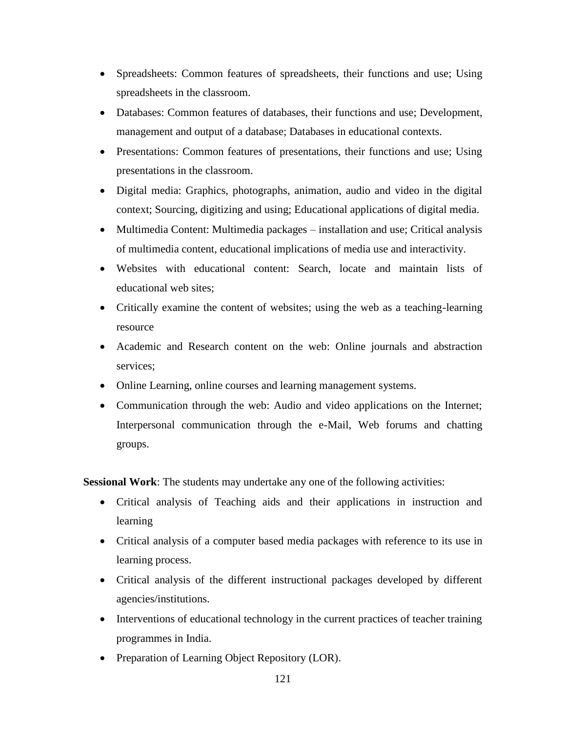- Spreadsheets: Common features of spreadsheets, their functions and use; Using spreadsheets in the classroom.
- Databases: Common features of databases, their functions and use; Development, management and output of a database; Databases in educational contexts.
- Presentations: Common features of presentations, their functions and use; Using presentations in the classroom.
- Digital media: Graphics, photographs, animation, audio and video in the digital context; Sourcing, digitizing and using; Educational applications of digital media.
- Multimedia Content: Multimedia packages – installation and use; Critical analysis of multimedia content, educational implications of media use and interactivity.
- Websites with educational content: Search, locate and maintain lists of educational web sites;
- Critically examine the content of websites; using the web as a teaching-learning resource
- Academic and Research content on the web: Online journals and abstraction services;
- Online Learning, online courses and learning management systems.
- Communication through the web: Audio and video applications on the Internet; Interpersonal communication through the e-Mail, Web forums and chatting groups.

**Sessional Work**: The students may undertake any one of the following activities:

- Critical analysis of Teaching aids and their applications in instruction and learning
- Critical analysis of a computer based media packages with reference to its use in learning process.
- Critical analysis of the different instructional packages developed by different agencies/institutions.
- Interventions of educational technology in the current practices of teacher training programmes in India.
- Preparation of Learning Object Repository (LOR).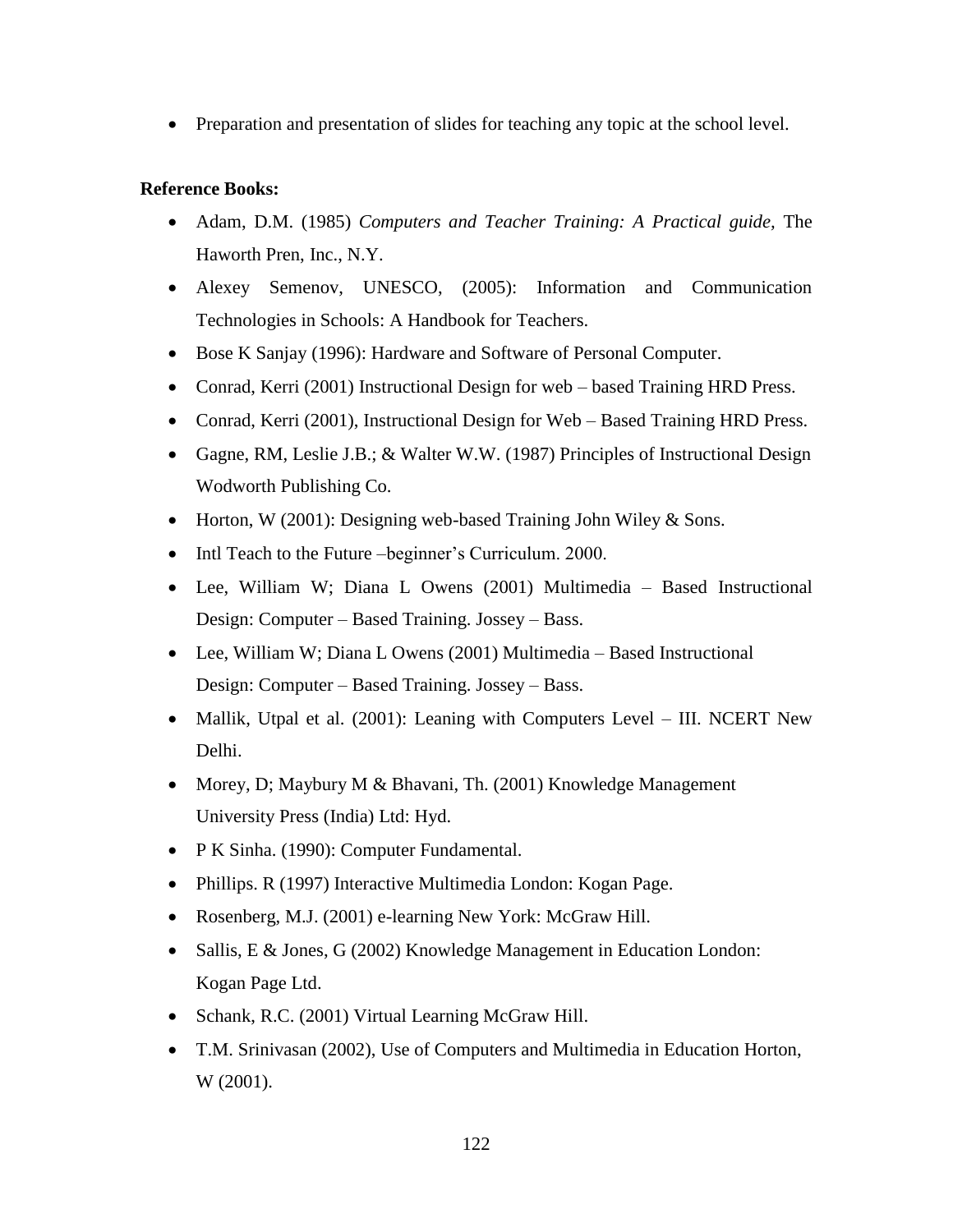- Preparation and presentation of slides for teaching any topic at the school level.

**Reference Books:**

- Adam, D.M. (1985) *Computers and Teacher Training: A Practical guide*, The Haworth Pren, Inc., N.Y.
- Alexey Semenov, UNESCO, (2005): Information and Communication Technologies in Schools: A Handbook for Teachers.
- Bose K Sanjay (1996): Hardware and Software of Personal Computer.
- Conrad, Kerri (2001) Instructional Design for web – based Training HRD Press.
- Conrad, Kerri (2001), Instructional Design for Web – Based Training HRD Press.
- Gagne, RM, Leslie J.B.; & Walter W.W. (1987) Principles of Instructional Design Wodworth Publishing Co.
- Horton, W (2001): Designing web-based Training John Wiley & Sons.
- Intl Teach to the Future –beginner's Curriculum. 2000.
- Lee, William W; Diana L Owens (2001) Multimedia – Based Instructional Design: Computer – Based Training. Jossey – Bass.
- Lee, William W; Diana L Owens (2001) Multimedia – Based Instructional Design: Computer – Based Training. Jossey – Bass.
- Mallik, Utpal et al. (2001): Leaning with Computers Level – III. NCERT New Delhi.
- Morey, D; Maybury M & Bhavani, Th. (2001) Knowledge Management University Press (India) Ltd: Hyd.
- P K Sinha. (1990): Computer Fundamental.
- Phillips. R (1997) Interactive Multimedia London: Kogan Page.
- Rosenberg, M.J. (2001) e-learning New York: McGraw Hill.
- Sallis, E & Jones, G (2002) Knowledge Management in Education London: Kogan Page Ltd.
- Schank, R.C. (2001) Virtual Learning McGraw Hill.
- T.M. Srinivasan (2002), Use of Computers and Multimedia in Education Horton, W (2001).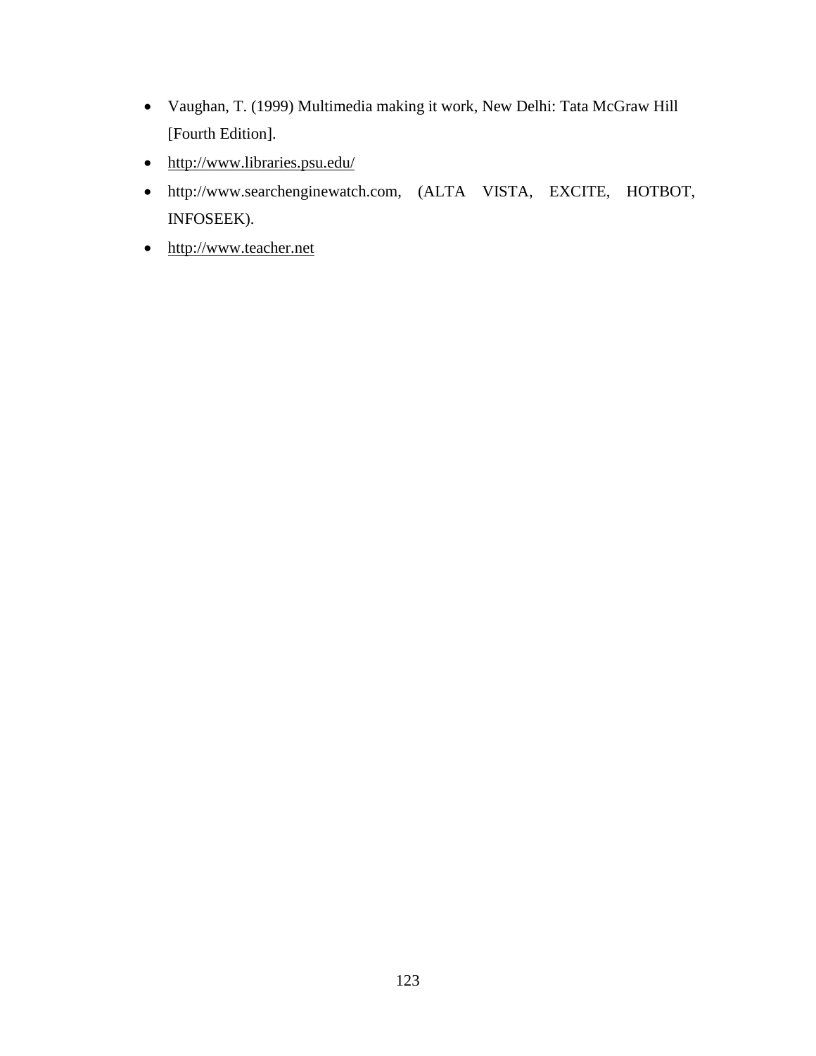- Vaughan, T. (1999) Multimedia making it work, New Delhi: Tata McGraw Hill [Fourth Edition].
- http://www.libraries.psu.edu/
- http://www.searchenginewatch.com, (ALTA VISTA, EXCITE, HOTBOT, INFOSEEK).
- http://www.teacher.net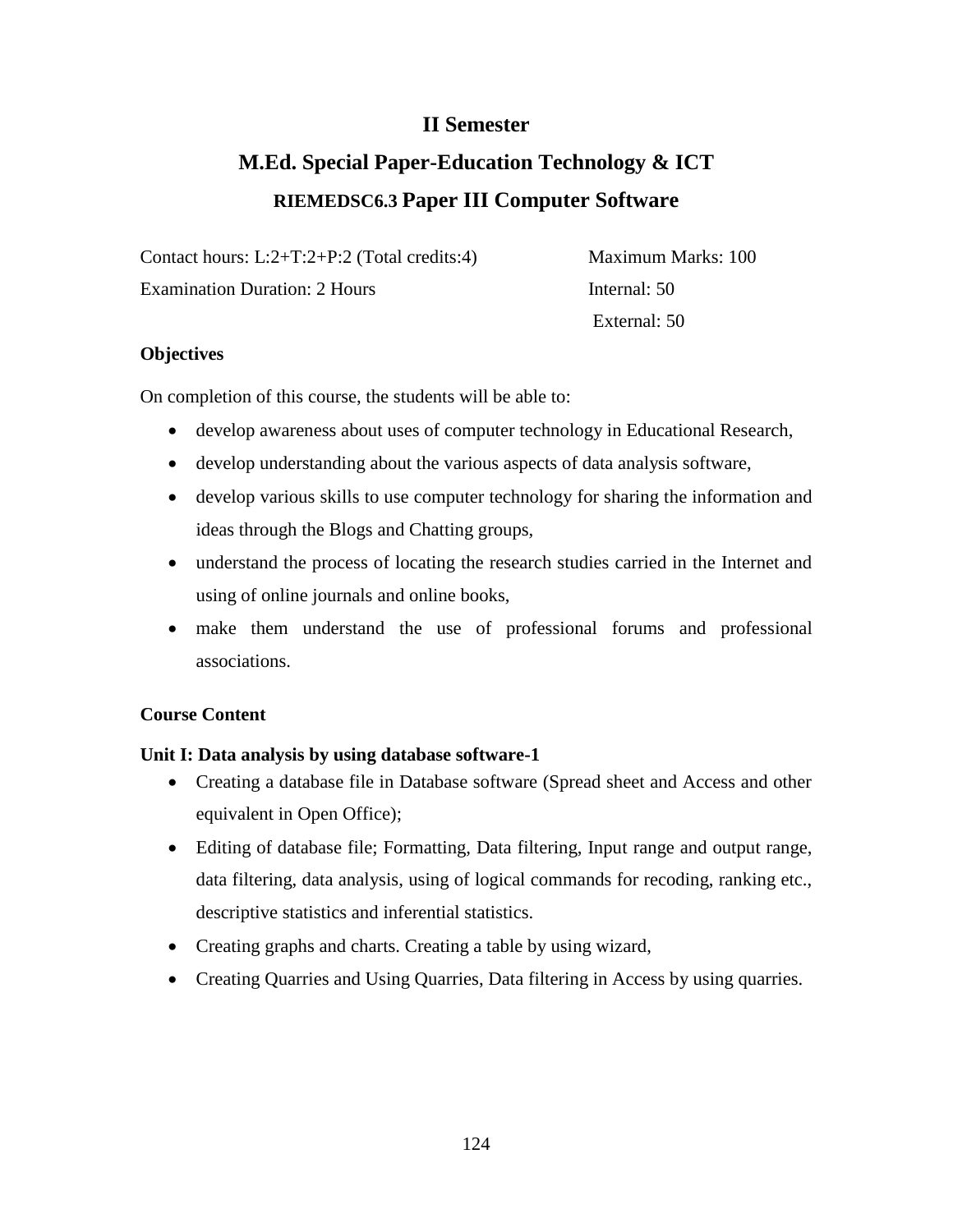# II Semester

# M.Ed. Special Paper-Education Technology & ICT

## RIEMEDSC6.3 Paper III Computer Software

Contact hours: L:2+T:2+P:2 (Total credits:4)  
Examination Duration: 2 Hours

Maximum Marks: 100  
Internal: 50  
External: 50

**Objectives**

On completion of this course, the students will be able to:

- develop awareness about uses of computer technology in Educational Research,
- develop understanding about the various aspects of data analysis software,
- develop various skills to use computer technology for sharing the information and ideas through the Blogs and Chatting groups,
- understand the process of locating the research studies carried in the Internet and using of online journals and online books,
- make them understand the use of professional forums and professional associations.

**Course Content**

**Unit I: Data analysis by using database software-1**

- Creating a database file in Database software (Spread sheet and Access and other equivalent in Open Office);
- Editing of database file; Formatting, Data filtering, Input range and output range, data filtering, data analysis, using of logical commands for recoding, ranking etc., descriptive statistics and inferential statistics.
- Creating graphs and charts. Creating a table by using wizard,
- Creating Quarries and Using Quarries, Data filtering in Access by using quarries.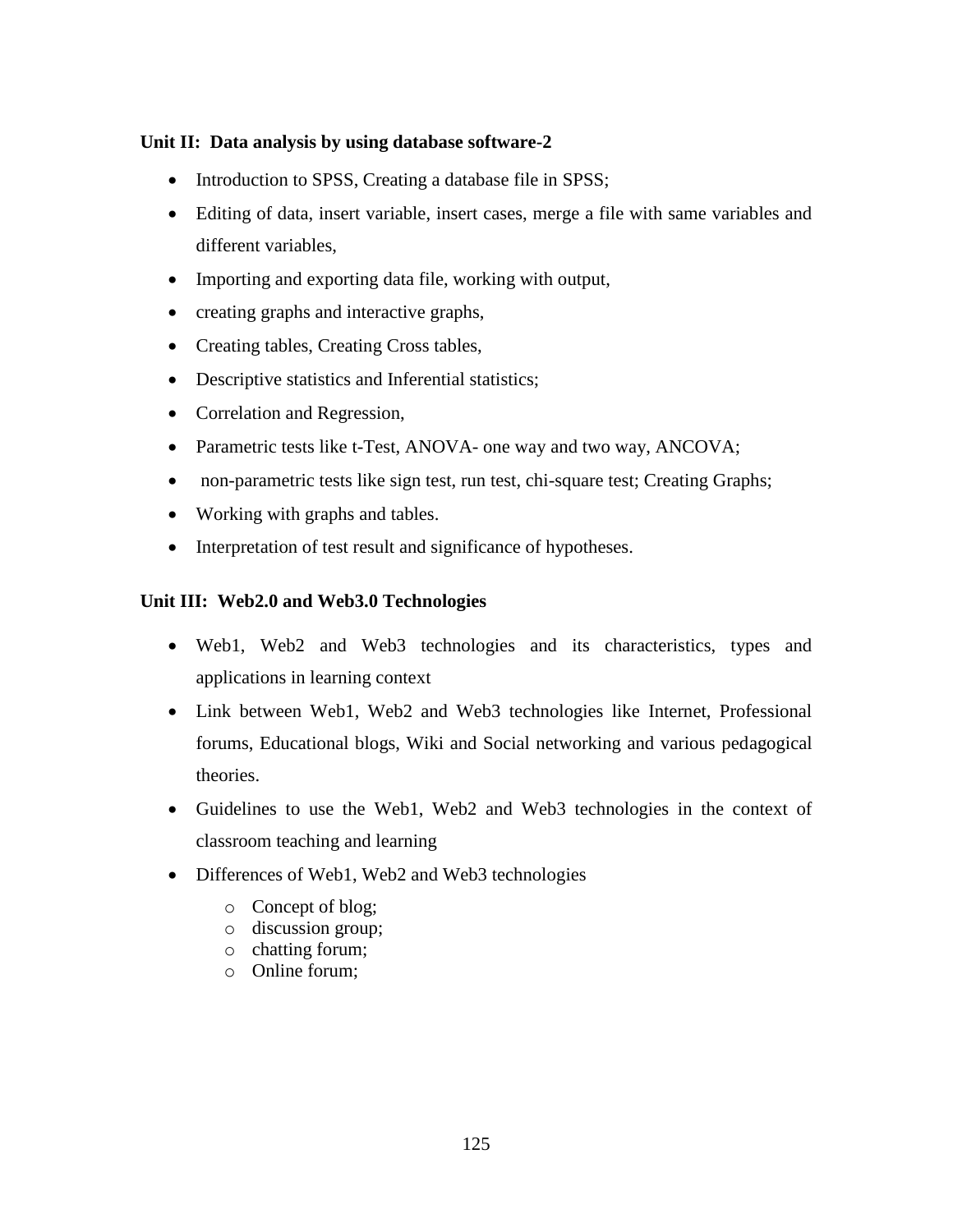**Unit II: Data analysis by using database software-2**

- Introduction to SPSS, Creating a database file in SPSS;
- Editing of data, insert variable, insert cases, merge a file with same variables and different variables,
- Importing and exporting data file, working with output,
- creating graphs and interactive graphs,
- Creating tables, Creating Cross tables,
- Descriptive statistics and Inferential statistics;
- Correlation and Regression,
- Parametric tests like t-Test, ANOVA- one way and two way, ANCOVA;
- non-parametric tests like sign test, run test, chi-square test; Creating Graphs;
- Working with graphs and tables.
- Interpretation of test result and significance of hypotheses.

**Unit III: Web2.0 and Web3.0 Technologies**

- Web1, Web2 and Web3 technologies and its characteristics, types and applications in learning context
- Link between Web1, Web2 and Web3 technologies like Internet, Professional forums, Educational blogs, Wiki and Social networking and various pedagogical theories.
- Guidelines to use the Web1, Web2 and Web3 technologies in the context of classroom teaching and learning
- Differences of Web1, Web2 and Web3 technologies
    - Concept of blog;
    - discussion group;
    - chatting forum;
    - Online forum;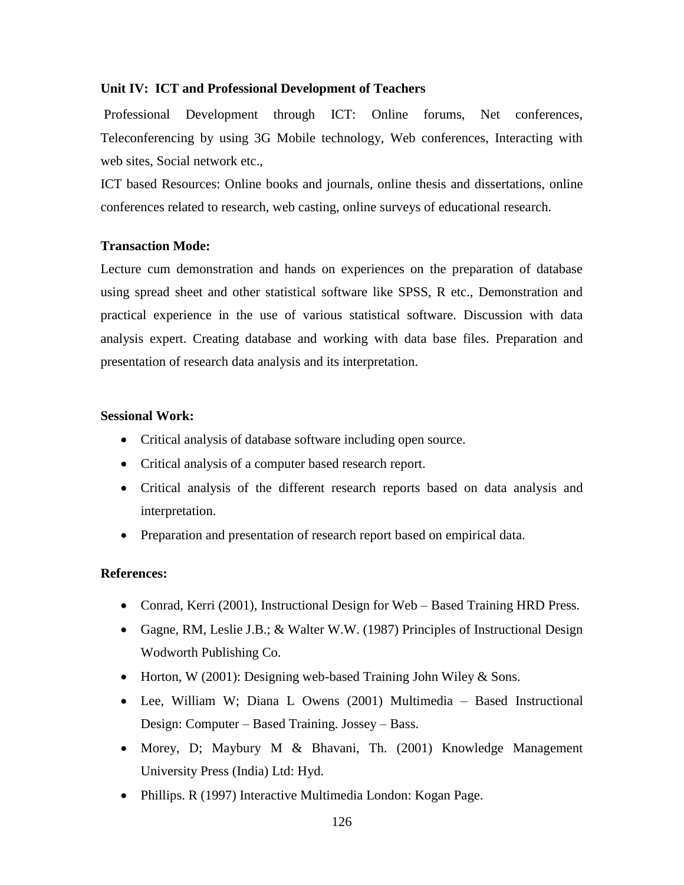**Unit IV: ICT and Professional Development of Teachers**

Professional Development through ICT: Online forums, Net conferences, Teleconferencing by using 3G Mobile technology, Web conferences, Interacting with web sites, Social network etc.,

ICT based Resources: Online books and journals, online thesis and dissertations, online conferences related to research, web casting, online surveys of educational research.

**Transaction Mode:**

Lecture cum demonstration and hands on experiences on the preparation of database using spread sheet and other statistical software like SPSS, R etc., Demonstration and practical experience in the use of various statistical software. Discussion with data analysis expert. Creating database and working with data base files. Preparation and presentation of research data analysis and its interpretation.

**Sessional Work:**

- Critical analysis of database software including open source.
- Critical analysis of a computer based research report.
- Critical analysis of the different research reports based on data analysis and interpretation.
- Preparation and presentation of research report based on empirical data.

**References:**

- Conrad, Kerri (2001), Instructional Design for Web – Based Training HRD Press.
- Gagne, RM, Leslie J.B.; & Walter W.W. (1987) Principles of Instructional Design Wodworth Publishing Co.
- Horton, W (2001): Designing web-based Training John Wiley & Sons.
- Lee, William W; Diana L Owens (2001) Multimedia – Based Instructional Design: Computer – Based Training. Jossey – Bass.
- Morey, D; Maybury M & Bhavani, Th. (2001) Knowledge Management University Press (India) Ltd: Hyd.
- Phillips. R (1997) Interactive Multimedia London: Kogan Page.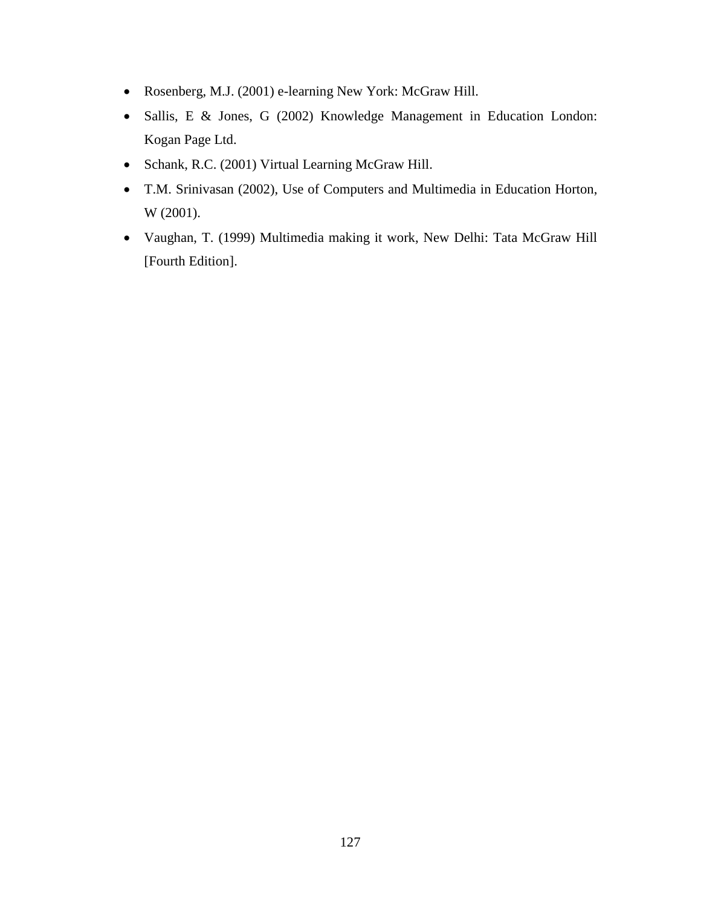- Rosenberg, M.J. (2001) e-learning New York: McGraw Hill.
- Sallis, E & Jones, G (2002) Knowledge Management in Education London: Kogan Page Ltd.
- Schank, R.C. (2001) Virtual Learning McGraw Hill.
- T.M. Srinivasan (2002), Use of Computers and Multimedia in Education Horton, W (2001).
- Vaughan, T. (1999) Multimedia making it work, New Delhi: Tata McGraw Hill [Fourth Edition].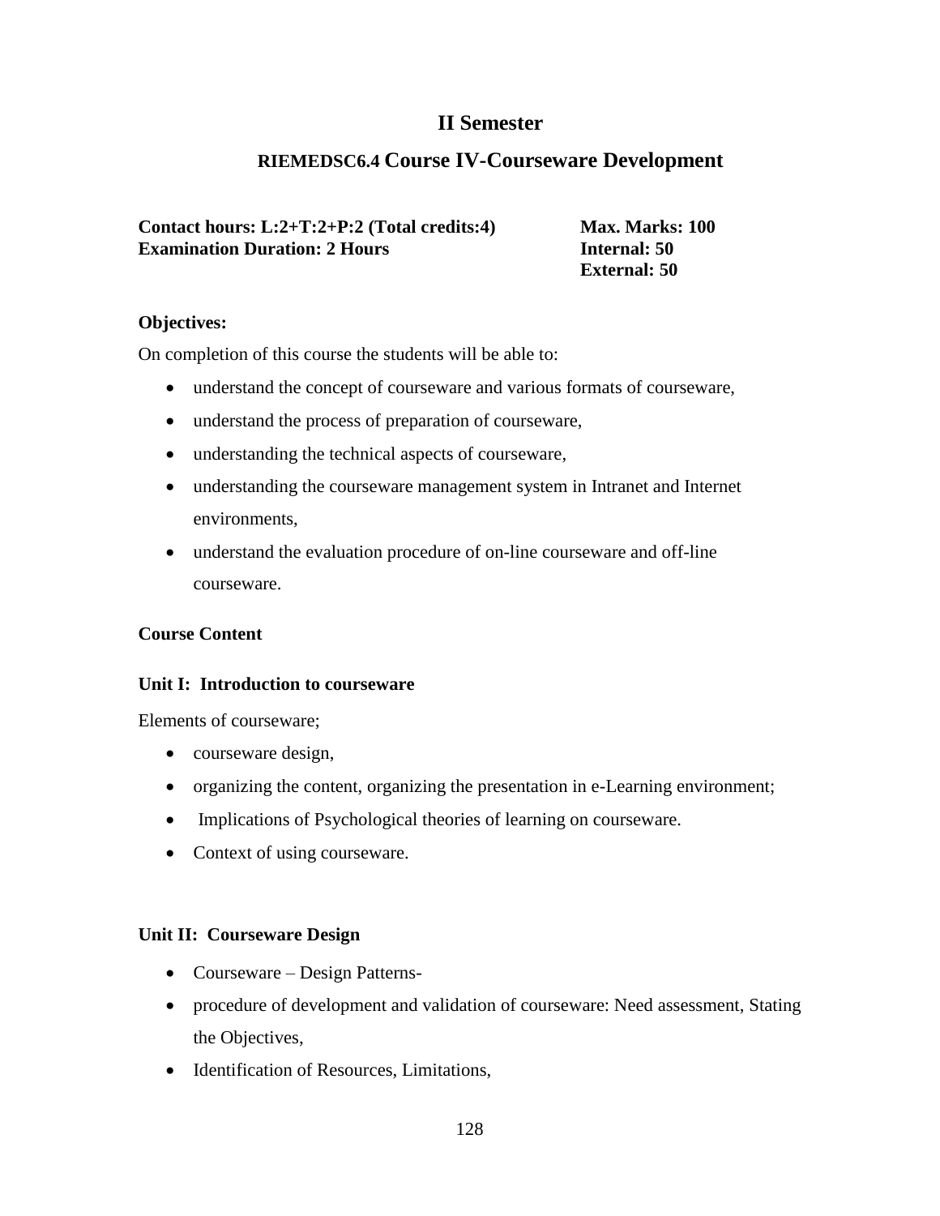## II Semester

## RIEMEDSC6.4 Course IV-Courseware Development

**Contact hours: L:2+T:2+P:2 (Total credits:4)** **Max. Marks: 100**
**Examination Duration: 2 Hours** **Internal: 50**
**External: 50**

**Objectives:**

On completion of this course the students will be able to:

- understand the concept of courseware and various formats of courseware,
- understand the process of preparation of courseware,
- understanding the technical aspects of courseware,
- understanding the courseware management system in Intranet and Internet environments,
- understand the evaluation procedure of on-line courseware and off-line courseware.

**Course Content**

**Unit I: Introduction to courseware**

Elements of courseware;

- courseware design,
- organizing the content, organizing the presentation in e-Learning environment;
- Implications of Psychological theories of learning on courseware.
- Context of using courseware.

**Unit II: Courseware Design**

- Courseware – Design Patterns-
- procedure of development and validation of courseware: Need assessment, Stating the Objectives,
- Identification of Resources, Limitations,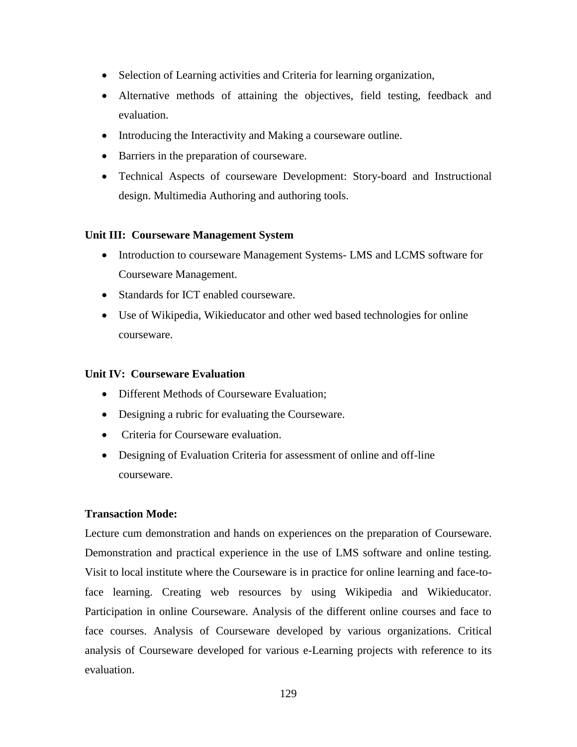- Selection of Learning activities and Criteria for learning organization,
- Alternative methods of attaining the objectives, field testing, feedback and evaluation.
- Introducing the Interactivity and Making a courseware outline.
- Barriers in the preparation of courseware.
- Technical Aspects of courseware Development: Story-board and Instructional design. Multimedia Authoring and authoring tools.

**Unit III: Courseware Management System**

- Introduction to courseware Management Systems- LMS and LCMS software for Courseware Management.
- Standards for ICT enabled courseware.
- Use of Wikipedia, Wikieducator and other wed based technologies for online courseware.

**Unit IV: Courseware Evaluation**

- Different Methods of Courseware Evaluation;
- Designing a rubric for evaluating the Courseware.
- Criteria for Courseware evaluation.
- Designing of Evaluation Criteria for assessment of online and off-line courseware.

**Transaction Mode:**

Lecture cum demonstration and hands on experiences on the preparation of Courseware. Demonstration and practical experience in the use of LMS software and online testing. Visit to local institute where the Courseware is in practice for online learning and face-to-face learning. Creating web resources by using Wikipedia and Wikieducator. Participation in online Courseware. Analysis of the different online courses and face to face courses. Analysis of Courseware developed by various organizations. Critical analysis of Courseware developed for various e-Learning projects with reference to its evaluation.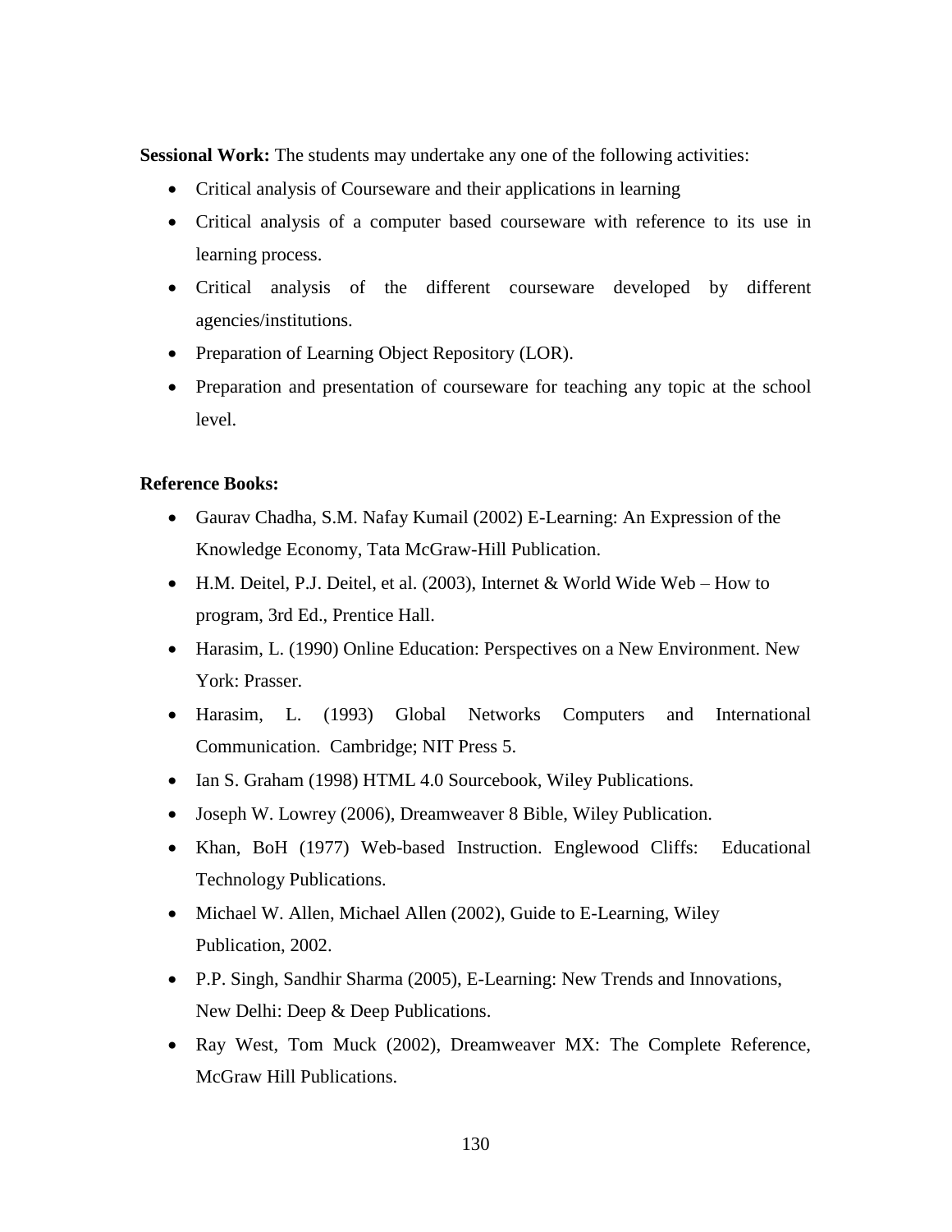**Sessional Work:** The students may undertake any one of the following activities:

- Critical analysis of Courseware and their applications in learning
- Critical analysis of a computer based courseware with reference to its use in learning process.
- Critical analysis of the different courseware developed by different agencies/institutions.
- Preparation of Learning Object Repository (LOR).
- Preparation and presentation of courseware for teaching any topic at the school level.

**Reference Books:**

- Gaurav Chadha, S.M. Nafay Kumail (2002) E-Learning: An Expression of the Knowledge Economy, Tata McGraw-Hill Publication.
- H.M. Deitel, P.J. Deitel, et al. (2003), Internet & World Wide Web – How to program, 3rd Ed., Prentice Hall.
- Harasim, L. (1990) Online Education: Perspectives on a New Environment. New York: Prasser.
- Harasim, L. (1993) Global Networks Computers and International Communication. Cambridge; NIT Press 5.
- Ian S. Graham (1998) HTML 4.0 Sourcebook, Wiley Publications.
- Joseph W. Lowrey (2006), Dreamweaver 8 Bible, Wiley Publication.
- Khan, BoH (1977) Web-based Instruction. Englewood Cliffs: Educational Technology Publications.
- Michael W. Allen, Michael Allen (2002), Guide to E-Learning, Wiley Publication, 2002.
- P.P. Singh, Sandhir Sharma (2005), E-Learning: New Trends and Innovations, New Delhi: Deep & Deep Publications.
- Ray West, Tom Muck (2002), Dreamweaver MX: The Complete Reference, McGraw Hill Publications.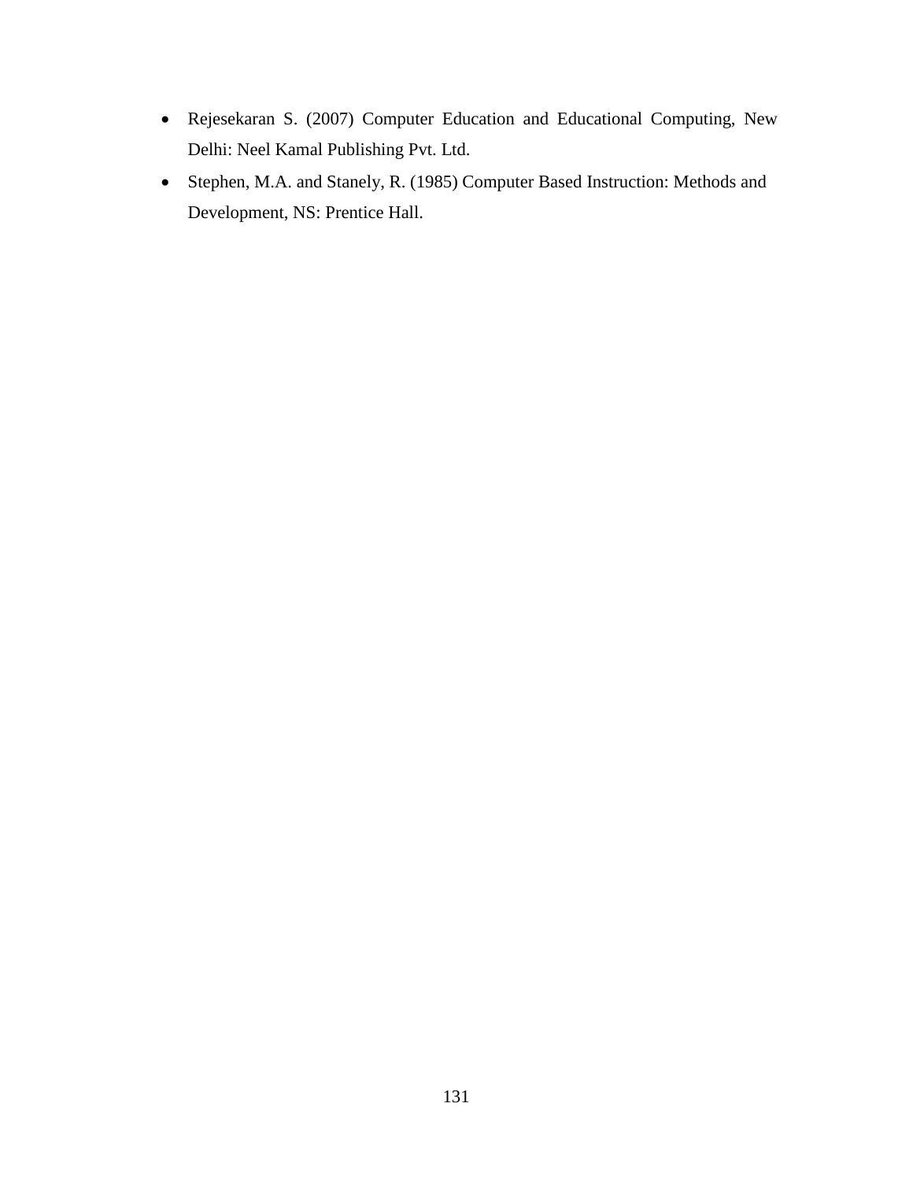- Rejesekaran S. (2007) Computer Education and Educational Computing, New Delhi: Neel Kamal Publishing Pvt. Ltd.
- Stephen, M.A. and Stanely, R. (1985) Computer Based Instruction: Methods and Development, NS: Prentice Hall.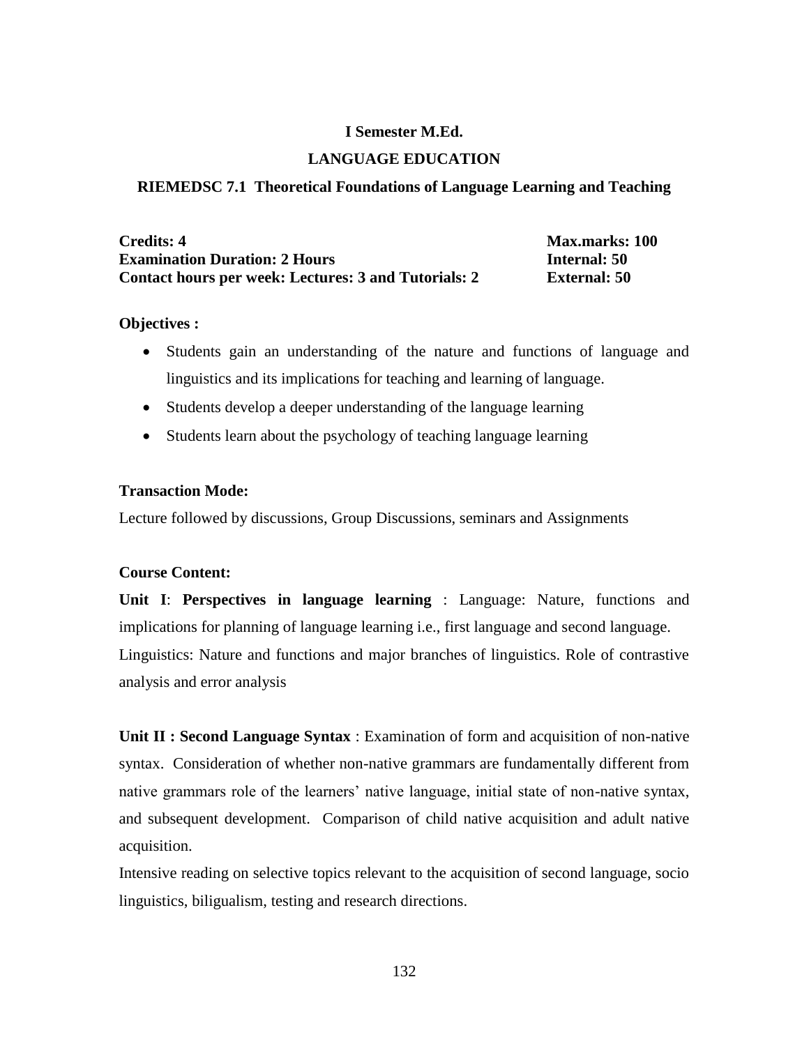**I Semester M.Ed.**

**LANGUAGE EDUCATION**

**RIEMEDSC 7.1 Theoretical Foundations of Language Learning and Teaching**

**Credits: 4** — **Max.marks: 100**
**Examination Duration: 2 Hours** — **Internal: 50**
**Contact hours per week: Lectures: 3 and Tutorials: 2** — **External: 50**

**Objectives :**

- Students gain an understanding of the nature and functions of language and linguistics and its implications for teaching and learning of language.
- Students develop a deeper understanding of the language learning
- Students learn about the psychology of teaching language learning

**Transaction Mode:**

Lecture followed by discussions, Group Discussions, seminars and Assignments

**Course Content:**

**Unit I**: **Perspectives in language learning** : Language: Nature, functions and implications for planning of language learning i.e., first language and second language.
Linguistics: Nature and functions and major branches of linguistics. Role of contrastive analysis and error analysis

**Unit II : Second Language Syntax** : Examination of form and acquisition of non-native syntax. Consideration of whether non-native grammars are fundamentally different from native grammars role of the learners' native language, initial state of non-native syntax, and subsequent development. Comparison of child native acquisition and adult native acquisition.
Intensive reading on selective topics relevant to the acquisition of second language, socio linguistics, biligualism, testing and research directions.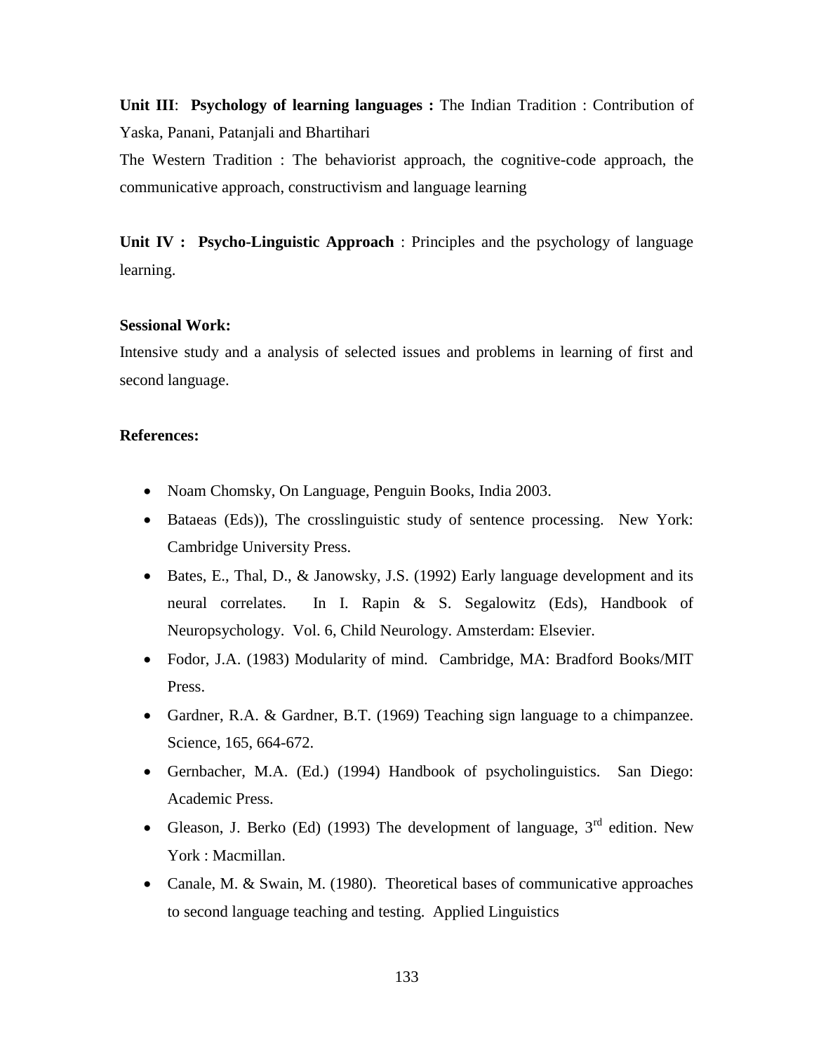**Unit III**: **Psychology of learning languages :** The Indian Tradition : Contribution of Yaska, Panani, Patanjali and Bhartihari

The Western Tradition : The behaviorist approach, the cognitive-code approach, the communicative approach, constructivism and language learning

**Unit IV :** **Psycho-Linguistic Approach** : Principles and the psychology of language learning.

**Sessional Work:**

Intensive study and a analysis of selected issues and problems in learning of first and second language.

**References:**

- Noam Chomsky, On Language, Penguin Books, India 2003.
- Bataeas (Eds)), The crosslinguistic study of sentence processing. New York: Cambridge University Press.
- Bates, E., Thal, D., & Janowsky, J.S. (1992) Early language development and its neural correlates. In I. Rapin & S. Segalowitz (Eds), Handbook of Neuropsychology. Vol. 6, Child Neurology. Amsterdam: Elsevier.
- Fodor, J.A. (1983) Modularity of mind. Cambridge, MA: Bradford Books/MIT Press.
- Gardner, R.A. & Gardner, B.T. (1969) Teaching sign language to a chimpanzee. Science, 165, 664-672.
- Gernbacher, M.A. (Ed.) (1994) Handbook of psycholinguistics. San Diego: Academic Press.
- Gleason, J. Berko (Ed) (1993) The development of language, 3rd edition. New York : Macmillan.
- Canale, M. & Swain, M. (1980). Theoretical bases of communicative approaches to second language teaching and testing. Applied Linguistics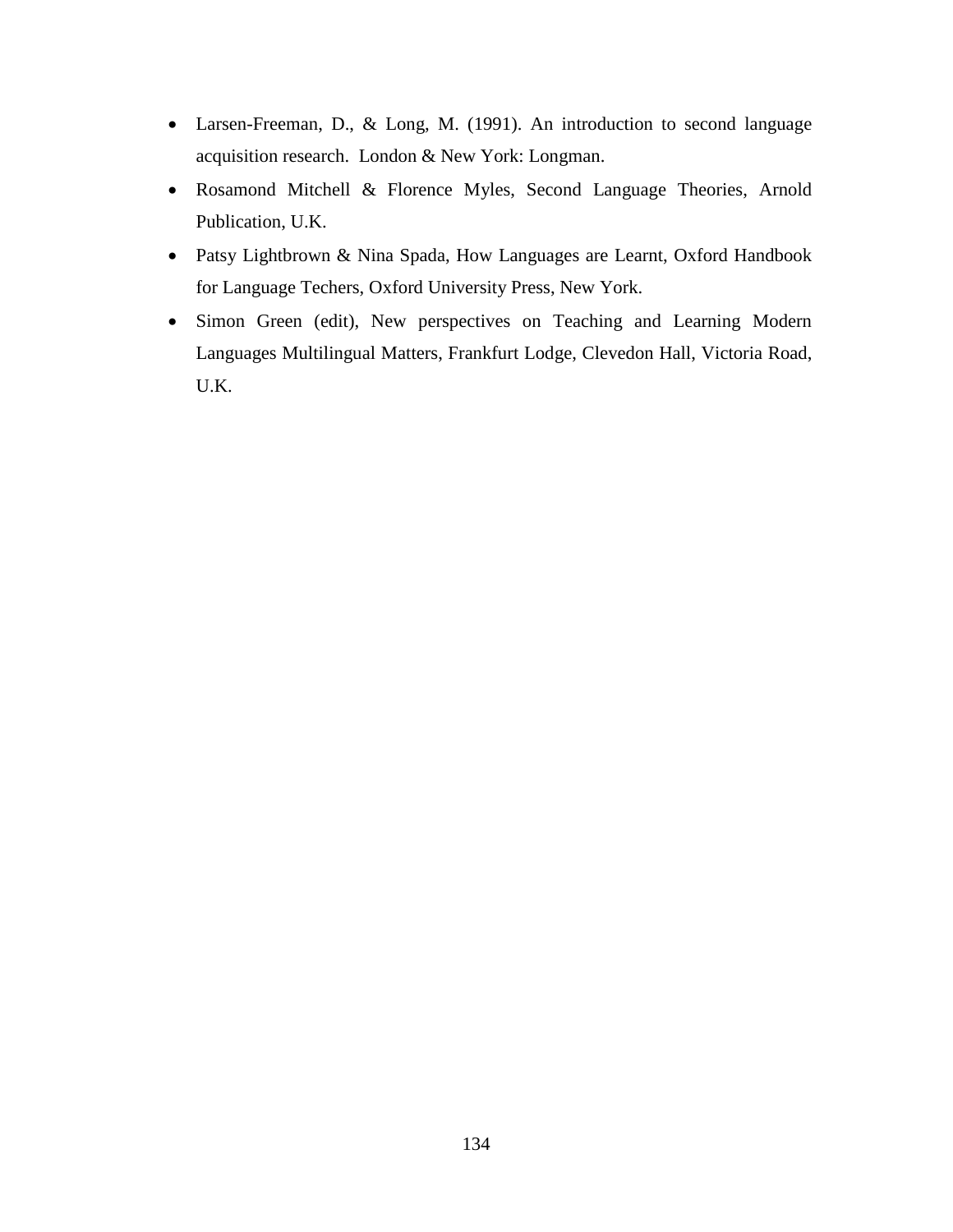- Larsen-Freeman, D., & Long, M. (1991). An introduction to second language acquisition research. London & New York: Longman.
- Rosamond Mitchell & Florence Myles, Second Language Theories, Arnold Publication, U.K.
- Patsy Lightbrown & Nina Spada, How Languages are Learnt, Oxford Handbook for Language Techers, Oxford University Press, New York.
- Simon Green (edit), New perspectives on Teaching and Learning Modern Languages Multilingual Matters, Frankfurt Lodge, Clevedon Hall, Victoria Road, U.K.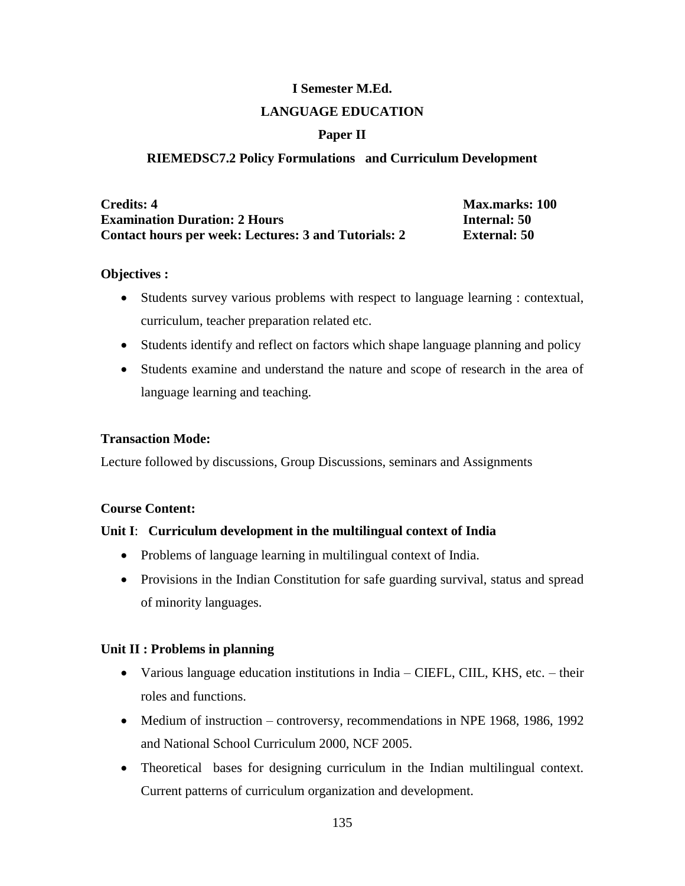**I Semester M.Ed.**

**LANGUAGE EDUCATION**

**Paper II**

**RIEMEDSC7.2 Policy Formulations and Curriculum Development**

| | |
|---|---|
| **Credits: 4** | **Max.marks: 100** |
| **Examination Duration: 2 Hours** | **Internal: 50** |
| **Contact hours per week: Lectures: 3 and Tutorials: 2** | **External: 50** |

**Objectives :**

- Students survey various problems with respect to language learning : contextual, curriculum, teacher preparation related etc.
- Students identify and reflect on factors which shape language planning and policy
- Students examine and understand the nature and scope of research in the area of language learning and teaching.

**Transaction Mode:**

Lecture followed by discussions, Group Discussions, seminars and Assignments

**Course Content:**

**Unit I**: **Curriculum development in the multilingual context of India**

- Problems of language learning in multilingual context of India.
- Provisions in the Indian Constitution for safe guarding survival, status and spread of minority languages.

**Unit II : Problems in planning**

- Various language education institutions in India – CIEFL, CIIL, KHS, etc. – their roles and functions.
- Medium of instruction – controversy, recommendations in NPE 1968, 1986, 1992 and National School Curriculum 2000, NCF 2005.
- Theoretical bases for designing curriculum in the Indian multilingual context. Current patterns of curriculum organization and development.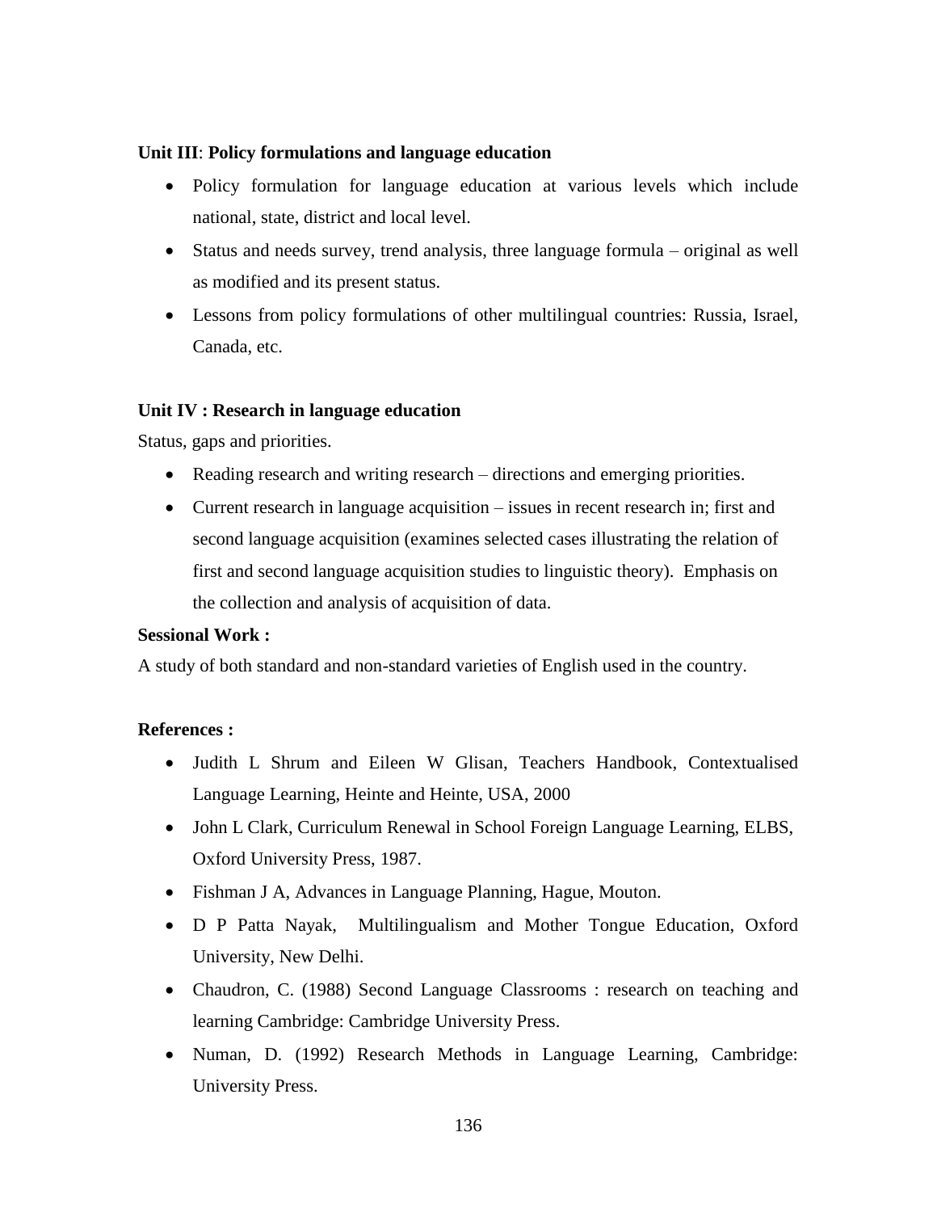**Unit III**: **Policy formulations and language education**

- Policy formulation for language education at various levels which include national, state, district and local level.
- Status and needs survey, trend analysis, three language formula – original as well as modified and its present status.
- Lessons from policy formulations of other multilingual countries: Russia, Israel, Canada, etc.

**Unit IV : Research in language education**

Status, gaps and priorities.

- Reading research and writing research – directions and emerging priorities.
- Current research in language acquisition – issues in recent research in; first and second language acquisition (examines selected cases illustrating the relation of first and second language acquisition studies to linguistic theory). Emphasis on the collection and analysis of acquisition of data.

**Sessional Work :**

A study of both standard and non-standard varieties of English used in the country.

**References :**

- Judith L Shrum and Eileen W Glisan, Teachers Handbook, Contextualised Language Learning, Heinte and Heinte, USA, 2000
- John L Clark, Curriculum Renewal in School Foreign Language Learning, ELBS, Oxford University Press, 1987.
- Fishman J A, Advances in Language Planning, Hague, Mouton.
- D P Patta Nayak, Multilingualism and Mother Tongue Education, Oxford University, New Delhi.
- Chaudron, C. (1988) Second Language Classrooms : research on teaching and learning Cambridge: Cambridge University Press.
- Numan, D. (1992) Research Methods in Language Learning, Cambridge: University Press.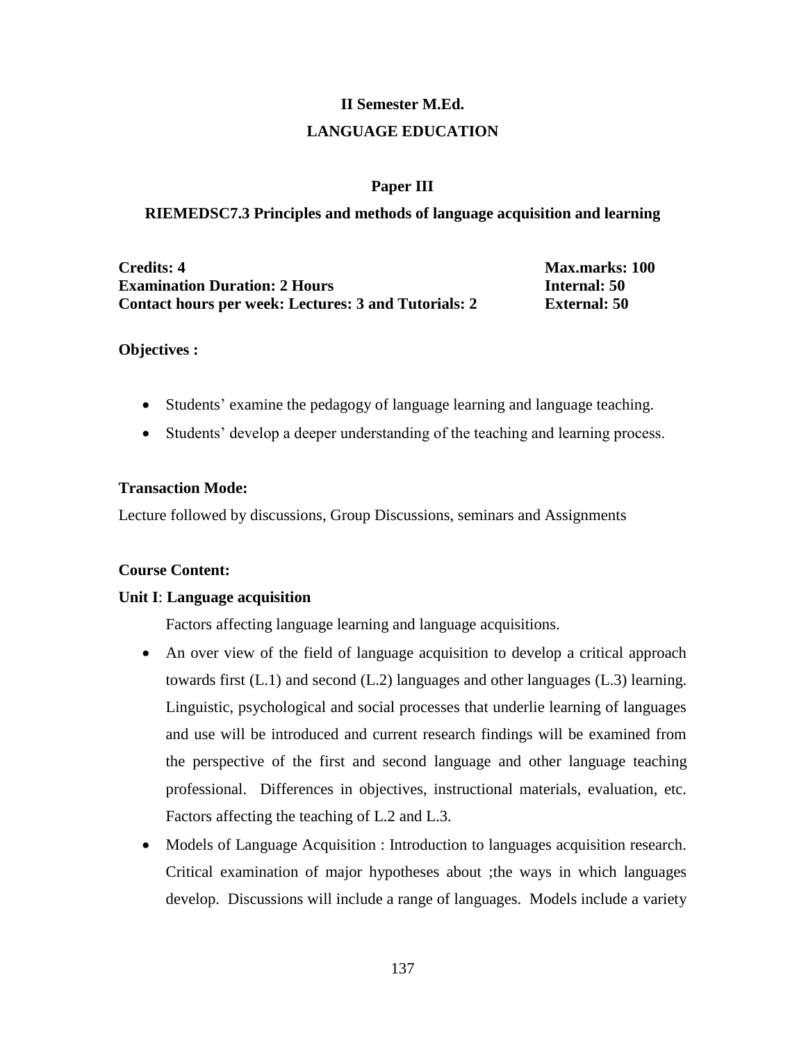## II Semester M.Ed.

## LANGUAGE EDUCATION

### Paper III

### RIEMEDSC7.3 Principles and methods of language acquisition and learning

**Credits: 4** **Max.marks: 100**
**Examination Duration: 2 Hours** **Internal: 50**
**Contact hours per week: Lectures: 3 and Tutorials: 2** **External: 50**

**Objectives :**

- Students' examine the pedagogy of language learning and language teaching.
- Students' develop a deeper understanding of the teaching and learning process.

**Transaction Mode:**

Lecture followed by discussions, Group Discussions, seminars and Assignments

**Course Content:**

**Unit I**: **Language acquisition**

Factors affecting language learning and language acquisitions.

- An over view of the field of language acquisition to develop a critical approach towards first (L.1) and second (L.2) languages and other languages (L.3) learning. Linguistic, psychological and social processes that underlie learning of languages and use will be introduced and current research findings will be examined from the perspective of the first and second language and other language teaching professional. Differences in objectives, instructional materials, evaluation, etc. Factors affecting the teaching of L.2 and L.3.
- Models of Language Acquisition : Introduction to languages acquisition research. Critical examination of major hypotheses about ;the ways in which languages develop. Discussions will include a range of languages. Models include a variety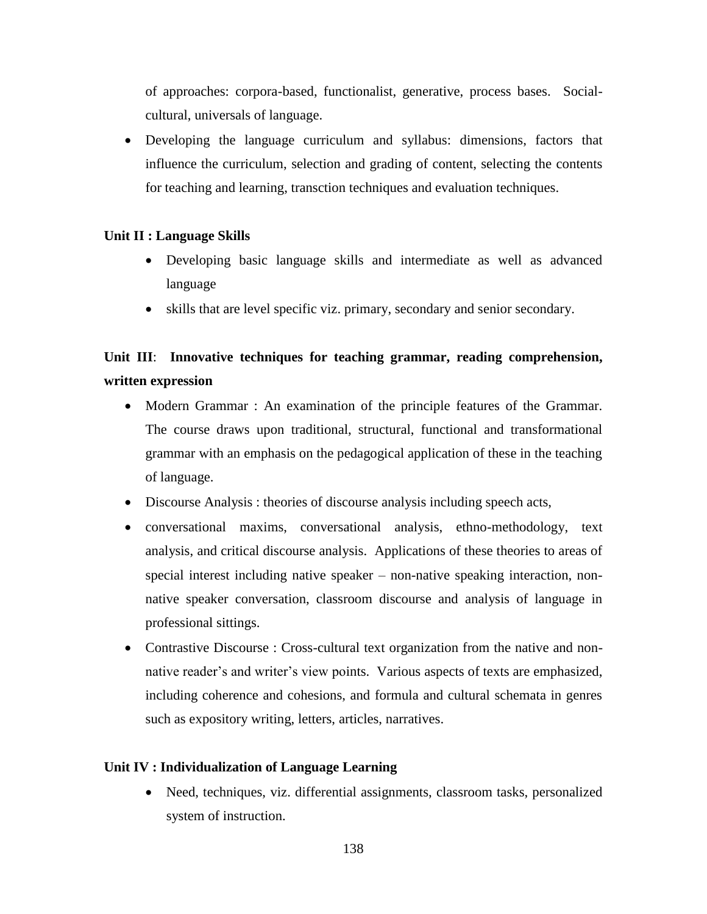of approaches: corpora-based, functionalist, generative, process bases. Social-cultural, universals of language.

- Developing the language curriculum and syllabus: dimensions, factors that influence the curriculum, selection and grading of content, selecting the contents for teaching and learning, transction techniques and evaluation techniques.

**Unit II : Language Skills**

- Developing basic language skills and intermediate as well as advanced language
- skills that are level specific viz. primary, secondary and senior secondary.

**Unit III**: **Innovative techniques for teaching grammar, reading comprehension, written expression**

- Modern Grammar : An examination of the principle features of the Grammar. The course draws upon traditional, structural, functional and transformational grammar with an emphasis on the pedagogical application of these in the teaching of language.
- Discourse Analysis : theories of discourse analysis including speech acts,
- conversational maxims, conversational analysis, ethno-methodology, text analysis, and critical discourse analysis. Applications of these theories to areas of special interest including native speaker – non-native speaking interaction, non-native speaker conversation, classroom discourse and analysis of language in professional sittings.
- Contrastive Discourse : Cross-cultural text organization from the native and non-native reader's and writer's view points. Various aspects of texts are emphasized, including coherence and cohesions, and formula and cultural schemata in genres such as expository writing, letters, articles, narratives.

**Unit IV : Individualization of Language Learning**

- Need, techniques, viz. differential assignments, classroom tasks, personalized system of instruction.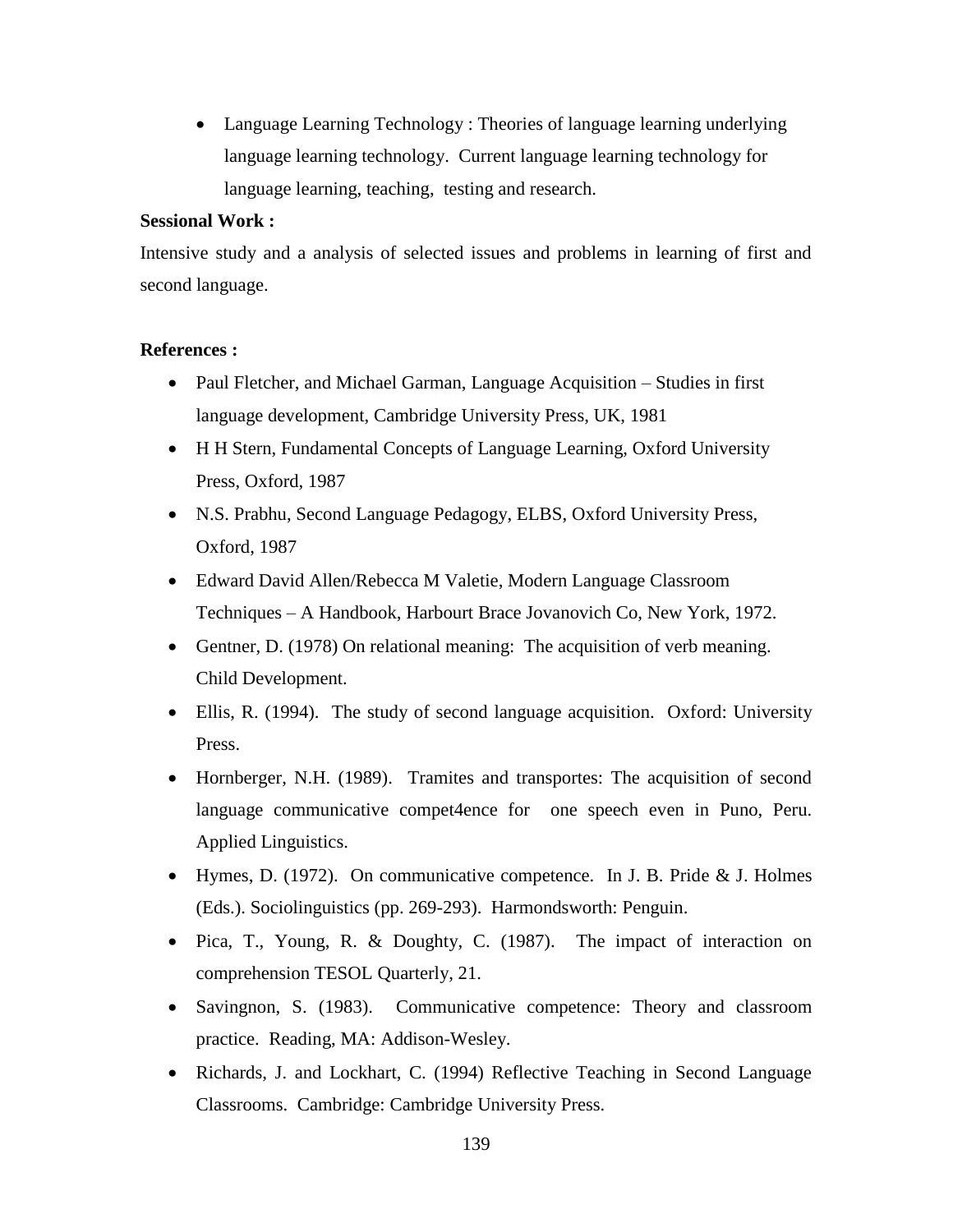- Language Learning Technology : Theories of language learning underlying language learning technology. Current language learning technology for language learning, teaching, testing and research.

**Sessional Work :**

Intensive study and a analysis of selected issues and problems in learning of first and second language.

**References :**

- Paul Fletcher, and Michael Garman, Language Acquisition – Studies in first language development, Cambridge University Press, UK, 1981
- H H Stern, Fundamental Concepts of Language Learning, Oxford University Press, Oxford, 1987
- N.S. Prabhu, Second Language Pedagogy, ELBS, Oxford University Press, Oxford, 1987
- Edward David Allen/Rebecca M Valetie, Modern Language Classroom Techniques – A Handbook, Harbourt Brace Jovanovich Co, New York, 1972.
- Gentner, D. (1978) On relational meaning: The acquisition of verb meaning. Child Development.
- Ellis, R. (1994). The study of second language acquisition. Oxford: University Press.
- Hornberger, N.H. (1989). Tramites and transportes: The acquisition of second language communicative compet4ence for one speech even in Puno, Peru. Applied Linguistics.
- Hymes, D. (1972). On communicative competence. In J. B. Pride & J. Holmes (Eds.). Sociolinguistics (pp. 269-293). Harmondsworth: Penguin.
- Pica, T., Young, R. & Doughty, C. (1987). The impact of interaction on comprehension TESOL Quarterly, 21.
- Savingnon, S. (1983). Communicative competence: Theory and classroom practice. Reading, MA: Addison-Wesley.
- Richards, J. and Lockhart, C. (1994) Reflective Teaching in Second Language Classrooms. Cambridge: Cambridge University Press.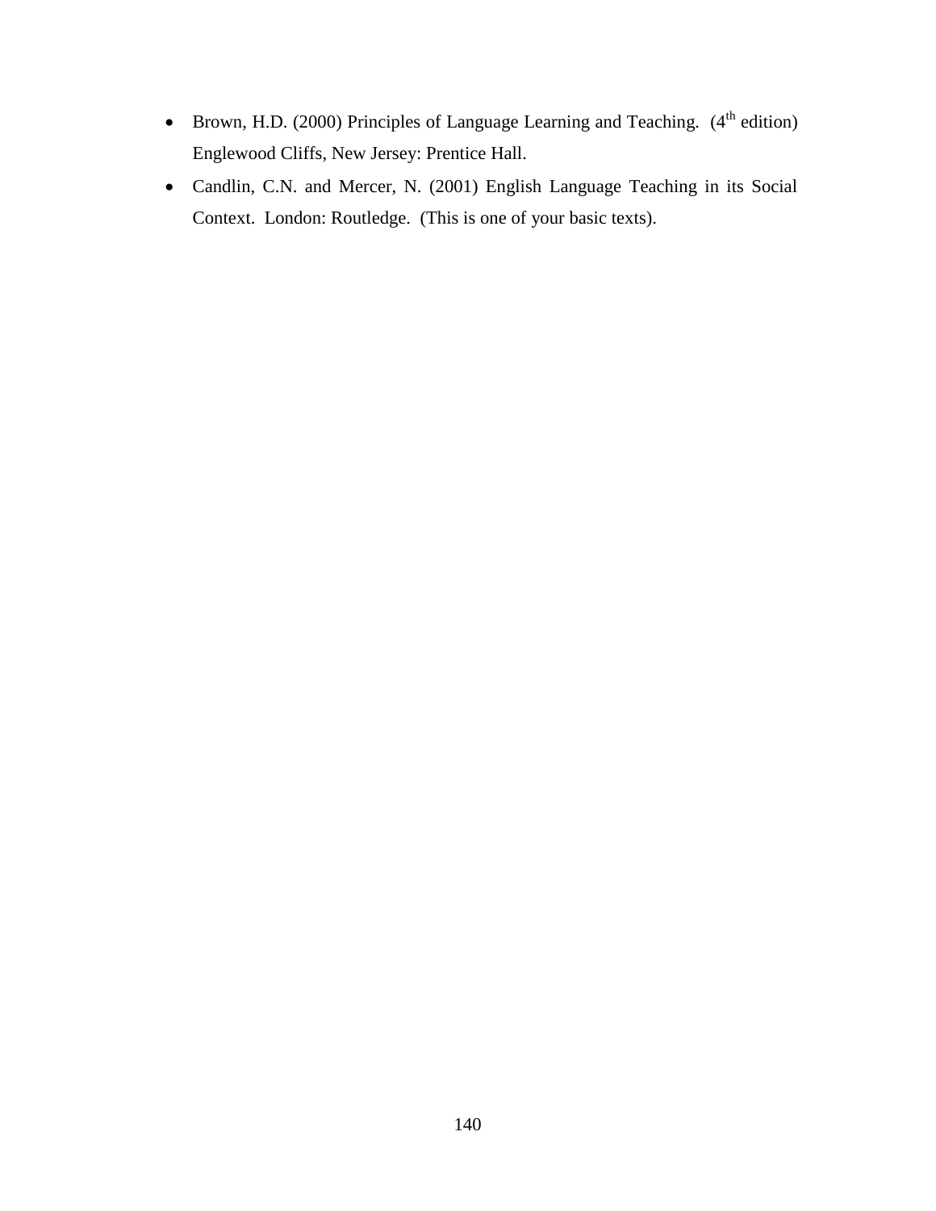- Brown, H.D. (2000) Principles of Language Learning and Teaching. (4th edition) Englewood Cliffs, New Jersey: Prentice Hall.
- Candlin, C.N. and Mercer, N. (2001) English Language Teaching in its Social Context. London: Routledge. (This is one of your basic texts).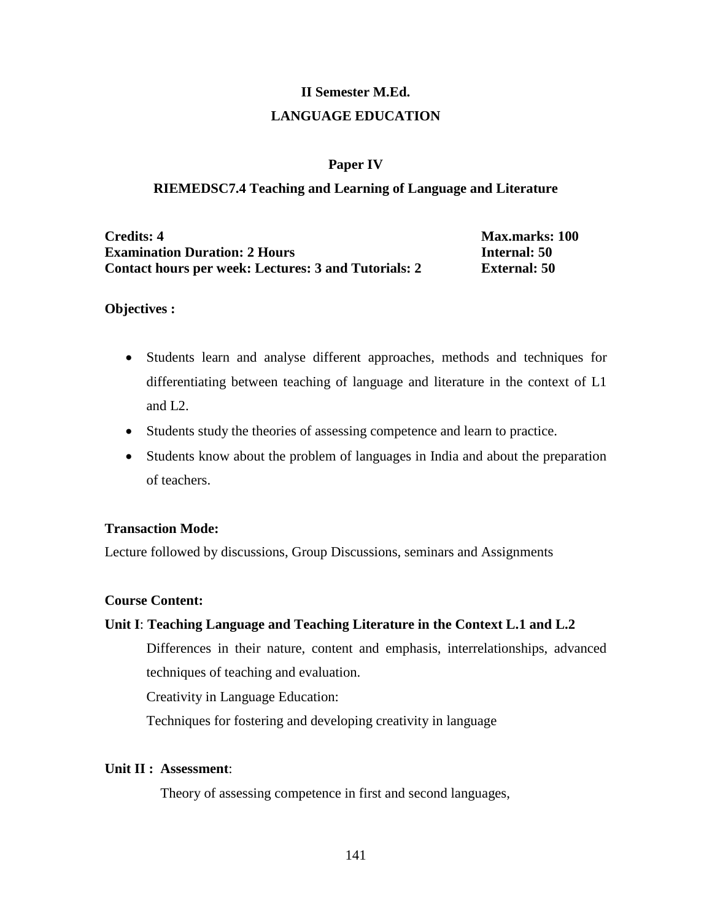## II Semester M.Ed.

## LANGUAGE EDUCATION

### Paper IV

### RIEMEDSC7.4 Teaching and Learning of Language and Literature

**Credits: 4** &emsp; **Max.marks: 100**
**Examination Duration: 2 Hours** &emsp; **Internal: 50**
**Contact hours per week: Lectures: 3 and Tutorials: 2** &emsp; **External: 50**

**Objectives :**

- Students learn and analyse different approaches, methods and techniques for differentiating between teaching of language and literature in the context of L1 and L2.
- Students study the theories of assessing competence and learn to practice.
- Students know about the problem of languages in India and about the preparation of teachers.

**Transaction Mode:**

Lecture followed by discussions, Group Discussions, seminars and Assignments

**Course Content:**

**Unit I**: **Teaching Language and Teaching Literature in the Context L.1 and L.2**

Differences in their nature, content and emphasis, interrelationships, advanced techniques of teaching and evaluation.

Creativity in Language Education:

Techniques for fostering and developing creativity in language

**Unit II : Assessment**:

Theory of assessing competence in first and second languages,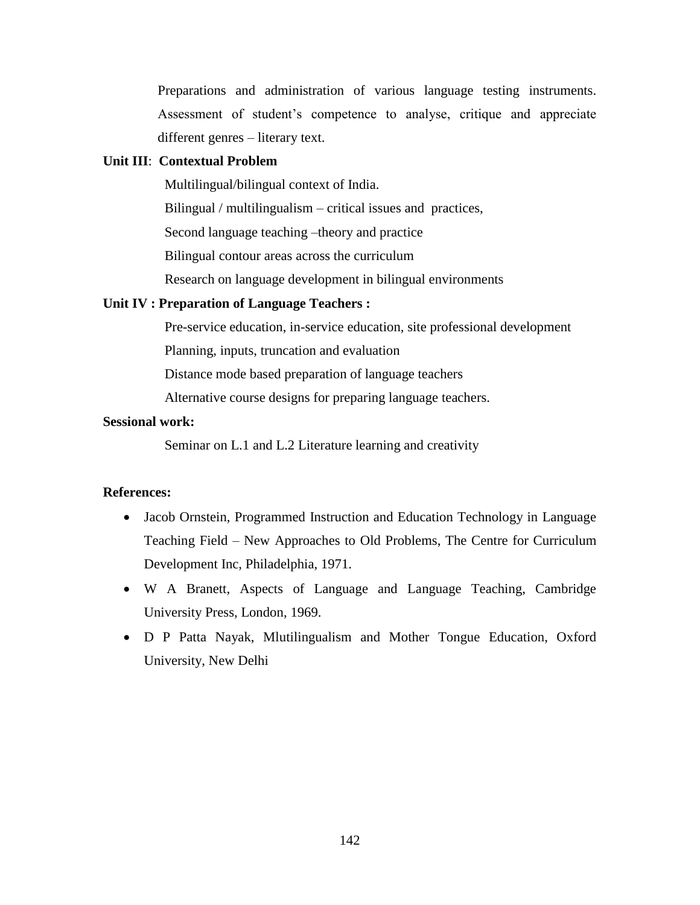Preparations and administration of various language testing instruments. Assessment of student's competence to analyse, critique and appreciate different genres – literary text.

**Unit III**: **Contextual Problem**

Multilingual/bilingual context of India.

Bilingual / multilingualism – critical issues and practices,

Second language teaching –theory and practice

Bilingual contour areas across the curriculum

Research on language development in bilingual environments

**Unit IV : Preparation of Language Teachers :**

Pre-service education, in-service education, site professional development

Planning, inputs, truncation and evaluation

Distance mode based preparation of language teachers

Alternative course designs for preparing language teachers.

**Sessional work:**

Seminar on L.1 and L.2 Literature learning and creativity

**References:**

- Jacob Ornstein, Programmed Instruction and Education Technology in Language Teaching Field – New Approaches to Old Problems, The Centre for Curriculum Development Inc, Philadelphia, 1971.
- W A Branett, Aspects of Language and Language Teaching, Cambridge University Press, London, 1969.
- D P Patta Nayak, Mlutilingualism and Mother Tongue Education, Oxford University, New Delhi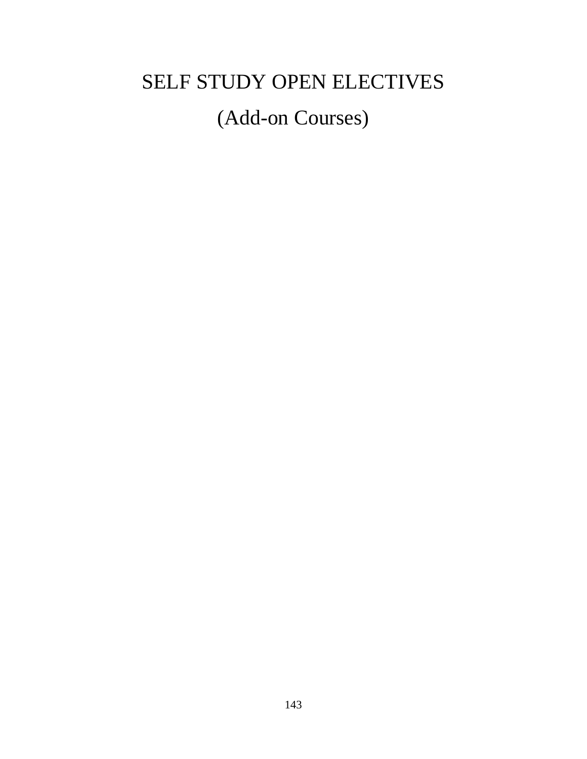# SELF STUDY OPEN ELECTIVES

# (Add-on Courses)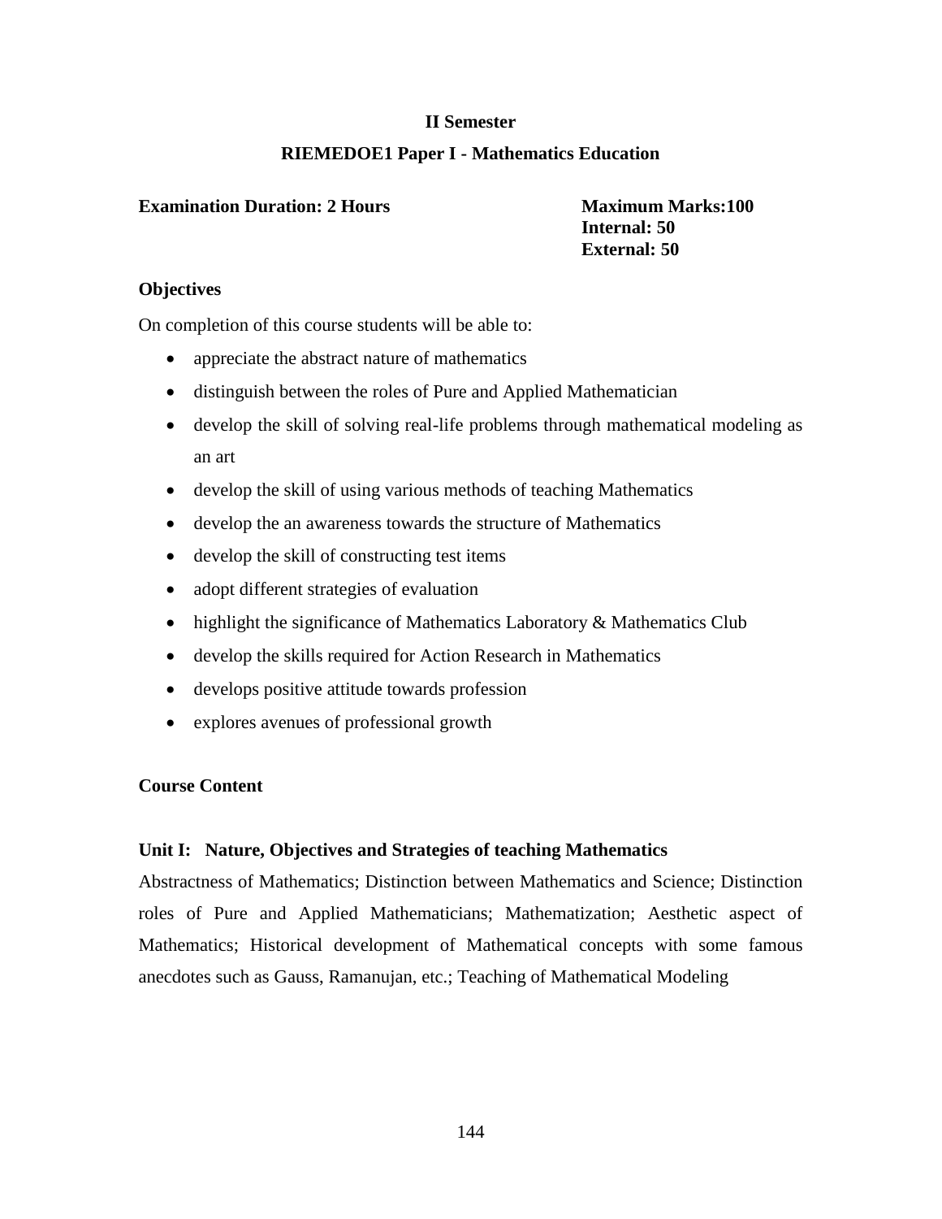**II Semester**

**RIEMEDOE1 Paper I - Mathematics Education**

**Examination Duration: 2 Hours**

**Maximum Marks:100**
**Internal: 50**
**External: 50**

**Objectives**

On completion of this course students will be able to:

- appreciate the abstract nature of mathematics
- distinguish between the roles of Pure and Applied Mathematician
- develop the skill of solving real-life problems through mathematical modeling as an art
- develop the skill of using various methods of teaching Mathematics
- develop the an awareness towards the structure of Mathematics
- develop the skill of constructing test items
- adopt different strategies of evaluation
- highlight the significance of Mathematics Laboratory & Mathematics Club
- develop the skills required for Action Research in Mathematics
- develops positive attitude towards profession
- explores avenues of professional growth

**Course Content**

**Unit I: Nature, Objectives and Strategies of teaching Mathematics**

Abstractness of Mathematics; Distinction between Mathematics and Science; Distinction roles of Pure and Applied Mathematicians; Mathematization; Aesthetic aspect of Mathematics; Historical development of Mathematical concepts with some famous anecdotes such as Gauss, Ramanujan, etc.; Teaching of Mathematical Modeling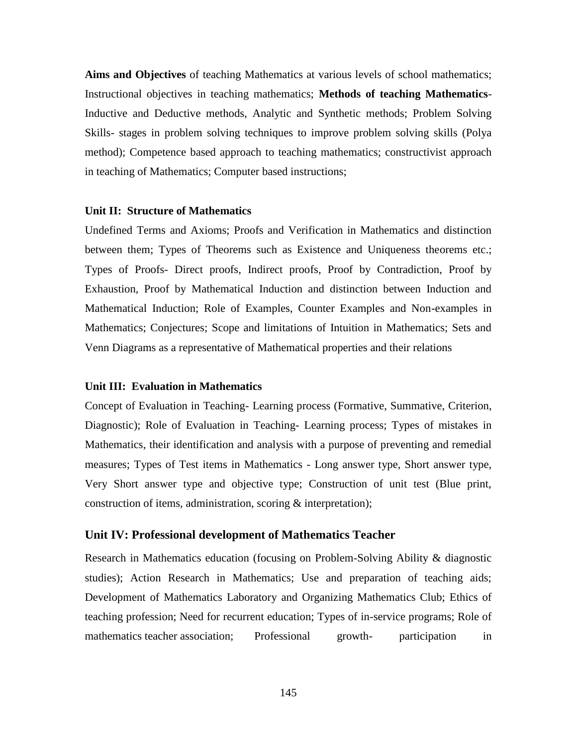**Aims and Objectives** of teaching Mathematics at various levels of school mathematics; Instructional objectives in teaching mathematics; **Methods of teaching Mathematics**- Inductive and Deductive methods, Analytic and Synthetic methods; Problem Solving Skills- stages in problem solving techniques to improve problem solving skills (Polya method); Competence based approach to teaching mathematics; constructivist approach in teaching of Mathematics; Computer based instructions;

#### Unit II: Structure of Mathematics

Undefined Terms and Axioms; Proofs and Verification in Mathematics and distinction between them; Types of Theorems such as Existence and Uniqueness theorems etc.; Types of Proofs- Direct proofs, Indirect proofs, Proof by Contradiction, Proof by Exhaustion, Proof by Mathematical Induction and distinction between Induction and Mathematical Induction; Role of Examples, Counter Examples and Non-examples in Mathematics; Conjectures; Scope and limitations of Intuition in Mathematics; Sets and Venn Diagrams as a representative of Mathematical properties and their relations

#### Unit III: Evaluation in Mathematics

Concept of Evaluation in Teaching- Learning process (Formative, Summative, Criterion, Diagnostic); Role of Evaluation in Teaching- Learning process; Types of mistakes in Mathematics, their identification and analysis with a purpose of preventing and remedial measures; Types of Test items in Mathematics - Long answer type, Short answer type, Very Short answer type and objective type; Construction of unit test (Blue print, construction of items, administration, scoring & interpretation);

### Unit IV: Professional development of Mathematics Teacher

Research in Mathematics education (focusing on Problem-Solving Ability & diagnostic studies); Action Research in Mathematics; Use and preparation of teaching aids; Development of Mathematics Laboratory and Organizing Mathematics Club; Ethics of teaching profession; Need for recurrent education; Types of in-service programs; Role of mathematics teacher association; Professional growth- participation in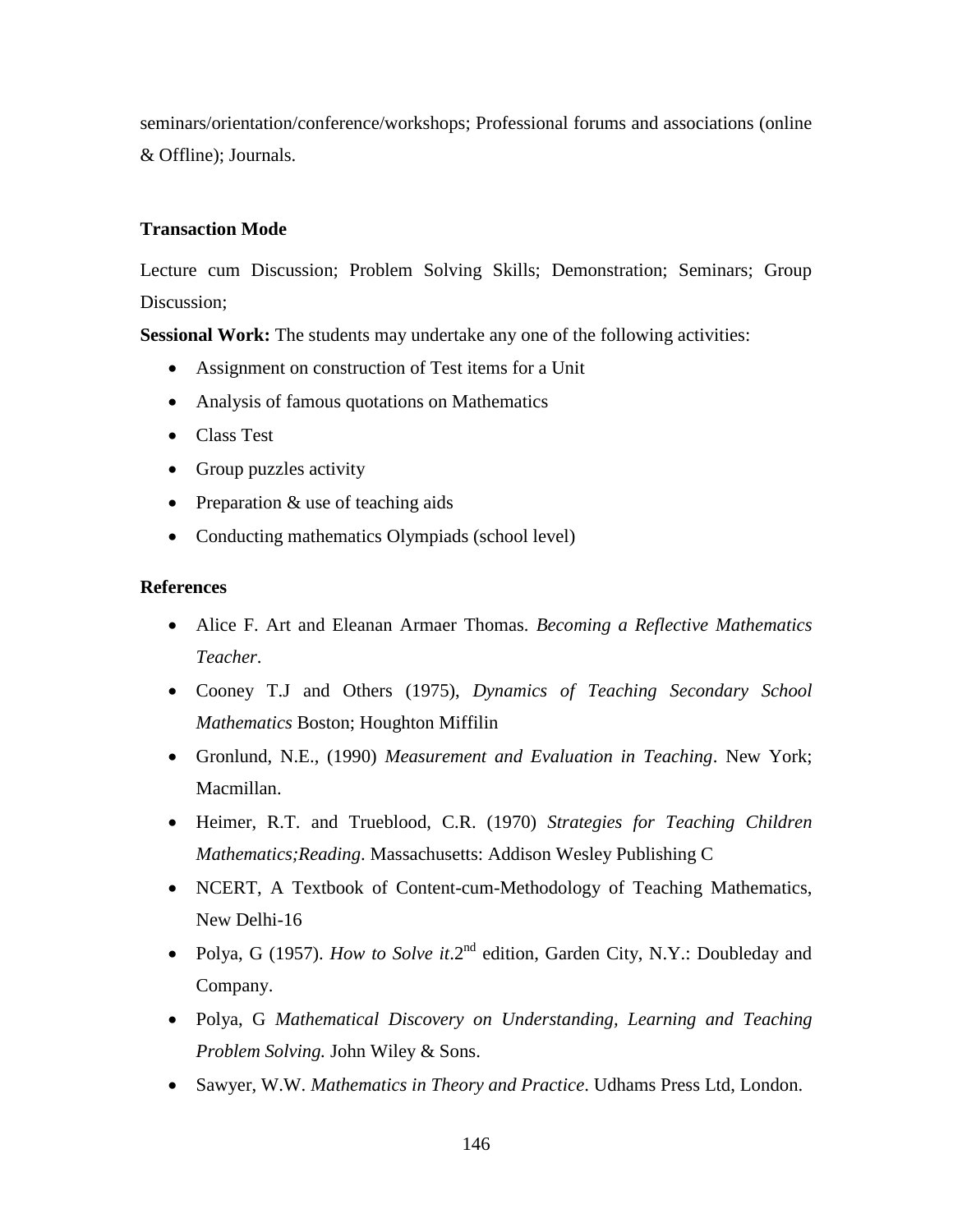seminars/orientation/conference/workshops; Professional forums and associations (online & Offline); Journals.

**Transaction Mode**

Lecture cum Discussion; Problem Solving Skills; Demonstration; Seminars; Group Discussion;

**Sessional Work:** The students may undertake any one of the following activities:

- Assignment on construction of Test items for a Unit
- Analysis of famous quotations on Mathematics
- Class Test
- Group puzzles activity
- Preparation & use of teaching aids
- Conducting mathematics Olympiads (school level)

**References**

- Alice F. Art and Eleanan Armaer Thomas. *Becoming a Reflective Mathematics Teacher*.
- Cooney T.J and Others (1975), *Dynamics of Teaching Secondary School Mathematics* Boston; Houghton Miffilin
- Gronlund, N.E., (1990) *Measurement and Evaluation in Teaching*. New York; Macmillan.
- Heimer, R.T. and Trueblood, C.R. (1970) *Strategies for Teaching Children Mathematics;Reading*. Massachusetts: Addison Wesley Publishing C
- NCERT, A Textbook of Content-cum-Methodology of Teaching Mathematics, New Delhi-16
- Polya, G (1957). *How to Solve it*.2nd edition, Garden City, N.Y.: Doubleday and Company.
- Polya, G *Mathematical Discovery on Understanding, Learning and Teaching Problem Solving.* John Wiley & Sons.
- Sawyer, W.W. *Mathematics in Theory and Practice*. Udhams Press Ltd, London.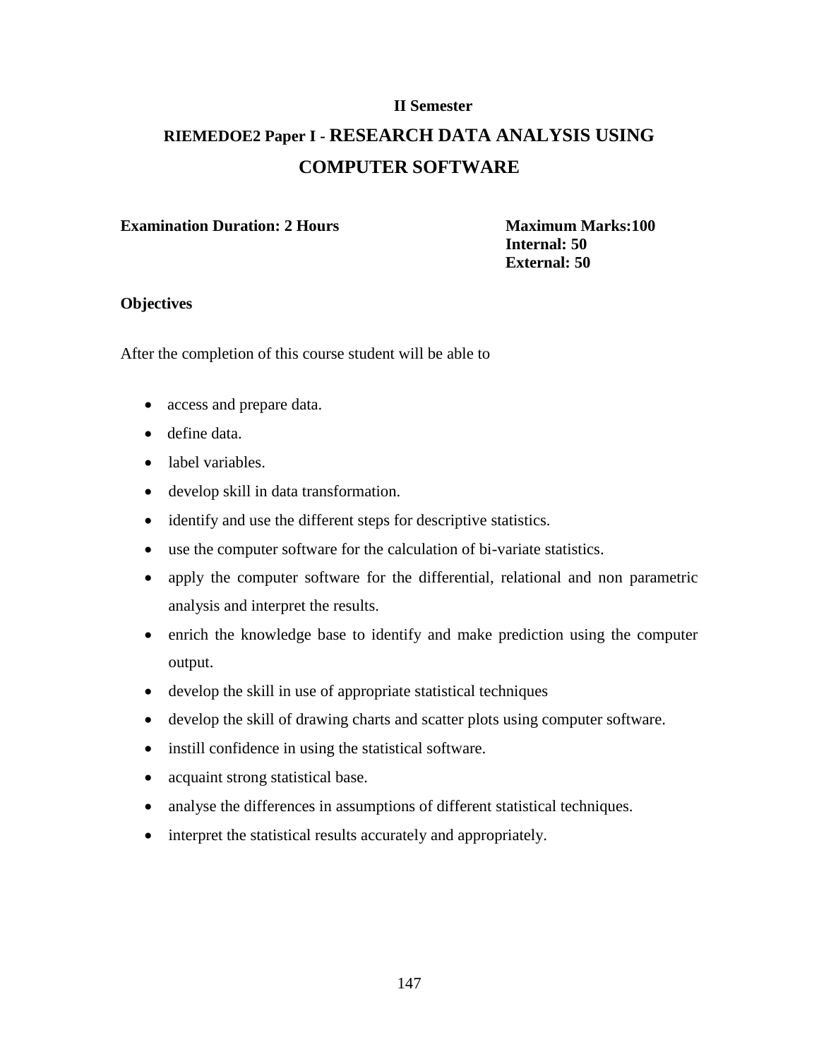**II Semester**

## RIEMEDOE2 Paper I - RESEARCH DATA ANALYSIS USING COMPUTER SOFTWARE

**Examination Duration: 2 Hours**

**Maximum Marks:100**
**Internal: 50**
**External: 50**

**Objectives**

After the completion of this course student will be able to

- access and prepare data.
- define data.
- label variables.
- develop skill in data transformation.
- identify and use the different steps for descriptive statistics.
- use the computer software for the calculation of bi-variate statistics.
- apply the computer software for the differential, relational and non parametric analysis and interpret the results.
- enrich the knowledge base to identify and make prediction using the computer output.
- develop the skill in use of appropriate statistical techniques
- develop the skill of drawing charts and scatter plots using computer software.
- instill confidence in using the statistical software.
- acquaint strong statistical base.
- analyse the differences in assumptions of different statistical techniques.
- interpret the statistical results accurately and appropriately.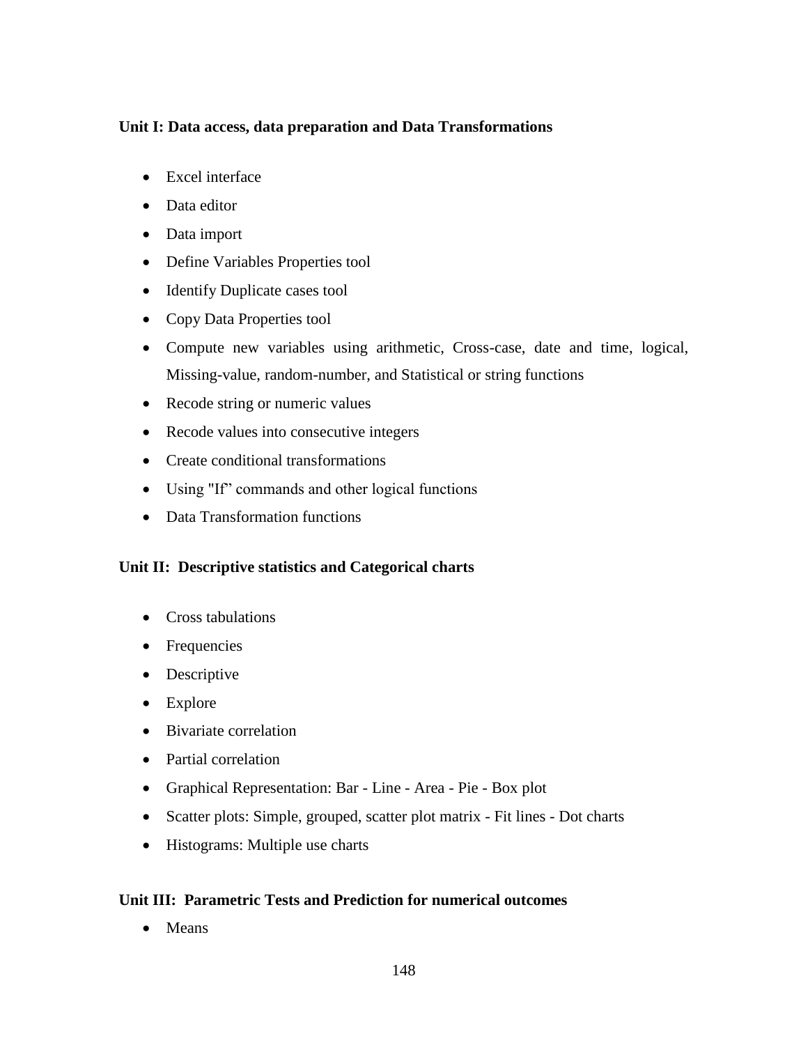**Unit I: Data access, data preparation and Data Transformations**

- Excel interface
- Data editor
- Data import
- Define Variables Properties tool
- Identify Duplicate cases tool
- Copy Data Properties tool
- Compute new variables using arithmetic, Cross-case, date and time, logical, Missing-value, random-number, and Statistical or string functions
- Recode string or numeric values
- Recode values into consecutive integers
- Create conditional transformations
- Using "If" commands and other logical functions
- Data Transformation functions

**Unit II: Descriptive statistics and Categorical charts**

- Cross tabulations
- Frequencies
- Descriptive
- Explore
- Bivariate correlation
- Partial correlation
- Graphical Representation: Bar - Line - Area - Pie - Box plot
- Scatter plots: Simple, grouped, scatter plot matrix - Fit lines - Dot charts
- Histograms: Multiple use charts

**Unit III: Parametric Tests and Prediction for numerical outcomes**

- Means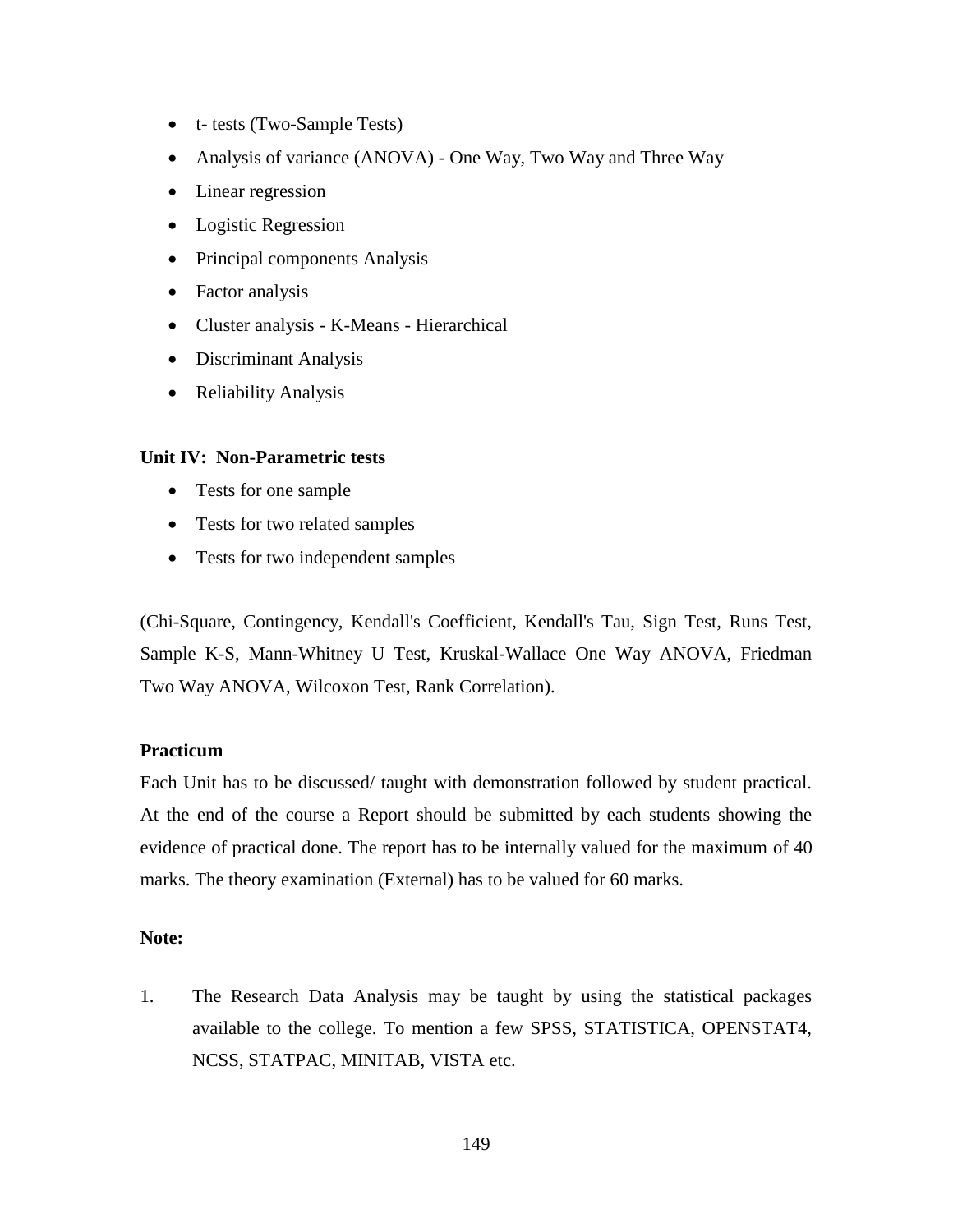- t- tests (Two-Sample Tests)
- Analysis of variance (ANOVA) - One Way, Two Way and Three Way
- Linear regression
- Logistic Regression
- Principal components Analysis
- Factor analysis
- Cluster analysis - K-Means - Hierarchical
- Discriminant Analysis
- Reliability Analysis

**Unit IV: Non-Parametric tests**

- Tests for one sample
- Tests for two related samples
- Tests for two independent samples

(Chi-Square, Contingency, Kendall's Coefficient, Kendall's Tau, Sign Test, Runs Test, Sample K-S, Mann-Whitney U Test, Kruskal-Wallace One Way ANOVA, Friedman Two Way ANOVA, Wilcoxon Test, Rank Correlation).

**Practicum**

Each Unit has to be discussed/ taught with demonstration followed by student practical. At the end of the course a Report should be submitted by each students showing the evidence of practical done. The report has to be internally valued for the maximum of 40 marks. The theory examination (External) has to be valued for 60 marks.

**Note:**

1. The Research Data Analysis may be taught by using the statistical packages available to the college. To mention a few SPSS, STATISTICA, OPENSTAT4, NCSS, STATPAC, MINITAB, VISTA etc.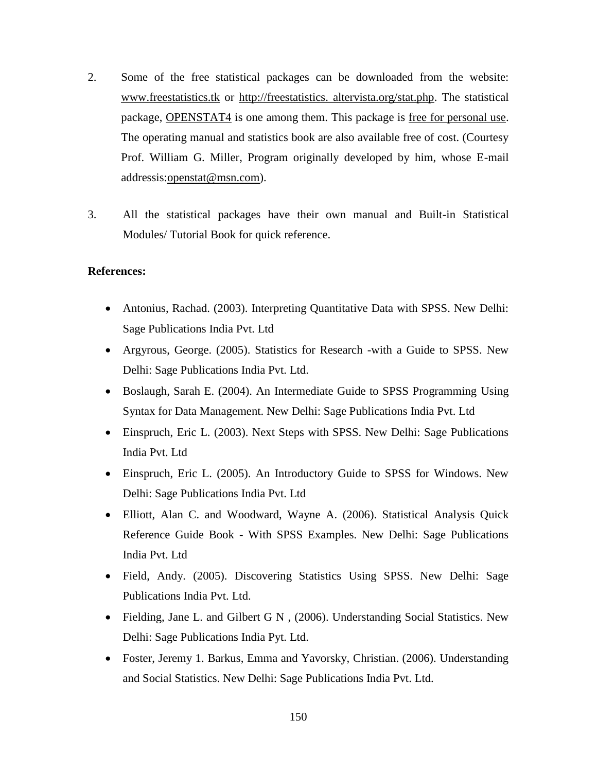2. Some of the free statistical packages can be downloaded from the website: www.freestatistics.tk or http://freestatistics. altervista.org/stat.php. The statistical package, OPENSTAT4 is one among them. This package is free for personal use. The operating manual and statistics book are also available free of cost. (Courtesy Prof. William G. Miller, Program originally developed by him, whose E-mail addressis:openstat@msn.com).

3. All the statistical packages have their own manual and Built-in Statistical Modules/ Tutorial Book for quick reference.

**References:**

- Antonius, Rachad. (2003). Interpreting Quantitative Data with SPSS. New Delhi: Sage Publications India Pvt. Ltd
- Argyrous, George. (2005). Statistics for Research -with a Guide to SPSS. New Delhi: Sage Publications India Pvt. Ltd.
- Boslaugh, Sarah E. (2004). An Intermediate Guide to SPSS Programming Using Syntax for Data Management. New Delhi: Sage Publications India Pvt. Ltd
- Einspruch, Eric L. (2003). Next Steps with SPSS. New Delhi: Sage Publications India Pvt. Ltd
- Einspruch, Eric L. (2005). An Introductory Guide to SPSS for Windows. New Delhi: Sage Publications India Pvt. Ltd
- Elliott, Alan C. and Woodward, Wayne A. (2006). Statistical Analysis Quick Reference Guide Book - With SPSS Examples. New Delhi: Sage Publications India Pvt. Ltd
- Field, Andy. (2005). Discovering Statistics Using SPSS. New Delhi: Sage Publications India Pvt. Ltd.
- Fielding, Jane L. and Gilbert G N , (2006). Understanding Social Statistics. New Delhi: Sage Publications India Pyt. Ltd.
- Foster, Jeremy 1. Barkus, Emma and Yavorsky, Christian. (2006). Understanding and Social Statistics. New Delhi: Sage Publications India Pvt. Ltd.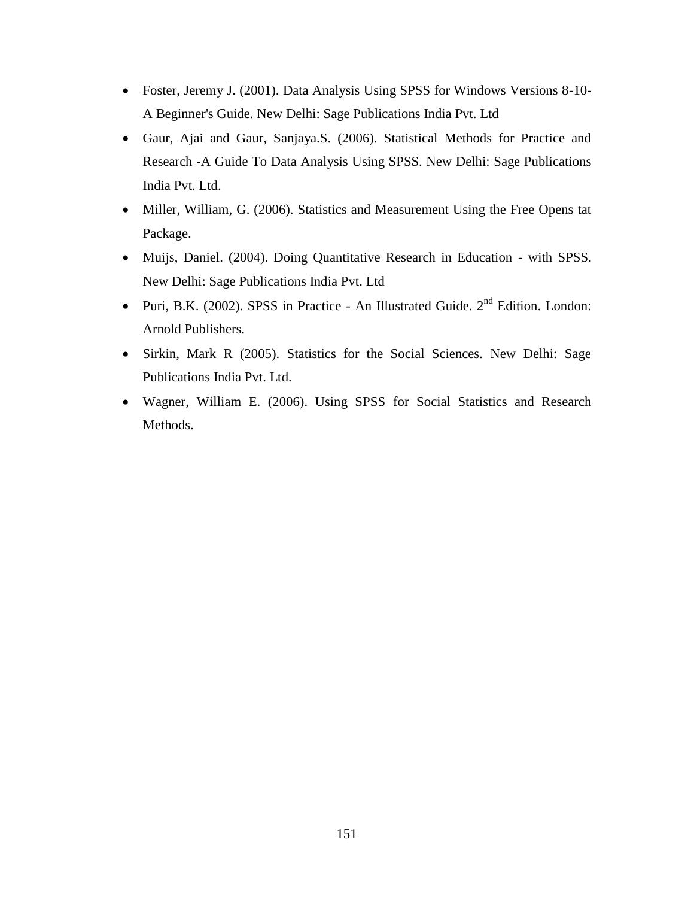- Foster, Jeremy J. (2001). Data Analysis Using SPSS for Windows Versions 8-10- A Beginner's Guide. New Delhi: Sage Publications India Pvt. Ltd
- Gaur, Ajai and Gaur, Sanjaya.S. (2006). Statistical Methods for Practice and Research -A Guide To Data Analysis Using SPSS. New Delhi: Sage Publications India Pvt. Ltd.
- Miller, William, G. (2006). Statistics and Measurement Using the Free Opens tat Package.
- Muijs, Daniel. (2004). Doing Quantitative Research in Education - with SPSS. New Delhi: Sage Publications India Pvt. Ltd
- Puri, B.K. (2002). SPSS in Practice - An Illustrated Guide. 2nd Edition. London: Arnold Publishers.
- Sirkin, Mark R (2005). Statistics for the Social Sciences. New Delhi: Sage Publications India Pvt. Ltd.
- Wagner, William E. (2006). Using SPSS for Social Statistics and Research Methods.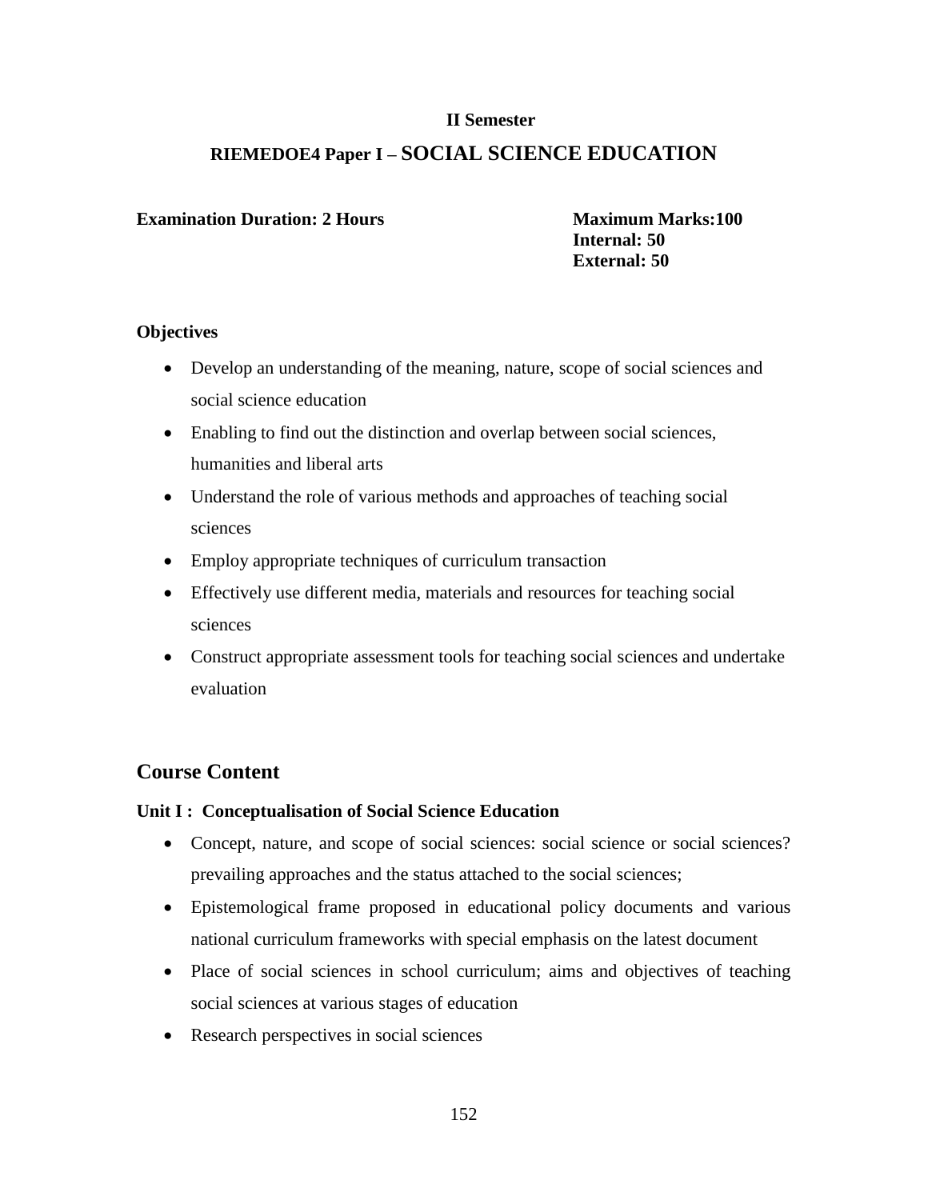**II Semester**

## RIEMEDOE4 Paper I – SOCIAL SCIENCE EDUCATION

**Examination Duration: 2 Hours**

**Maximum Marks:100**
**Internal: 50**
**External: 50**

**Objectives**

- Develop an understanding of the meaning, nature, scope of social sciences and social science education
- Enabling to find out the distinction and overlap between social sciences, humanities and liberal arts
- Understand the role of various methods and approaches of teaching social sciences
- Employ appropriate techniques of curriculum transaction
- Effectively use different media, materials and resources for teaching social sciences
- Construct appropriate assessment tools for teaching social sciences and undertake evaluation

## Course Content

### Unit I : Conceptualisation of Social Science Education

- Concept, nature, and scope of social sciences: social science or social sciences? prevailing approaches and the status attached to the social sciences;
- Epistemological frame proposed in educational policy documents and various national curriculum frameworks with special emphasis on the latest document
- Place of social sciences in school curriculum; aims and objectives of teaching social sciences at various stages of education
- Research perspectives in social sciences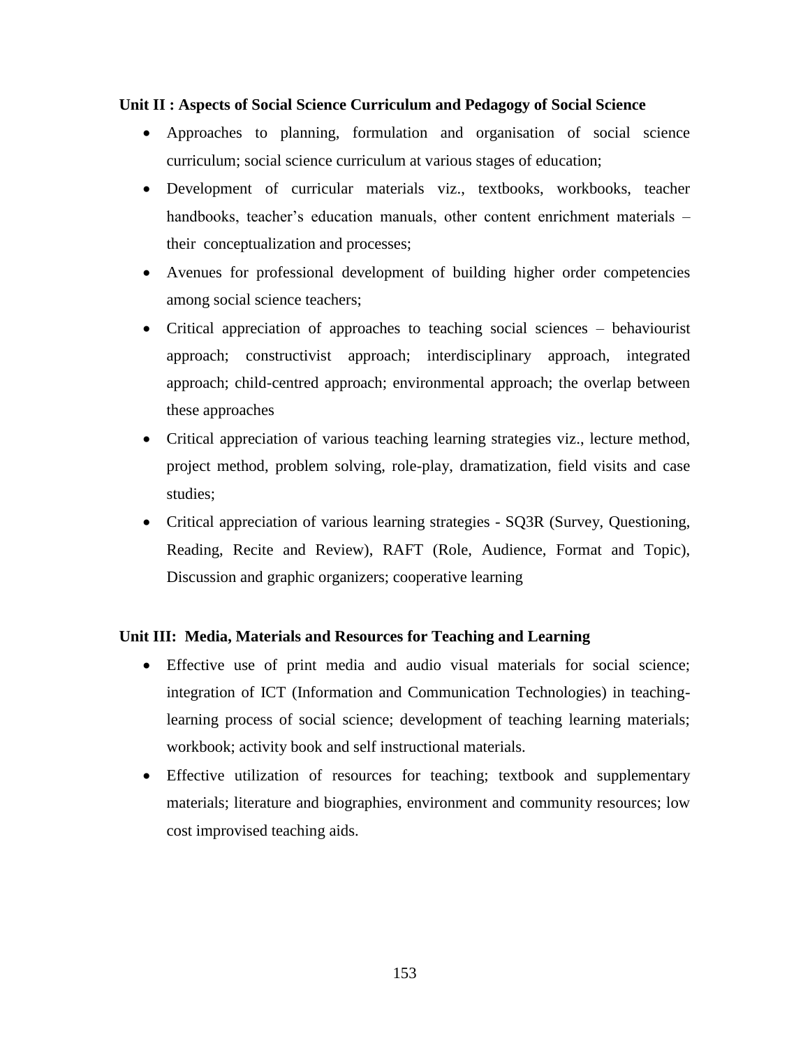**Unit II : Aspects of Social Science Curriculum and Pedagogy of Social Science**

- Approaches to planning, formulation and organisation of social science curriculum; social science curriculum at various stages of education;
- Development of curricular materials viz., textbooks, workbooks, teacher handbooks, teacher's education manuals, other content enrichment materials – their conceptualization and processes;
- Avenues for professional development of building higher order competencies among social science teachers;
- Critical appreciation of approaches to teaching social sciences – behaviourist approach; constructivist approach; interdisciplinary approach, integrated approach; child-centred approach; environmental approach; the overlap between these approaches
- Critical appreciation of various teaching learning strategies viz., lecture method, project method, problem solving, role-play, dramatization, field visits and case studies;
- Critical appreciation of various learning strategies - SQ3R (Survey, Questioning, Reading, Recite and Review), RAFT (Role, Audience, Format and Topic), Discussion and graphic organizers; cooperative learning

**Unit III: Media, Materials and Resources for Teaching and Learning**

- Effective use of print media and audio visual materials for social science; integration of ICT (Information and Communication Technologies) in teaching-learning process of social science; development of teaching learning materials; workbook; activity book and self instructional materials.
- Effective utilization of resources for teaching; textbook and supplementary materials; literature and biographies, environment and community resources; low cost improvised teaching aids.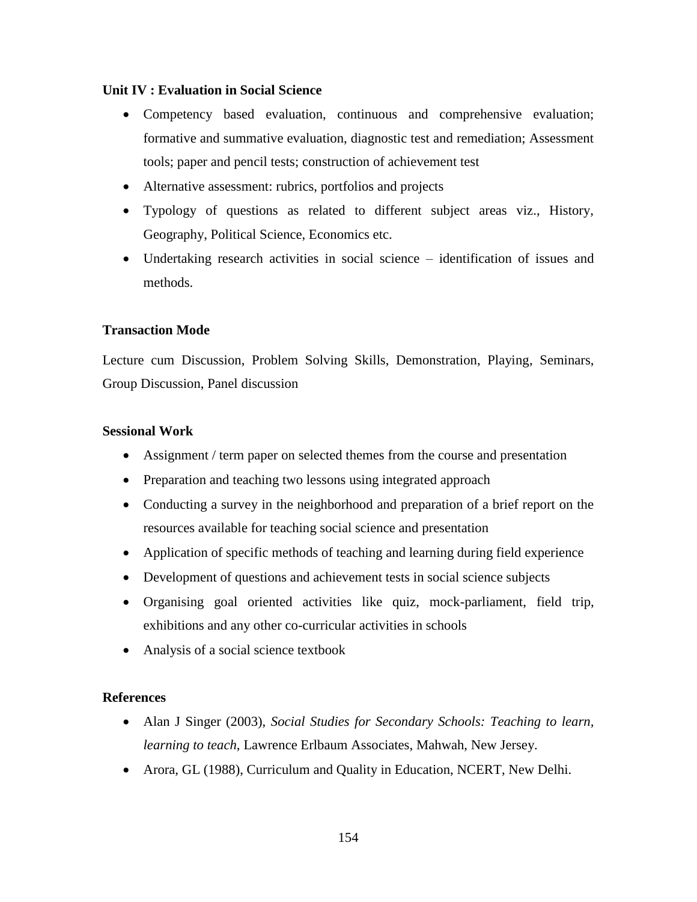**Unit IV : Evaluation in Social Science**

- Competency based evaluation, continuous and comprehensive evaluation; formative and summative evaluation, diagnostic test and remediation; Assessment tools; paper and pencil tests; construction of achievement test
- Alternative assessment: rubrics, portfolios and projects
- Typology of questions as related to different subject areas viz., History, Geography, Political Science, Economics etc.
- Undertaking research activities in social science – identification of issues and methods.

**Transaction Mode**

Lecture cum Discussion, Problem Solving Skills, Demonstration, Playing, Seminars, Group Discussion, Panel discussion

**Sessional Work**

- Assignment / term paper on selected themes from the course and presentation
- Preparation and teaching two lessons using integrated approach
- Conducting a survey in the neighborhood and preparation of a brief report on the resources available for teaching social science and presentation
- Application of specific methods of teaching and learning during field experience
- Development of questions and achievement tests in social science subjects
- Organising goal oriented activities like quiz, mock-parliament, field trip, exhibitions and any other co-curricular activities in schools
- Analysis of a social science textbook

**References**

- Alan J Singer (2003), *Social Studies for Secondary Schools: Teaching to learn, learning to teach*, Lawrence Erlbaum Associates, Mahwah, New Jersey.
- Arora, GL (1988), Curriculum and Quality in Education, NCERT, New Delhi.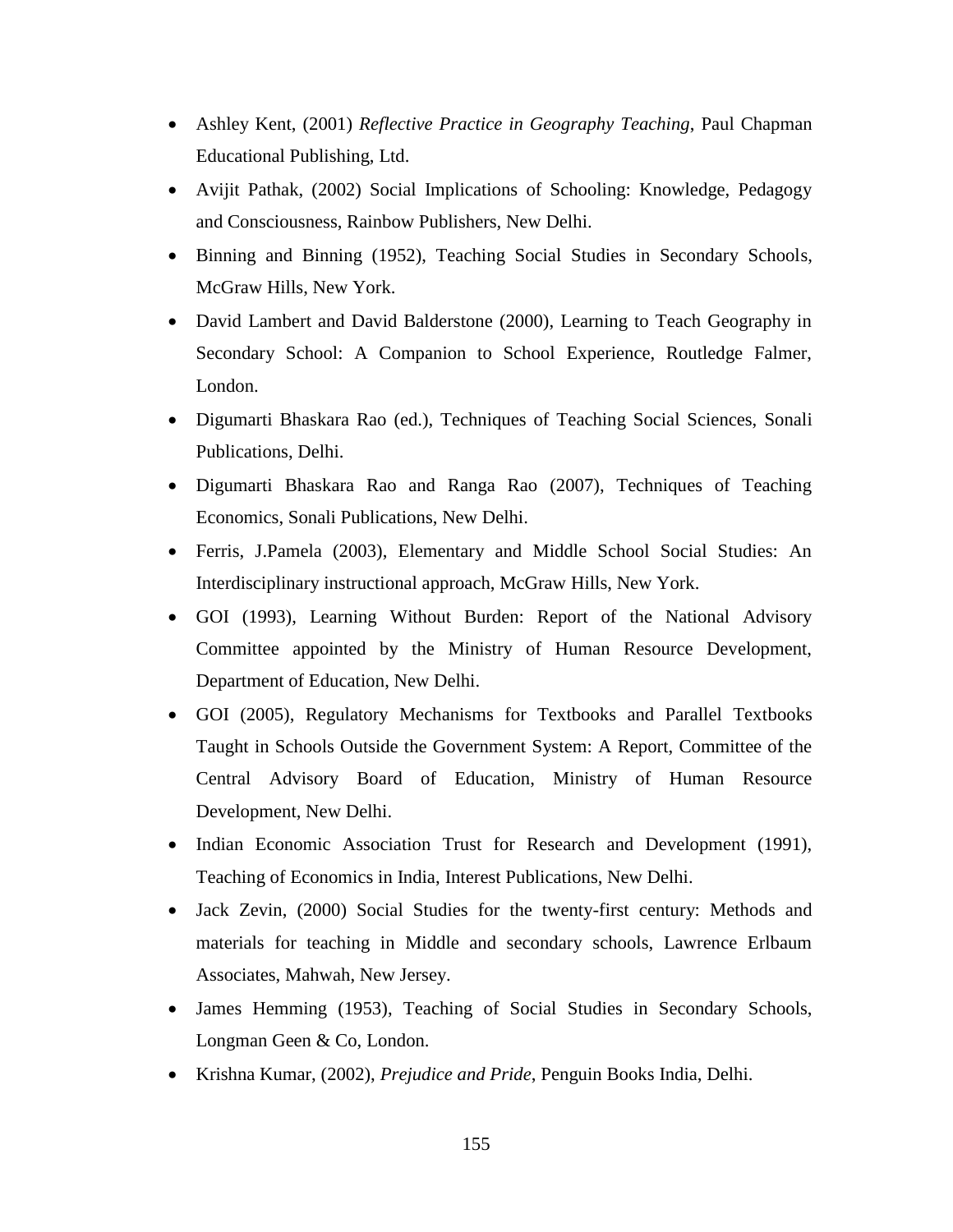- Ashley Kent, (2001) *Reflective Practice in Geography Teaching*, Paul Chapman Educational Publishing, Ltd.
- Avijit Pathak, (2002) Social Implications of Schooling: Knowledge, Pedagogy and Consciousness, Rainbow Publishers, New Delhi.
- Binning and Binning (1952), Teaching Social Studies in Secondary Schools, McGraw Hills, New York.
- David Lambert and David Balderstone (2000), Learning to Teach Geography in Secondary School: A Companion to School Experience, Routledge Falmer, London.
- Digumarti Bhaskara Rao (ed.), Techniques of Teaching Social Sciences, Sonali Publications, Delhi.
- Digumarti Bhaskara Rao and Ranga Rao (2007), Techniques of Teaching Economics, Sonali Publications, New Delhi.
- Ferris, J.Pamela (2003), Elementary and Middle School Social Studies: An Interdisciplinary instructional approach, McGraw Hills, New York.
- GOI (1993), Learning Without Burden: Report of the National Advisory Committee appointed by the Ministry of Human Resource Development, Department of Education, New Delhi.
- GOI (2005), Regulatory Mechanisms for Textbooks and Parallel Textbooks Taught in Schools Outside the Government System: A Report, Committee of the Central Advisory Board of Education, Ministry of Human Resource Development, New Delhi.
- Indian Economic Association Trust for Research and Development (1991), Teaching of Economics in India, Interest Publications, New Delhi.
- Jack Zevin, (2000) Social Studies for the twenty-first century: Methods and materials for teaching in Middle and secondary schools, Lawrence Erlbaum Associates, Mahwah, New Jersey.
- James Hemming (1953), Teaching of Social Studies in Secondary Schools, Longman Geen & Co, London.
- Krishna Kumar, (2002), *Prejudice and Pride*, Penguin Books India, Delhi.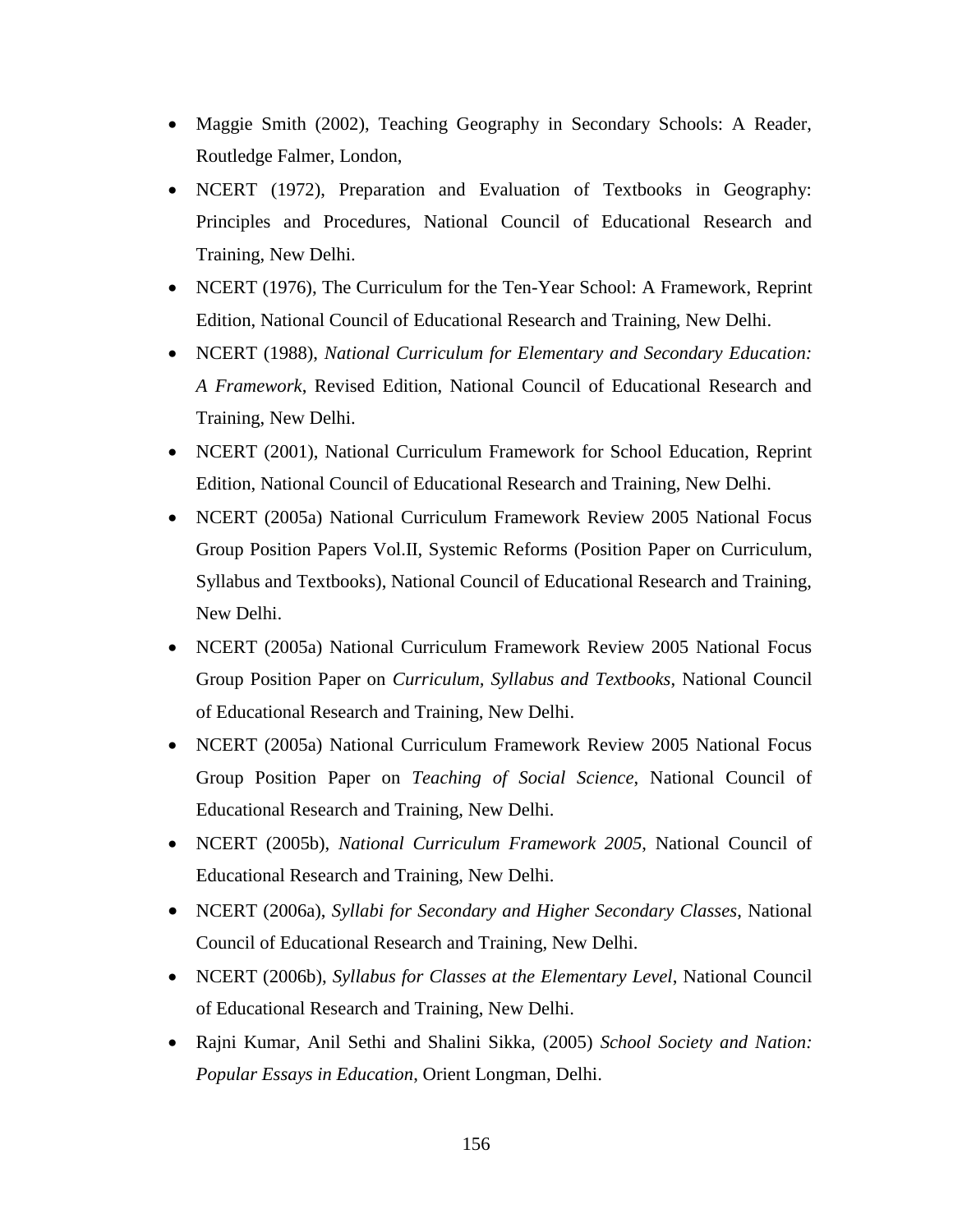- Maggie Smith (2002), Teaching Geography in Secondary Schools: A Reader, Routledge Falmer, London,
- NCERT (1972), Preparation and Evaluation of Textbooks in Geography: Principles and Procedures, National Council of Educational Research and Training, New Delhi.
- NCERT (1976), The Curriculum for the Ten-Year School: A Framework, Reprint Edition, National Council of Educational Research and Training, New Delhi.
- NCERT (1988), *National Curriculum for Elementary and Secondary Education: A Framework*, Revised Edition, National Council of Educational Research and Training, New Delhi.
- NCERT (2001), National Curriculum Framework for School Education, Reprint Edition, National Council of Educational Research and Training, New Delhi.
- NCERT (2005a) National Curriculum Framework Review 2005 National Focus Group Position Papers Vol.II, Systemic Reforms (Position Paper on Curriculum, Syllabus and Textbooks), National Council of Educational Research and Training, New Delhi.
- NCERT (2005a) National Curriculum Framework Review 2005 National Focus Group Position Paper on *Curriculum, Syllabus and Textbooks*, National Council of Educational Research and Training, New Delhi.
- NCERT (2005a) National Curriculum Framework Review 2005 National Focus Group Position Paper on *Teaching of Social Science*, National Council of Educational Research and Training, New Delhi.
- NCERT (2005b), *National Curriculum Framework 2005*, National Council of Educational Research and Training, New Delhi.
- NCERT (2006a), *Syllabi for Secondary and Higher Secondary Classes*, National Council of Educational Research and Training, New Delhi.
- NCERT (2006b), *Syllabus for Classes at the Elementary Level*, National Council of Educational Research and Training, New Delhi.
- Rajni Kumar, Anil Sethi and Shalini Sikka, (2005) *School Society and Nation: Popular Essays in Education*, Orient Longman, Delhi.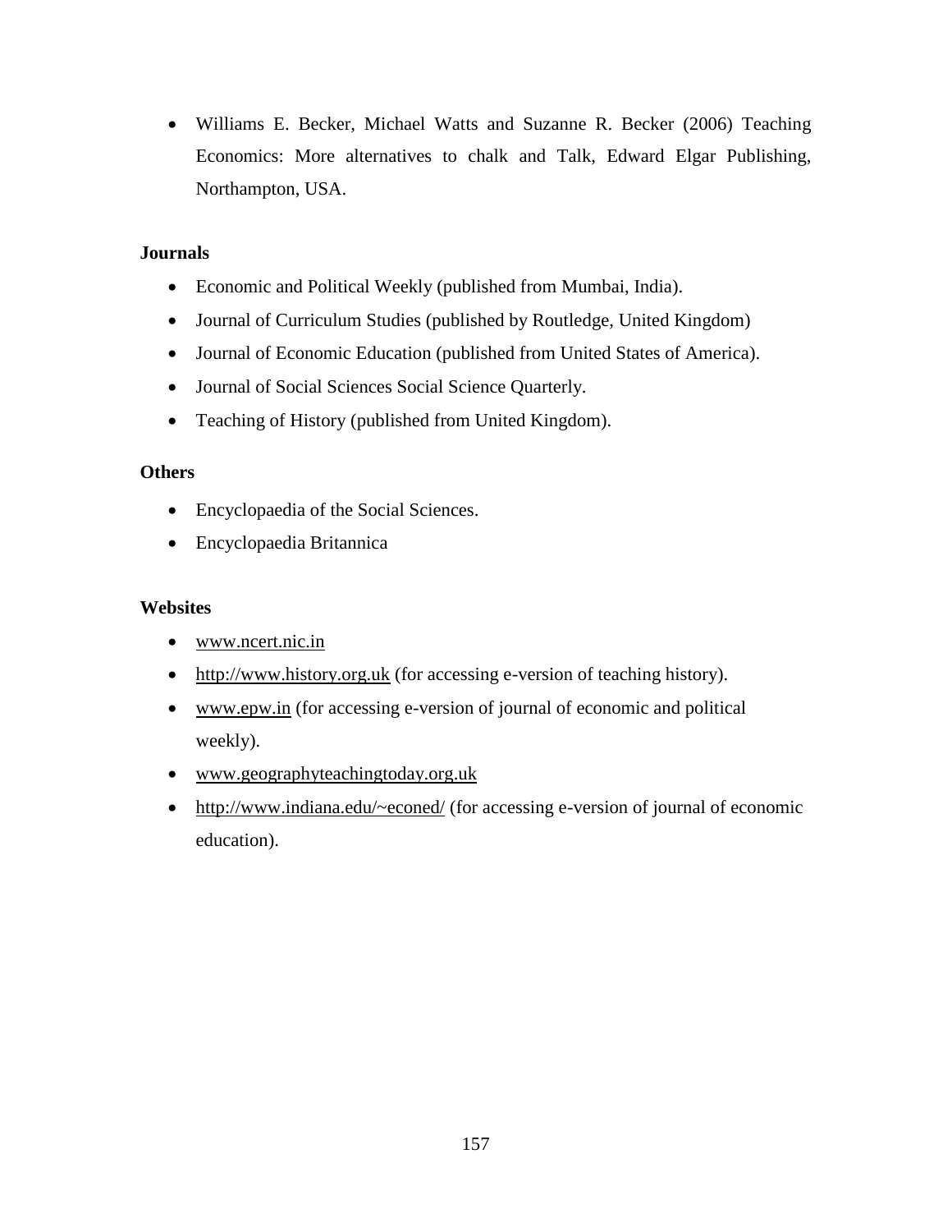- Williams E. Becker, Michael Watts and Suzanne R. Becker (2006) Teaching Economics: More alternatives to chalk and Talk, Edward Elgar Publishing, Northampton, USA.

**Journals**

- Economic and Political Weekly (published from Mumbai, India).
- Journal of Curriculum Studies (published by Routledge, United Kingdom)
- Journal of Economic Education (published from United States of America).
- Journal of Social Sciences Social Science Quarterly.
- Teaching of History (published from United Kingdom).

**Others**

- Encyclopaedia of the Social Sciences.
- Encyclopaedia Britannica

**Websites**

- www.ncert.nic.in
- http://www.history.org.uk (for accessing e-version of teaching history).
- www.epw.in (for accessing e-version of journal of economic and political weekly).
- www.geographyteachingtoday.org.uk
- http://www.indiana.edu/~econed/ (for accessing e-version of journal of economic education).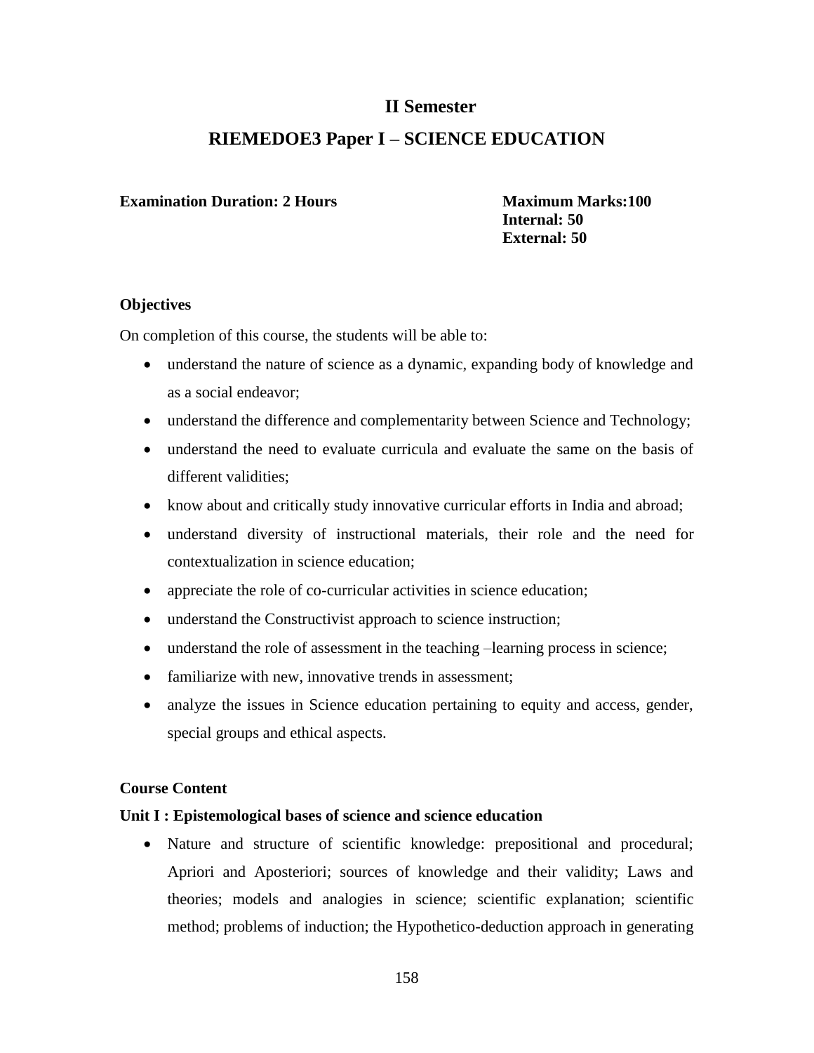## II Semester

## RIEMEDOE3 Paper I – SCIENCE EDUCATION

**Examination Duration: 2 Hours**

**Maximum Marks:100**
**Internal: 50**
**External: 50**

**Objectives**

On completion of this course, the students will be able to:

- understand the nature of science as a dynamic, expanding body of knowledge and as a social endeavor;
- understand the difference and complementarity between Science and Technology;
- understand the need to evaluate curricula and evaluate the same on the basis of different validities;
- know about and critically study innovative curricular efforts in India and abroad;
- understand diversity of instructional materials, their role and the need for contextualization in science education;
- appreciate the role of co-curricular activities in science education;
- understand the Constructivist approach to science instruction;
- understand the role of assessment in the teaching –learning process in science;
- familiarize with new, innovative trends in assessment;
- analyze the issues in Science education pertaining to equity and access, gender, special groups and ethical aspects.

**Course Content**

**Unit I : Epistemological bases of science and science education**

- Nature and structure of scientific knowledge: prepositional and procedural; Apriori and Aposteriori; sources of knowledge and their validity; Laws and theories; models and analogies in science; scientific explanation; scientific method; problems of induction; the Hypothetico-deduction approach in generating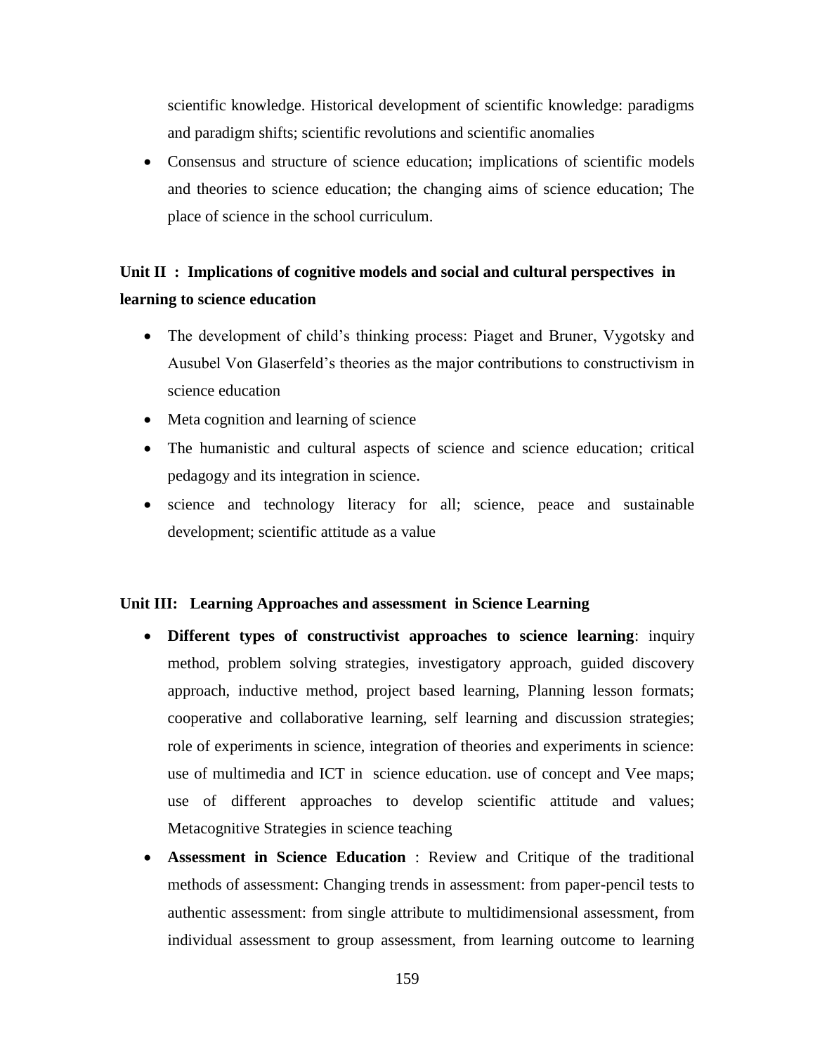scientific knowledge. Historical development of scientific knowledge: paradigms and paradigm shifts; scientific revolutions and scientific anomalies

- Consensus and structure of science education; implications of scientific models and theories to science education; the changing aims of science education; The place of science in the school curriculum.

**Unit II : Implications of cognitive models and social and cultural perspectives in learning to science education**

- The development of child's thinking process: Piaget and Bruner, Vygotsky and Ausubel Von Glaserfeld's theories as the major contributions to constructivism in science education
- Meta cognition and learning of science
- The humanistic and cultural aspects of science and science education; critical pedagogy and its integration in science.
- science and technology literacy for all; science, peace and sustainable development; scientific attitude as a value

**Unit III: Learning Approaches and assessment in Science Learning**

- **Different types of constructivist approaches to science learning**: inquiry method, problem solving strategies, investigatory approach, guided discovery approach, inductive method, project based learning, Planning lesson formats; cooperative and collaborative learning, self learning and discussion strategies; role of experiments in science, integration of theories and experiments in science: use of multimedia and ICT in science education. use of concept and Vee maps; use of different approaches to develop scientific attitude and values; Metacognitive Strategies in science teaching
- **Assessment in Science Education** : Review and Critique of the traditional methods of assessment: Changing trends in assessment: from paper-pencil tests to authentic assessment: from single attribute to multidimensional assessment, from individual assessment to group assessment, from learning outcome to learning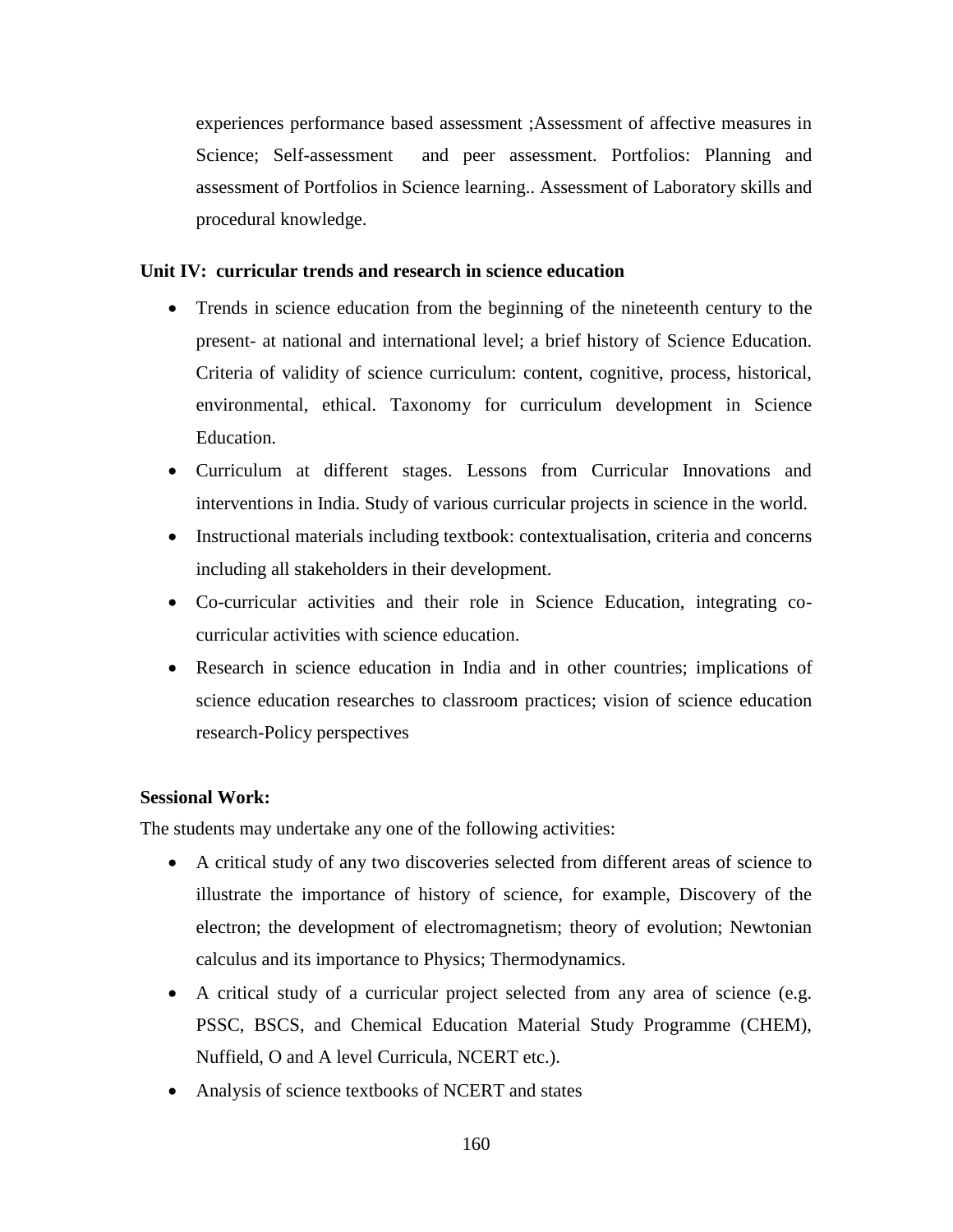experiences performance based assessment ;Assessment of affective measures in Science; Self-assessment and peer assessment. Portfolios: Planning and assessment of Portfolios in Science learning.. Assessment of Laboratory skills and procedural knowledge.

**Unit IV: curricular trends and research in science education**

- Trends in science education from the beginning of the nineteenth century to the present- at national and international level; a brief history of Science Education. Criteria of validity of science curriculum: content, cognitive, process, historical, environmental, ethical. Taxonomy for curriculum development in Science Education.
- Curriculum at different stages. Lessons from Curricular Innovations and interventions in India. Study of various curricular projects in science in the world.
- Instructional materials including textbook: contextualisation, criteria and concerns including all stakeholders in their development.
- Co-curricular activities and their role in Science Education, integrating co-curricular activities with science education.
- Research in science education in India and in other countries; implications of science education researches to classroom practices; vision of science education research-Policy perspectives

**Sessional Work:**

The students may undertake any one of the following activities:

- A critical study of any two discoveries selected from different areas of science to illustrate the importance of history of science, for example, Discovery of the electron; the development of electromagnetism; theory of evolution; Newtonian calculus and its importance to Physics; Thermodynamics.
- A critical study of a curricular project selected from any area of science (e.g. PSSC, BSCS, and Chemical Education Material Study Programme (CHEM), Nuffield, O and A level Curricula, NCERT etc.).
- Analysis of science textbooks of NCERT and states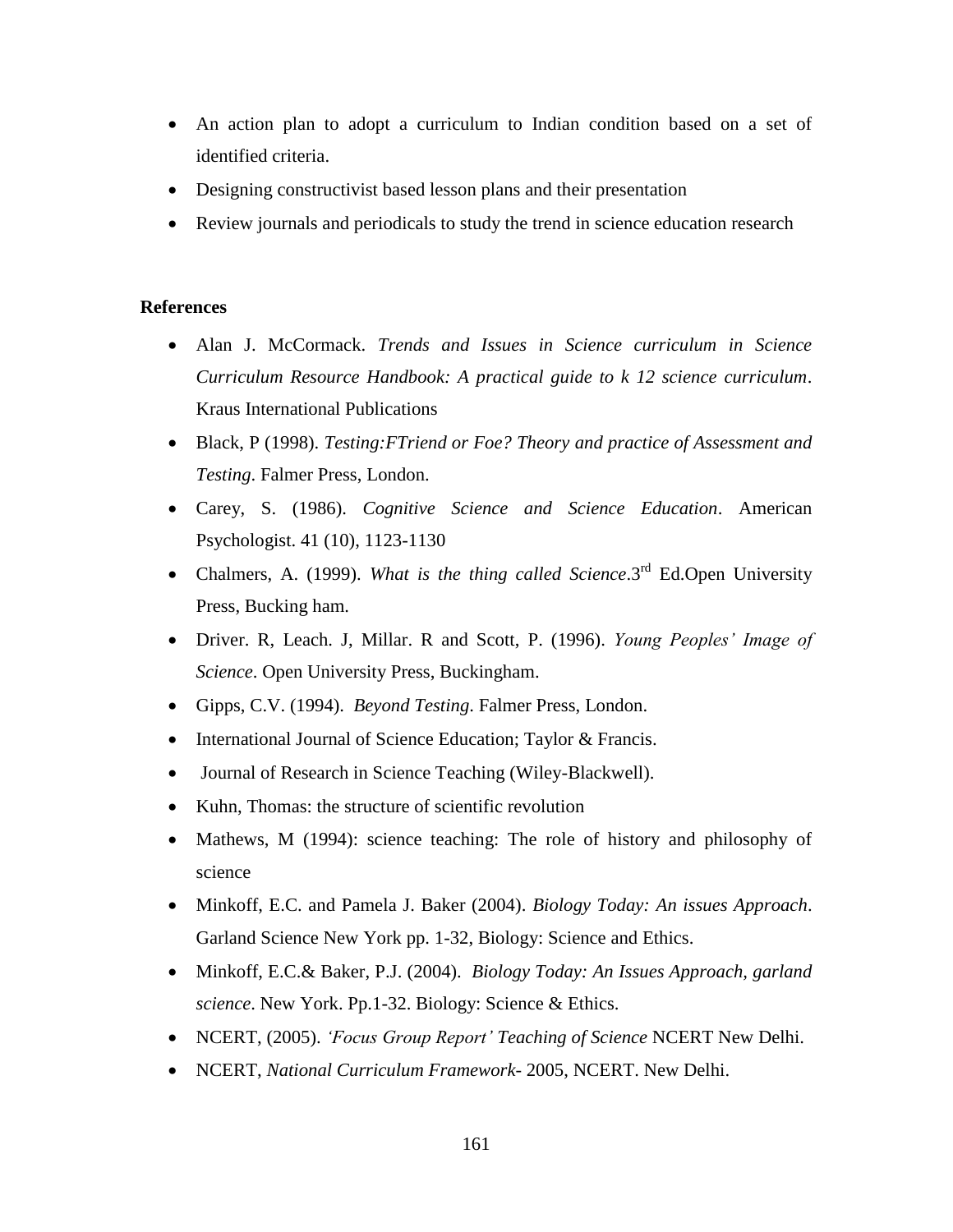- An action plan to adopt a curriculum to Indian condition based on a set of identified criteria.
- Designing constructivist based lesson plans and their presentation
- Review journals and periodicals to study the trend in science education research

**References**

- Alan J. McCormack. *Trends and Issues in Science curriculum in Science Curriculum Resource Handbook: A practical guide to k 12 science curriculum*. Kraus International Publications
- Black, P (1998). *Testing:FTriend or Foe? Theory and practice of Assessment and Testing*. Falmer Press, London.
- Carey, S. (1986). *Cognitive Science and Science Education*. American Psychologist. 41 (10), 1123-1130
- Chalmers, A. (1999). *What is the thing called Science*.3rd Ed.Open University Press, Bucking ham.
- Driver. R, Leach. J, Millar. R and Scott, P. (1996). *Young Peoples' Image of Science*. Open University Press, Buckingham.
- Gipps, C.V. (1994). *Beyond Testing*. Falmer Press, London.
- International Journal of Science Education; Taylor & Francis.
- Journal of Research in Science Teaching (Wiley-Blackwell).
- Kuhn, Thomas: the structure of scientific revolution
- Mathews, M (1994): science teaching: The role of history and philosophy of science
- Minkoff, E.C. and Pamela J. Baker (2004). *Biology Today: An issues Approach*. Garland Science New York pp. 1-32, Biology: Science and Ethics.
- Minkoff, E.C.& Baker, P.J. (2004). *Biology Today: An Issues Approach, garland science*. New York. Pp.1-32. Biology: Science & Ethics.
- NCERT, (2005). *'Focus Group Report' Teaching of Science* NCERT New Delhi.
- NCERT, *National Curriculum Framework*- 2005, NCERT. New Delhi.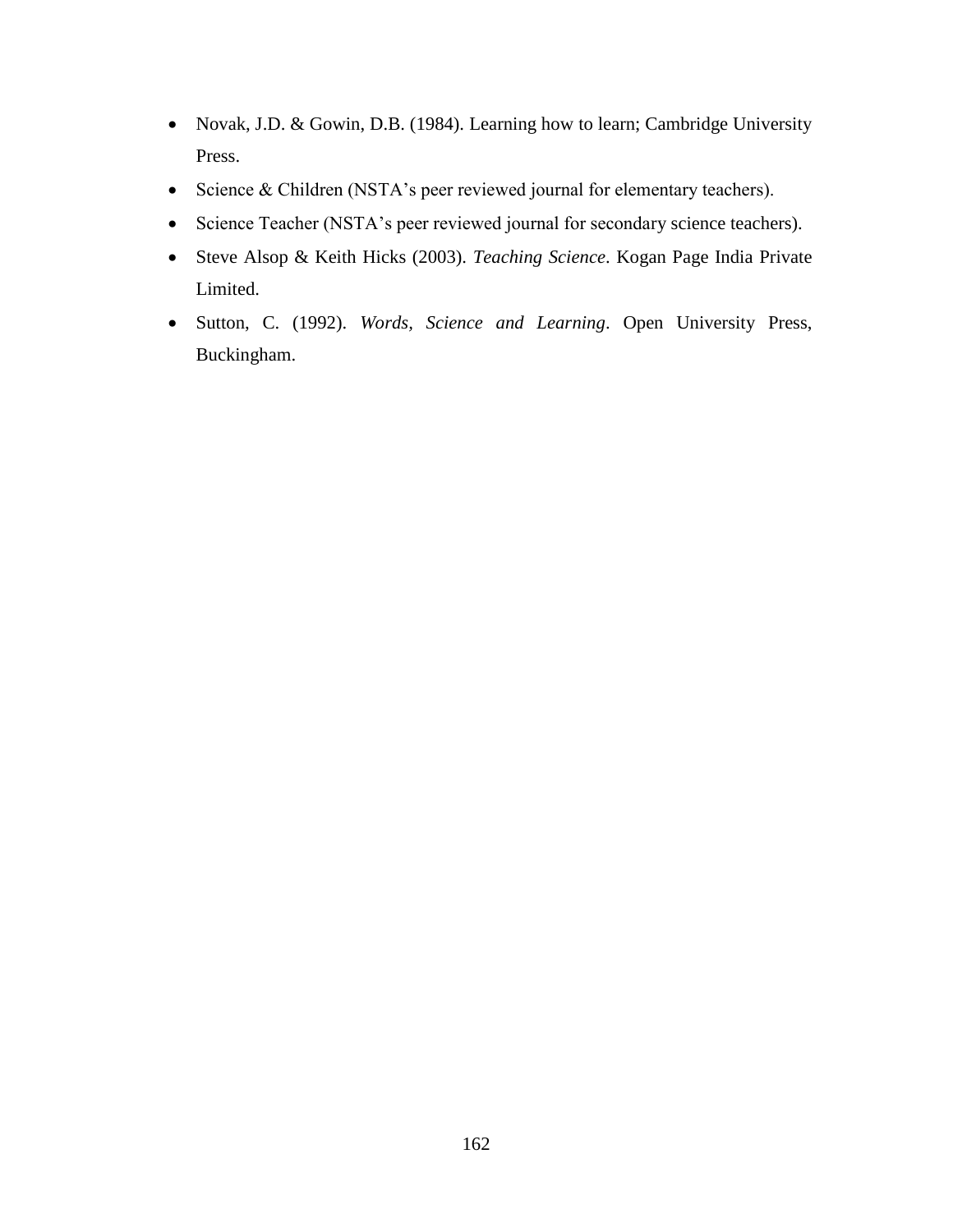- Novak, J.D. & Gowin, D.B. (1984). Learning how to learn; Cambridge University Press.
- Science & Children (NSTA's peer reviewed journal for elementary teachers).
- Science Teacher (NSTA's peer reviewed journal for secondary science teachers).
- Steve Alsop & Keith Hicks (2003). *Teaching Science*. Kogan Page India Private Limited.
- Sutton, C. (1992). *Words, Science and Learning*. Open University Press, Buckingham.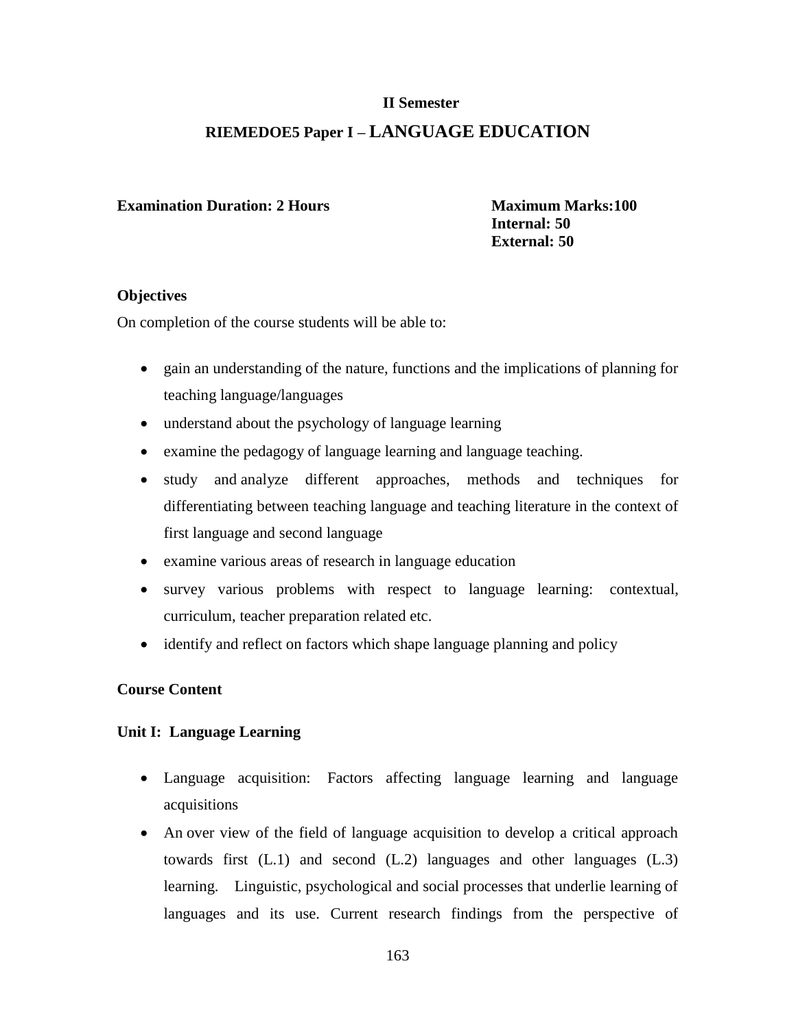**II Semester**

## RIEMEDOE5 Paper I – LANGUAGE EDUCATION

**Examination Duration: 2 Hours**

**Maximum Marks:100**
**Internal: 50**
**External: 50**

**Objectives**

On completion of the course students will be able to:

- gain an understanding of the nature, functions and the implications of planning for teaching language/languages
- understand about the psychology of language learning
- examine the pedagogy of language learning and language teaching.
- study and analyze different approaches, methods and techniques for differentiating between teaching language and teaching literature in the context of first language and second language
- examine various areas of research in language education
- survey various problems with respect to language learning: contextual, curriculum, teacher preparation related etc.
- identify and reflect on factors which shape language planning and policy

**Course Content**

**Unit I: Language Learning**

- Language acquisition: Factors affecting language learning and language acquisitions
- An over view of the field of language acquisition to develop a critical approach towards first (L.1) and second (L.2) languages and other languages (L.3) learning. Linguistic, psychological and social processes that underlie learning of languages and its use. Current research findings from the perspective of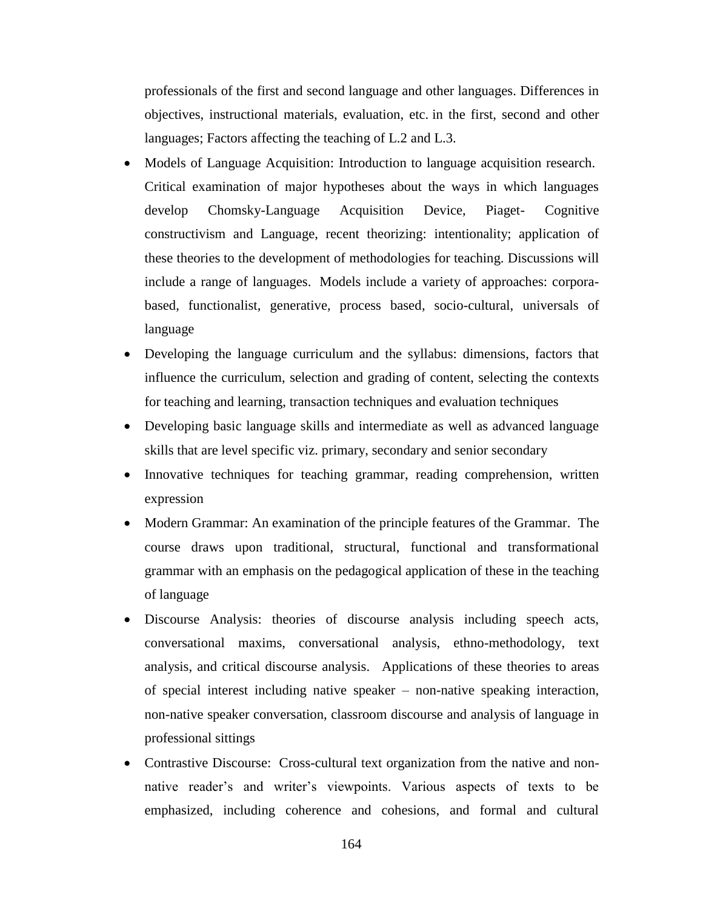professionals of the first and second language and other languages. Differences in objectives, instructional materials, evaluation, etc. in the first, second and other languages; Factors affecting the teaching of L.2 and L.3.

- Models of Language Acquisition: Introduction to language acquisition research. Critical examination of major hypotheses about the ways in which languages develop Chomsky-Language Acquisition Device, Piaget- Cognitive constructivism and Language, recent theorizing: intentionality; application of these theories to the development of methodologies for teaching. Discussions will include a range of languages. Models include a variety of approaches: corpora-based, functionalist, generative, process based, socio-cultural, universals of language
- Developing the language curriculum and the syllabus: dimensions, factors that influence the curriculum, selection and grading of content, selecting the contexts for teaching and learning, transaction techniques and evaluation techniques
- Developing basic language skills and intermediate as well as advanced language skills that are level specific viz. primary, secondary and senior secondary
- Innovative techniques for teaching grammar, reading comprehension, written expression
- Modern Grammar: An examination of the principle features of the Grammar. The course draws upon traditional, structural, functional and transformational grammar with an emphasis on the pedagogical application of these in the teaching of language
- Discourse Analysis: theories of discourse analysis including speech acts, conversational maxims, conversational analysis, ethno-methodology, text analysis, and critical discourse analysis. Applications of these theories to areas of special interest including native speaker – non-native speaking interaction, non-native speaker conversation, classroom discourse and analysis of language in professional sittings
- Contrastive Discourse: Cross-cultural text organization from the native and non-native reader's and writer's viewpoints. Various aspects of texts to be emphasized, including coherence and cohesions, and formal and cultural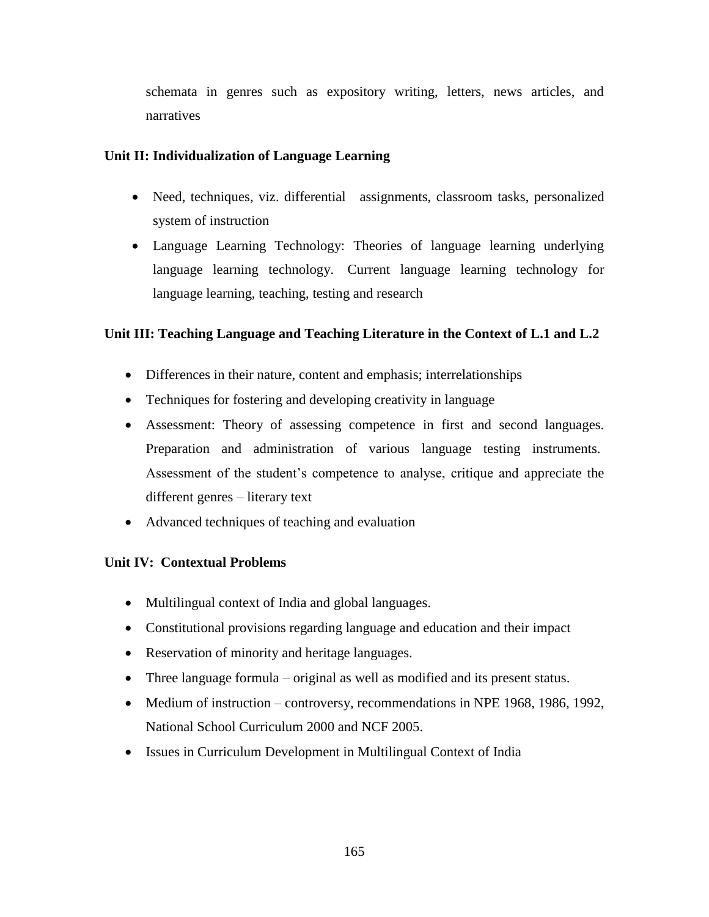schemata in genres such as expository writing, letters, news articles, and narratives

**Unit II: Individualization of Language Learning**

- Need, techniques, viz. differential assignments, classroom tasks, personalized system of instruction
- Language Learning Technology: Theories of language learning underlying language learning technology. Current language learning technology for language learning, teaching, testing and research

**Unit III: Teaching Language and Teaching Literature in the Context of L.1 and L.2**

- Differences in their nature, content and emphasis; interrelationships
- Techniques for fostering and developing creativity in language
- Assessment: Theory of assessing competence in first and second languages. Preparation and administration of various language testing instruments. Assessment of the student's competence to analyse, critique and appreciate the different genres – literary text
- Advanced techniques of teaching and evaluation

**Unit IV: Contextual Problems**

- Multilingual context of India and global languages.
- Constitutional provisions regarding language and education and their impact
- Reservation of minority and heritage languages.
- Three language formula – original as well as modified and its present status.
- Medium of instruction – controversy, recommendations in NPE 1968, 1986, 1992, National School Curriculum 2000 and NCF 2005.
- Issues in Curriculum Development in Multilingual Context of India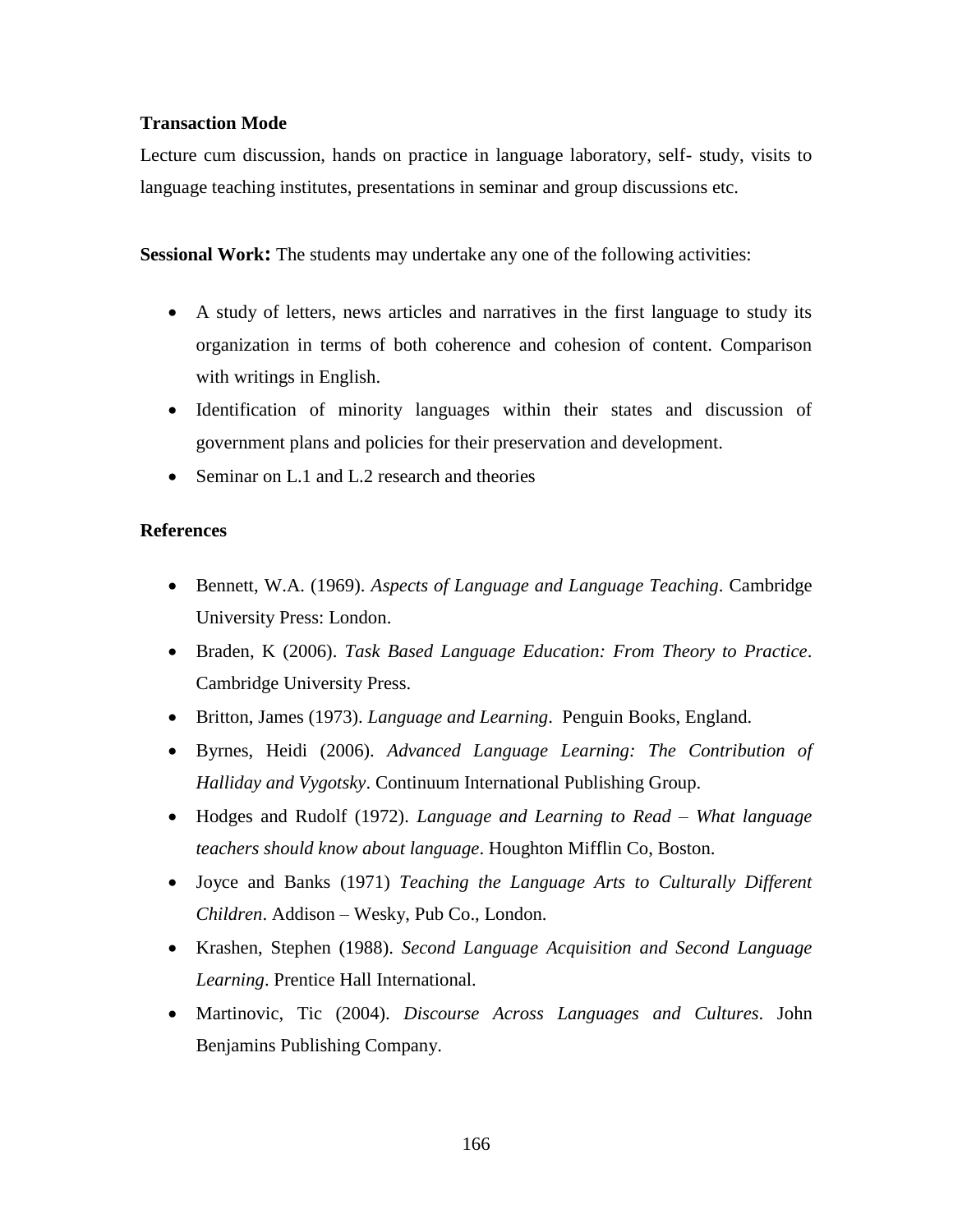**Transaction Mode**

Lecture cum discussion, hands on practice in language laboratory, self- study, visits to language teaching institutes, presentations in seminar and group discussions etc.

**Sessional Work:** The students may undertake any one of the following activities:

- A study of letters, news articles and narratives in the first language to study its organization in terms of both coherence and cohesion of content. Comparison with writings in English.
- Identification of minority languages within their states and discussion of government plans and policies for their preservation and development.
- Seminar on L.1 and L.2 research and theories

**References**

- Bennett, W.A. (1969). *Aspects of Language and Language Teaching*. Cambridge University Press: London.
- Braden, K (2006). *Task Based Language Education: From Theory to Practice*. Cambridge University Press.
- Britton, James (1973). *Language and Learning*. Penguin Books, England.
- Byrnes, Heidi (2006). *Advanced Language Learning: The Contribution of Halliday and Vygotsky*. Continuum International Publishing Group.
- Hodges and Rudolf (1972). *Language and Learning to Read – What language teachers should know about language*. Houghton Mifflin Co, Boston.
- Joyce and Banks (1971) *Teaching the Language Arts to Culturally Different Children*. Addison – Wesky, Pub Co., London.
- Krashen, Stephen (1988). *Second Language Acquisition and Second Language Learning*. Prentice Hall International.
- Martinovic, Tic (2004). *Discourse Across Languages and Cultures*. John Benjamins Publishing Company.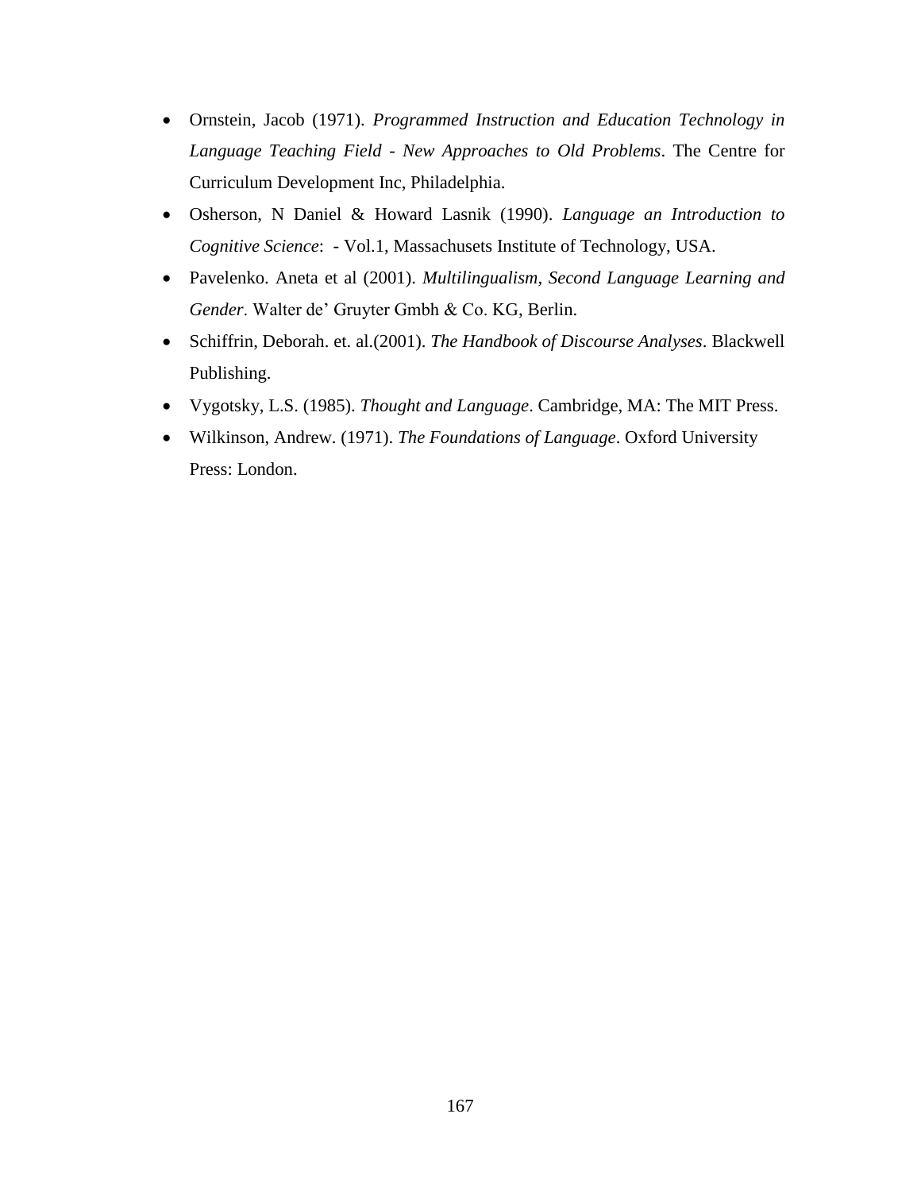- Ornstein, Jacob (1971). *Programmed Instruction and Education Technology in Language Teaching Field - New Approaches to Old Problems*. The Centre for Curriculum Development Inc, Philadelphia.
- Osherson, N Daniel & Howard Lasnik (1990). *Language an Introduction to Cognitive Science*: - Vol.1, Massachusets Institute of Technology, USA.
- Pavelenko. Aneta et al (2001). *Multilingualism, Second Language Learning and Gender*. Walter de' Gruyter Gmbh & Co. KG, Berlin.
- Schiffrin, Deborah. et. al.(2001). *The Handbook of Discourse Analyses*. Blackwell Publishing.
- Vygotsky, L.S. (1985). *Thought and Language*. Cambridge, MA: The MIT Press.
- Wilkinson, Andrew. (1971). *The Foundations of Language*. Oxford University Press: London.